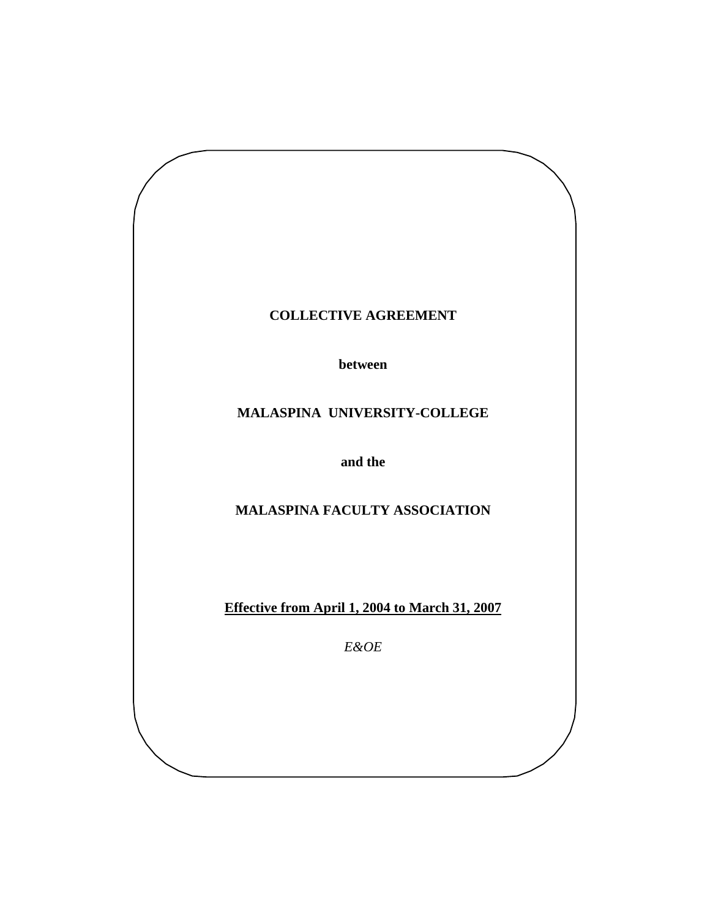**COLLECTIVE AGREEMENT**

**between**

**MALASPINA UNIVERSITY-COLLEGE**

**and the**

**MALASPINA FACULTY ASSOCIATION**

<u>**Effective from April 1, 2004 to March 31, 2007**</u>

*E&OE*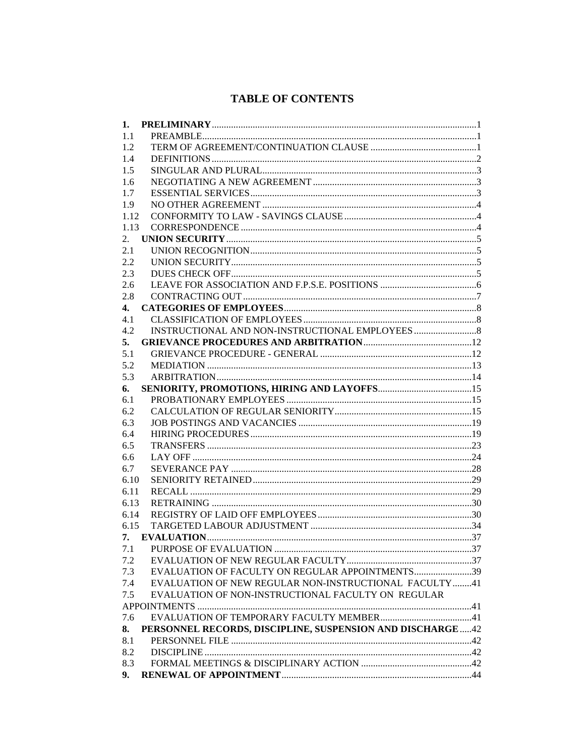# TABLE OF CONTENTS

| | | |
|---|---|---|
| **1.** | **PRELIMINARY** | 1 |
| 1.1 | PREAMBLE | 1 |
| 1.2 | TERM OF AGREEMENT/CONTINUATION CLAUSE | 1 |
| 1.4 | DEFINITIONS | 2 |
| 1.5 | SINGULAR AND PLURAL | 3 |
| 1.6 | NEGOTIATING A NEW AGREEMENT | 3 |
| 1.7 | ESSENTIAL SERVICES | 3 |
| 1.9 | NO OTHER AGREEMENT | 4 |
| 1.12 | CONFORMITY TO LAW - SAVINGS CLAUSE | 4 |
| 1.13 | CORRESPONDENCE | 4 |
| 2. | **UNION SECURITY** | 5 |
| 2.1 | UNION RECOGNITION | 5 |
| 2.2 | UNION SECURITY | 5 |
| 2.3 | DUES CHECK OFF | 5 |
| 2.6 | LEAVE FOR ASSOCIATION AND F.P.S.E. POSITIONS | 6 |
| 2.8 | CONTRACTING OUT | 7 |
| **4.** | **CATEGORIES OF EMPLOYEES** | 8 |
| 4.1 | CLASSIFICATION OF EMPLOYEES | 8 |
| 4.2 | INSTRUCTIONAL AND NON-INSTRUCTIONAL EMPLOYEES | 8 |
| **5.** | **GRIEVANCE PROCEDURES AND ARBITRATION** | 12 |
| 5.1 | GRIEVANCE PROCEDURE - GENERAL | 12 |
| 5.2 | MEDIATION | 13 |
| 5.3 | ARBITRATION | 14 |
| **6.** | **SENIORITY, PROMOTIONS, HIRING AND LAYOFFS** | 15 |
| 6.1 | PROBATIONARY EMPLOYEES | 15 |
| 6.2 | CALCULATION OF REGULAR SENIORITY | 15 |
| 6.3 | JOB POSTINGS AND VACANCIES | 19 |
| 6.4 | HIRING PROCEDURES | 19 |
| 6.5 | TRANSFERS | 23 |
| 6.6 | LAY OFF | 24 |
| 6.7 | SEVERANCE PAY | 28 |
| 6.10 | SENIORITY RETAINED | 29 |
| 6.11 | RECALL | 29 |
| 6.13 | RETRAINING | 30 |
| 6.14 | REGISTRY OF LAID OFF EMPLOYEES | 30 |
| 6.15 | TARGETED LABOUR ADJUSTMENT | 34 |
| **7.** | **EVALUATION** | 37 |
| 7.1 | PURPOSE OF EVALUATION | 37 |
| 7.2 | EVALUATION OF NEW REGULAR FACULTY | 37 |
| 7.3 | EVALUATION OF FACULTY ON REGULAR APPOINTMENTS | 39 |
| 7.4 | EVALUATION OF NEW REGULAR NON-INSTRUCTIONAL FACULTY | 41 |
| 7.5 | EVALUATION OF NON-INSTRUCTIONAL FACULTY ON REGULAR APPOINTMENTS | 41 |
| 7.6 | EVALUATION OF TEMPORARY FACULTY MEMBER | 41 |
| **8.** | **PERSONNEL RECORDS, DISCIPLINE, SUSPENSION AND DISCHARGE** | 42 |
| 8.1 | PERSONNEL FILE | 42 |
| 8.2 | DISCIPLINE | 42 |
| 8.3 | FORMAL MEETINGS & DISCIPLINARY ACTION | 42 |
| **9.** | **RENEWAL OF APPOINTMENT** | 44 |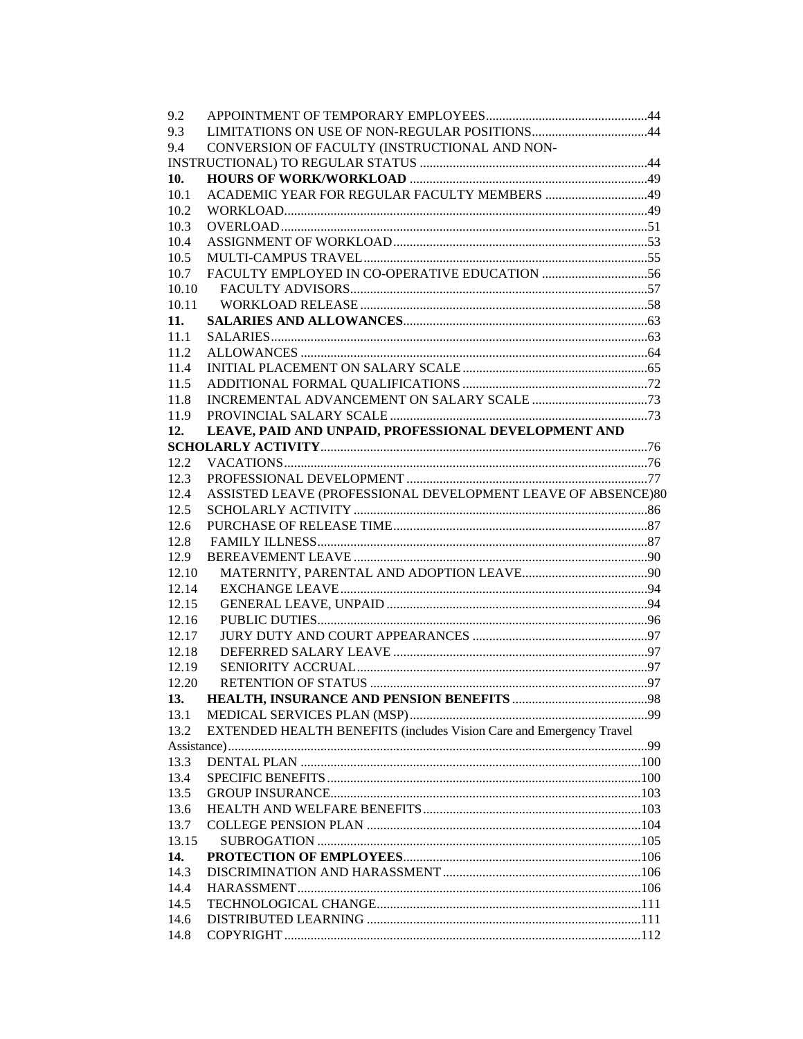9.2 APPOINTMENT OF TEMPORARY EMPLOYEES....44
9.3 LIMITATIONS ON USE OF NON-REGULAR POSITIONS....44
9.4 CONVERSION OF FACULTY (INSTRUCTIONAL AND NON-INSTRUCTIONAL) TO REGULAR STATUS....44
**10. HOURS OF WORK/WORKLOAD**....49
10.1 ACADEMIC YEAR FOR REGULAR FACULTY MEMBERS....49
10.2 WORKLOAD....49
10.3 OVERLOAD....51
10.4 ASSIGNMENT OF WORKLOAD....53
10.5 MULTI-CAMPUS TRAVEL....55
10.7 FACULTY EMPLOYED IN CO-OPERATIVE EDUCATION....56
10.10 FACULTY ADVISORS....57
10.11 WORKLOAD RELEASE....58
**11. SALARIES AND ALLOWANCES**....63
11.1 SALARIES....63
11.2 ALLOWANCES....64
11.4 INITIAL PLACEMENT ON SALARY SCALE....65
11.5 ADDITIONAL FORMAL QUALIFICATIONS....72
11.8 INCREMENTAL ADVANCEMENT ON SALARY SCALE....73
11.9 PROVINCIAL SALARY SCALE....73
**12. LEAVE, PAID AND UNPAID, PROFESSIONAL DEVELOPMENT AND SCHOLARLY ACTIVITY**....76
12.2 VACATIONS....76
12.3 PROFESSIONAL DEVELOPMENT....77
12.4 ASSISTED LEAVE (PROFESSIONAL DEVELOPMENT LEAVE OF ABSENCE)80
12.5 SCHOLARLY ACTIVITY....86
12.6 PURCHASE OF RELEASE TIME....87
12.8 FAMILY ILLNESS....87
12.9 BEREAVEMENT LEAVE....90
12.10 MATERNITY, PARENTAL AND ADOPTION LEAVE....90
12.14 EXCHANGE LEAVE....94
12.15 GENERAL LEAVE, UNPAID....94
12.16 PUBLIC DUTIES....96
12.17 JURY DUTY AND COURT APPEARANCES....97
12.18 DEFERRED SALARY LEAVE....97
12.19 SENIORITY ACCRUAL....97
12.20 RETENTION OF STATUS....97
**13. HEALTH, INSURANCE AND PENSION BENEFITS**....98
13.1 MEDICAL SERVICES PLAN (MSP)....99
13.2 EXTENDED HEALTH BENEFITS (includes Vision Care and Emergency Travel Assistance)....99
13.3 DENTAL PLAN....100
13.4 SPECIFIC BENEFITS....100
13.5 GROUP INSURANCE....103
13.6 HEALTH AND WELFARE BENEFITS....103
13.7 COLLEGE PENSION PLAN....104
13.15 SUBROGATION....105
**14. PROTECTION OF EMPLOYEES**....106
14.3 DISCRIMINATION AND HARASSMENT....106
14.4 HARASSMENT....106
14.5 TECHNOLOGICAL CHANGE....111
14.6 DISTRIBUTED LEARNING....111
14.8 COPYRIGHT....112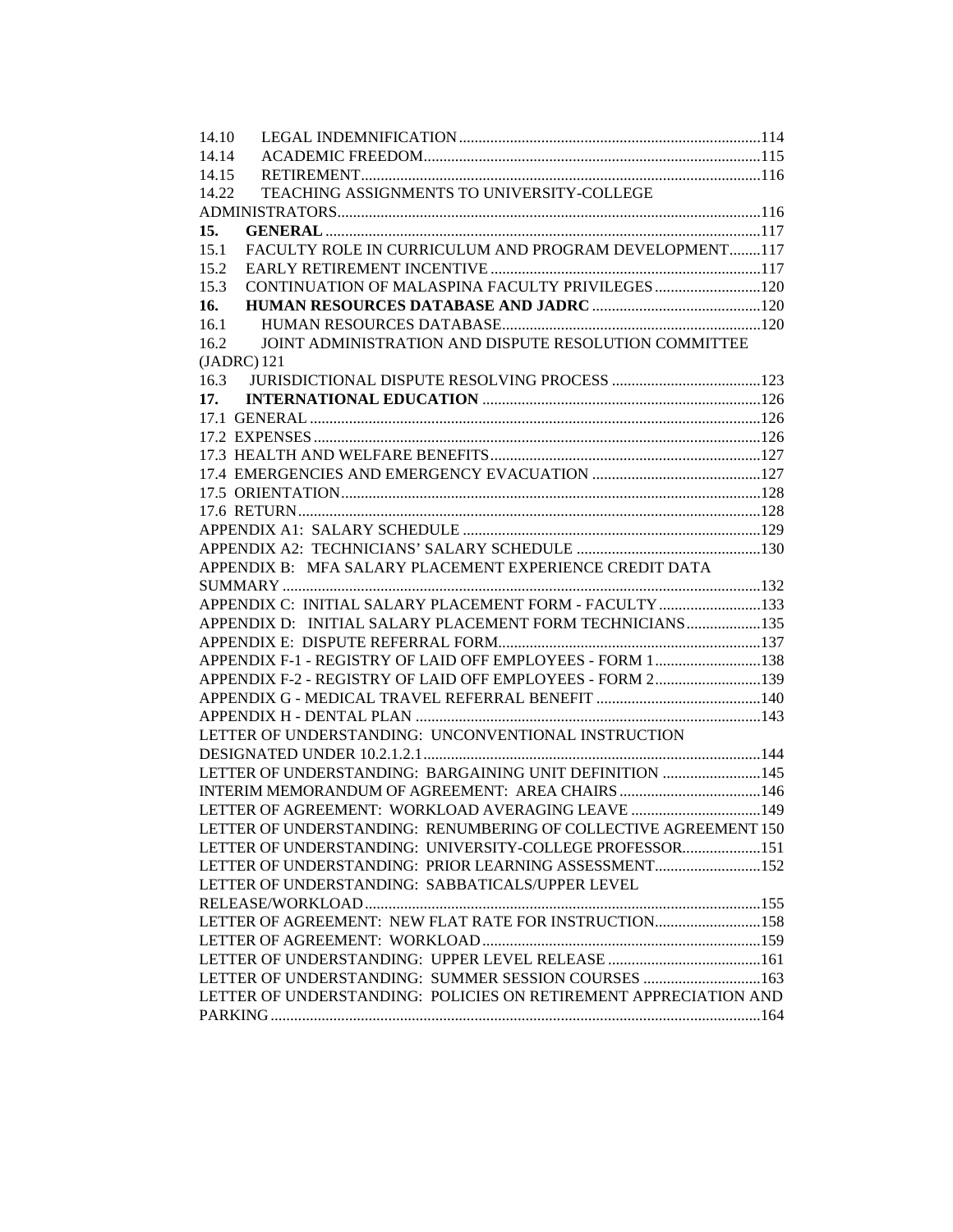14.10 LEGAL INDEMNIFICATION ............ 114
14.14 ACADEMIC FREEDOM ............ 115
14.15 RETIREMENT ............ 116
14.22 TEACHING ASSIGNMENTS TO UNIVERSITY-COLLEGE ADMINISTRATORS ............ 116
**15. GENERAL** ............ 117
15.1 FACULTY ROLE IN CURRICULUM AND PROGRAM DEVELOPMENT ............ 117
15.2 EARLY RETIREMENT INCENTIVE ............ 117
15.3 CONTINUATION OF MALASPINA FACULTY PRIVILEGES ............ 120
**16. HUMAN RESOURCES DATABASE AND JADRC** ............ 120
16.1 HUMAN RESOURCES DATABASE ............ 120
16.2 JOINT ADMINISTRATION AND DISPUTE RESOLUTION COMMITTEE (JADRC) 121
16.3 JURISDICTIONAL DISPUTE RESOLVING PROCESS ............ 123
**17. INTERNATIONAL EDUCATION** ............ 126
17.1 GENERAL ............ 126
17.2 EXPENSES ............ 126
17.3 HEALTH AND WELFARE BENEFITS ............ 127
17.4 EMERGENCIES AND EMERGENCY EVACUATION ............ 127
17.5 ORIENTATION ............ 128
17.6 RETURN ............ 128
APPENDIX A1: SALARY SCHEDULE ............ 129
APPENDIX A2: TECHNICIANS' SALARY SCHEDULE ............ 130
APPENDIX B: MFA SALARY PLACEMENT EXPERIENCE CREDIT DATA SUMMARY ............ 132
APPENDIX C: INITIAL SALARY PLACEMENT FORM - FACULTY ............ 133
APPENDIX D: INITIAL SALARY PLACEMENT FORM TECHNICIANS ............ 135
APPENDIX E: DISPUTE REFERRAL FORM ............ 137
APPENDIX F-1 - REGISTRY OF LAID OFF EMPLOYEES - FORM 1 ............ 138
APPENDIX F-2 - REGISTRY OF LAID OFF EMPLOYEES - FORM 2 ............ 139
APPENDIX G - MEDICAL TRAVEL REFERRAL BENEFIT ............ 140
APPENDIX H - DENTAL PLAN ............ 143
LETTER OF UNDERSTANDING: UNCONVENTIONAL INSTRUCTION DESIGNATED UNDER 10.2.1.2.1 ............ 144
LETTER OF UNDERSTANDING: BARGAINING UNIT DEFINITION ............ 145
INTERIM MEMORANDUM OF AGREEMENT: AREA CHAIRS ............ 146
LETTER OF AGREEMENT: WORKLOAD AVERAGING LEAVE ............ 149
LETTER OF UNDERSTANDING: RENUMBERING OF COLLECTIVE AGREEMENT 150
LETTER OF UNDERSTANDING: UNIVERSITY-COLLEGE PROFESSOR ............ 151
LETTER OF UNDERSTANDING: PRIOR LEARNING ASSESSMENT ............ 152
LETTER OF UNDERSTANDING: SABBATICALS/UPPER LEVEL RELEASE/WORKLOAD ............ 155
LETTER OF AGREEMENT: NEW FLAT RATE FOR INSTRUCTION ............ 158
LETTER OF AGREEMENT: WORKLOAD ............ 159
LETTER OF UNDERSTANDING: UPPER LEVEL RELEASE ............ 161
LETTER OF UNDERSTANDING: SUMMER SESSION COURSES ............ 163
LETTER OF UNDERSTANDING: POLICIES ON RETIREMENT APPRECIATION AND PARKING ............ 164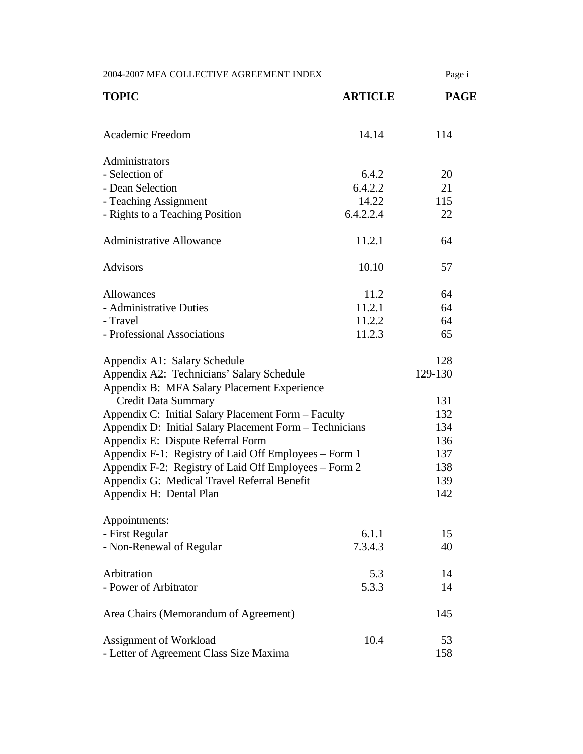| TOPIC | ARTICLE | PAGE |
|---|---|---|
| Academic Freedom | 14.14 | 114 |
| | | |
| Administrators | | |
| - Selection of | 6.4.2 | 20 |
| - Dean Selection | 6.4.2.2 | 21 |
| - Teaching Assignment | 14.22 | 115 |
| - Rights to a Teaching Position | 6.4.2.2.4 | 22 |
| | | |
| Administrative Allowance | 11.2.1 | 64 |
| | | |
| Advisors | 10.10 | 57 |
| | | |
| Allowances | 11.2 | 64 |
| - Administrative Duties | 11.2.1 | 64 |
| - Travel | 11.2.2 | 64 |
| - Professional Associations | 11.2.3 | 65 |
| | | |
| Appendix A1: Salary Schedule | | 128 |
| Appendix A2: Technicians' Salary Schedule | | 129-130 |
| Appendix B: MFA Salary Placement Experience Credit Data Summary | | 131 |
| Appendix C: Initial Salary Placement Form – Faculty | | 132 |
| Appendix D: Initial Salary Placement Form – Technicians | | 134 |
| Appendix E: Dispute Referral Form | | 136 |
| Appendix F-1: Registry of Laid Off Employees – Form 1 | | 137 |
| Appendix F-2: Registry of Laid Off Employees – Form 2 | | 138 |
| Appendix G: Medical Travel Referral Benefit | | 139 |
| Appendix H: Dental Plan | | 142 |
| | | |
| Appointments: | | |
| - First Regular | 6.1.1 | 15 |
| - Non-Renewal of Regular | 7.3.4.3 | 40 |
| | | |
| Arbitration | 5.3 | 14 |
| - Power of Arbitrator | 5.3.3 | 14 |
| | | |
| Area Chairs (Memorandum of Agreement) | | 145 |
| | | |
| Assignment of Workload | 10.4 | 53 |
| - Letter of Agreement Class Size Maxima | | 158 |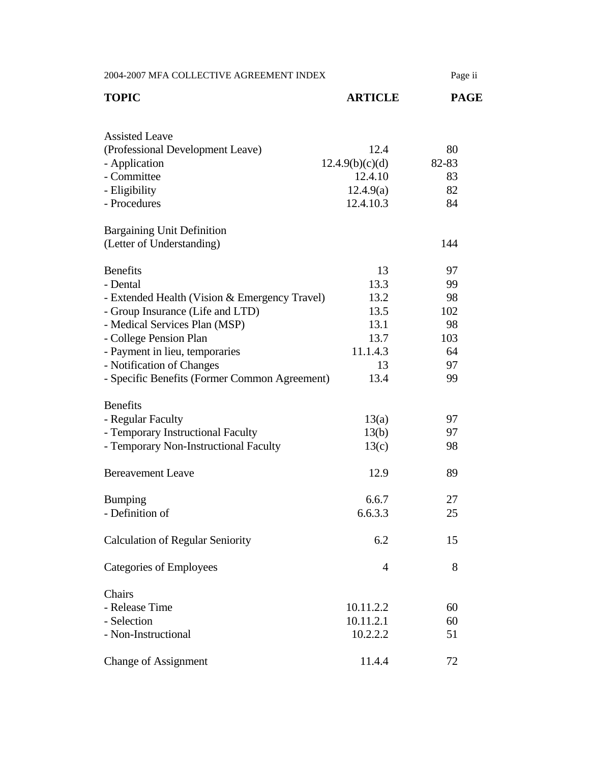| TOPIC | ARTICLE | PAGE |
|---|---|---|
| Assisted Leave | | |
| (Professional Development Leave) | 12.4 | 80 |
| - Application | 12.4.9(b)(c)(d) | 82-83 |
| - Committee | 12.4.10 | 83 |
| - Eligibility | 12.4.9(a) | 82 |
| - Procedures | 12.4.10.3 | 84 |
| | | |
| Bargaining Unit Definition | | |
| (Letter of Understanding) | | 144 |
| | | |
| Benefits | 13 | 97 |
| - Dental | 13.3 | 99 |
| - Extended Health (Vision & Emergency Travel) | 13.2 | 98 |
| - Group Insurance (Life and LTD) | 13.5 | 102 |
| - Medical Services Plan (MSP) | 13.1 | 98 |
| - College Pension Plan | 13.7 | 103 |
| - Payment in lieu, temporaries | 11.1.4.3 | 64 |
| - Notification of Changes | 13 | 97 |
| - Specific Benefits (Former Common Agreement) | 13.4 | 99 |
| | | |
| Benefits | | |
| - Regular Faculty | 13(a) | 97 |
| - Temporary Instructional Faculty | 13(b) | 97 |
| - Temporary Non-Instructional Faculty | 13(c) | 98 |
| | | |
| Bereavement Leave | 12.9 | 89 |
| | | |
| Bumping | 6.6.7 | 27 |
| - Definition of | 6.6.3.3 | 25 |
| | | |
| Calculation of Regular Seniority | 6.2 | 15 |
| | | |
| Categories of Employees | 4 | 8 |
| | | |
| Chairs | | |
| - Release Time | 10.11.2.2 | 60 |
| - Selection | 10.11.2.1 | 60 |
| - Non-Instructional | 10.2.2.2 | 51 |
| | | |
| Change of Assignment | 11.4.4 | 72 |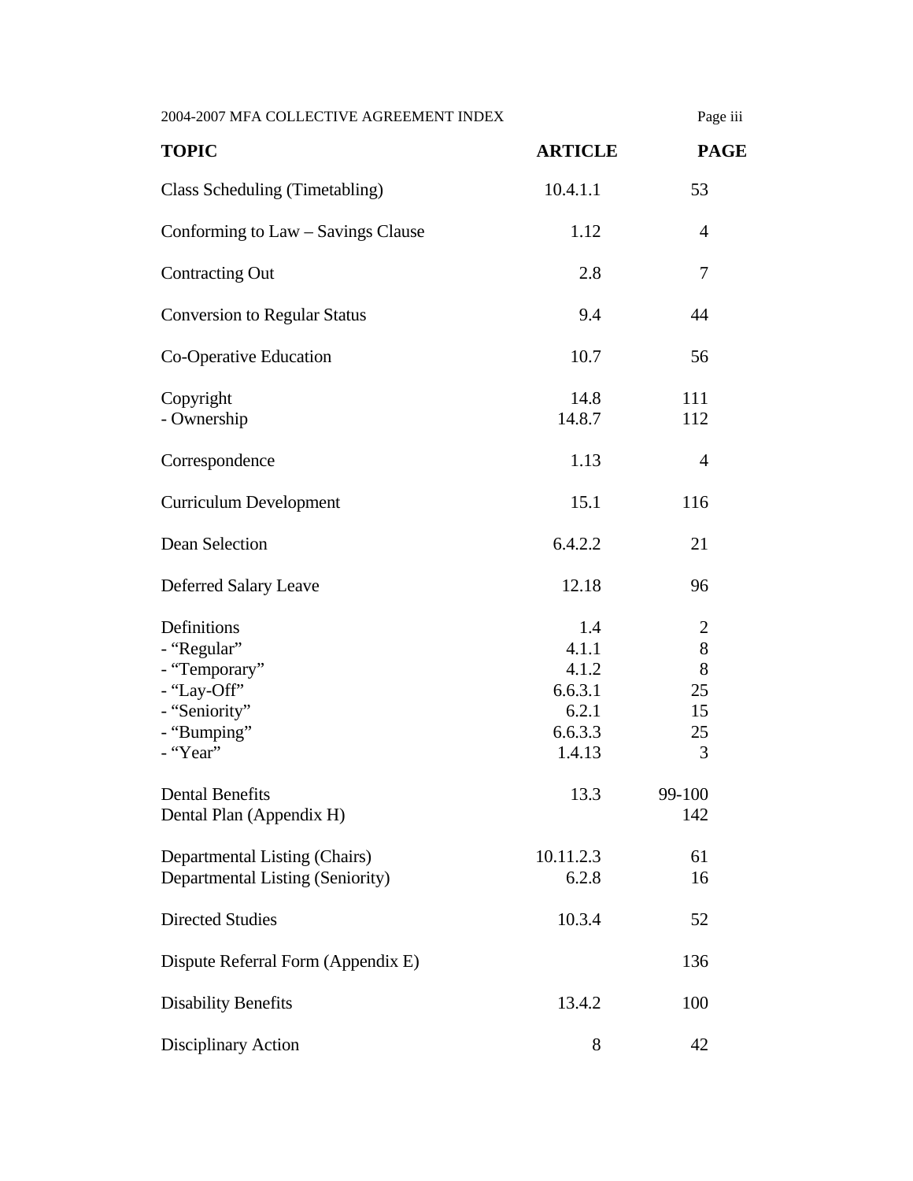| TOPIC | ARTICLE | PAGE |
|---|---|---|
| Class Scheduling (Timetabling) | 10.4.1.1 | 53 |
| Conforming to Law – Savings Clause | 1.12 | 4 |
| Contracting Out | 2.8 | 7 |
| Conversion to Regular Status | 9.4 | 44 |
| Co-Operative Education | 10.7 | 56 |
| Copyright | 14.8 | 111 |
| - Ownership | 14.8.7 | 112 |
| Correspondence | 1.13 | 4 |
| Curriculum Development | 15.1 | 116 |
| Dean Selection | 6.4.2.2 | 21 |
| Deferred Salary Leave | 12.18 | 96 |
| Definitions | 1.4 | 2 |
| - “Regular” | 4.1.1 | 8 |
| - “Temporary” | 4.1.2 | 8 |
| - “Lay-Off” | 6.6.3.1 | 25 |
| - “Seniority” | 6.2.1 | 15 |
| - “Bumping” | 6.6.3.3 | 25 |
| - “Year” | 1.4.13 | 3 |
| Dental Benefits | 13.3 | 99-100 |
| Dental Plan (Appendix H) | | 142 |
| Departmental Listing (Chairs) | 10.11.2.3 | 61 |
| Departmental Listing (Seniority) | 6.2.8 | 16 |
| Directed Studies | 10.3.4 | 52 |
| Dispute Referral Form (Appendix E) | | 136 |
| Disability Benefits | 13.4.2 | 100 |
| Disciplinary Action | 8 | 42 |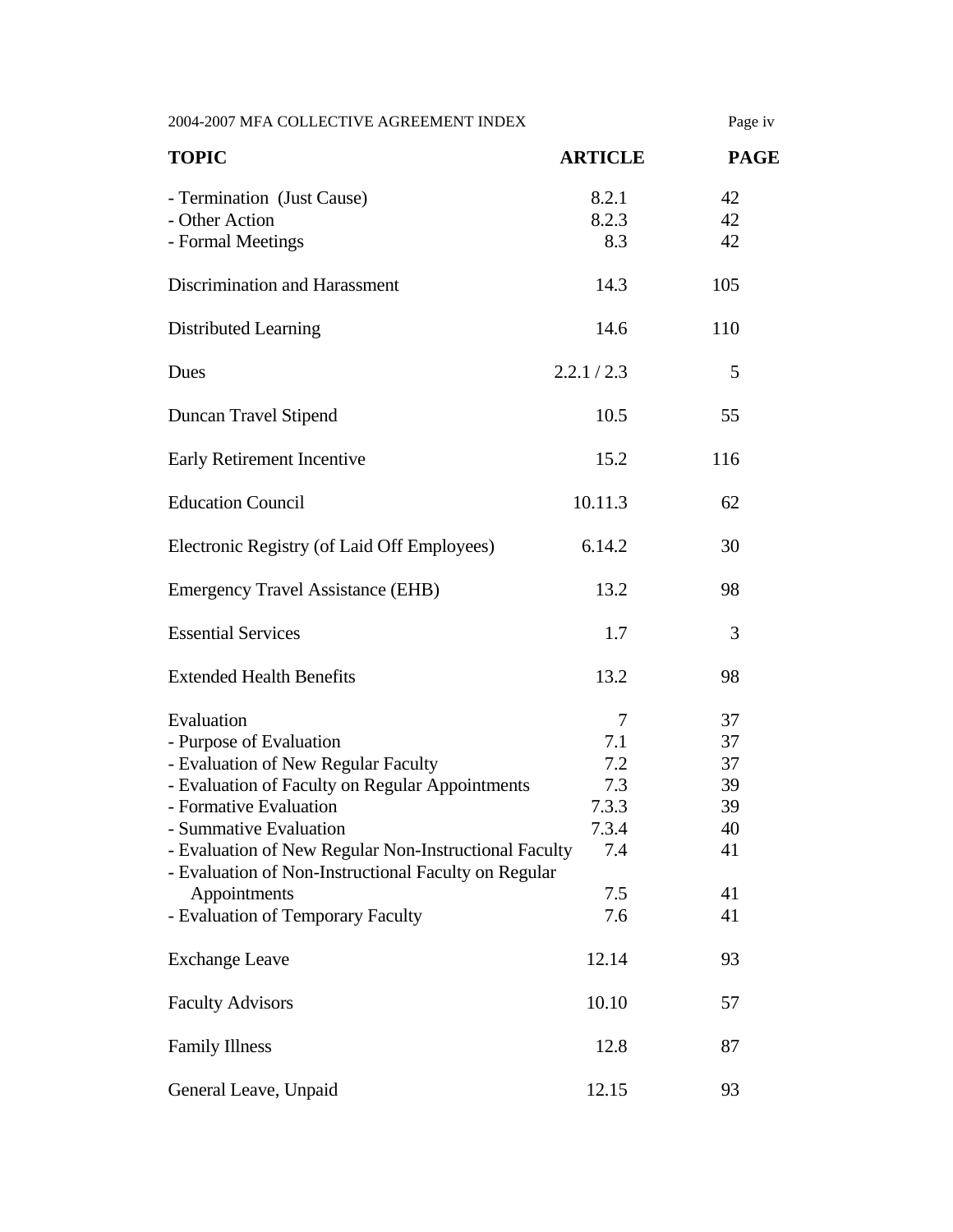| TOPIC | ARTICLE | PAGE |
|---|---|---|
| - Termination (Just Cause) | 8.2.1 | 42 |
| - Other Action | 8.2.3 | 42 |
| - Formal Meetings | 8.3 | 42 |
| Discrimination and Harassment | 14.3 | 105 |
| Distributed Learning | 14.6 | 110 |
| Dues | 2.2.1 / 2.3 | 5 |
| Duncan Travel Stipend | 10.5 | 55 |
| Early Retirement Incentive | 15.2 | 116 |
| Education Council | 10.11.3 | 62 |
| Electronic Registry (of Laid Off Employees) | 6.14.2 | 30 |
| Emergency Travel Assistance (EHB) | 13.2 | 98 |
| Essential Services | 1.7 | 3 |
| Extended Health Benefits | 13.2 | 98 |
| Evaluation | 7 | 37 |
| - Purpose of Evaluation | 7.1 | 37 |
| - Evaluation of New Regular Faculty | 7.2 | 37 |
| - Evaluation of Faculty on Regular Appointments | 7.3 | 39 |
| - Formative Evaluation | 7.3.3 | 39 |
| - Summative Evaluation | 7.3.4 | 40 |
| - Evaluation of New Regular Non-Instructional Faculty | 7.4 | 41 |
| - Evaluation of Non-Instructional Faculty on Regular Appointments | 7.5 | 41 |
| - Evaluation of Temporary Faculty | 7.6 | 41 |
| Exchange Leave | 12.14 | 93 |
| Faculty Advisors | 10.10 | 57 |
| Family Illness | 12.8 | 87 |
| General Leave, Unpaid | 12.15 | 93 |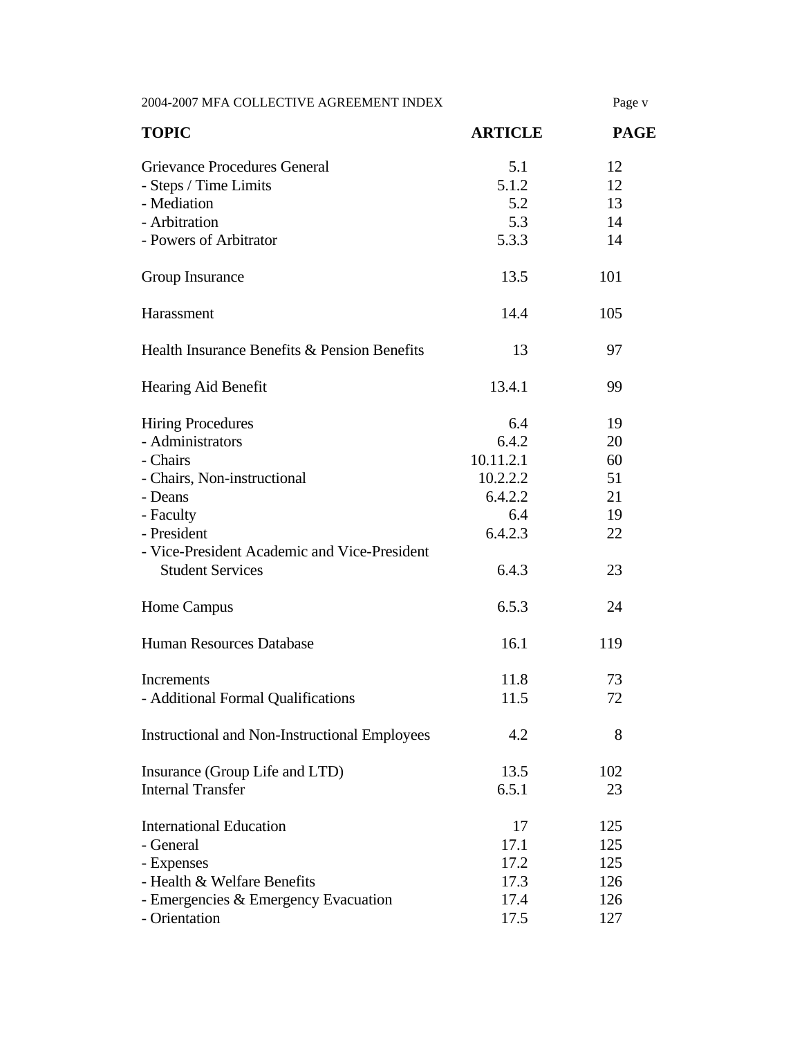| TOPIC | ARTICLE | PAGE |
|---|---|---|
| Grievance Procedures General | 5.1 | 12 |
| - Steps / Time Limits | 5.1.2 | 12 |
| - Mediation | 5.2 | 13 |
| - Arbitration | 5.3 | 14 |
| - Powers of Arbitrator | 5.3.3 | 14 |
| Group Insurance | 13.5 | 101 |
| Harassment | 14.4 | 105 |
| Health Insurance Benefits & Pension Benefits | 13 | 97 |
| Hearing Aid Benefit | 13.4.1 | 99 |
| Hiring Procedures | 6.4 | 19 |
| - Administrators | 6.4.2 | 20 |
| - Chairs | 10.11.2.1 | 60 |
| - Chairs, Non-instructional | 10.2.2.2 | 51 |
| - Deans | 6.4.2.2 | 21 |
| - Faculty | 6.4 | 19 |
| - President | 6.4.2.3 | 22 |
| - Vice-President Academic and Vice-President Student Services | 6.4.3 | 23 |
| Home Campus | 6.5.3 | 24 |
| Human Resources Database | 16.1 | 119 |
| Increments | 11.8 | 73 |
| - Additional Formal Qualifications | 11.5 | 72 |
| Instructional and Non-Instructional Employees | 4.2 | 8 |
| Insurance (Group Life and LTD) | 13.5 | 102 |
| Internal Transfer | 6.5.1 | 23 |
| International Education | 17 | 125 |
| - General | 17.1 | 125 |
| - Expenses | 17.2 | 125 |
| - Health & Welfare Benefits | 17.3 | 126 |
| - Emergencies & Emergency Evacuation | 17.4 | 126 |
| - Orientation | 17.5 | 127 |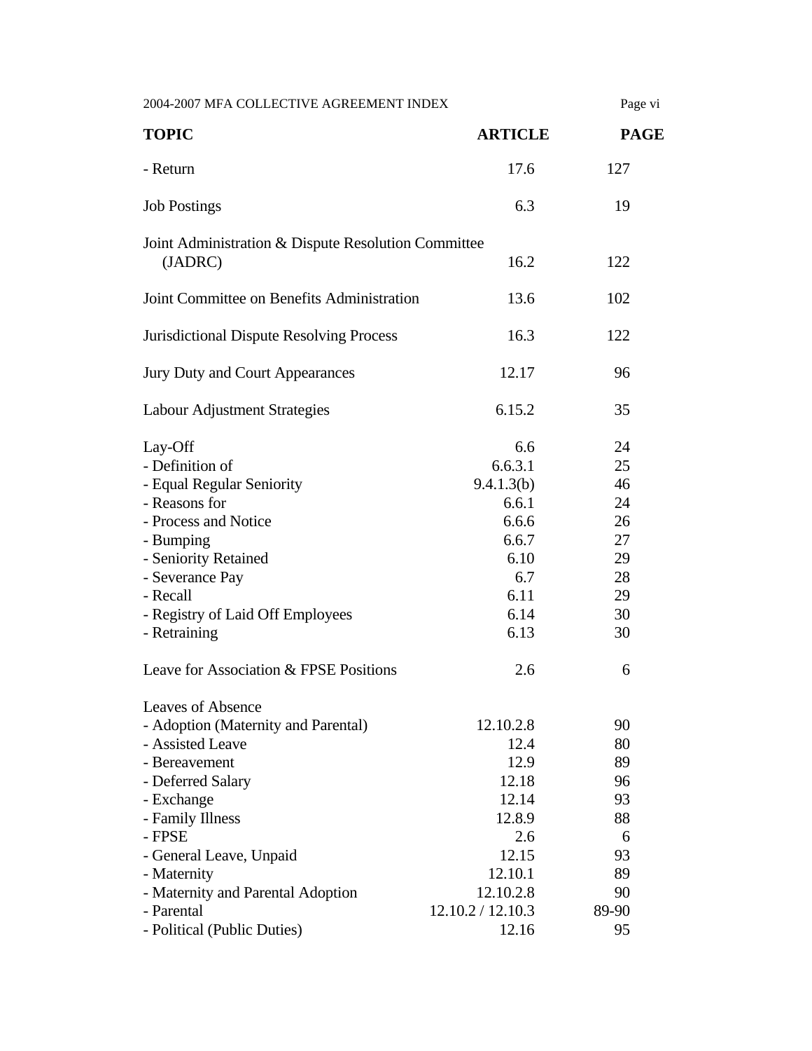| TOPIC | ARTICLE | PAGE |
|---|---|---|
| - Return | 17.6 | 127 |
| Job Postings | 6.3 | 19 |
| Joint Administration & Dispute Resolution Committee (JADRC) | 16.2 | 122 |
| Joint Committee on Benefits Administration | 13.6 | 102 |
| Jurisdictional Dispute Resolving Process | 16.3 | 122 |
| Jury Duty and Court Appearances | 12.17 | 96 |
| Labour Adjustment Strategies | 6.15.2 | 35 |
| Lay-Off | 6.6 | 24 |
| - Definition of | 6.6.3.1 | 25 |
| - Equal Regular Seniority | 9.4.1.3(b) | 46 |
| - Reasons for | 6.6.1 | 24 |
| - Process and Notice | 6.6.6 | 26 |
| - Bumping | 6.6.7 | 27 |
| - Seniority Retained | 6.10 | 29 |
| - Severance Pay | 6.7 | 28 |
| - Recall | 6.11 | 29 |
| - Registry of Laid Off Employees | 6.14 | 30 |
| - Retraining | 6.13 | 30 |
| Leave for Association & FPSE Positions | 2.6 | 6 |
| Leaves of Absence | | |
| - Adoption (Maternity and Parental) | 12.10.2.8 | 90 |
| - Assisted Leave | 12.4 | 80 |
| - Bereavement | 12.9 | 89 |
| - Deferred Salary | 12.18 | 96 |
| - Exchange | 12.14 | 93 |
| - Family Illness | 12.8.9 | 88 |
| - FPSE | 2.6 | 6 |
| - General Leave, Unpaid | 12.15 | 93 |
| - Maternity | 12.10.1 | 89 |
| - Maternity and Parental Adoption | 12.10.2.8 | 90 |
| - Parental | 12.10.2 / 12.10.3 | 89-90 |
| - Political (Public Duties) | 12.16 | 95 |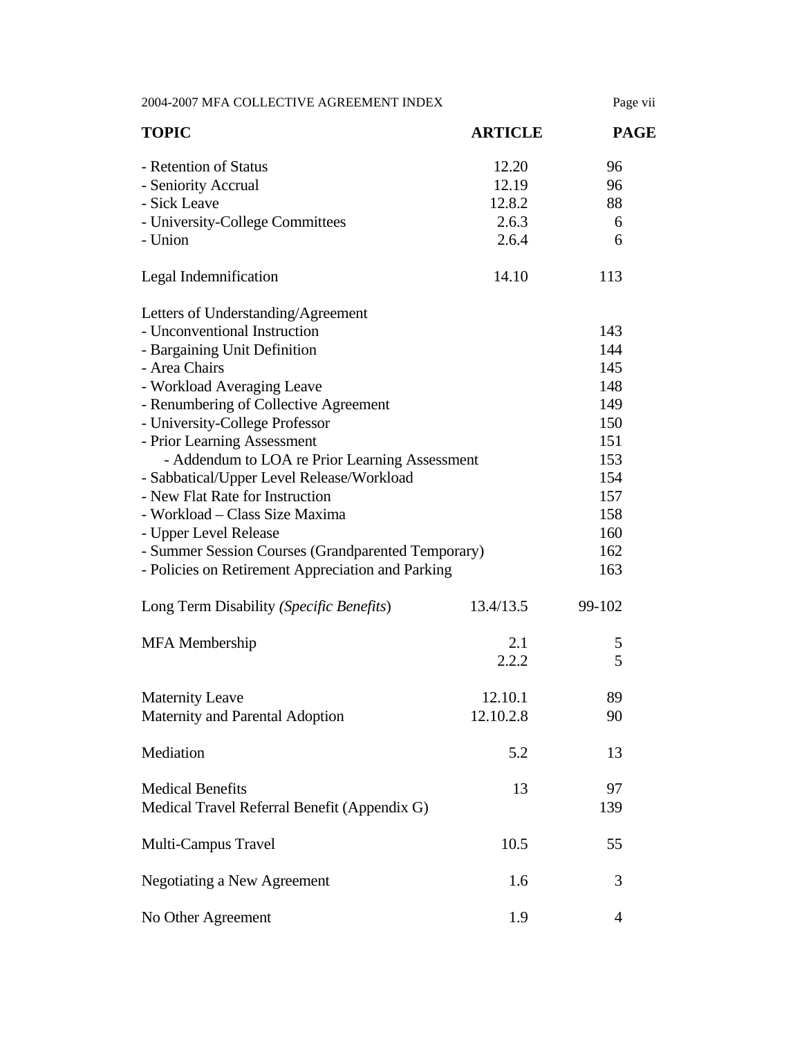| TOPIC | ARTICLE | PAGE |
|---|---|---|
| - Retention of Status | 12.20 | 96 |
| - Seniority Accrual | 12.19 | 96 |
| - Sick Leave | 12.8.2 | 88 |
| - University-College Committees | 2.6.3 | 6 |
| - Union | 2.6.4 | 6 |
| | | |
| Legal Indemnification | 14.10 | 113 |
| | | |
| Letters of Understanding/Agreement | | |
| - Unconventional Instruction | | 143 |
| - Bargaining Unit Definition | | 144 |
| - Area Chairs | | 145 |
| - Workload Averaging Leave | | 148 |
| - Renumbering of Collective Agreement | | 149 |
| - University-College Professor | | 150 |
| - Prior Learning Assessment | | 151 |
| - Addendum to LOA re Prior Learning Assessment | | 153 |
| - Sabbatical/Upper Level Release/Workload | | 154 |
| - New Flat Rate for Instruction | | 157 |
| - Workload – Class Size Maxima | | 158 |
| - Upper Level Release | | 160 |
| - Summer Session Courses (Grandparented Temporary) | | 162 |
| - Policies on Retirement Appreciation and Parking | | 163 |
| | | |
| Long Term Disability *(Specific Benefits*) | 13.4/13.5 | 99-102 |
| | | |
| MFA Membership | 2.1 | 5 |
| | 2.2.2 | 5 |
| | | |
| Maternity Leave | 12.10.1 | 89 |
| Maternity and Parental Adoption | 12.10.2.8 | 90 |
| | | |
| Mediation | 5.2 | 13 |
| | | |
| Medical Benefits | 13 | 97 |
| Medical Travel Referral Benefit (Appendix G) | | 139 |
| | | |
| Multi-Campus Travel | 10.5 | 55 |
| | | |
| Negotiating a New Agreement | 1.6 | 3 |
| | | |
| No Other Agreement | 1.9 | 4 |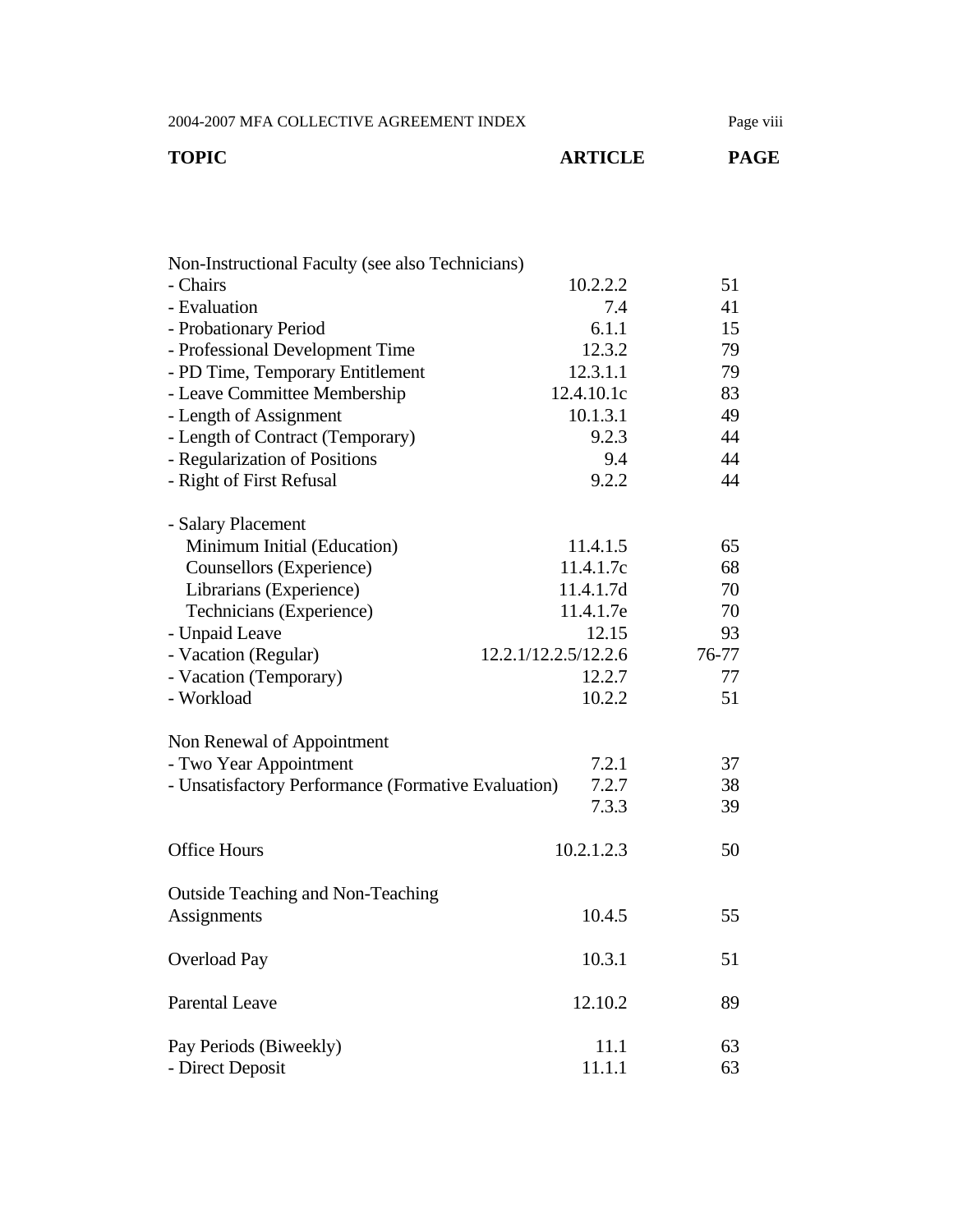| TOPIC | ARTICLE | PAGE |
|---|---|---|
| Non-Instructional Faculty (see also Technicians) | | |
| - Chairs | 10.2.2.2 | 51 |
| - Evaluation | 7.4 | 41 |
| - Probationary Period | 6.1.1 | 15 |
| - Professional Development Time | 12.3.2 | 79 |
| - PD Time, Temporary Entitlement | 12.3.1.1 | 79 |
| - Leave Committee Membership | 12.4.10.1c | 83 |
| - Length of Assignment | 10.1.3.1 | 49 |
| - Length of Contract (Temporary) | 9.2.3 | 44 |
| - Regularization of Positions | 9.4 | 44 |
| - Right of First Refusal | 9.2.2 | 44 |
| | | |
| - Salary Placement | | |
| Minimum Initial (Education) | 11.4.1.5 | 65 |
| Counsellors (Experience) | 11.4.1.7c | 68 |
| Librarians (Experience) | 11.4.1.7d | 70 |
| Technicians (Experience) | 11.4.1.7e | 70 |
| - Unpaid Leave | 12.15 | 93 |
| - Vacation (Regular) | 12.2.1/12.2.5/12.2.6 | 76-77 |
| - Vacation (Temporary) | 12.2.7 | 77 |
| - Workload | 10.2.2 | 51 |
| | | |
| Non Renewal of Appointment | | |
| - Two Year Appointment | 7.2.1 | 37 |
| - Unsatisfactory Performance (Formative Evaluation) | 7.2.7 | 38 |
| | 7.3.3 | 39 |
| | | |
| Office Hours | 10.2.1.2.3 | 50 |
| | | |
| Outside Teaching and Non-Teaching Assignments | 10.4.5 | 55 |
| | | |
| Overload Pay | 10.3.1 | 51 |
| | | |
| Parental Leave | 12.10.2 | 89 |
| | | |
| Pay Periods (Biweekly) | 11.1 | 63 |
| - Direct Deposit | 11.1.1 | 63 |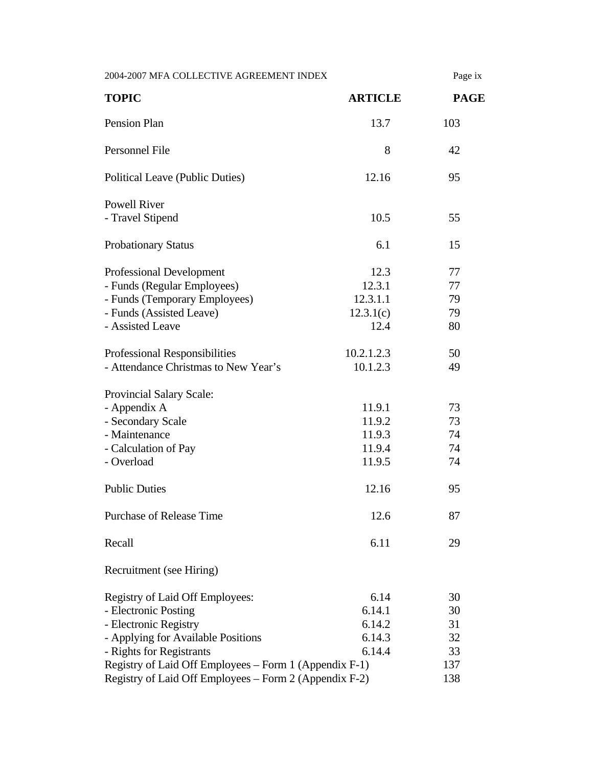| TOPIC | ARTICLE | PAGE |
|---|---|---|
| Pension Plan | 13.7 | 103 |
| Personnel File | 8 | 42 |
| Political Leave (Public Duties) | 12.16 | 95 |
| Powell River | | |
| - Travel Stipend | 10.5 | 55 |
| Probationary Status | 6.1 | 15 |
| Professional Development | 12.3 | 77 |
| - Funds (Regular Employees) | 12.3.1 | 77 |
| - Funds (Temporary Employees) | 12.3.1.1 | 79 |
| - Funds (Assisted Leave) | 12.3.1(c) | 79 |
| - Assisted Leave | 12.4 | 80 |
| Professional Responsibilities | 10.2.1.2.3 | 50 |
| - Attendance Christmas to New Year's | 10.1.2.3 | 49 |
| Provincial Salary Scale: | | |
| - Appendix A | 11.9.1 | 73 |
| - Secondary Scale | 11.9.2 | 73 |
| - Maintenance | 11.9.3 | 74 |
| - Calculation of Pay | 11.9.4 | 74 |
| - Overload | 11.9.5 | 74 |
| Public Duties | 12.16 | 95 |
| Purchase of Release Time | 12.6 | 87 |
| Recall | 6.11 | 29 |
| Recruitment (see Hiring) | | |
| Registry of Laid Off Employees: | 6.14 | 30 |
| - Electronic Posting | 6.14.1 | 30 |
| - Electronic Registry | 6.14.2 | 31 |
| - Applying for Available Positions | 6.14.3 | 32 |
| - Rights for Registrants | 6.14.4 | 33 |
| Registry of Laid Off Employees – Form 1 (Appendix F-1) | | 137 |
| Registry of Laid Off Employees – Form 2 (Appendix F-2) | | 138 |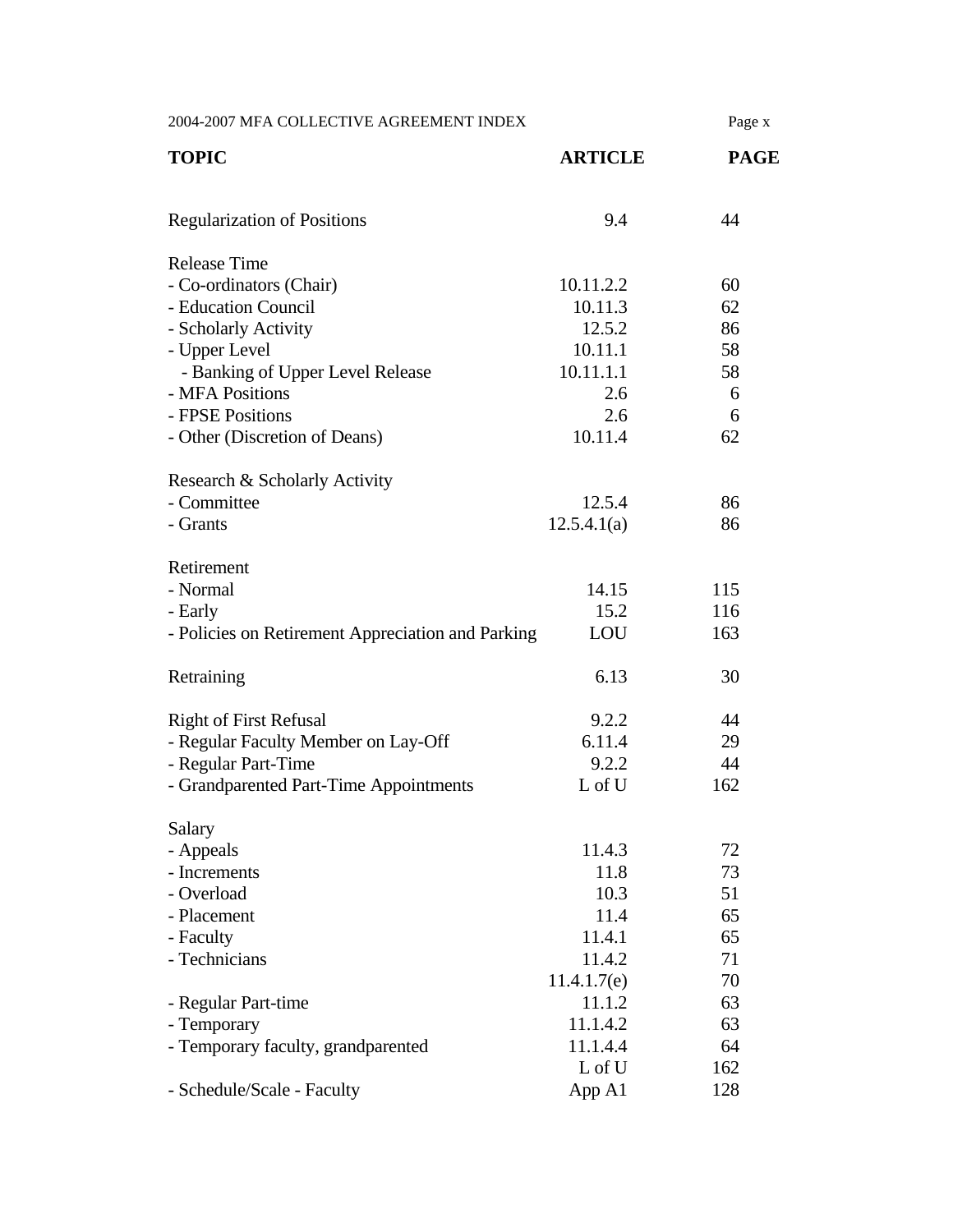| TOPIC | ARTICLE | PAGE |
|---|---|---|
| Regularization of Positions | 9.4 | 44 |
| Release Time | | |
| - Co-ordinators (Chair) | 10.11.2.2 | 60 |
| - Education Council | 10.11.3 | 62 |
| - Scholarly Activity | 12.5.2 | 86 |
| - Upper Level | 10.11.1 | 58 |
| - Banking of Upper Level Release | 10.11.1.1 | 58 |
| - MFA Positions | 2.6 | 6 |
| - FPSE Positions | 2.6 | 6 |
| - Other (Discretion of Deans) | 10.11.4 | 62 |
| Research & Scholarly Activity | | |
| - Committee | 12.5.4 | 86 |
| - Grants | 12.5.4.1(a) | 86 |
| Retirement | | |
| - Normal | 14.15 | 115 |
| - Early | 15.2 | 116 |
| - Policies on Retirement Appreciation and Parking | LOU | 163 |
| Retraining | 6.13 | 30 |
| Right of First Refusal | 9.2.2 | 44 |
| - Regular Faculty Member on Lay-Off | 6.11.4 | 29 |
| - Regular Part-Time | 9.2.2 | 44 |
| - Grandparented Part-Time Appointments | L of U | 162 |
| Salary | | |
| - Appeals | 11.4.3 | 72 |
| - Increments | 11.8 | 73 |
| - Overload | 10.3 | 51 |
| - Placement | 11.4 | 65 |
| - Faculty | 11.4.1 | 65 |
| - Technicians | 11.4.2 | 71 |
| | 11.4.1.7(e) | 70 |
| - Regular Part-time | 11.1.2 | 63 |
| - Temporary | 11.1.4.2 | 63 |
| - Temporary faculty, grandparented | 11.1.4.4 | 64 |
| | L of U | 162 |
| - Schedule/Scale - Faculty | App A1 | 128 |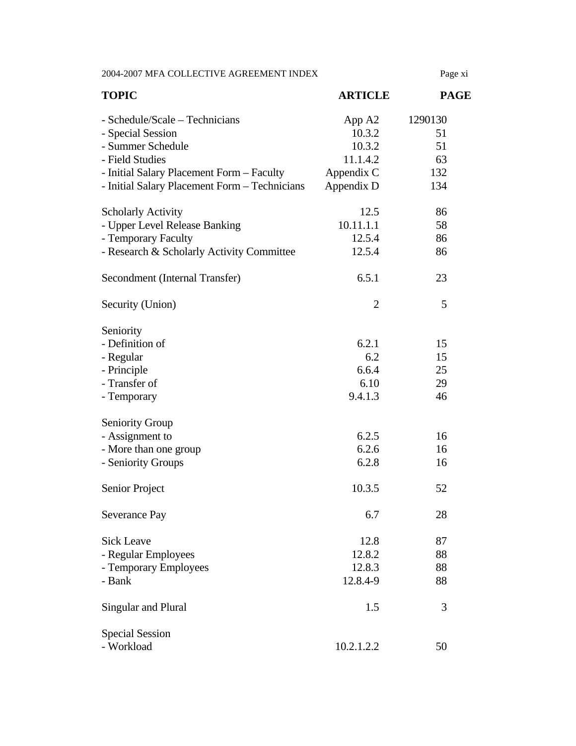| TOPIC | ARTICLE | PAGE |
|---|---|---|
| - Schedule/Scale – Technicians | App A2 | 1290130 |
| - Special Session | 10.3.2 | 51 |
| - Summer Schedule | 10.3.2 | 51 |
| - Field Studies | 11.1.4.2 | 63 |
| - Initial Salary Placement Form – Faculty | Appendix C | 132 |
| - Initial Salary Placement Form – Technicians | Appendix D | 134 |
| | | |
| Scholarly Activity | 12.5 | 86 |
| - Upper Level Release Banking | 10.11.1.1 | 58 |
| - Temporary Faculty | 12.5.4 | 86 |
| - Research & Scholarly Activity Committee | 12.5.4 | 86 |
| | | |
| Secondment (Internal Transfer) | 6.5.1 | 23 |
| | | |
| Security (Union) | 2 | 5 |
| | | |
| Seniority | | |
| - Definition of | 6.2.1 | 15 |
| - Regular | 6.2 | 15 |
| - Principle | 6.6.4 | 25 |
| - Transfer of | 6.10 | 29 |
| - Temporary | 9.4.1.3 | 46 |
| | | |
| Seniority Group | | |
| - Assignment to | 6.2.5 | 16 |
| - More than one group | 6.2.6 | 16 |
| - Seniority Groups | 6.2.8 | 16 |
| | | |
| Senior Project | 10.3.5 | 52 |
| | | |
| Severance Pay | 6.7 | 28 |
| | | |
| Sick Leave | 12.8 | 87 |
| - Regular Employees | 12.8.2 | 88 |
| - Temporary Employees | 12.8.3 | 88 |
| - Bank | 12.8.4-9 | 88 |
| | | |
| Singular and Plural | 1.5 | 3 |
| | | |
| Special Session | | |
| - Workload | 10.2.1.2.2 | 50 |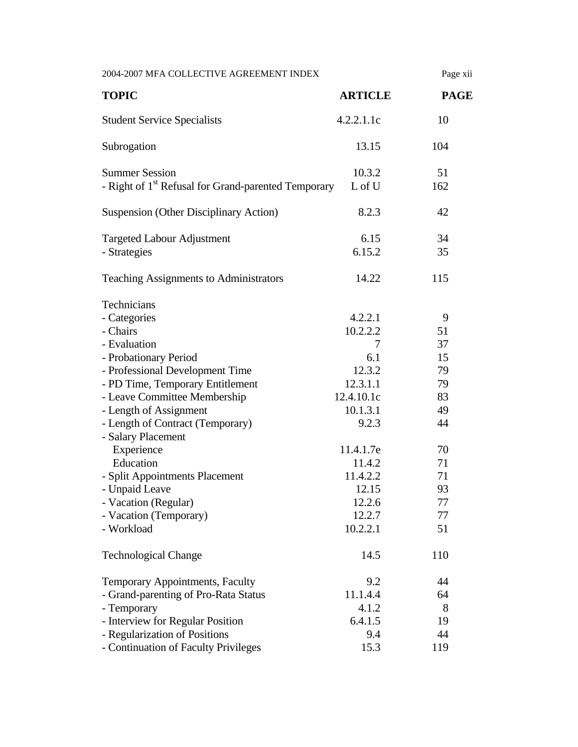| TOPIC | ARTICLE | PAGE |
|---|---|---|
| Student Service Specialists | 4.2.2.1.1c | 10 |
| Subrogation | 13.15 | 104 |
| Summer Session | 10.3.2 | 51 |
| - Right of 1st Refusal for Grand-parented Temporary | L of U | 162 |
| Suspension (Other Disciplinary Action) | 8.2.3 | 42 |
| Targeted Labour Adjustment | 6.15 | 34 |
| - Strategies | 6.15.2 | 35 |
| Teaching Assignments to Administrators | 14.22 | 115 |
| Technicians | | |
| - Categories | 4.2.2.1 | 9 |
| - Chairs | 10.2.2.2 | 51 |
| - Evaluation | 7 | 37 |
| - Probationary Period | 6.1 | 15 |
| - Professional Development Time | 12.3.2 | 79 |
| - PD Time, Temporary Entitlement | 12.3.1.1 | 79 |
| - Leave Committee Membership | 12.4.10.1c | 83 |
| - Length of Assignment | 10.1.3.1 | 49 |
| - Length of Contract (Temporary) | 9.2.3 | 44 |
| - Salary Placement | | |
| Experience | 11.4.1.7e | 70 |
| Education | 11.4.2 | 71 |
| - Split Appointments Placement | 11.4.2.2 | 71 |
| - Unpaid Leave | 12.15 | 93 |
| - Vacation (Regular) | 12.2.6 | 77 |
| - Vacation (Temporary) | 12.2.7 | 77 |
| - Workload | 10.2.2.1 | 51 |
| Technological Change | 14.5 | 110 |
| Temporary Appointments, Faculty | 9.2 | 44 |
| - Grand-parenting of Pro-Rata Status | 11.1.4.4 | 64 |
| - Temporary | 4.1.2 | 8 |
| - Interview for Regular Position | 6.4.1.5 | 19 |
| - Regularization of Positions | 9.4 | 44 |
| - Continuation of Faculty Privileges | 15.3 | 119 |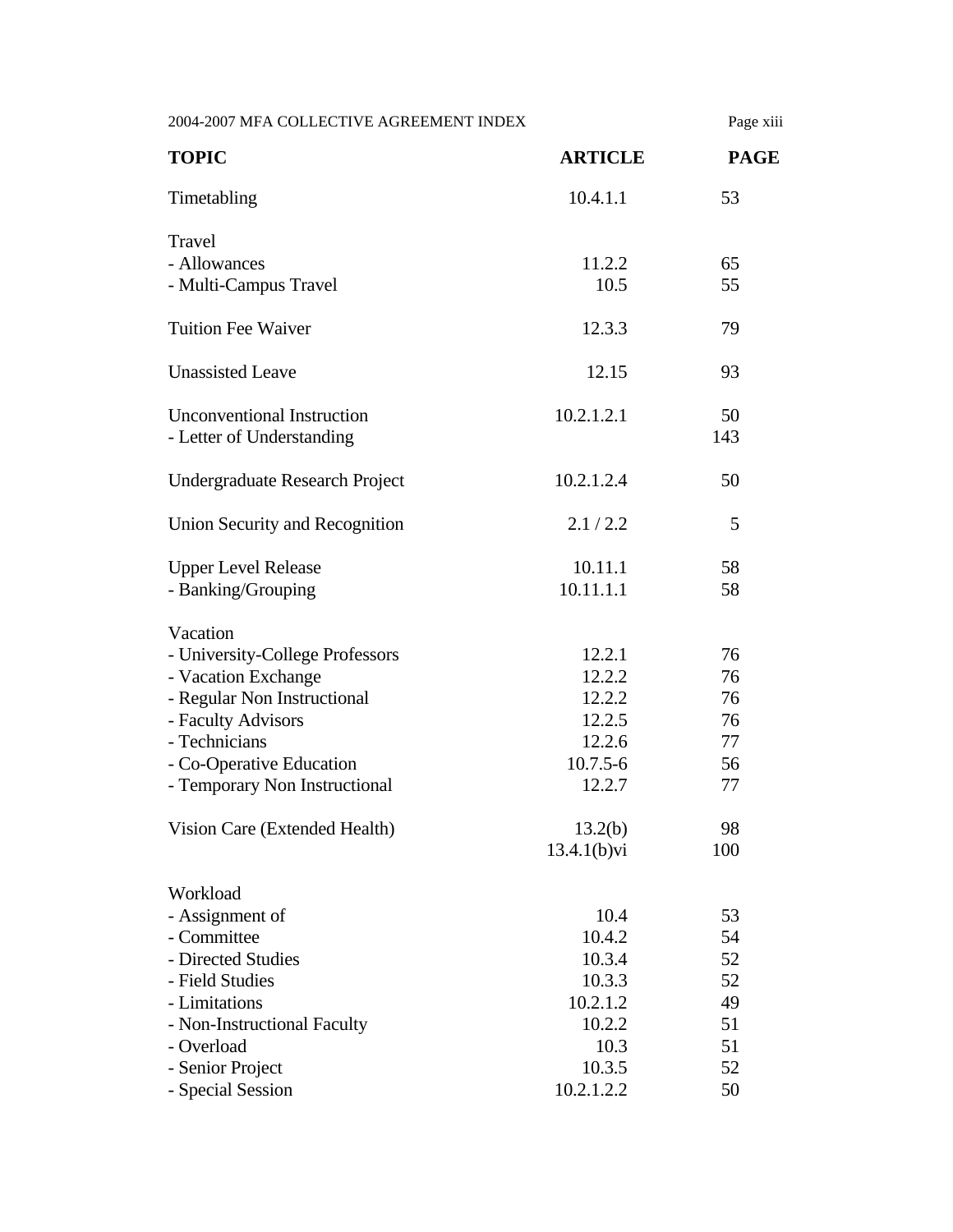| TOPIC | ARTICLE | PAGE |
|---|---|---|
| Timetabling | 10.4.1.1 | 53 |
| Travel | | |
| - Allowances | 11.2.2 | 65 |
| - Multi-Campus Travel | 10.5 | 55 |
| Tuition Fee Waiver | 12.3.3 | 79 |
| Unassisted Leave | 12.15 | 93 |
| Unconventional Instruction | 10.2.1.2.1 | 50 |
| - Letter of Understanding | | 143 |
| Undergraduate Research Project | 10.2.1.2.4 | 50 |
| Union Security and Recognition | 2.1 / 2.2 | 5 |
| Upper Level Release | 10.11.1 | 58 |
| - Banking/Grouping | 10.11.1.1 | 58 |
| Vacation | | |
| - University-College Professors | 12.2.1 | 76 |
| - Vacation Exchange | 12.2.2 | 76 |
| - Regular Non Instructional | 12.2.2 | 76 |
| - Faculty Advisors | 12.2.5 | 76 |
| - Technicians | 12.2.6 | 77 |
| - Co-Operative Education | 10.7.5-6 | 56 |
| - Temporary Non Instructional | 12.2.7 | 77 |
| Vision Care (Extended Health) | 13.2(b) | 98 |
| | 13.4.1(b)vi | 100 |
| Workload | | |
| - Assignment of | 10.4 | 53 |
| - Committee | 10.4.2 | 54 |
| - Directed Studies | 10.3.4 | 52 |
| - Field Studies | 10.3.3 | 52 |
| - Limitations | 10.2.1.2 | 49 |
| - Non-Instructional Faculty | 10.2.2 | 51 |
| - Overload | 10.3 | 51 |
| - Senior Project | 10.3.5 | 52 |
| - Special Session | 10.2.1.2.2 | 50 |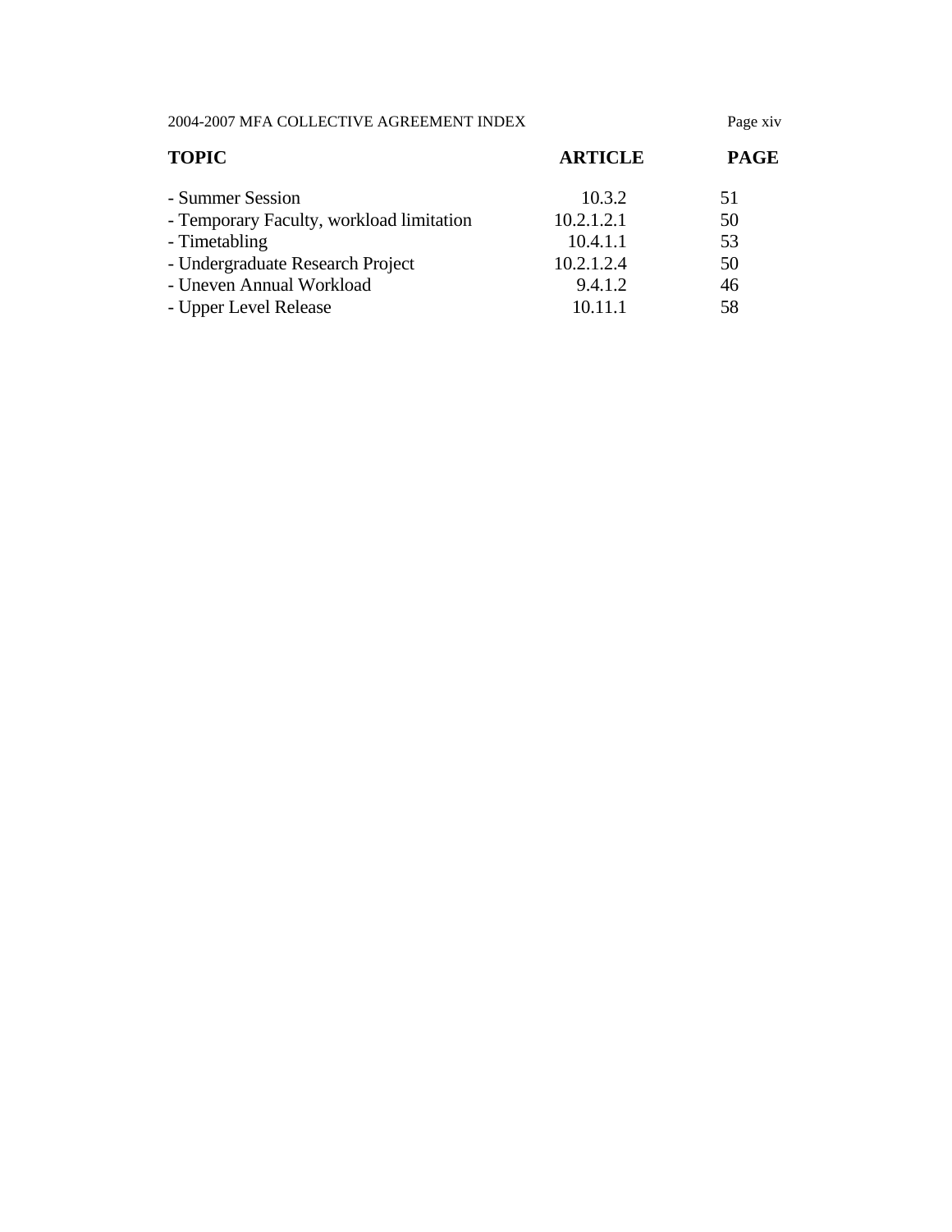| TOPIC | ARTICLE | PAGE |
| --- | --- | --- |
| - Summer Session | 10.3.2 | 51 |
| - Temporary Faculty, workload limitation | 10.2.1.2.1 | 50 |
| - Timetabling | 10.4.1.1 | 53 |
| - Undergraduate Research Project | 10.2.1.2.4 | 50 |
| - Uneven Annual Workload | 9.4.1.2 | 46 |
| - Upper Level Release | 10.11.1 | 58 |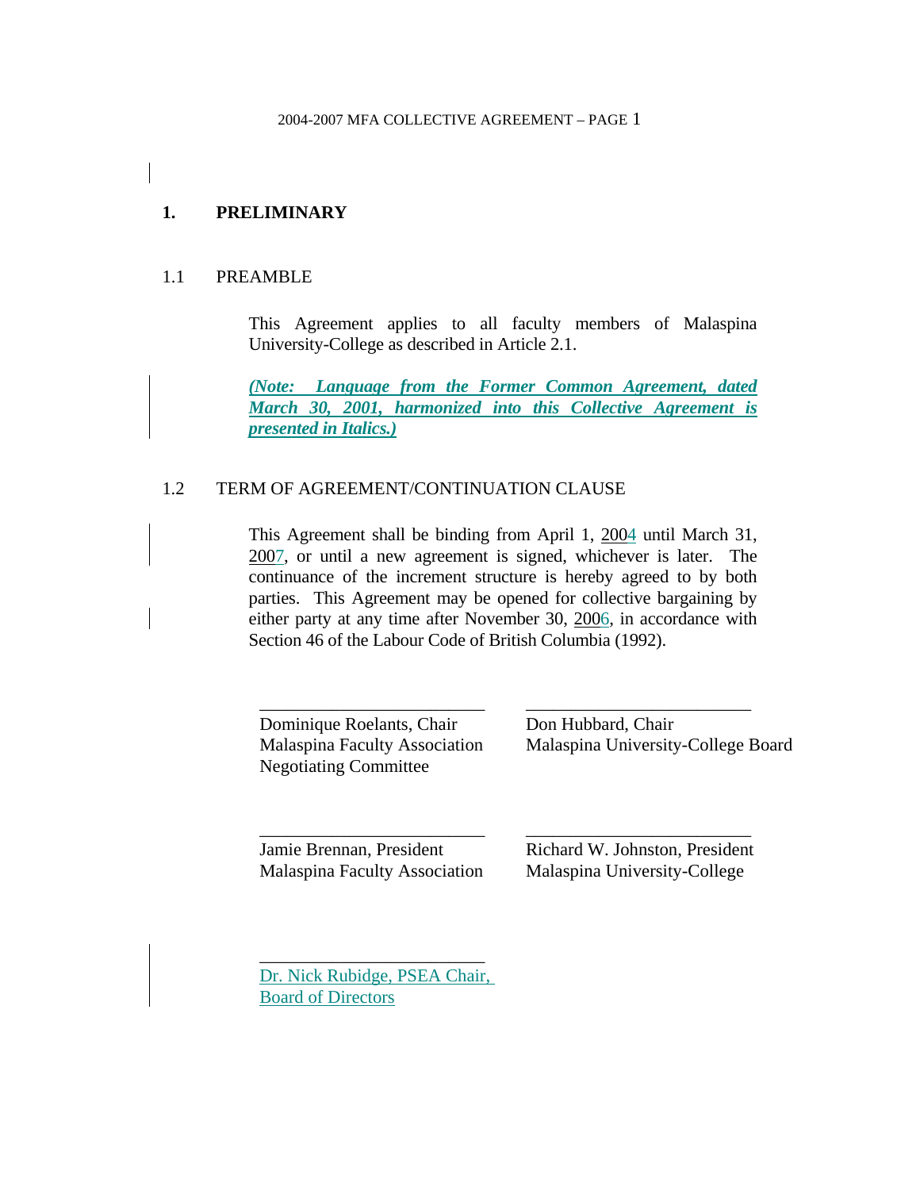# 1. PRELIMINARY

## 1.1 PREAMBLE

This Agreement applies to all faculty members of Malaspina University-College as described in Article 2.1.

***(Note: Language from the Former Common Agreement, dated March 30, 2001, harmonized into this Collective Agreement is presented in Italics.)***

## 1.2 TERM OF AGREEMENT/CONTINUATION CLAUSE

This Agreement shall be binding from April 1, 2004 until March 31, 2007, or until a new agreement is signed, whichever is later. The continuance of the increment structure is hereby agreed to by both parties. This Agreement may be opened for collective bargaining by either party at any time after November 30, 2006, in accordance with Section 46 of the Labour Code of British Columbia (1992).

_________________________
Dominique Roelants, Chair
Malaspina Faculty Association
Negotiating Committee

_________________________
Don Hubbard, Chair
Malaspina University-College Board

_________________________
Jamie Brennan, President
Malaspina Faculty Association

_________________________
Richard W. Johnston, President
Malaspina University-College

_________________________
Dr. Nick Rubidge, PSEA Chair,
Board of Directors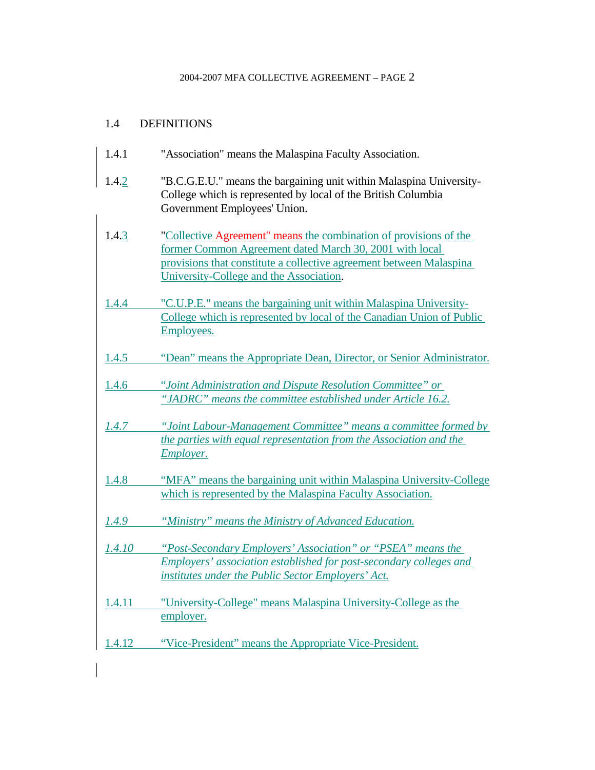## 1.4 DEFINITIONS

1.4.1 "Association" means the Malaspina Faculty Association.

1.4.2 "B.C.G.E.U." means the bargaining unit within Malaspina University-College which is represented by local of the British Columbia Government Employees' Union.

1.4.3 "Collective Agreement" means the combination of provisions of the former Common Agreement dated March 30, 2001 with local provisions that constitute a collective agreement between Malaspina University-College and the Association.

1.4.4 "C.U.P.E." means the bargaining unit within Malaspina University-College which is represented by local of the Canadian Union of Public Employees.

1.4.5 "Dean" means the Appropriate Dean, Director, or Senior Administrator.

1.4.6 *"Joint Administration and Dispute Resolution Committee" or "JADRC" means the committee established under Article 16.2.*

*1.4.7 "Joint Labour-Management Committee" means a committee formed by the parties with equal representation from the Association and the Employer.*

1.4.8 "MFA" means the bargaining unit within Malaspina University-College which is represented by the Malaspina Faculty Association.

*1.4.9 "Ministry" means the Ministry of Advanced Education.*

*1.4.10 "Post-Secondary Employers' Association" or "PSEA" means the Employers' association established for post-secondary colleges and institutes under the Public Sector Employers' Act.*

1.4.11 "University-College" means Malaspina University-College as the employer.

1.4.12 "Vice-President" means the Appropriate Vice-President.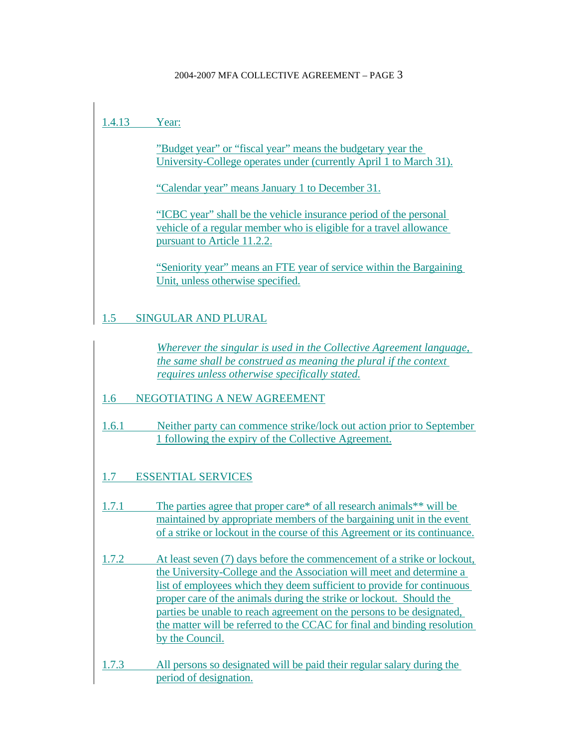1.4.13 Year:

"Budget year" or "fiscal year" means the budgetary year the University-College operates under (currently April 1 to March 31).

"Calendar year" means January 1 to December 31.

"ICBC year" shall be the vehicle insurance period of the personal vehicle of a regular member who is eligible for a travel allowance pursuant to Article 11.2.2.

"Seniority year" means an FTE year of service within the Bargaining Unit, unless otherwise specified.

## 1.5 SINGULAR AND PLURAL

*Wherever the singular is used in the Collective Agreement language, the same shall be construed as meaning the plural if the context requires unless otherwise specifically stated.*

## 1.6 NEGOTIATING A NEW AGREEMENT

1.6.1 Neither party can commence strike/lock out action prior to September 1 following the expiry of the Collective Agreement.

## 1.7 ESSENTIAL SERVICES

1.7.1 The parties agree that proper care* of all research animals** will be maintained by appropriate members of the bargaining unit in the event of a strike or lockout in the course of this Agreement or its continuance.

1.7.2 At least seven (7) days before the commencement of a strike or lockout, the University-College and the Association will meet and determine a list of employees which they deem sufficient to provide for continuous proper care of the animals during the strike or lockout. Should the parties be unable to reach agreement on the persons to be designated, the matter will be referred to the CCAC for final and binding resolution by the Council.

1.7.3 All persons so designated will be paid their regular salary during the period of designation.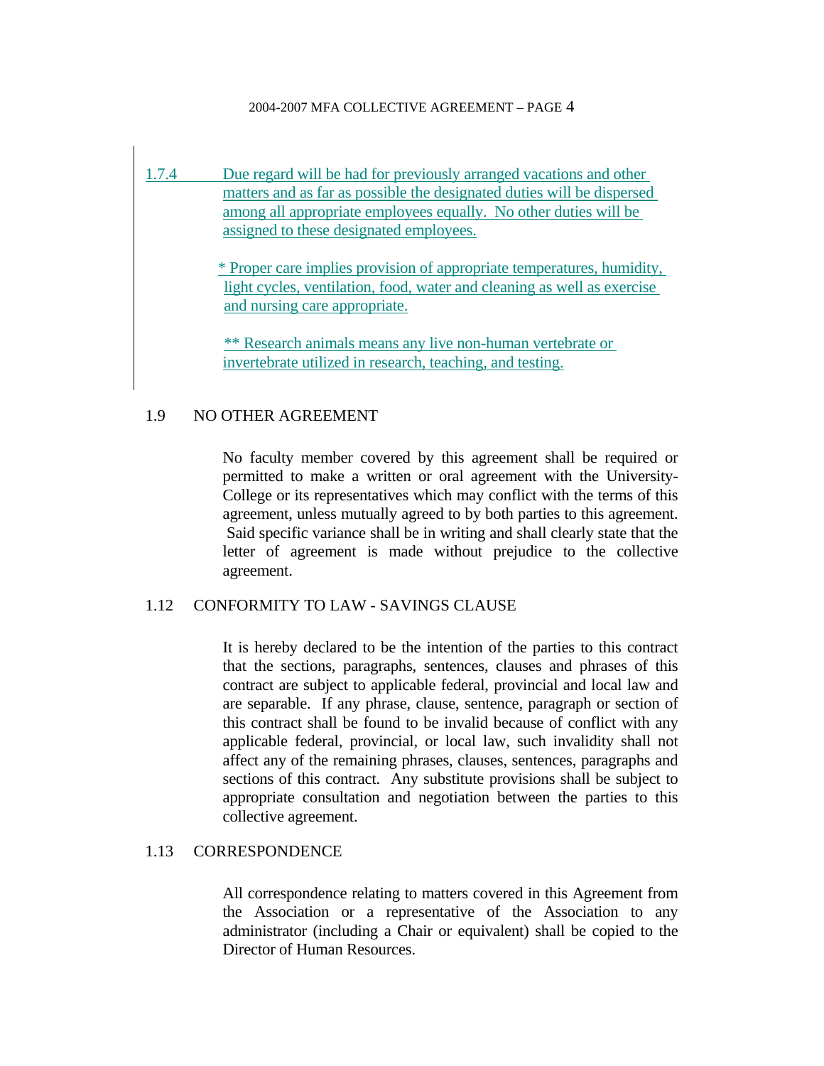1.7.4 Due regard will be had for previously arranged vacations and other matters and as far as possible the designated duties will be dispersed among all appropriate employees equally. No other duties will be assigned to these designated employees.

\* Proper care implies provision of appropriate temperatures, humidity, light cycles, ventilation, food, water and cleaning as well as exercise and nursing care appropriate.

\*\* Research animals means any live non-human vertebrate or invertebrate utilized in research, teaching, and testing.

## 1.9 NO OTHER AGREEMENT

No faculty member covered by this agreement shall be required or permitted to make a written or oral agreement with the University-College or its representatives which may conflict with the terms of this agreement, unless mutually agreed to by both parties to this agreement. Said specific variance shall be in writing and shall clearly state that the letter of agreement is made without prejudice to the collective agreement.

## 1.12 CONFORMITY TO LAW - SAVINGS CLAUSE

It is hereby declared to be the intention of the parties to this contract that the sections, paragraphs, sentences, clauses and phrases of this contract are subject to applicable federal, provincial and local law and are separable. If any phrase, clause, sentence, paragraph or section of this contract shall be found to be invalid because of conflict with any applicable federal, provincial, or local law, such invalidity shall not affect any of the remaining phrases, clauses, sentences, paragraphs and sections of this contract. Any substitute provisions shall be subject to appropriate consultation and negotiation between the parties to this collective agreement.

## 1.13 CORRESPONDENCE

All correspondence relating to matters covered in this Agreement from the Association or a representative of the Association to any administrator (including a Chair or equivalent) shall be copied to the Director of Human Resources.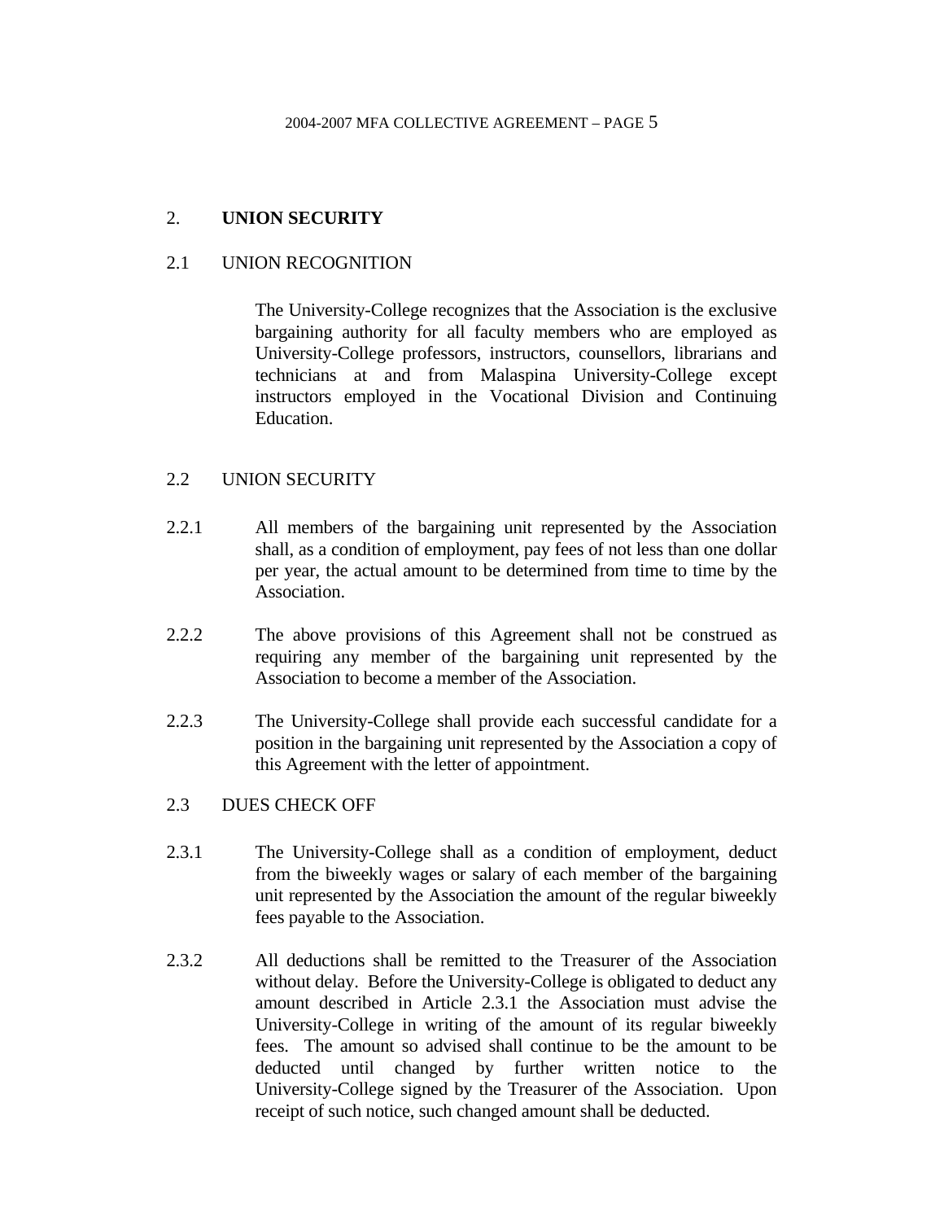## 2. UNION SECURITY

### 2.1 UNION RECOGNITION

The University-College recognizes that the Association is the exclusive bargaining authority for all faculty members who are employed as University-College professors, instructors, counsellors, librarians and technicians at and from Malaspina University-College except instructors employed in the Vocational Division and Continuing Education.

### 2.2 UNION SECURITY

2.2.1 All members of the bargaining unit represented by the Association shall, as a condition of employment, pay fees of not less than one dollar per year, the actual amount to be determined from time to time by the Association.

2.2.2 The above provisions of this Agreement shall not be construed as requiring any member of the bargaining unit represented by the Association to become a member of the Association.

2.2.3 The University-College shall provide each successful candidate for a position in the bargaining unit represented by the Association a copy of this Agreement with the letter of appointment.

### 2.3 DUES CHECK OFF

2.3.1 The University-College shall as a condition of employment, deduct from the biweekly wages or salary of each member of the bargaining unit represented by the Association the amount of the regular biweekly fees payable to the Association.

2.3.2 All deductions shall be remitted to the Treasurer of the Association without delay. Before the University-College is obligated to deduct any amount described in Article 2.3.1 the Association must advise the University-College in writing of the amount of its regular biweekly fees. The amount so advised shall continue to be the amount to be deducted until changed by further written notice to the University-College signed by the Treasurer of the Association. Upon receipt of such notice, such changed amount shall be deducted.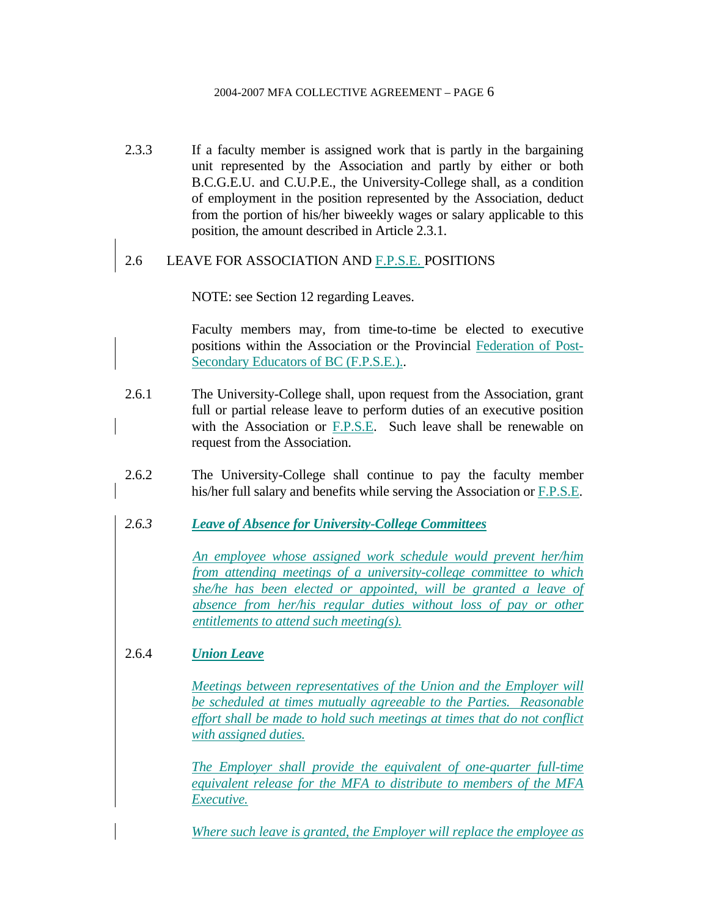2.3.3 If a faculty member is assigned work that is partly in the bargaining unit represented by the Association and partly by either or both B.C.G.E.U. and C.U.P.E., the University-College shall, as a condition of employment in the position represented by the Association, deduct from the portion of his/her biweekly wages or salary applicable to this position, the amount described in Article 2.3.1.

## 2.6 LEAVE FOR ASSOCIATION AND F.P.S.E. POSITIONS

NOTE: see Section 12 regarding Leaves.

Faculty members may, from time-to-time be elected to executive positions within the Association or the Provincial Federation of Post-Secondary Educators of BC (F.P.S.E.)..

2.6.1 The University-College shall, upon request from the Association, grant full or partial release leave to perform duties of an executive position with the Association or F.P.S.E. Such leave shall be renewable on request from the Association.

2.6.2 The University-College shall continue to pay the faculty member his/her full salary and benefits while serving the Association or F.P.S.E.

*2.6.3* ***Leave of Absence for University-College Committees***

*An employee whose assigned work schedule would prevent her/him from attending meetings of a university-college committee to which she/he has been elected or appointed, will be granted a leave of absence from her/his regular duties without loss of pay or other entitlements to attend such meeting(s).*

2.6.4 ***Union Leave***

*Meetings between representatives of the Union and the Employer will be scheduled at times mutually agreeable to the Parties. Reasonable effort shall be made to hold such meetings at times that do not conflict with assigned duties.*

*The Employer shall provide the equivalent of one-quarter full-time equivalent release for the MFA to distribute to members of the MFA Executive.*

*Where such leave is granted, the Employer will replace the employee as*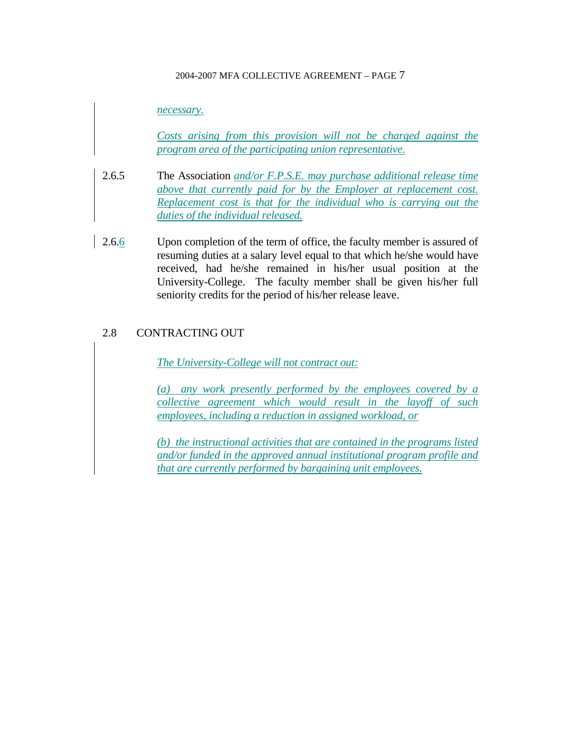*necessary.*

*Costs arising from this provision will not be charged against the program area of the participating union representative.*

2.6.5 The Association *and/or F.P.S.E. may purchase additional release time above that currently paid for by the Employer at replacement cost. Replacement cost is that for the individual who is carrying out the duties of the individual released.*

2.6.6 Upon completion of the term of office, the faculty member is assured of resuming duties at a salary level equal to that which he/she would have received, had he/she remained in his/her usual position at the University-College. The faculty member shall be given his/her full seniority credits for the period of his/her release leave.

## 2.8 CONTRACTING OUT

*The University-College will not contract out:*

*(a) any work presently performed by the employees covered by a collective agreement which would result in the layoff of such employees, including a reduction in assigned workload, or*

*(b) the instructional activities that are contained in the programs listed and/or funded in the approved annual institutional program profile and that are currently performed by bargaining unit employees.*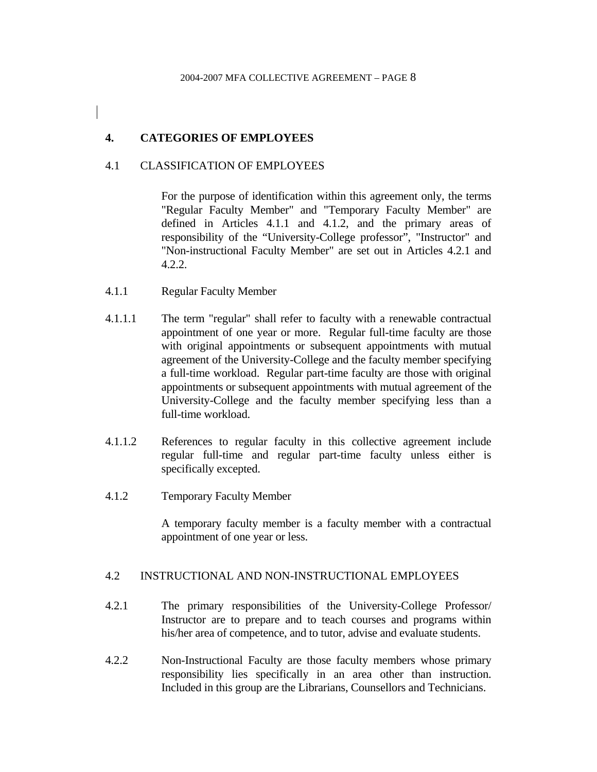## 4. CATEGORIES OF EMPLOYEES

### 4.1 CLASSIFICATION OF EMPLOYEES

For the purpose of identification within this agreement only, the terms "Regular Faculty Member" and "Temporary Faculty Member" are defined in Articles 4.1.1 and 4.1.2, and the primary areas of responsibility of the "University-College professor", "Instructor" and "Non-instructional Faculty Member" are set out in Articles 4.2.1 and 4.2.2.

4.1.1 Regular Faculty Member

4.1.1.1 The term "regular" shall refer to faculty with a renewable contractual appointment of one year or more. Regular full-time faculty are those with original appointments or subsequent appointments with mutual agreement of the University-College and the faculty member specifying a full-time workload. Regular part-time faculty are those with original appointments or subsequent appointments with mutual agreement of the University-College and the faculty member specifying less than a full-time workload.

4.1.1.2 References to regular faculty in this collective agreement include regular full-time and regular part-time faculty unless either is specifically excepted.

4.1.2 Temporary Faculty Member

A temporary faculty member is a faculty member with a contractual appointment of one year or less.

### 4.2 INSTRUCTIONAL AND NON-INSTRUCTIONAL EMPLOYEES

4.2.1 The primary responsibilities of the University-College Professor/ Instructor are to prepare and to teach courses and programs within his/her area of competence, and to tutor, advise and evaluate students.

4.2.2 Non-Instructional Faculty are those faculty members whose primary responsibility lies specifically in an area other than instruction. Included in this group are the Librarians, Counsellors and Technicians.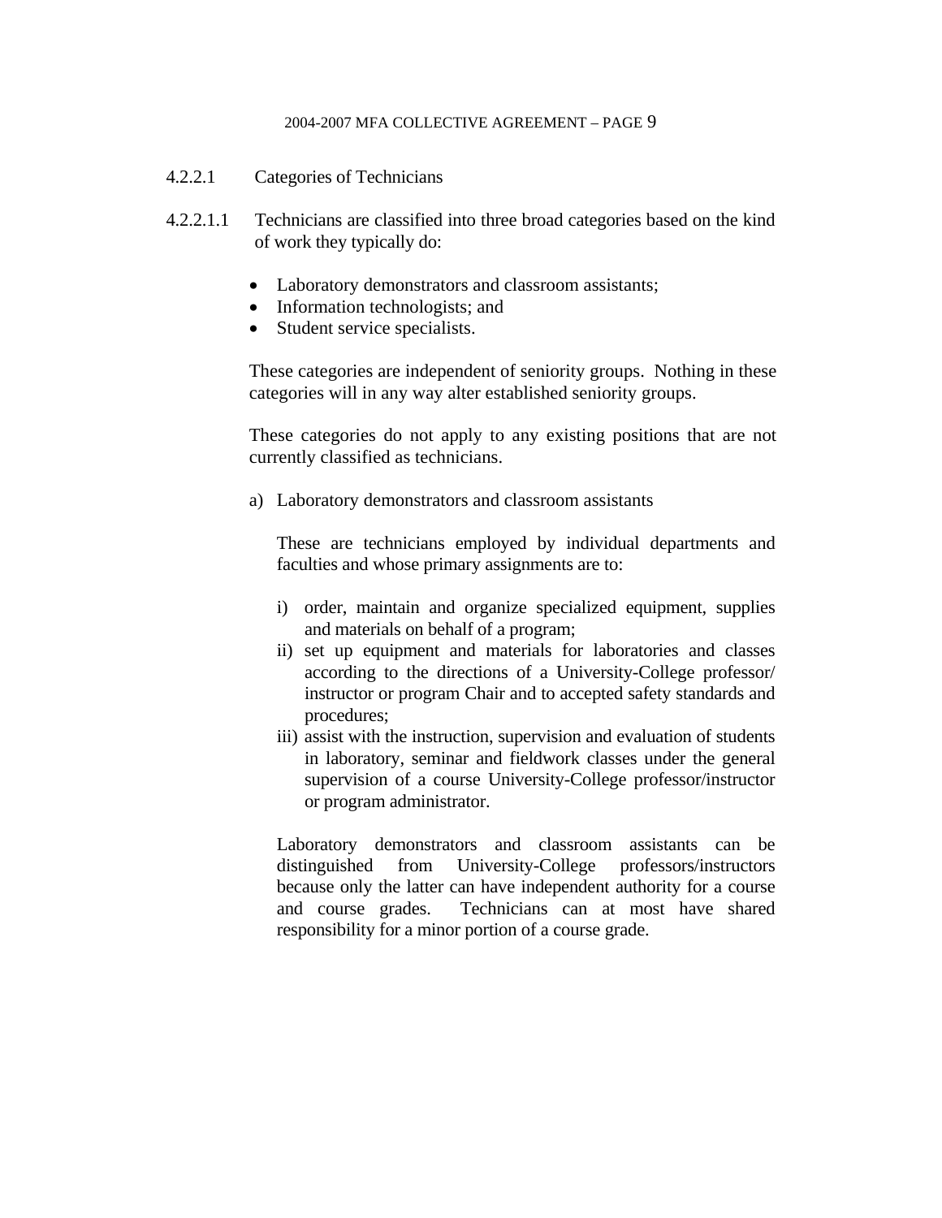4.2.2.1 Categories of Technicians

4.2.2.1.1 Technicians are classified into three broad categories based on the kind of work they typically do:

- Laboratory demonstrators and classroom assistants;
- Information technologists; and
- Student service specialists.

These categories are independent of seniority groups. Nothing in these categories will in any way alter established seniority groups.

These categories do not apply to any existing positions that are not currently classified as technicians.

a) Laboratory demonstrators and classroom assistants

These are technicians employed by individual departments and faculties and whose primary assignments are to:

i) order, maintain and organize specialized equipment, supplies and materials on behalf of a program;
ii) set up equipment and materials for laboratories and classes according to the directions of a University-College professor/ instructor or program Chair and to accepted safety standards and procedures;
iii) assist with the instruction, supervision and evaluation of students in laboratory, seminar and fieldwork classes under the general supervision of a course University-College professor/instructor or program administrator.

Laboratory demonstrators and classroom assistants can be distinguished from University-College professors/instructors because only the latter can have independent authority for a course and course grades. Technicians can at most have shared responsibility for a minor portion of a course grade.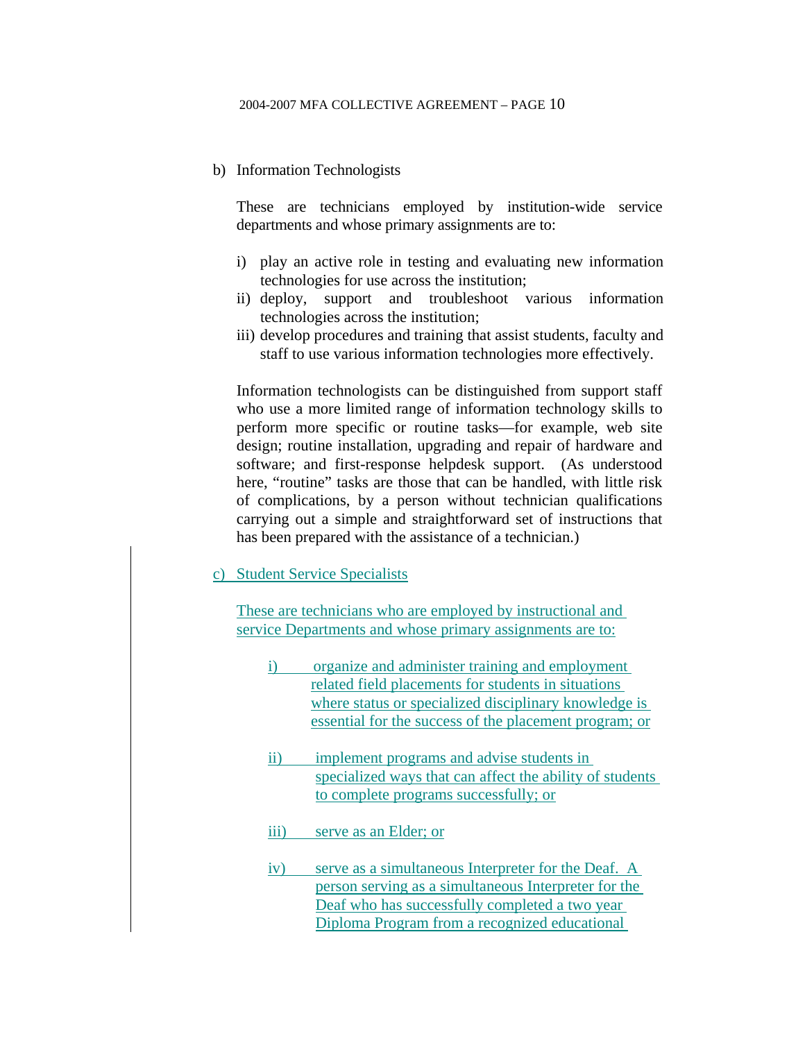b) Information Technologists

These are technicians employed by institution-wide service departments and whose primary assignments are to:

i) play an active role in testing and evaluating new information technologies for use across the institution;
ii) deploy, support and troubleshoot various information technologies across the institution;
iii) develop procedures and training that assist students, faculty and staff to use various information technologies more effectively.

Information technologists can be distinguished from support staff who use a more limited range of information technology skills to perform more specific or routine tasks—for example, web site design; routine installation, upgrading and repair of hardware and software; and first-response helpdesk support. (As understood here, "routine" tasks are those that can be handled, with little risk of complications, by a person without technician qualifications carrying out a simple and straightforward set of instructions that has been prepared with the assistance of a technician.)

c) Student Service Specialists

These are technicians who are employed by instructional and service Departments and whose primary assignments are to:

i) organize and administer training and employment related field placements for students in situations where status or specialized disciplinary knowledge is essential for the success of the placement program; or

ii) implement programs and advise students in specialized ways that can affect the ability of students to complete programs successfully; or

iii) serve as an Elder; or

iv) serve as a simultaneous Interpreter for the Deaf. A person serving as a simultaneous Interpreter for the Deaf who has successfully completed a two year Diploma Program from a recognized educational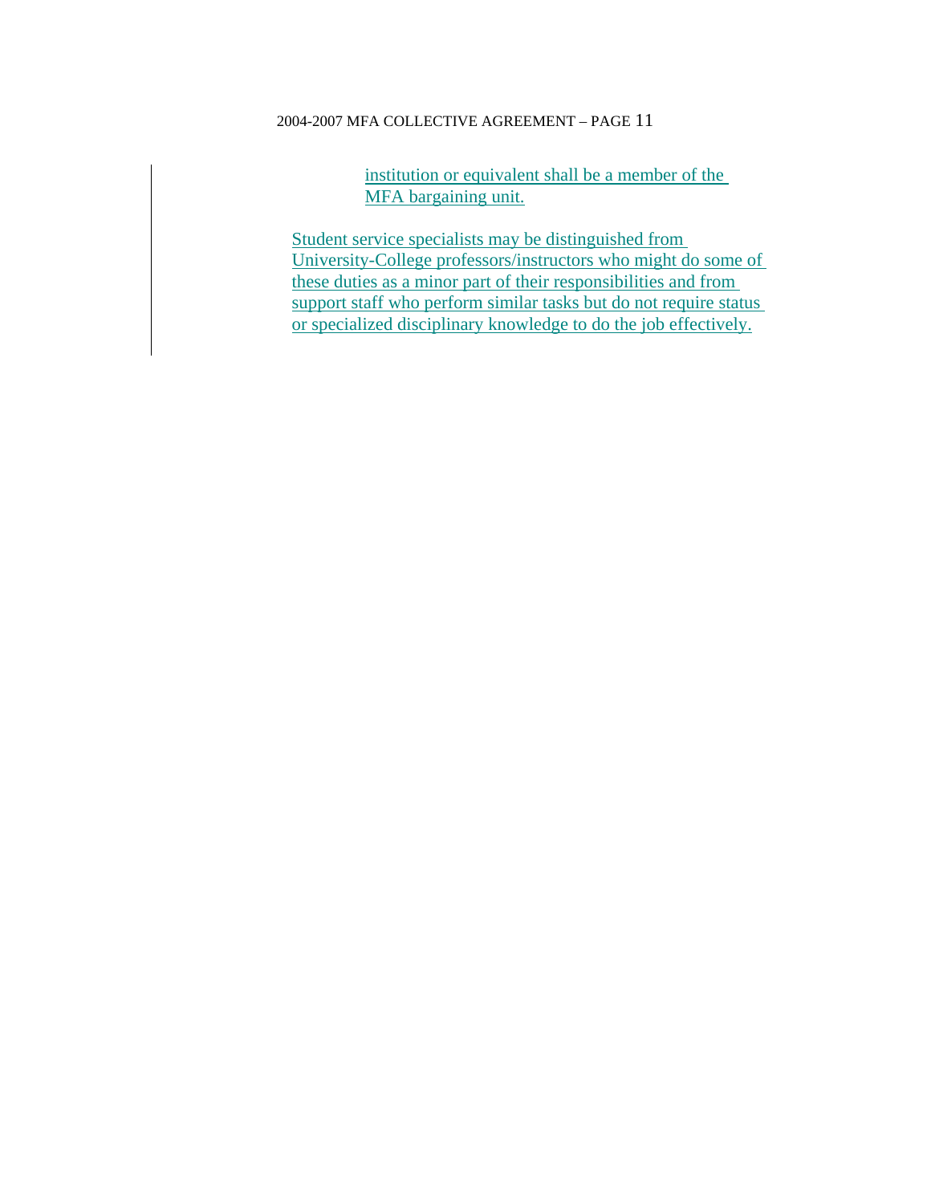institution or equivalent shall be a member of the MFA bargaining unit.

Student service specialists may be distinguished from University-College professors/instructors who might do some of these duties as a minor part of their responsibilities and from support staff who perform similar tasks but do not require status or specialized disciplinary knowledge to do the job effectively.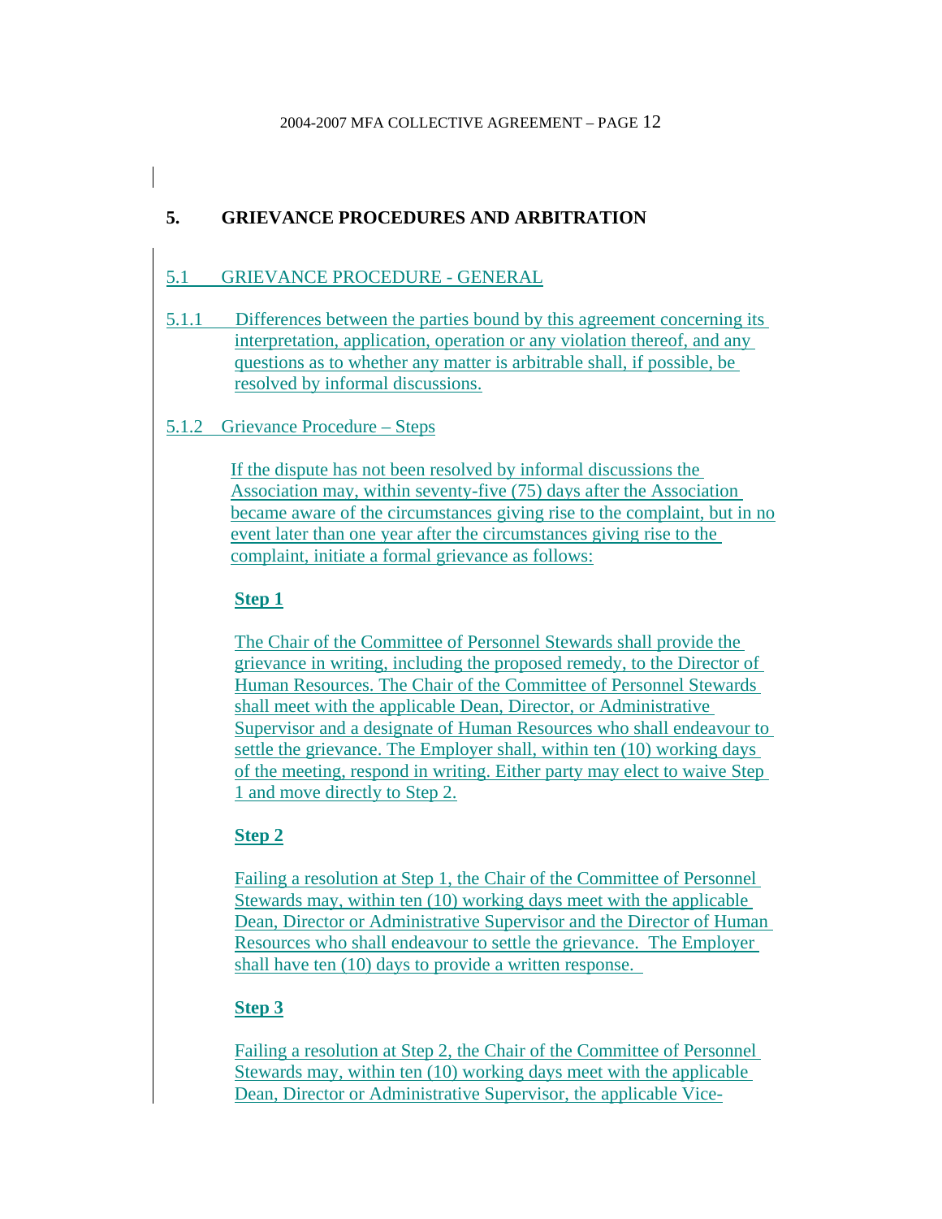## 5. GRIEVANCE PROCEDURES AND ARBITRATION

### 5.1 GRIEVANCE PROCEDURE - GENERAL

5.1.1 Differences between the parties bound by this agreement concerning its interpretation, application, operation or any violation thereof, and any questions as to whether any matter is arbitrable shall, if possible, be resolved by informal discussions.

5.1.2 Grievance Procedure – Steps

If the dispute has not been resolved by informal discussions the Association may, within seventy-five (75) days after the Association became aware of the circumstances giving rise to the complaint, but in no event later than one year after the circumstances giving rise to the complaint, initiate a formal grievance as follows:

**Step 1**

The Chair of the Committee of Personnel Stewards shall provide the grievance in writing, including the proposed remedy, to the Director of Human Resources. The Chair of the Committee of Personnel Stewards shall meet with the applicable Dean, Director, or Administrative Supervisor and a designate of Human Resources who shall endeavour to settle the grievance. The Employer shall, within ten (10) working days of the meeting, respond in writing. Either party may elect to waive Step 1 and move directly to Step 2.

**Step 2**

Failing a resolution at Step 1, the Chair of the Committee of Personnel Stewards may, within ten (10) working days meet with the applicable Dean, Director or Administrative Supervisor and the Director of Human Resources who shall endeavour to settle the grievance. The Employer shall have ten (10) days to provide a written response.

**Step 3**

Failing a resolution at Step 2, the Chair of the Committee of Personnel Stewards may, within ten (10) working days meet with the applicable Dean, Director or Administrative Supervisor, the applicable Vice-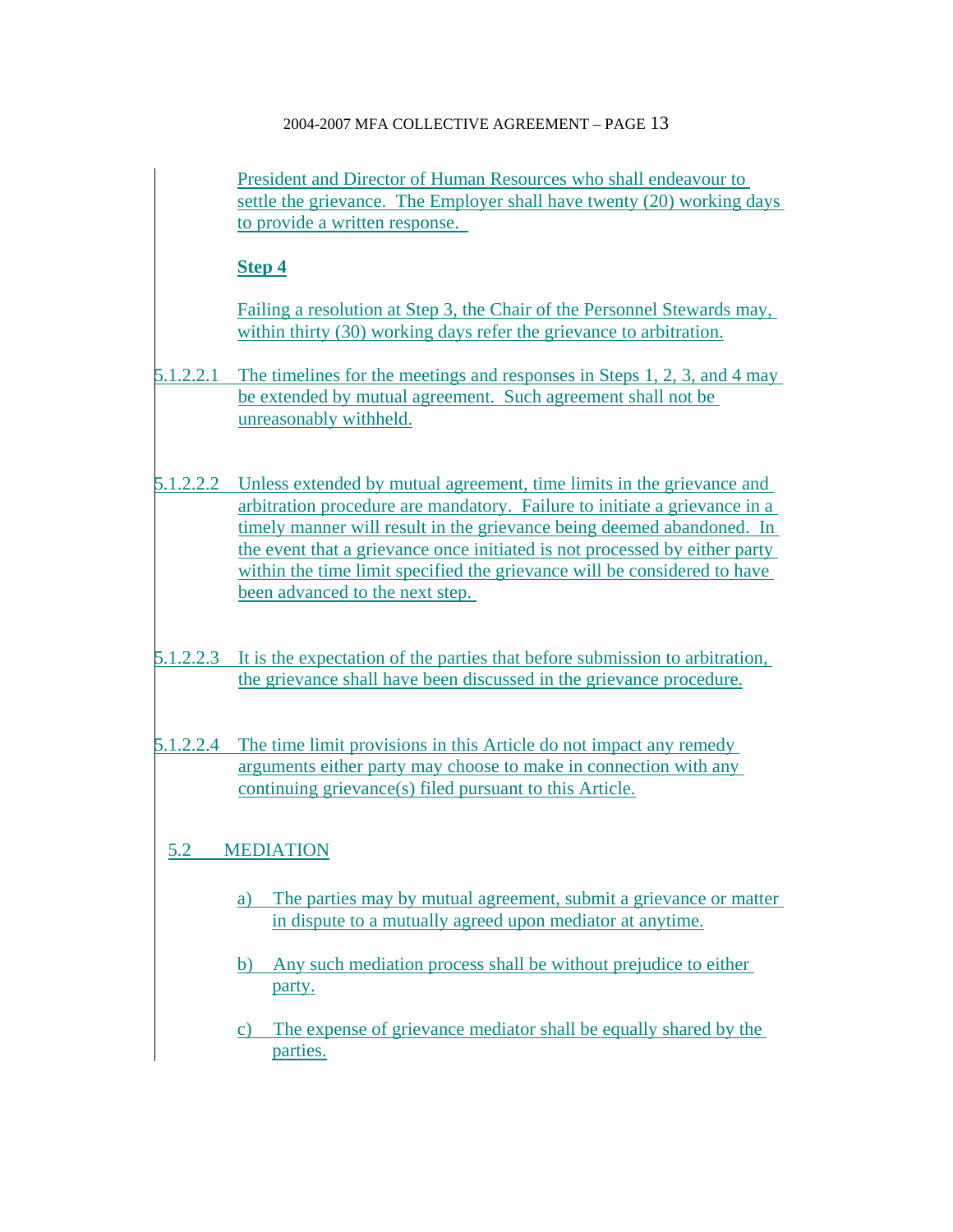President and Director of Human Resources who shall endeavour to settle the grievance. The Employer shall have twenty (20) working days to provide a written response.

**Step 4**

Failing a resolution at Step 3, the Chair of the Personnel Stewards may, within thirty (30) working days refer the grievance to arbitration.

5.1.2.2.1 The timelines for the meetings and responses in Steps 1, 2, 3, and 4 may be extended by mutual agreement. Such agreement shall not be unreasonably withheld.

5.1.2.2.2 Unless extended by mutual agreement, time limits in the grievance and arbitration procedure are mandatory. Failure to initiate a grievance in a timely manner will result in the grievance being deemed abandoned. In the event that a grievance once initiated is not processed by either party within the time limit specified the grievance will be considered to have been advanced to the next step.

5.1.2.2.3 It is the expectation of the parties that before submission to arbitration, the grievance shall have been discussed in the grievance procedure.

5.1.2.2.4 The time limit provisions in this Article do not impact any remedy arguments either party may choose to make in connection with any continuing grievance(s) filed pursuant to this Article.

## 5.2 MEDIATION

a) The parties may by mutual agreement, submit a grievance or matter in dispute to a mutually agreed upon mediator at anytime.

b) Any such mediation process shall be without prejudice to either party.

c) The expense of grievance mediator shall be equally shared by the parties.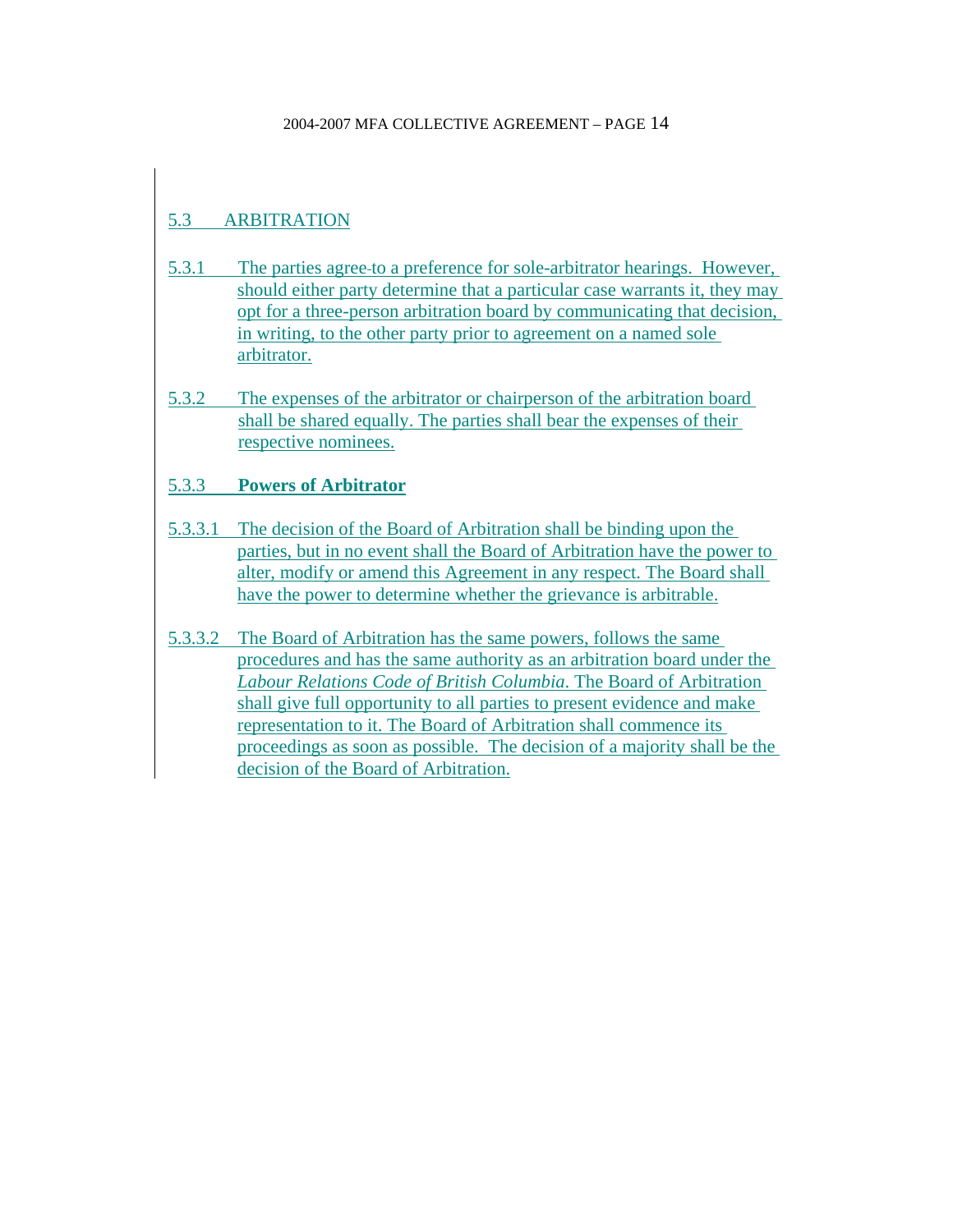## 5.3 ARBITRATION

5.3.1 The parties agree to a preference for sole-arbitrator hearings. However, should either party determine that a particular case warrants it, they may opt for a three-person arbitration board by communicating that decision, in writing, to the other party prior to agreement on a named sole arbitrator.

5.3.2 The expenses of the arbitrator or chairperson of the arbitration board shall be shared equally. The parties shall bear the expenses of their respective nominees.

### 5.3.3 **Powers of Arbitrator**

5.3.3.1 The decision of the Board of Arbitration shall be binding upon the parties, but in no event shall the Board of Arbitration have the power to alter, modify or amend this Agreement in any respect. The Board shall have the power to determine whether the grievance is arbitrable.

5.3.3.2 The Board of Arbitration has the same powers, follows the same procedures and has the same authority as an arbitration board under the *Labour Relations Code of British Columbia.* The Board of Arbitration shall give full opportunity to all parties to present evidence and make representation to it. The Board of Arbitration shall commence its proceedings as soon as possible. The decision of a majority shall be the decision of the Board of Arbitration.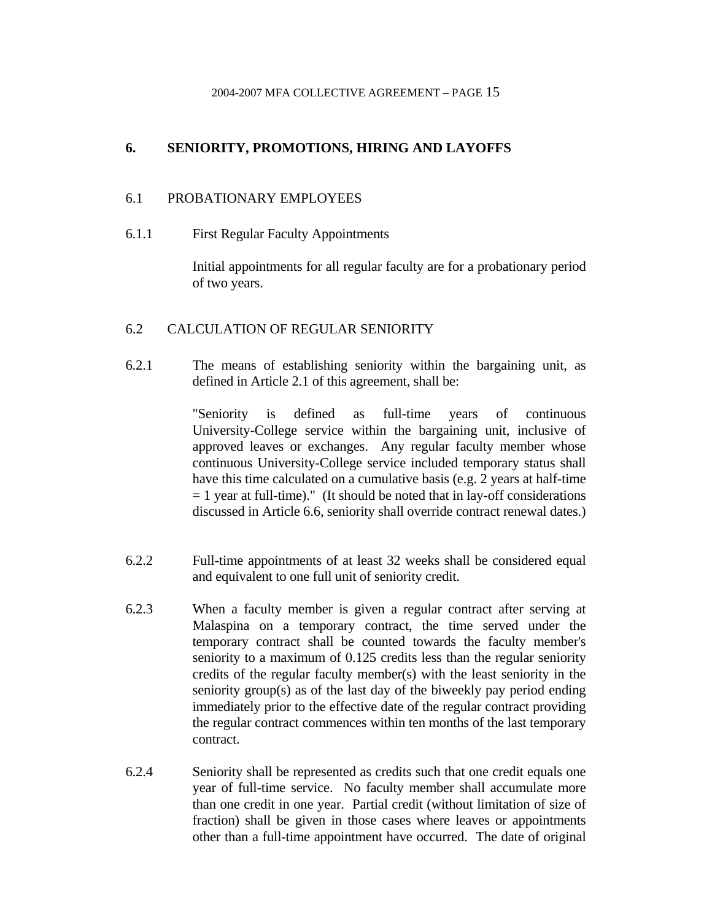## 6. SENIORITY, PROMOTIONS, HIRING AND LAYOFFS

### 6.1 PROBATIONARY EMPLOYEES

6.1.1 First Regular Faculty Appointments

Initial appointments for all regular faculty are for a probationary period of two years.

### 6.2 CALCULATION OF REGULAR SENIORITY

6.2.1 The means of establishing seniority within the bargaining unit, as defined in Article 2.1 of this agreement, shall be:

"Seniority is defined as full-time years of continuous University-College service within the bargaining unit, inclusive of approved leaves or exchanges. Any regular faculty member whose continuous University-College service included temporary status shall have this time calculated on a cumulative basis (e.g. 2 years at half-time = 1 year at full-time)." (It should be noted that in lay-off considerations discussed in Article 6.6, seniority shall override contract renewal dates.)

6.2.2 Full-time appointments of at least 32 weeks shall be considered equal and equivalent to one full unit of seniority credit.

6.2.3 When a faculty member is given a regular contract after serving at Malaspina on a temporary contract, the time served under the temporary contract shall be counted towards the faculty member's seniority to a maximum of 0.125 credits less than the regular seniority credits of the regular faculty member(s) with the least seniority in the seniority group(s) as of the last day of the biweekly pay period ending immediately prior to the effective date of the regular contract providing the regular contract commences within ten months of the last temporary contract.

6.2.4 Seniority shall be represented as credits such that one credit equals one year of full-time service. No faculty member shall accumulate more than one credit in one year. Partial credit (without limitation of size of fraction) shall be given in those cases where leaves or appointments other than a full-time appointment have occurred. The date of original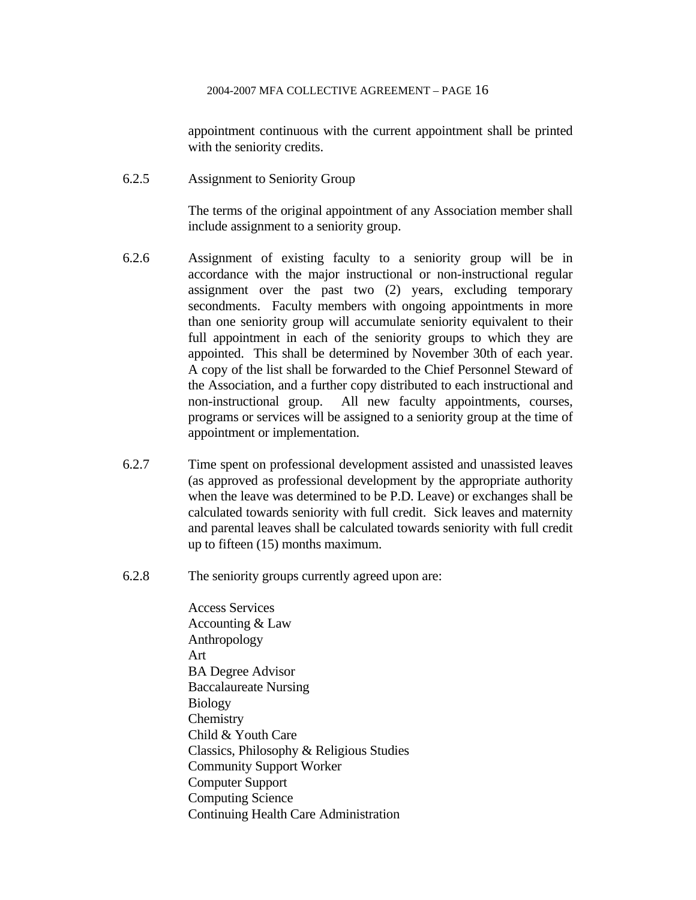appointment continuous with the current appointment shall be printed with the seniority credits.

6.2.5 Assignment to Seniority Group

The terms of the original appointment of any Association member shall include assignment to a seniority group.

6.2.6 Assignment of existing faculty to a seniority group will be in accordance with the major instructional or non-instructional regular assignment over the past two (2) years, excluding temporary secondments. Faculty members with ongoing appointments in more than one seniority group will accumulate seniority equivalent to their full appointment in each of the seniority groups to which they are appointed. This shall be determined by November 30th of each year. A copy of the list shall be forwarded to the Chief Personnel Steward of the Association, and a further copy distributed to each instructional and non-instructional group. All new faculty appointments, courses, programs or services will be assigned to a seniority group at the time of appointment or implementation.

6.2.7 Time spent on professional development assisted and unassisted leaves (as approved as professional development by the appropriate authority when the leave was determined to be P.D. Leave) or exchanges shall be calculated towards seniority with full credit. Sick leaves and maternity and parental leaves shall be calculated towards seniority with full credit up to fifteen (15) months maximum.

6.2.8 The seniority groups currently agreed upon are:

Access Services
Accounting & Law
Anthropology
Art
BA Degree Advisor
Baccalaureate Nursing
Biology
Chemistry
Child & Youth Care
Classics, Philosophy & Religious Studies
Community Support Worker
Computer Support
Computing Science
Continuing Health Care Administration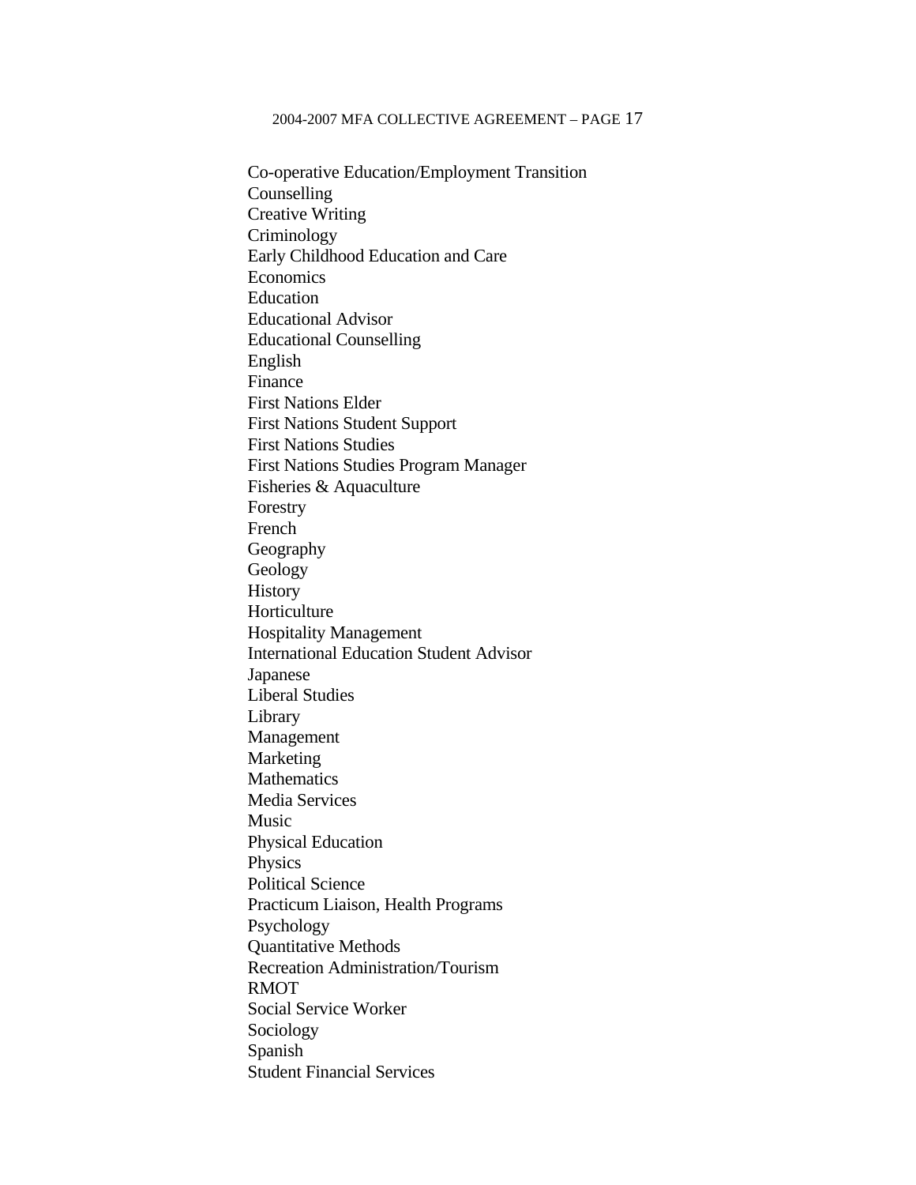Co-operative Education/Employment Transition
Counselling
Creative Writing
Criminology
Early Childhood Education and Care
Economics
Education
Educational Advisor
Educational Counselling
English
Finance
First Nations Elder
First Nations Student Support
First Nations Studies
First Nations Studies Program Manager
Fisheries & Aquaculture
Forestry
French
Geography
Geology
History
Horticulture
Hospitality Management
International Education Student Advisor
Japanese
Liberal Studies
Library
Management
Marketing
Mathematics
Media Services
Music
Physical Education
Physics
Political Science
Practicum Liaison, Health Programs
Psychology
Quantitative Methods
Recreation Administration/Tourism
RMOT
Social Service Worker
Sociology
Spanish
Student Financial Services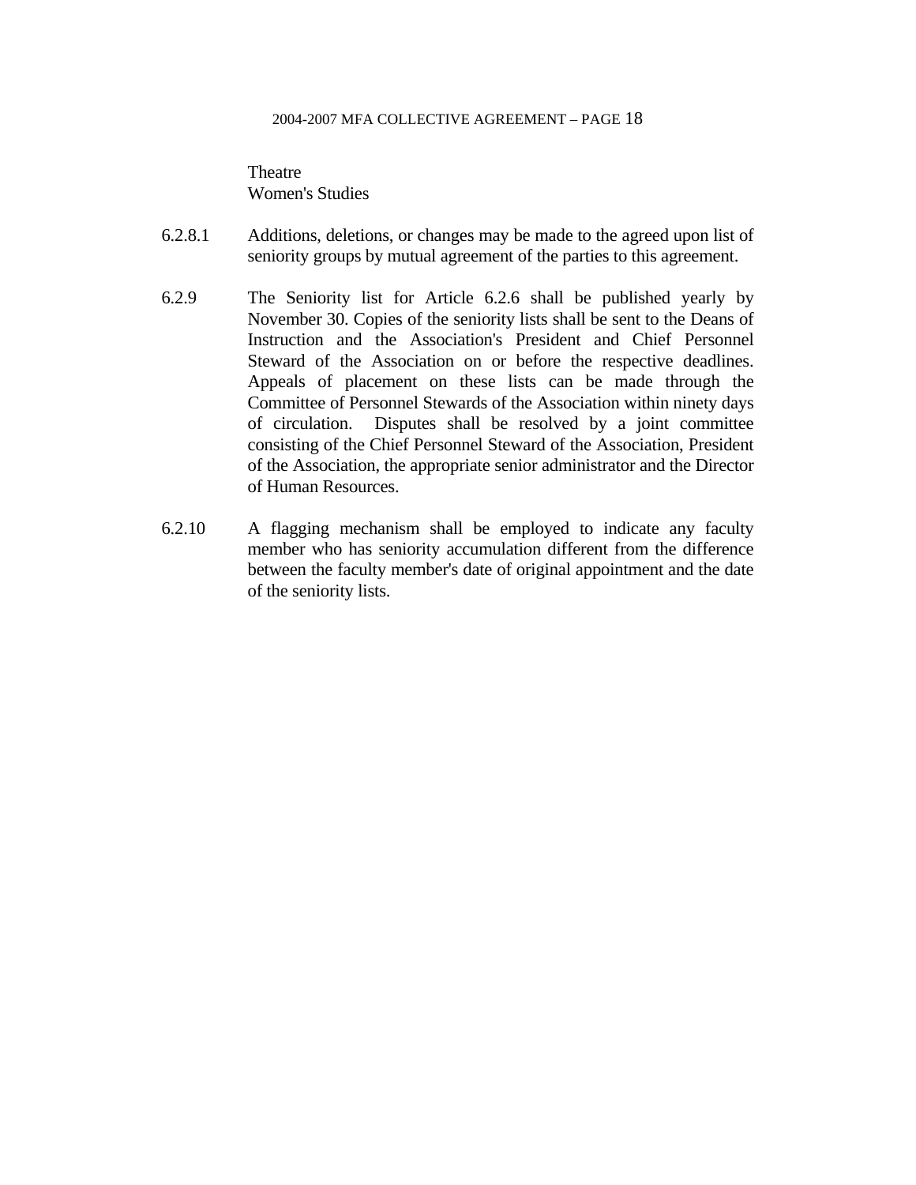Theatre
Women's Studies

6.2.8.1 Additions, deletions, or changes may be made to the agreed upon list of seniority groups by mutual agreement of the parties to this agreement.

6.2.9 The Seniority list for Article 6.2.6 shall be published yearly by November 30. Copies of the seniority lists shall be sent to the Deans of Instruction and the Association's President and Chief Personnel Steward of the Association on or before the respective deadlines. Appeals of placement on these lists can be made through the Committee of Personnel Stewards of the Association within ninety days of circulation. Disputes shall be resolved by a joint committee consisting of the Chief Personnel Steward of the Association, President of the Association, the appropriate senior administrator and the Director of Human Resources.

6.2.10 A flagging mechanism shall be employed to indicate any faculty member who has seniority accumulation different from the difference between the faculty member's date of original appointment and the date of the seniority lists.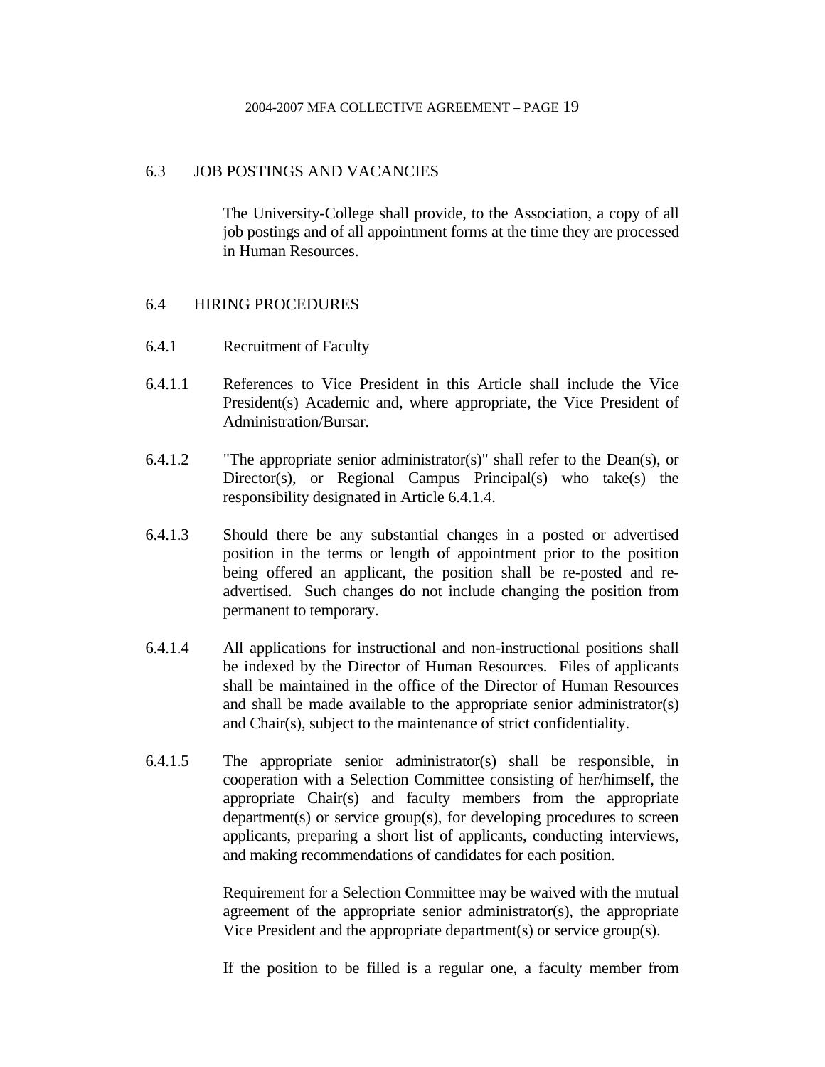## 6.3 JOB POSTINGS AND VACANCIES

The University-College shall provide, to the Association, a copy of all job postings and of all appointment forms at the time they are processed in Human Resources.

## 6.4 HIRING PROCEDURES

### 6.4.1 Recruitment of Faculty

6.4.1.1 References to Vice President in this Article shall include the Vice President(s) Academic and, where appropriate, the Vice President of Administration/Bursar.

6.4.1.2 "The appropriate senior administrator(s)" shall refer to the Dean(s), or Director(s), or Regional Campus Principal(s) who take(s) the responsibility designated in Article 6.4.1.4.

6.4.1.3 Should there be any substantial changes in a posted or advertised position in the terms or length of appointment prior to the position being offered an applicant, the position shall be re-posted and re-advertised. Such changes do not include changing the position from permanent to temporary.

6.4.1.4 All applications for instructional and non-instructional positions shall be indexed by the Director of Human Resources. Files of applicants shall be maintained in the office of the Director of Human Resources and shall be made available to the appropriate senior administrator(s) and Chair(s), subject to the maintenance of strict confidentiality.

6.4.1.5 The appropriate senior administrator(s) shall be responsible, in cooperation with a Selection Committee consisting of her/himself, the appropriate Chair(s) and faculty members from the appropriate department(s) or service group(s), for developing procedures to screen applicants, preparing a short list of applicants, conducting interviews, and making recommendations of candidates for each position.

Requirement for a Selection Committee may be waived with the mutual agreement of the appropriate senior administrator(s), the appropriate Vice President and the appropriate department(s) or service group(s).

If the position to be filled is a regular one, a faculty member from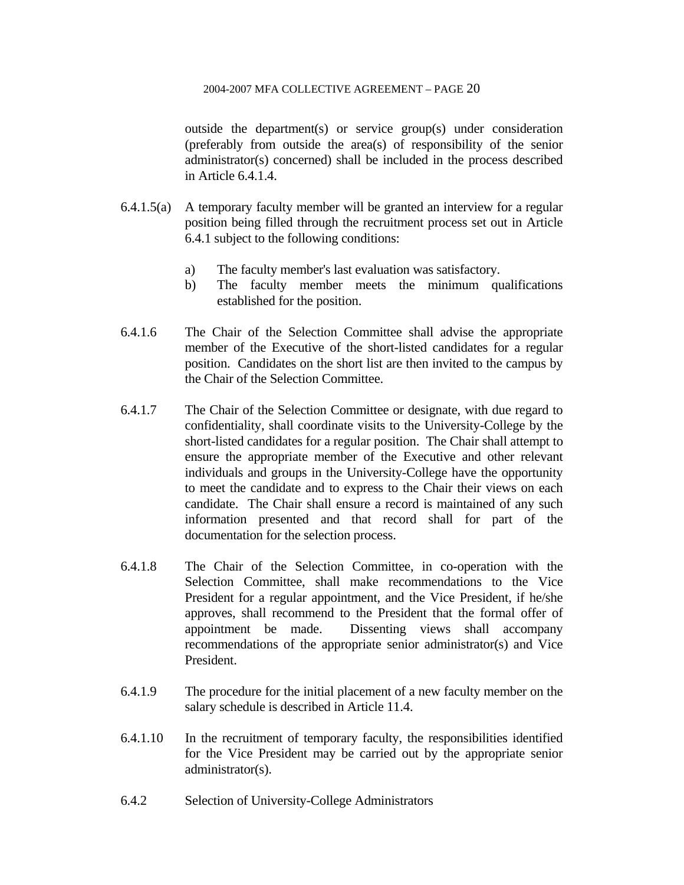outside the department(s) or service group(s) under consideration (preferably from outside the area(s) of responsibility of the senior administrator(s) concerned) shall be included in the process described in Article 6.4.1.4.

6.4.1.5(a) A temporary faculty member will be granted an interview for a regular position being filled through the recruitment process set out in Article 6.4.1 subject to the following conditions:

a) The faculty member's last evaluation was satisfactory.
b) The faculty member meets the minimum qualifications established for the position.

6.4.1.6 The Chair of the Selection Committee shall advise the appropriate member of the Executive of the short-listed candidates for a regular position. Candidates on the short list are then invited to the campus by the Chair of the Selection Committee.

6.4.1.7 The Chair of the Selection Committee or designate, with due regard to confidentiality, shall coordinate visits to the University-College by the short-listed candidates for a regular position. The Chair shall attempt to ensure the appropriate member of the Executive and other relevant individuals and groups in the University-College have the opportunity to meet the candidate and to express to the Chair their views on each candidate. The Chair shall ensure a record is maintained of any such information presented and that record shall for part of the documentation for the selection process.

6.4.1.8 The Chair of the Selection Committee, in co-operation with the Selection Committee, shall make recommendations to the Vice President for a regular appointment, and the Vice President, if he/she approves, shall recommend to the President that the formal offer of appointment be made. Dissenting views shall accompany recommendations of the appropriate senior administrator(s) and Vice President.

6.4.1.9 The procedure for the initial placement of a new faculty member on the salary schedule is described in Article 11.4.

6.4.1.10 In the recruitment of temporary faculty, the responsibilities identified for the Vice President may be carried out by the appropriate senior administrator(s).

6.4.2 Selection of University-College Administrators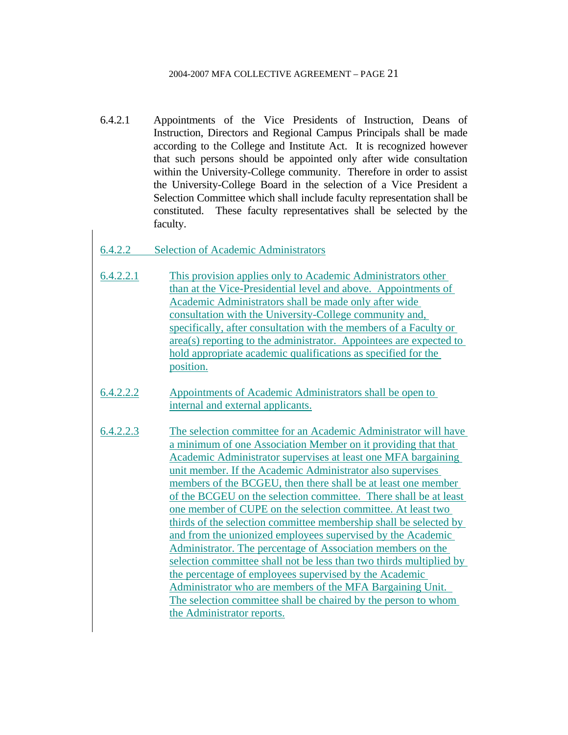6.4.2.1 Appointments of the Vice Presidents of Instruction, Deans of Instruction, Directors and Regional Campus Principals shall be made according to the College and Institute Act. It is recognized however that such persons should be appointed only after wide consultation within the University-College community. Therefore in order to assist the University-College Board in the selection of a Vice President a Selection Committee which shall include faculty representation shall be constituted. These faculty representatives shall be selected by the faculty.

6.4.2.2 Selection of Academic Administrators

6.4.2.2.1 This provision applies only to Academic Administrators other than at the Vice-Presidential level and above. Appointments of Academic Administrators shall be made only after wide consultation with the University-College community and, specifically, after consultation with the members of a Faculty or area(s) reporting to the administrator. Appointees are expected to hold appropriate academic qualifications as specified for the position.

6.4.2.2.2 Appointments of Academic Administrators shall be open to internal and external applicants.

6.4.2.2.3 The selection committee for an Academic Administrator will have a minimum of one Association Member on it providing that that Academic Administrator supervises at least one MFA bargaining unit member. If the Academic Administrator also supervises members of the BCGEU, then there shall be at least one member of the BCGEU on the selection committee. There shall be at least one member of CUPE on the selection committee. At least two thirds of the selection committee membership shall be selected by and from the unionized employees supervised by the Academic Administrator. The percentage of Association members on the selection committee shall not be less than two thirds multiplied by the percentage of employees supervised by the Academic Administrator who are members of the MFA Bargaining Unit. The selection committee shall be chaired by the person to whom the Administrator reports.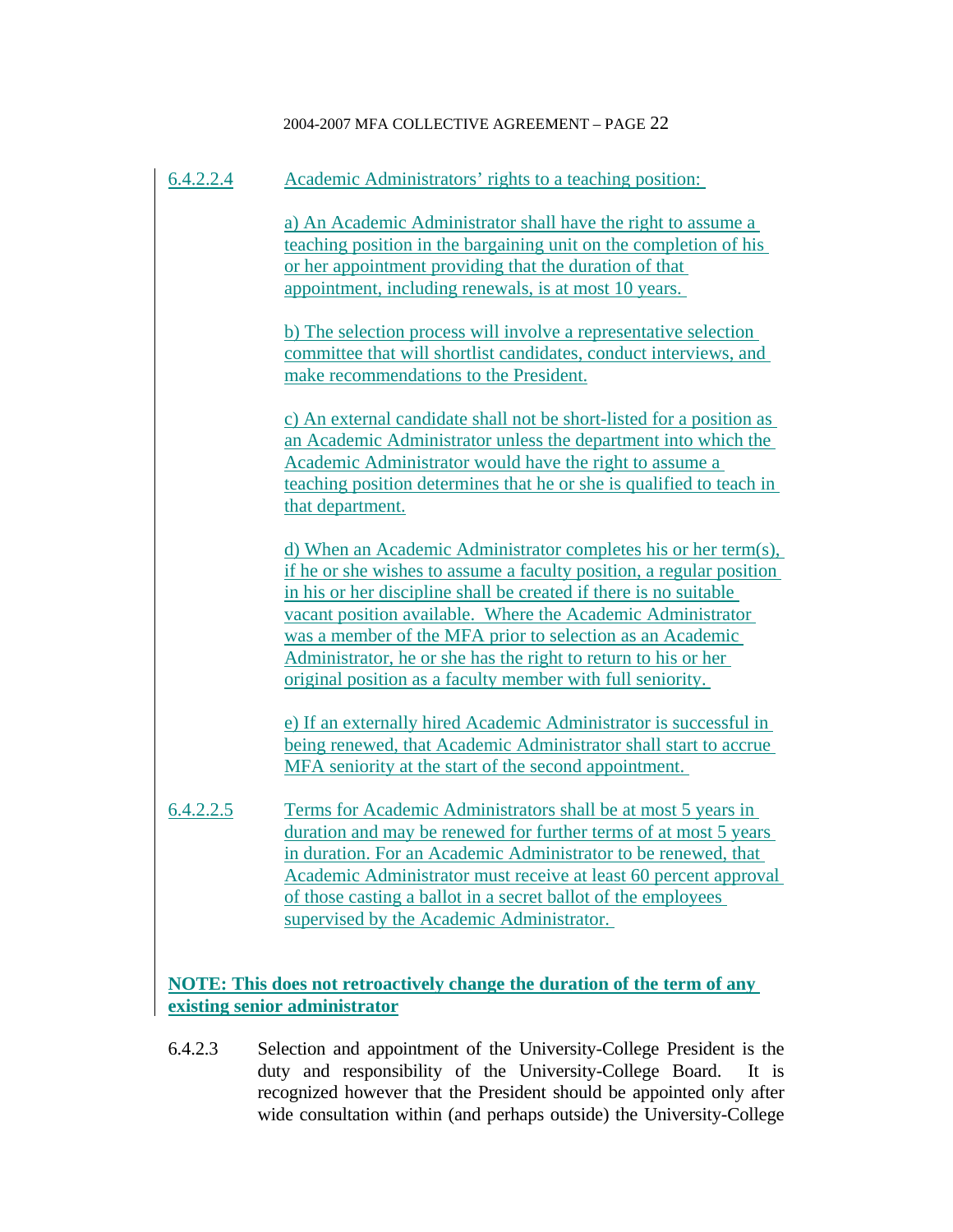6.4.2.2.4 Academic Administrators' rights to a teaching position:

a) An Academic Administrator shall have the right to assume a teaching position in the bargaining unit on the completion of his or her appointment providing that the duration of that appointment, including renewals, is at most 10 years.

b) The selection process will involve a representative selection committee that will shortlist candidates, conduct interviews, and make recommendations to the President.

c) An external candidate shall not be short-listed for a position as an Academic Administrator unless the department into which the Academic Administrator would have the right to assume a teaching position determines that he or she is qualified to teach in that department.

d) When an Academic Administrator completes his or her term(s), if he or she wishes to assume a faculty position, a regular position in his or her discipline shall be created if there is no suitable vacant position available. Where the Academic Administrator was a member of the MFA prior to selection as an Academic Administrator, he or she has the right to return to his or her original position as a faculty member with full seniority.

e) If an externally hired Academic Administrator is successful in being renewed, that Academic Administrator shall start to accrue MFA seniority at the start of the second appointment.

6.4.2.2.5 Terms for Academic Administrators shall be at most 5 years in duration and may be renewed for further terms of at most 5 years in duration. For an Academic Administrator to be renewed, that Academic Administrator must receive at least 60 percent approval of those casting a ballot in a secret ballot of the employees supervised by the Academic Administrator.

**NOTE: This does not retroactively change the duration of the term of any existing senior administrator**

6.4.2.3 Selection and appointment of the University-College President is the duty and responsibility of the University-College Board. It is recognized however that the President should be appointed only after wide consultation within (and perhaps outside) the University-College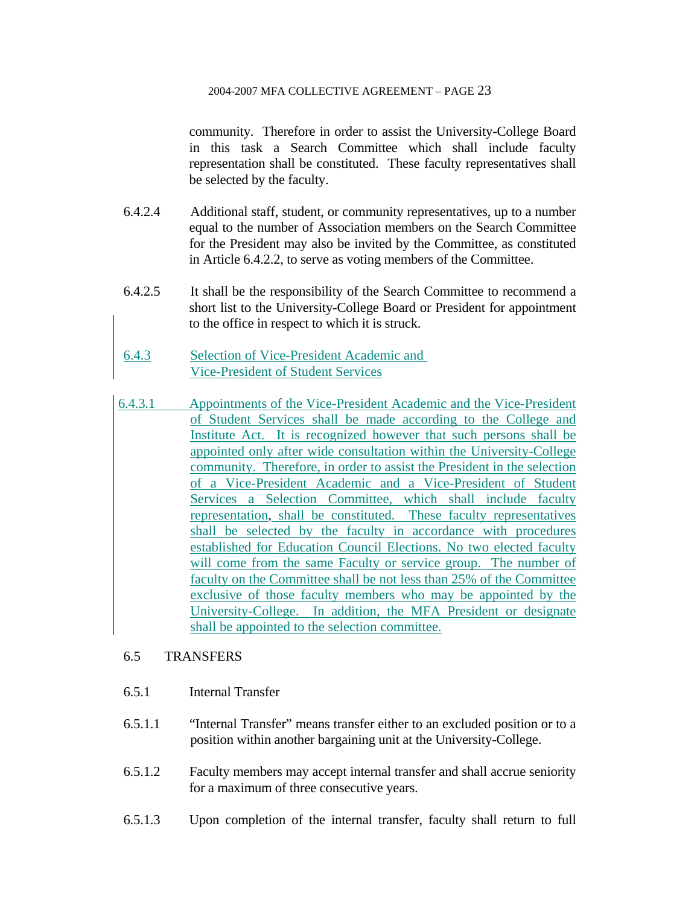community. Therefore in order to assist the University-College Board in this task a Search Committee which shall include faculty representation shall be constituted. These faculty representatives shall be selected by the faculty.

6.4.2.4 Additional staff, student, or community representatives, up to a number equal to the number of Association members on the Search Committee for the President may also be invited by the Committee, as constituted in Article 6.4.2.2, to serve as voting members of the Committee.

6.4.2.5 It shall be the responsibility of the Search Committee to recommend a short list to the University-College Board or President for appointment to the office in respect to which it is struck.

6.4.3 Selection of Vice-President Academic and Vice-President of Student Services

6.4.3.1 Appointments of the Vice-President Academic and the Vice-President of Student Services shall be made according to the College and Institute Act. It is recognized however that such persons shall be appointed only after wide consultation within the University-College community. Therefore, in order to assist the President in the selection of a Vice-President Academic and a Vice-President of Student Services a Selection Committee, which shall include faculty representation, shall be constituted. These faculty representatives shall be selected by the faculty in accordance with procedures established for Education Council Elections. No two elected faculty will come from the same Faculty or service group. The number of faculty on the Committee shall be not less than 25% of the Committee exclusive of those faculty members who may be appointed by the University-College. In addition, the MFA President or designate shall be appointed to the selection committee.

## 6.5 TRANSFERS

### 6.5.1 Internal Transfer

6.5.1.1 "Internal Transfer" means transfer either to an excluded position or to a position within another bargaining unit at the University-College.

6.5.1.2 Faculty members may accept internal transfer and shall accrue seniority for a maximum of three consecutive years.

6.5.1.3 Upon completion of the internal transfer, faculty shall return to full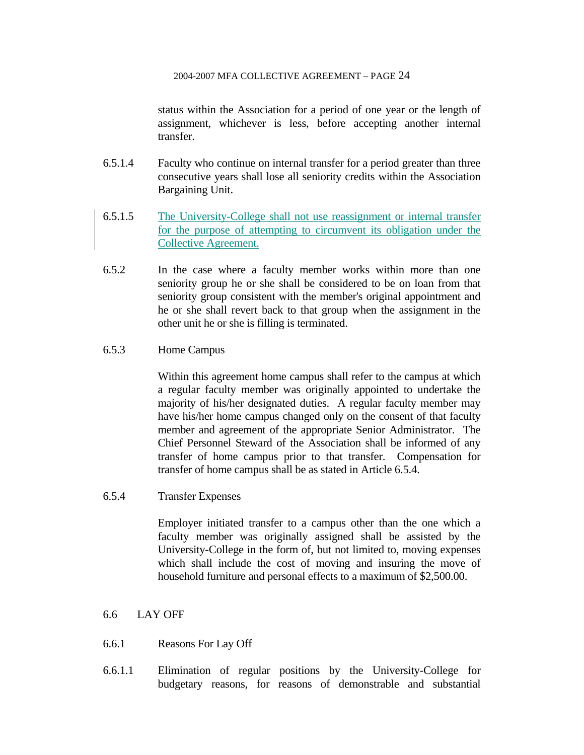status within the Association for a period of one year or the length of assignment, whichever is less, before accepting another internal transfer.

6.5.1.4 Faculty who continue on internal transfer for a period greater than three consecutive years shall lose all seniority credits within the Association Bargaining Unit.

6.5.1.5 The University-College shall not use reassignment or internal transfer for the purpose of attempting to circumvent its obligation under the Collective Agreement.

6.5.2 In the case where a faculty member works within more than one seniority group he or she shall be considered to be on loan from that seniority group consistent with the member's original appointment and he or she shall revert back to that group when the assignment in the other unit he or she is filling is terminated.

6.5.3 Home Campus

Within this agreement home campus shall refer to the campus at which a regular faculty member was originally appointed to undertake the majority of his/her designated duties. A regular faculty member may have his/her home campus changed only on the consent of that faculty member and agreement of the appropriate Senior Administrator. The Chief Personnel Steward of the Association shall be informed of any transfer of home campus prior to that transfer. Compensation for transfer of home campus shall be as stated in Article 6.5.4.

6.5.4 Transfer Expenses

Employer initiated transfer to a campus other than the one which a faculty member was originally assigned shall be assisted by the University-College in the form of, but not limited to, moving expenses which shall include the cost of moving and insuring the move of household furniture and personal effects to a maximum of $2,500.00.

## 6.6 LAY OFF

6.6.1 Reasons For Lay Off

6.6.1.1 Elimination of regular positions by the University-College for budgetary reasons, for reasons of demonstrable and substantial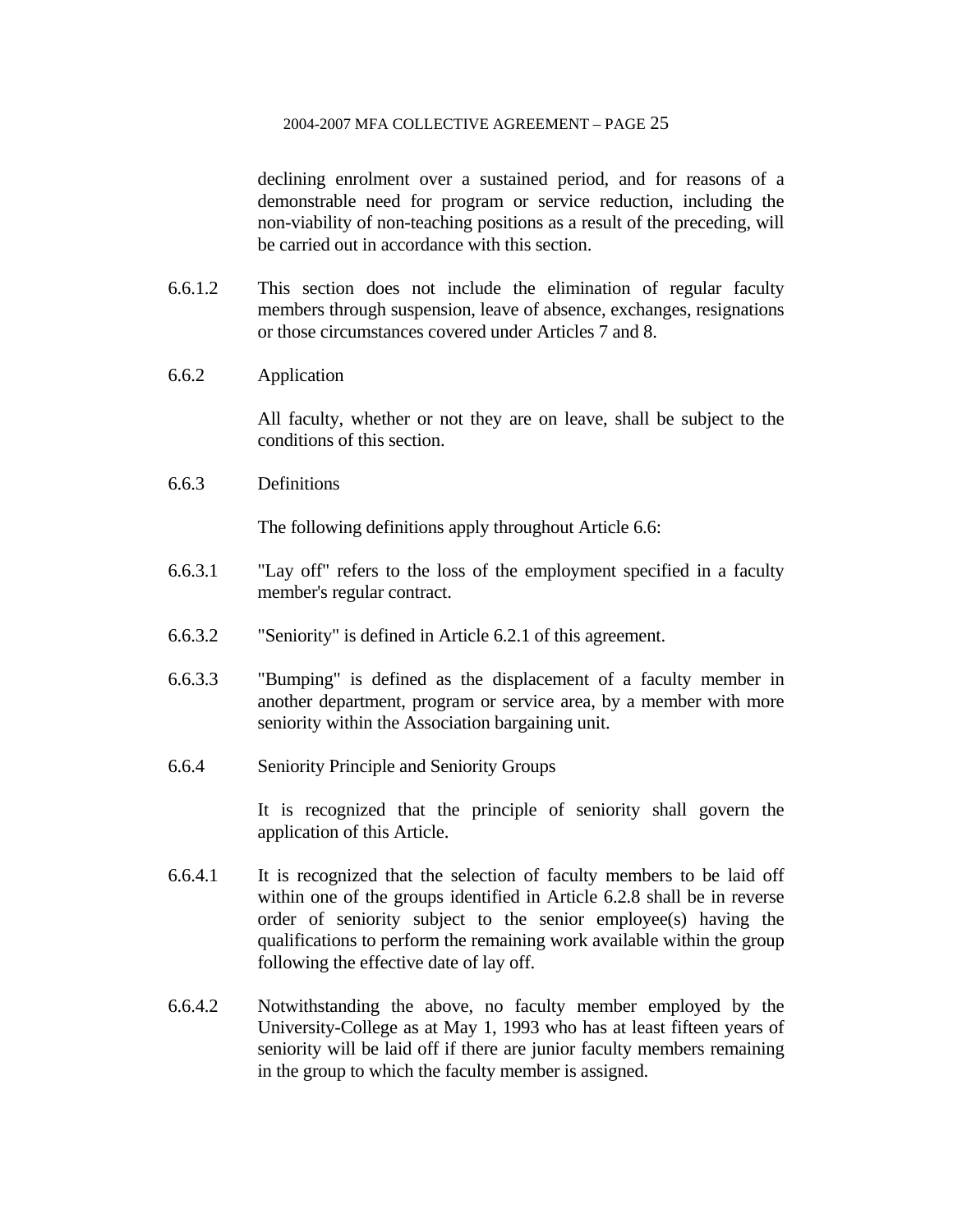declining enrolment over a sustained period, and for reasons of a demonstrable need for program or service reduction, including the non-viability of non-teaching positions as a result of the preceding, will be carried out in accordance with this section.

6.6.1.2 This section does not include the elimination of regular faculty members through suspension, leave of absence, exchanges, resignations or those circumstances covered under Articles 7 and 8.

6.6.2 Application

All faculty, whether or not they are on leave, shall be subject to the conditions of this section.

6.6.3 Definitions

The following definitions apply throughout Article 6.6:

6.6.3.1 "Lay off" refers to the loss of the employment specified in a faculty member's regular contract.

6.6.3.2 "Seniority" is defined in Article 6.2.1 of this agreement.

6.6.3.3 "Bumping" is defined as the displacement of a faculty member in another department, program or service area, by a member with more seniority within the Association bargaining unit.

6.6.4 Seniority Principle and Seniority Groups

It is recognized that the principle of seniority shall govern the application of this Article.

6.6.4.1 It is recognized that the selection of faculty members to be laid off within one of the groups identified in Article 6.2.8 shall be in reverse order of seniority subject to the senior employee(s) having the qualifications to perform the remaining work available within the group following the effective date of lay off.

6.6.4.2 Notwithstanding the above, no faculty member employed by the University-College as at May 1, 1993 who has at least fifteen years of seniority will be laid off if there are junior faculty members remaining in the group to which the faculty member is assigned.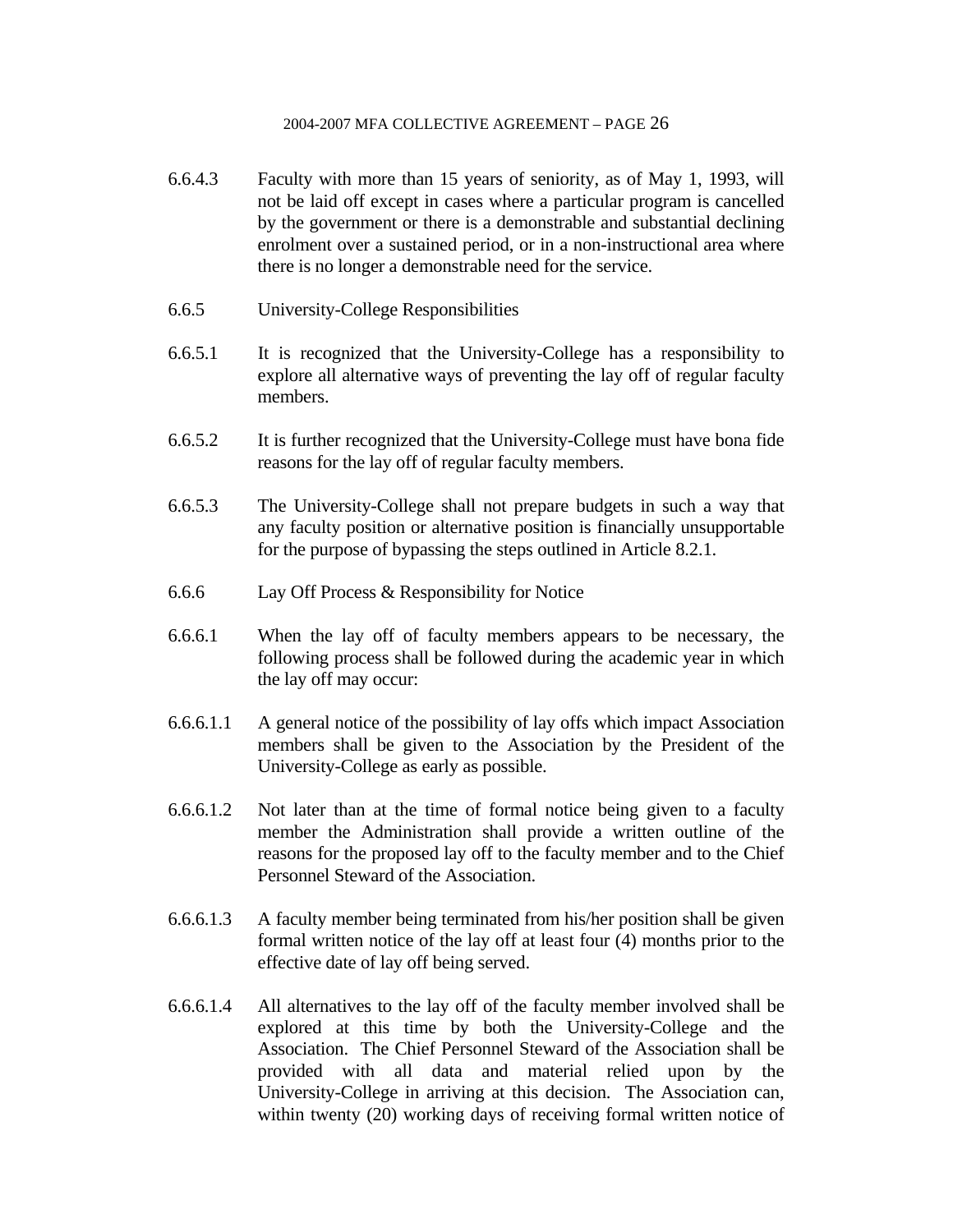6.6.4.3 Faculty with more than 15 years of seniority, as of May 1, 1993, will not be laid off except in cases where a particular program is cancelled by the government or there is a demonstrable and substantial declining enrolment over a sustained period, or in a non-instructional area where there is no longer a demonstrable need for the service.

6.6.5 University-College Responsibilities

6.6.5.1 It is recognized that the University-College has a responsibility to explore all alternative ways of preventing the lay off of regular faculty members.

6.6.5.2 It is further recognized that the University-College must have bona fide reasons for the lay off of regular faculty members.

6.6.5.3 The University-College shall not prepare budgets in such a way that any faculty position or alternative position is financially unsupportable for the purpose of bypassing the steps outlined in Article 8.2.1.

6.6.6 Lay Off Process & Responsibility for Notice

6.6.6.1 When the lay off of faculty members appears to be necessary, the following process shall be followed during the academic year in which the lay off may occur:

6.6.6.1.1 A general notice of the possibility of lay offs which impact Association members shall be given to the Association by the President of the University-College as early as possible.

6.6.6.1.2 Not later than at the time of formal notice being given to a faculty member the Administration shall provide a written outline of the reasons for the proposed lay off to the faculty member and to the Chief Personnel Steward of the Association.

6.6.6.1.3 A faculty member being terminated from his/her position shall be given formal written notice of the lay off at least four (4) months prior to the effective date of lay off being served.

6.6.6.1.4 All alternatives to the lay off of the faculty member involved shall be explored at this time by both the University-College and the Association. The Chief Personnel Steward of the Association shall be provided with all data and material relied upon by the University-College in arriving at this decision. The Association can, within twenty (20) working days of receiving formal written notice of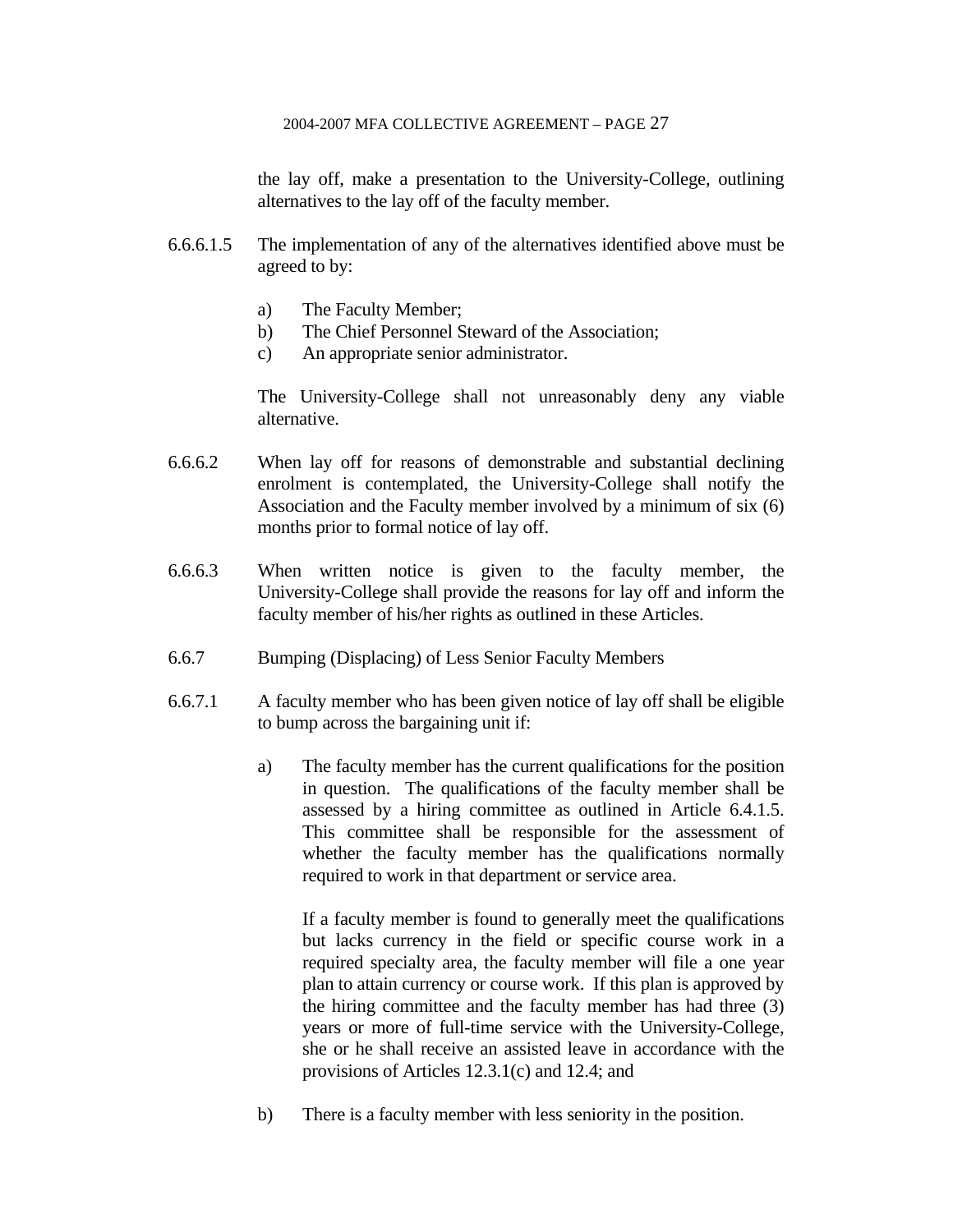the lay off, make a presentation to the University-College, outlining alternatives to the lay off of the faculty member.

6.6.6.1.5 The implementation of any of the alternatives identified above must be agreed to by:

a) The Faculty Member;
b) The Chief Personnel Steward of the Association;
c) An appropriate senior administrator.

The University-College shall not unreasonably deny any viable alternative.

6.6.6.2 When lay off for reasons of demonstrable and substantial declining enrolment is contemplated, the University-College shall notify the Association and the Faculty member involved by a minimum of six (6) months prior to formal notice of lay off.

6.6.6.3 When written notice is given to the faculty member, the University-College shall provide the reasons for lay off and inform the faculty member of his/her rights as outlined in these Articles.

6.6.7 Bumping (Displacing) of Less Senior Faculty Members

6.6.7.1 A faculty member who has been given notice of lay off shall be eligible to bump across the bargaining unit if:

a) The faculty member has the current qualifications for the position in question. The qualifications of the faculty member shall be assessed by a hiring committee as outlined in Article 6.4.1.5. This committee shall be responsible for the assessment of whether the faculty member has the qualifications normally required to work in that department or service area.

   If a faculty member is found to generally meet the qualifications but lacks currency in the field or specific course work in a required specialty area, the faculty member will file a one year plan to attain currency or course work. If this plan is approved by the hiring committee and the faculty member has had three (3) years or more of full-time service with the University-College, she or he shall receive an assisted leave in accordance with the provisions of Articles 12.3.1(c) and 12.4; and

b) There is a faculty member with less seniority in the position.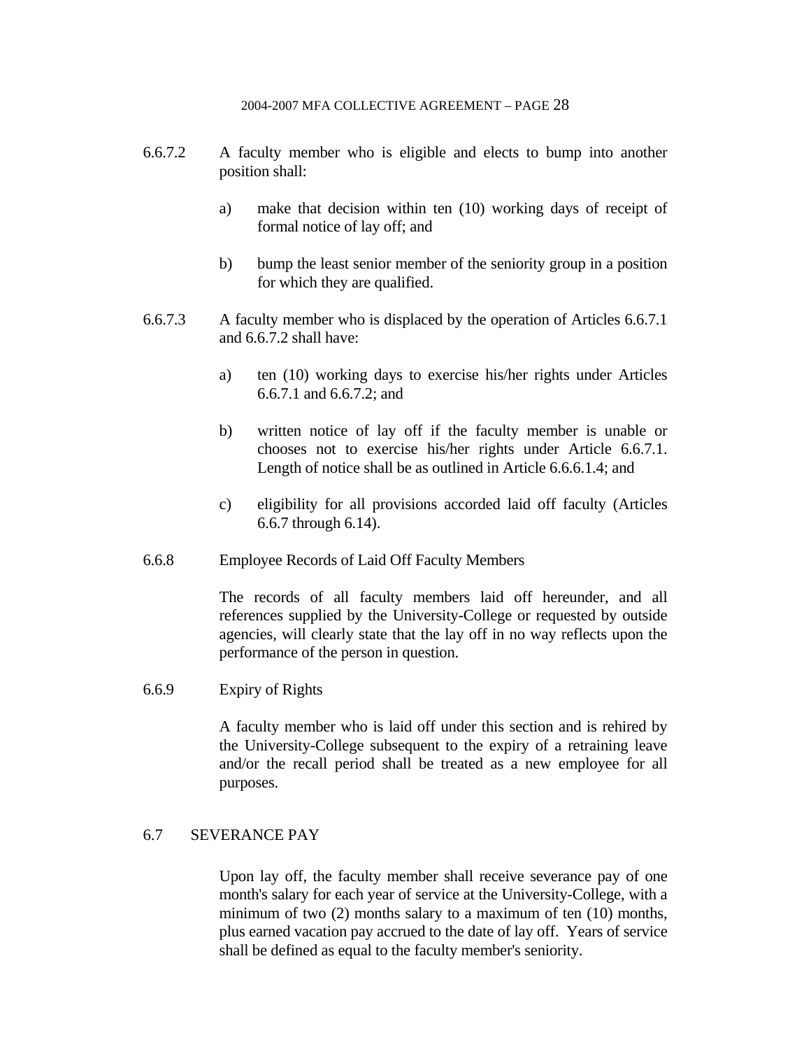6.6.7.2 A faculty member who is eligible and elects to bump into another position shall:

a) make that decision within ten (10) working days of receipt of formal notice of lay off; and

b) bump the least senior member of the seniority group in a position for which they are qualified.

6.6.7.3 A faculty member who is displaced by the operation of Articles 6.6.7.1 and 6.6.7.2 shall have:

a) ten (10) working days to exercise his/her rights under Articles 6.6.7.1 and 6.6.7.2; and

b) written notice of lay off if the faculty member is unable or chooses not to exercise his/her rights under Article 6.6.7.1. Length of notice shall be as outlined in Article 6.6.6.1.4; and

c) eligibility for all provisions accorded laid off faculty (Articles 6.6.7 through 6.14).

6.6.8 Employee Records of Laid Off Faculty Members

The records of all faculty members laid off hereunder, and all references supplied by the University-College or requested by outside agencies, will clearly state that the lay off in no way reflects upon the performance of the person in question.

6.6.9 Expiry of Rights

A faculty member who is laid off under this section and is rehired by the University-College subsequent to the expiry of a retraining leave and/or the recall period shall be treated as a new employee for all purposes.

## 6.7 SEVERANCE PAY

Upon lay off, the faculty member shall receive severance pay of one month's salary for each year of service at the University-College, with a minimum of two (2) months salary to a maximum of ten (10) months, plus earned vacation pay accrued to the date of lay off. Years of service shall be defined as equal to the faculty member's seniority.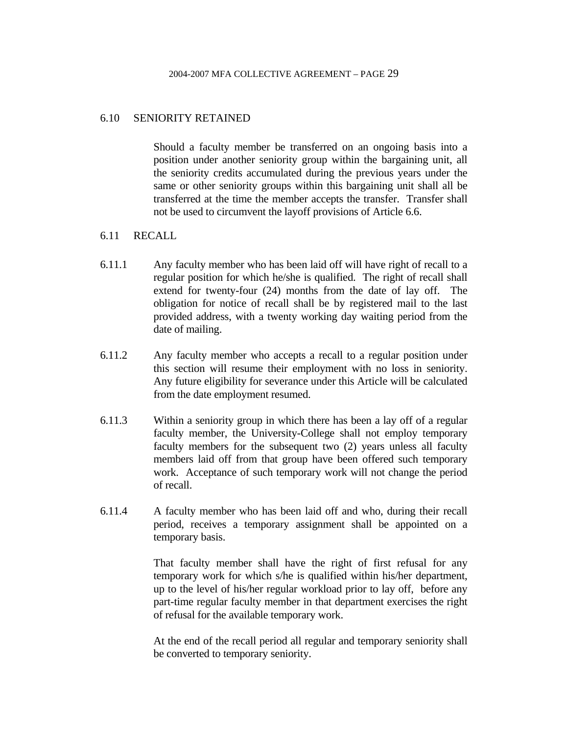## 6.10 SENIORITY RETAINED

Should a faculty member be transferred on an ongoing basis into a position under another seniority group within the bargaining unit, all the seniority credits accumulated during the previous years under the same or other seniority groups within this bargaining unit shall all be transferred at the time the member accepts the transfer. Transfer shall not be used to circumvent the layoff provisions of Article 6.6.

## 6.11 RECALL

6.11.1 Any faculty member who has been laid off will have right of recall to a regular position for which he/she is qualified. The right of recall shall extend for twenty-four (24) months from the date of lay off. The obligation for notice of recall shall be by registered mail to the last provided address, with a twenty working day waiting period from the date of mailing.

6.11.2 Any faculty member who accepts a recall to a regular position under this section will resume their employment with no loss in seniority. Any future eligibility for severance under this Article will be calculated from the date employment resumed.

6.11.3 Within a seniority group in which there has been a lay off of a regular faculty member, the University-College shall not employ temporary faculty members for the subsequent two (2) years unless all faculty members laid off from that group have been offered such temporary work. Acceptance of such temporary work will not change the period of recall.

6.11.4 A faculty member who has been laid off and who, during their recall period, receives a temporary assignment shall be appointed on a temporary basis.

That faculty member shall have the right of first refusal for any temporary work for which s/he is qualified within his/her department, up to the level of his/her regular workload prior to lay off, before any part-time regular faculty member in that department exercises the right of refusal for the available temporary work.

At the end of the recall period all regular and temporary seniority shall be converted to temporary seniority.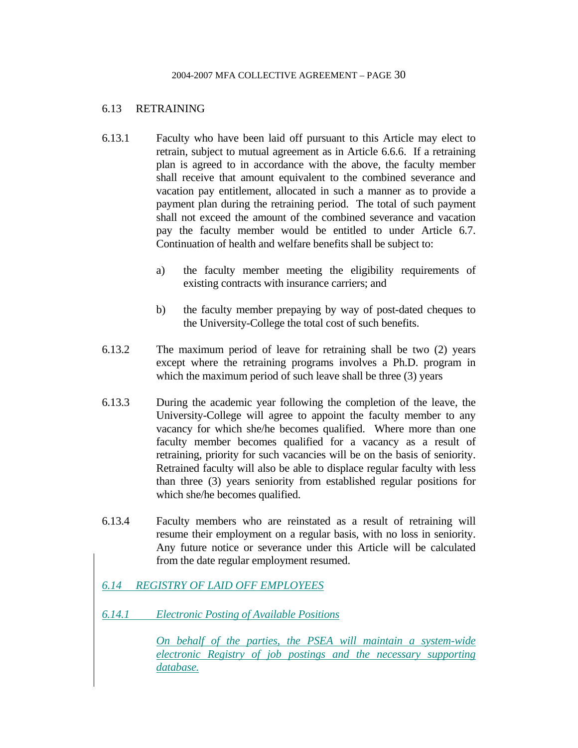## 6.13 RETRAINING

6.13.1 Faculty who have been laid off pursuant to this Article may elect to retrain, subject to mutual agreement as in Article 6.6.6. If a retraining plan is agreed to in accordance with the above, the faculty member shall receive that amount equivalent to the combined severance and vacation pay entitlement, allocated in such a manner as to provide a payment plan during the retraining period. The total of such payment shall not exceed the amount of the combined severance and vacation pay the faculty member would be entitled to under Article 6.7. Continuation of health and welfare benefits shall be subject to:

a) the faculty member meeting the eligibility requirements of existing contracts with insurance carriers; and

b) the faculty member prepaying by way of post-dated cheques to the University-College the total cost of such benefits.

6.13.2 The maximum period of leave for retraining shall be two (2) years except where the retraining programs involves a Ph.D. program in which the maximum period of such leave shall be three (3) years

6.13.3 During the academic year following the completion of the leave, the University-College will agree to appoint the faculty member to any vacancy for which she/he becomes qualified. Where more than one faculty member becomes qualified for a vacancy as a result of retraining, priority for such vacancies will be on the basis of seniority. Retrained faculty will also be able to displace regular faculty with less than three (3) years seniority from established regular positions for which she/he becomes qualified.

6.13.4 Faculty members who are reinstated as a result of retraining will resume their employment on a regular basis, with no loss in seniority. Any future notice or severance under this Article will be calculated from the date regular employment resumed.

## *6.14 REGISTRY OF LAID OFF EMPLOYEES*

*6.14.1 Electronic Posting of Available Positions*

*On behalf of the parties, the PSEA will maintain a system-wide electronic Registry of job postings and the necessary supporting database.*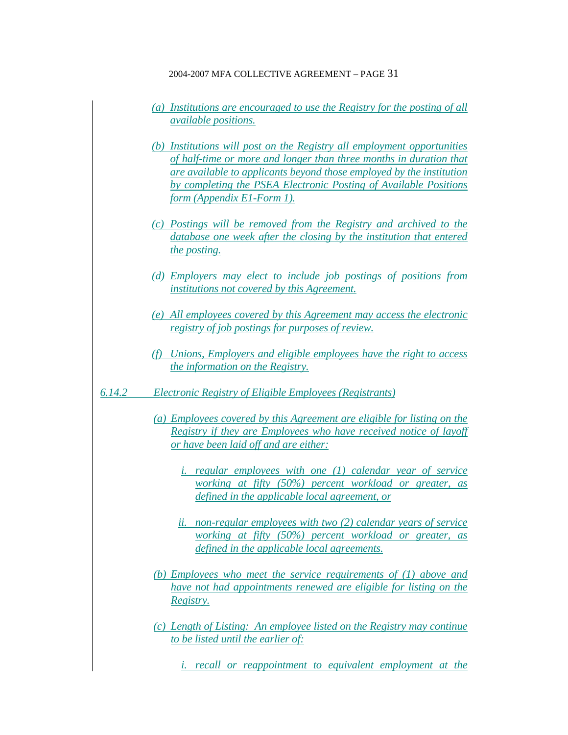*(a) Institutions are encouraged to use the Registry for the posting of all available positions.*

*(b) Institutions will post on the Registry all employment opportunities of half-time or more and longer than three months in duration that are available to applicants beyond those employed by the institution by completing the PSEA Electronic Posting of Available Positions form (Appendix E1-Form 1).*

*(c) Postings will be removed from the Registry and archived to the database one week after the closing by the institution that entered the posting.*

*(d) Employers may elect to include job postings of positions from institutions not covered by this Agreement.*

*(e) All employees covered by this Agreement may access the electronic registry of job postings for purposes of review.*

*(f) Unions, Employers and eligible employees have the right to access the information on the Registry.*

*6.14.2 Electronic Registry of Eligible Employees (Registrants)*

*(a) Employees covered by this Agreement are eligible for listing on the Registry if they are Employees who have received notice of layoff or have been laid off and are either:*

*i. regular employees with one (1) calendar year of service working at fifty (50%) percent workload or greater, as defined in the applicable local agreement, or*

*ii. non-regular employees with two (2) calendar years of service working at fifty (50%) percent workload or greater, as defined in the applicable local agreements.*

*(b) Employees who meet the service requirements of (1) above and have not had appointments renewed are eligible for listing on the Registry.*

*(c) Length of Listing: An employee listed on the Registry may continue to be listed until the earlier of:*

*i. recall or reappointment to equivalent employment at the*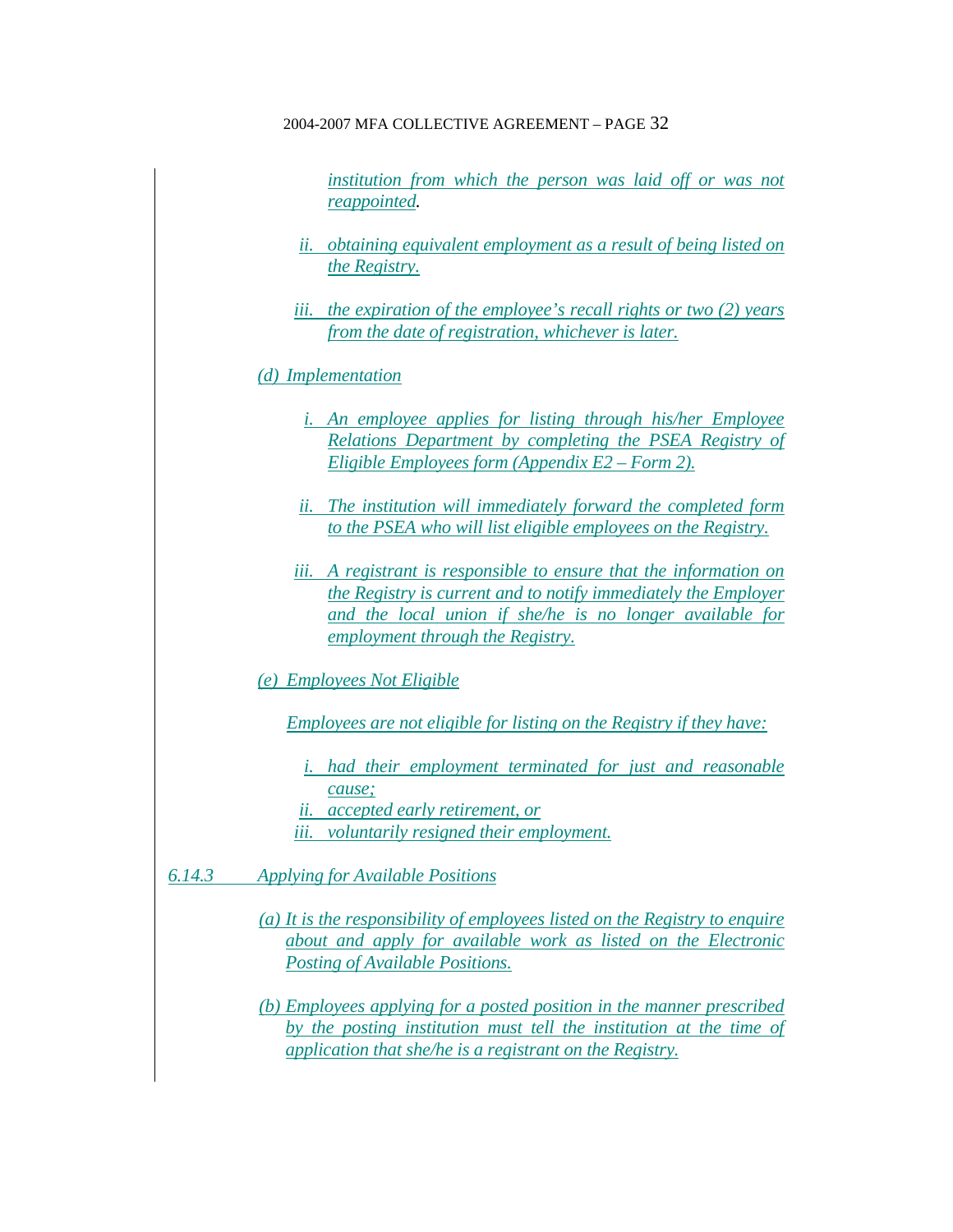*institution from which the person was laid off or was not reappointed.*

ii. *obtaining equivalent employment as a result of being listed on the Registry.*

iii. *the expiration of the employee's recall rights or two (2) years from the date of registration, whichever is later.*

*(d) Implementation*

i. *An employee applies for listing through his/her Employee Relations Department by completing the PSEA Registry of Eligible Employees form (Appendix E2 – Form 2).*

ii. *The institution will immediately forward the completed form to the PSEA who will list eligible employees on the Registry.*

iii. *A registrant is responsible to ensure that the information on the Registry is current and to notify immediately the Employer and the local union if she/he is no longer available for employment through the Registry.*

*(e) Employees Not Eligible*

*Employees are not eligible for listing on the Registry if they have:*

i. *had their employment terminated for just and reasonable cause;*
ii. *accepted early retirement, or*
iii. *voluntarily resigned their employment.*

*6.14.3 Applying for Available Positions*

*(a) It is the responsibility of employees listed on the Registry to enquire about and apply for available work as listed on the Electronic Posting of Available Positions.*

*(b) Employees applying for a posted position in the manner prescribed by the posting institution must tell the institution at the time of application that she/he is a registrant on the Registry.*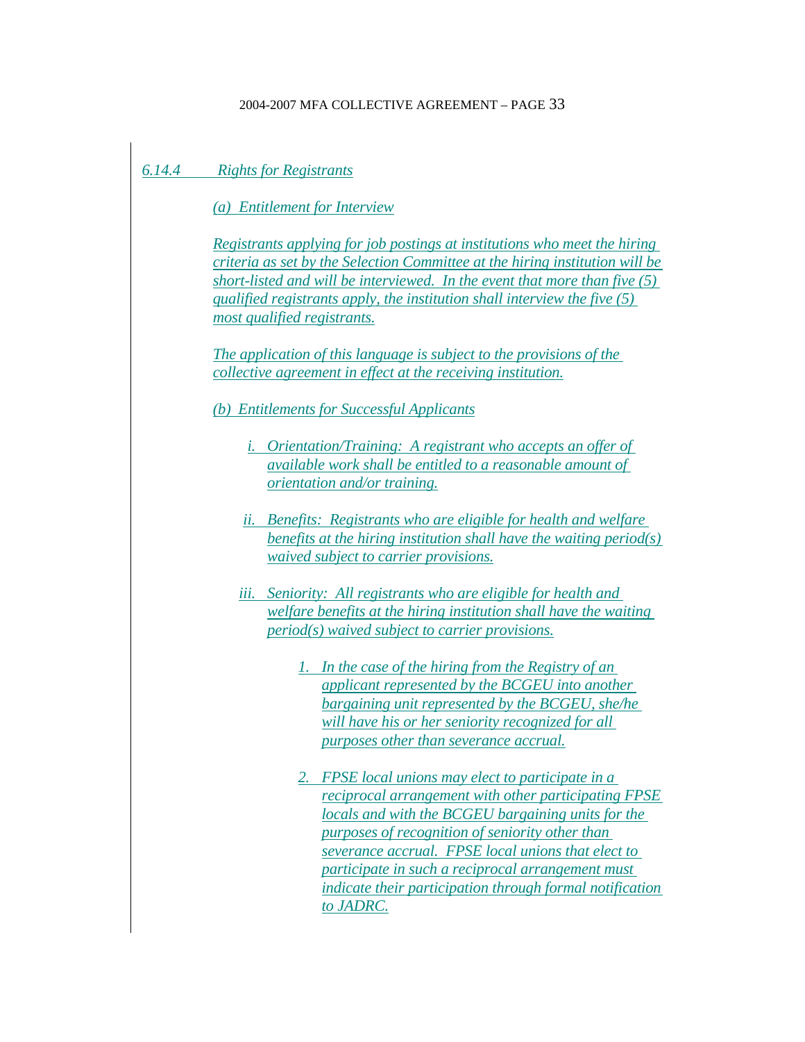### *6.14.4 Rights for Registrants*

*(a) Entitlement for Interview*

*Registrants applying for job postings at institutions who meet the hiring criteria as set by the Selection Committee at the hiring institution will be short-listed and will be interviewed. In the event that more than five (5) qualified registrants apply, the institution shall interview the five (5) most qualified registrants.*

*The application of this language is subject to the provisions of the collective agreement in effect at the receiving institution.*

*(b) Entitlements for Successful Applicants*

*i. Orientation/Training: A registrant who accepts an offer of available work shall be entitled to a reasonable amount of orientation and/or training.*

*ii. Benefits: Registrants who are eligible for health and welfare benefits at the hiring institution shall have the waiting period(s) waived subject to carrier provisions.*

*iii. Seniority: All registrants who are eligible for health and welfare benefits at the hiring institution shall have the waiting period(s) waived subject to carrier provisions.*

*1. In the case of the hiring from the Registry of an applicant represented by the BCGEU into another bargaining unit represented by the BCGEU, she/he will have his or her seniority recognized for all purposes other than severance accrual.*

*2. FPSE local unions may elect to participate in a reciprocal arrangement with other participating FPSE locals and with the BCGEU bargaining units for the purposes of recognition of seniority other than severance accrual. FPSE local unions that elect to participate in such a reciprocal arrangement must indicate their participation through formal notification to JADRC.*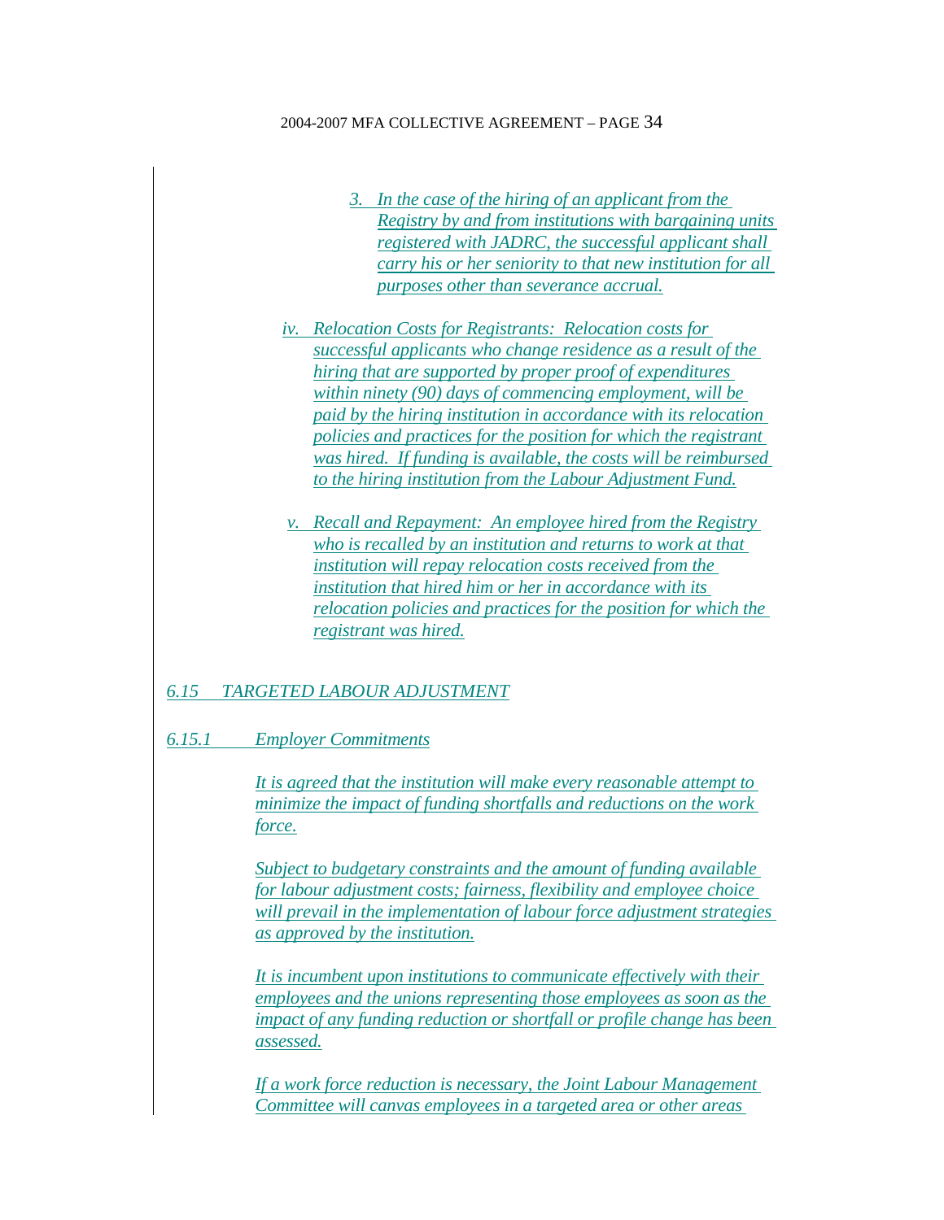3. *In the case of the hiring of an applicant from the Registry by and from institutions with bargaining units registered with JADRC, the successful applicant shall carry his or her seniority to that new institution for all purposes other than severance accrual.*

iv. *Relocation Costs for Registrants: Relocation costs for successful applicants who change residence as a result of the hiring that are supported by proper proof of expenditures within ninety (90) days of commencing employment, will be paid by the hiring institution in accordance with its relocation policies and practices for the position for which the registrant was hired. If funding is available, the costs will be reimbursed to the hiring institution from the Labour Adjustment Fund.*

v. *Recall and Repayment: An employee hired from the Registry who is recalled by an institution and returns to work at that institution will repay relocation costs received from the institution that hired him or her in accordance with its relocation policies and practices for the position for which the registrant was hired.*

## *6.15 TARGETED LABOUR ADJUSTMENT*

### *6.15.1 Employer Commitments*

*It is agreed that the institution will make every reasonable attempt to minimize the impact of funding shortfalls and reductions on the work force.*

*Subject to budgetary constraints and the amount of funding available for labour adjustment costs; fairness, flexibility and employee choice will prevail in the implementation of labour force adjustment strategies as approved by the institution.*

*It is incumbent upon institutions to communicate effectively with their employees and the unions representing those employees as soon as the impact of any funding reduction or shortfall or profile change has been assessed.*

*If a work force reduction is necessary, the Joint Labour Management Committee will canvas employees in a targeted area or other areas*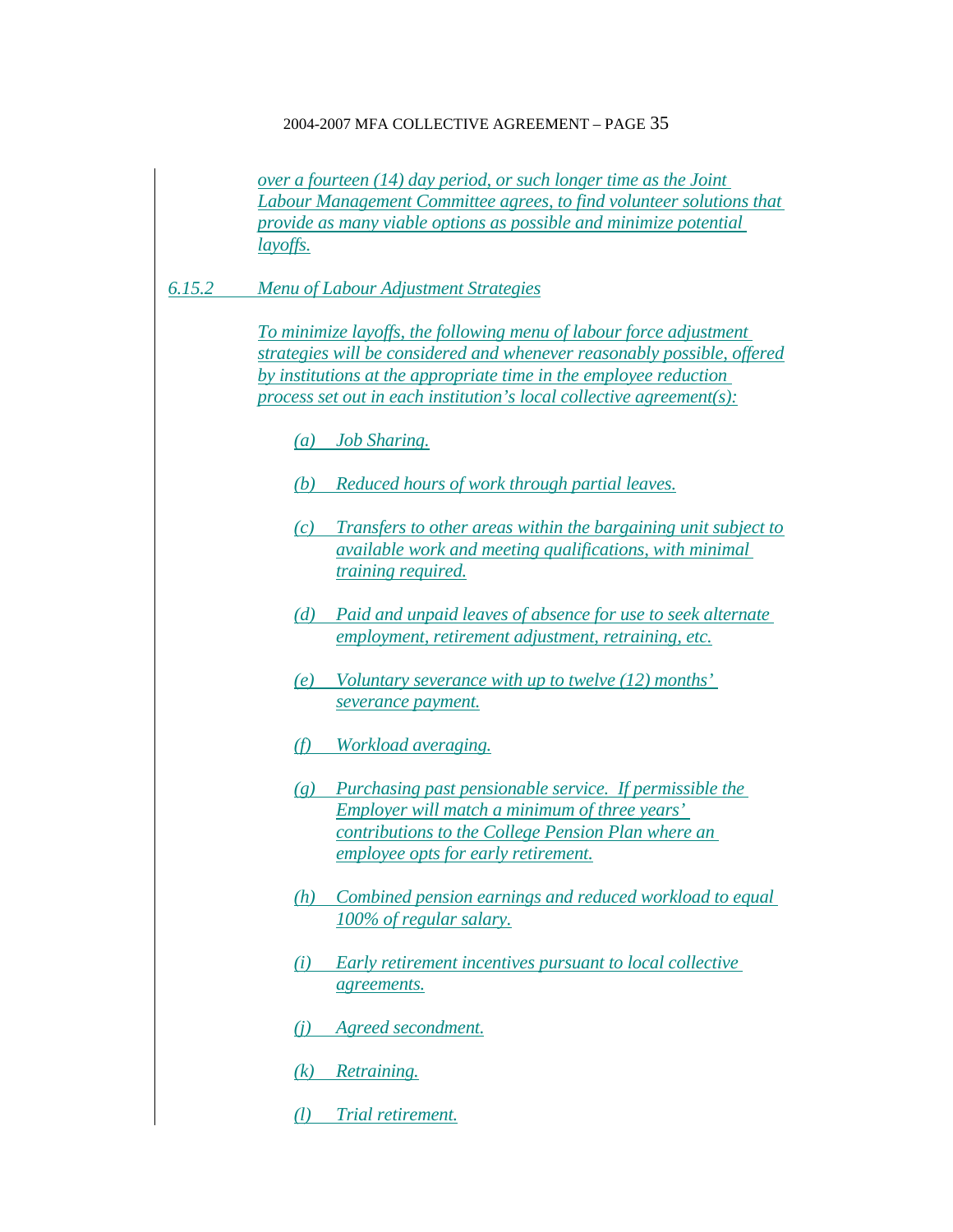*over a fourteen (14) day period, or such longer time as the Joint Labour Management Committee agrees, to find volunteer solutions that provide as many viable options as possible and minimize potential layoffs.*

*6.15.2 Menu of Labour Adjustment Strategies*

*To minimize layoffs, the following menu of labour force adjustment strategies will be considered and whenever reasonably possible, offered by institutions at the appropriate time in the employee reduction process set out in each institution's local collective agreement(s):*

- *(a) Job Sharing.*
- *(b) Reduced hours of work through partial leaves.*
- *(c) Transfers to other areas within the bargaining unit subject to available work and meeting qualifications, with minimal training required.*
- *(d) Paid and unpaid leaves of absence for use to seek alternate employment, retirement adjustment, retraining, etc.*
- *(e) Voluntary severance with up to twelve (12) months' severance payment.*
- *(f) Workload averaging.*
- *(g) Purchasing past pensionable service. If permissible the Employer will match a minimum of three years' contributions to the College Pension Plan where an employee opts for early retirement.*
- *(h) Combined pension earnings and reduced workload to equal 100% of regular salary.*
- *(i) Early retirement incentives pursuant to local collective agreements.*
- *(j) Agreed secondment.*
- *(k) Retraining.*
- *(l) Trial retirement.*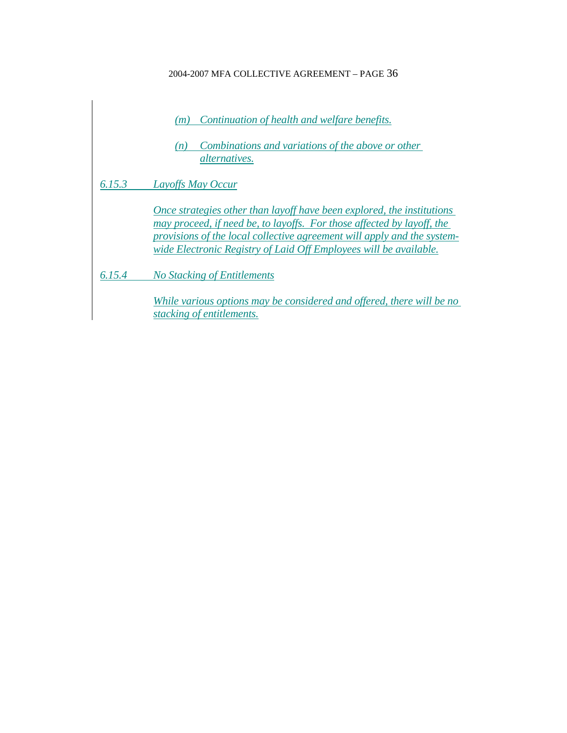*(m) Continuation of health and welfare benefits.*

*(n) Combinations and variations of the above or other alternatives.*

*6.15.3 Layoffs May Occur*

*Once strategies other than layoff have been explored, the institutions may proceed, if need be, to layoffs. For those affected by layoff, the provisions of the local collective agreement will apply and the system-wide Electronic Registry of Laid Off Employees will be available.*

*6.15.4 No Stacking of Entitlements*

*While various options may be considered and offered, there will be no stacking of entitlements.*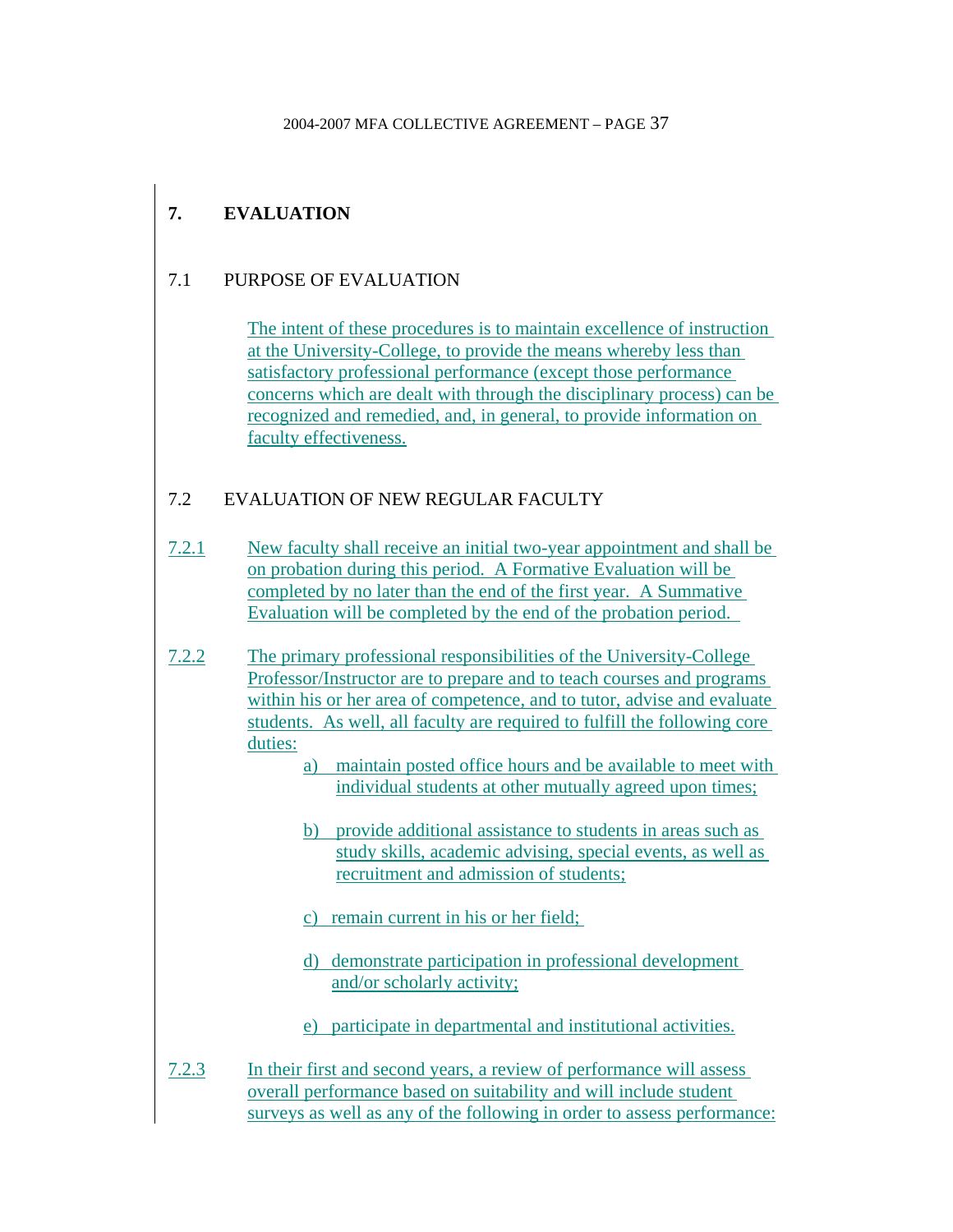## 7. EVALUATION

### 7.1 PURPOSE OF EVALUATION

The intent of these procedures is to maintain excellence of instruction at the University-College, to provide the means whereby less than satisfactory professional performance (except those performance concerns which are dealt with through the disciplinary process) can be recognized and remedied, and, in general, to provide information on faculty effectiveness.

### 7.2 EVALUATION OF NEW REGULAR FACULTY

7.2.1 New faculty shall receive an initial two-year appointment and shall be on probation during this period. A Formative Evaluation will be completed by no later than the end of the first year. A Summative Evaluation will be completed by the end of the probation period.

7.2.2 The primary professional responsibilities of the University-College Professor/Instructor are to prepare and to teach courses and programs within his or her area of competence, and to tutor, advise and evaluate students. As well, all faculty are required to fulfill the following core duties:

a) maintain posted office hours and be available to meet with individual students at other mutually agreed upon times;

b) provide additional assistance to students in areas such as study skills, academic advising, special events, as well as recruitment and admission of students;

c) remain current in his or her field;

d) demonstrate participation in professional development and/or scholarly activity;

e) participate in departmental and institutional activities.

7.2.3 In their first and second years, a review of performance will assess overall performance based on suitability and will include student surveys as well as any of the following in order to assess performance: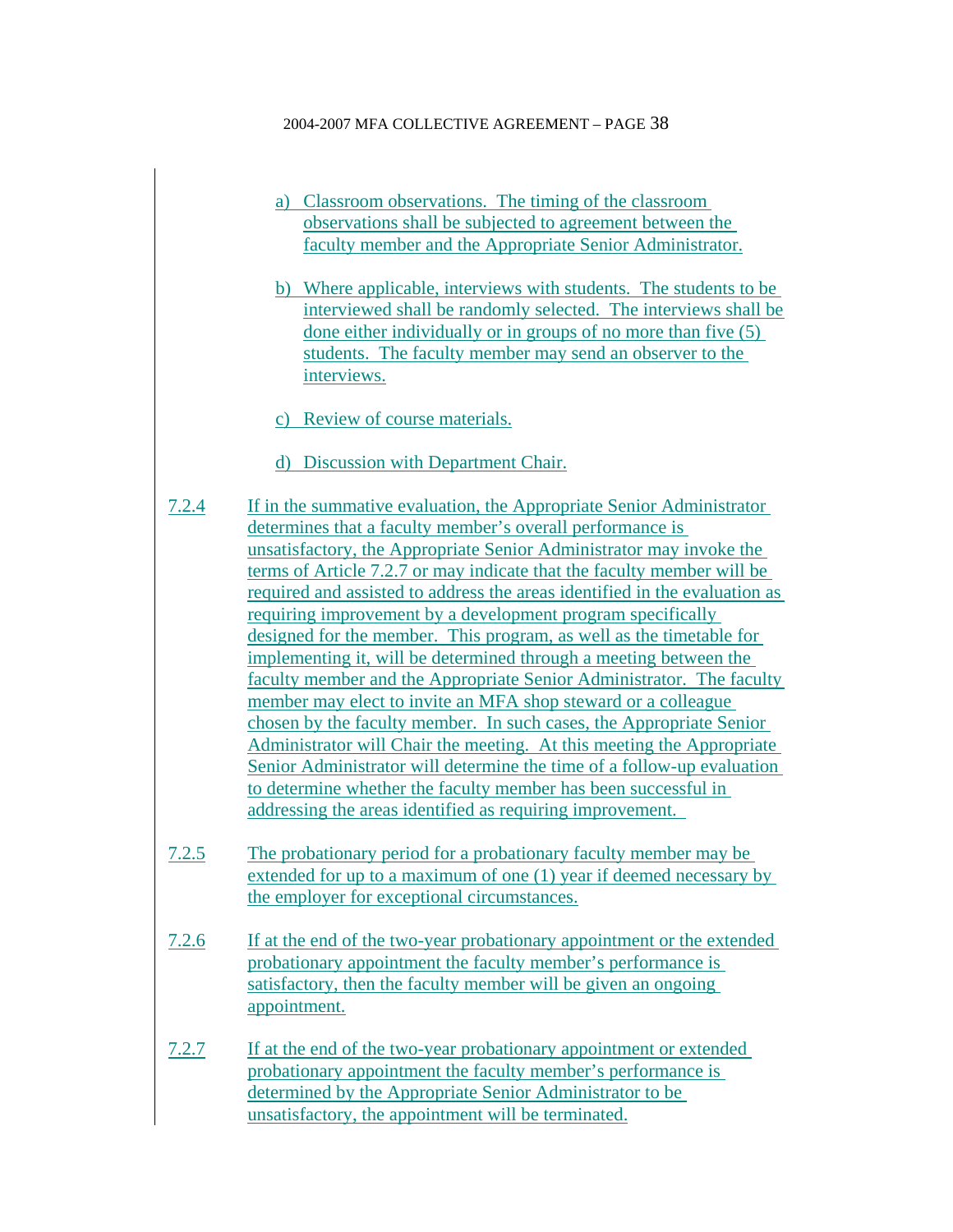a) Classroom observations. The timing of the classroom observations shall be subjected to agreement between the faculty member and the Appropriate Senior Administrator.

b) Where applicable, interviews with students. The students to be interviewed shall be randomly selected. The interviews shall be done either individually or in groups of no more than five (5) students. The faculty member may send an observer to the interviews.

c) Review of course materials.

d) Discussion with Department Chair.

7.2.4 If in the summative evaluation, the Appropriate Senior Administrator determines that a faculty member's overall performance is unsatisfactory, the Appropriate Senior Administrator may invoke the terms of Article 7.2.7 or may indicate that the faculty member will be required and assisted to address the areas identified in the evaluation as requiring improvement by a development program specifically designed for the member. This program, as well as the timetable for implementing it, will be determined through a meeting between the faculty member and the Appropriate Senior Administrator. The faculty member may elect to invite an MFA shop steward or a colleague chosen by the faculty member. In such cases, the Appropriate Senior Administrator will Chair the meeting. At this meeting the Appropriate Senior Administrator will determine the time of a follow-up evaluation to determine whether the faculty member has been successful in addressing the areas identified as requiring improvement.

7.2.5 The probationary period for a probationary faculty member may be extended for up to a maximum of one (1) year if deemed necessary by the employer for exceptional circumstances.

7.2.6 If at the end of the two-year probationary appointment or the extended probationary appointment the faculty member's performance is satisfactory, then the faculty member will be given an ongoing appointment.

7.2.7 If at the end of the two-year probationary appointment or extended probationary appointment the faculty member's performance is determined by the Appropriate Senior Administrator to be unsatisfactory, the appointment will be terminated.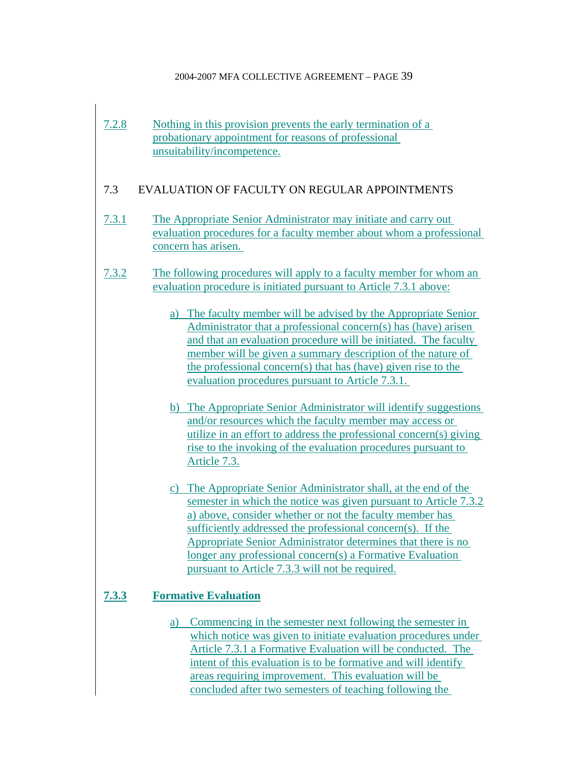7.2.8 Nothing in this provision prevents the early termination of a probationary appointment for reasons of professional unsuitability/incompetence.

## 7.3 EVALUATION OF FACULTY ON REGULAR APPOINTMENTS

7.3.1 The Appropriate Senior Administrator may initiate and carry out evaluation procedures for a faculty member about whom a professional concern has arisen.

7.3.2 The following procedures will apply to a faculty member for whom an evaluation procedure is initiated pursuant to Article 7.3.1 above:

a) The faculty member will be advised by the Appropriate Senior Administrator that a professional concern(s) has (have) arisen and that an evaluation procedure will be initiated. The faculty member will be given a summary description of the nature of the professional concern(s) that has (have) given rise to the evaluation procedures pursuant to Article 7.3.1.

b) The Appropriate Senior Administrator will identify suggestions and/or resources which the faculty member may access or utilize in an effort to address the professional concern(s) giving rise to the invoking of the evaluation procedures pursuant to Article 7.3.

c) The Appropriate Senior Administrator shall, at the end of the semester in which the notice was given pursuant to Article 7.3.2 a) above, consider whether or not the faculty member has sufficiently addressed the professional concern(s). If the Appropriate Senior Administrator determines that there is no longer any professional concern(s) a Formative Evaluation pursuant to Article 7.3.3 will not be required.

### 7.3.3 Formative Evaluation

a) Commencing in the semester next following the semester in which notice was given to initiate evaluation procedures under Article 7.3.1 a Formative Evaluation will be conducted. The intent of this evaluation is to be formative and will identify areas requiring improvement. This evaluation will be concluded after two semesters of teaching following the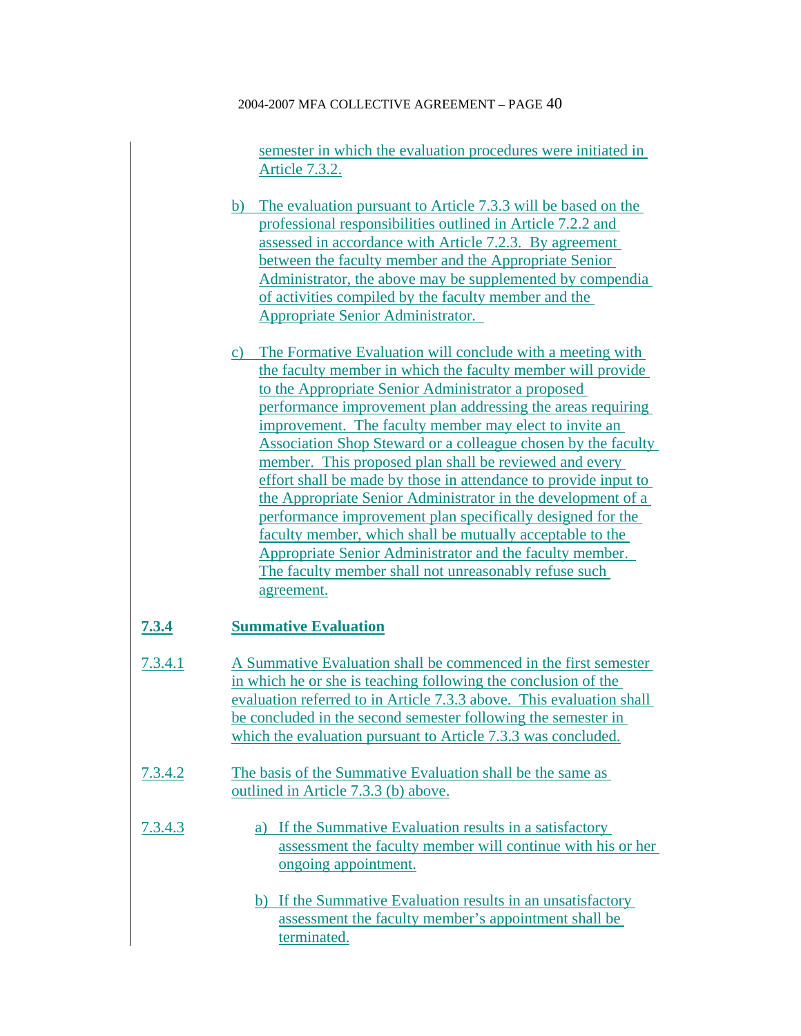semester in which the evaluation procedures were initiated in Article 7.3.2.

b) The evaluation pursuant to Article 7.3.3 will be based on the professional responsibilities outlined in Article 7.2.2 and assessed in accordance with Article 7.2.3. By agreement between the faculty member and the Appropriate Senior Administrator, the above may be supplemented by compendia of activities compiled by the faculty member and the Appropriate Senior Administrator.

c) The Formative Evaluation will conclude with a meeting with the faculty member in which the faculty member will provide to the Appropriate Senior Administrator a proposed performance improvement plan addressing the areas requiring improvement. The faculty member may elect to invite an Association Shop Steward or a colleague chosen by the faculty member. This proposed plan shall be reviewed and every effort shall be made by those in attendance to provide input to the Appropriate Senior Administrator in the development of a performance improvement plan specifically designed for the faculty member, which shall be mutually acceptable to the Appropriate Senior Administrator and the faculty member. The faculty member shall not unreasonably refuse such agreement.

**7.3.4 Summative Evaluation**

7.3.4.1 A Summative Evaluation shall be commenced in the first semester in which he or she is teaching following the conclusion of the evaluation referred to in Article 7.3.3 above. This evaluation shall be concluded in the second semester following the semester in which the evaluation pursuant to Article 7.3.3 was concluded.

7.3.4.2 The basis of the Summative Evaluation shall be the same as outlined in Article 7.3.3 (b) above.

7.3.4.3

a) If the Summative Evaluation results in a satisfactory assessment the faculty member will continue with his or her ongoing appointment.

b) If the Summative Evaluation results in an unsatisfactory assessment the faculty member's appointment shall be terminated.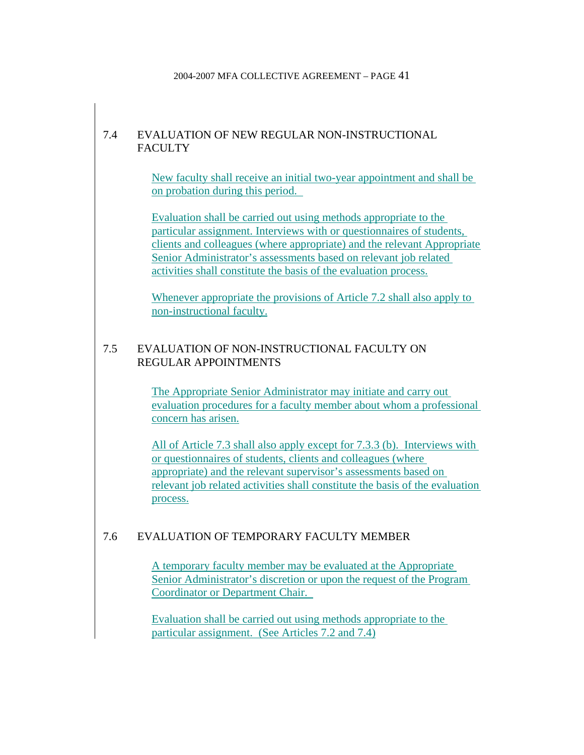## 7.4 EVALUATION OF NEW REGULAR NON-INSTRUCTIONAL FACULTY

New faculty shall receive an initial two-year appointment and shall be on probation during this period.

Evaluation shall be carried out using methods appropriate to the particular assignment. Interviews with or questionnaires of students, clients and colleagues (where appropriate) and the relevant Appropriate Senior Administrator's assessments based on relevant job related activities shall constitute the basis of the evaluation process.

Whenever appropriate the provisions of Article 7.2 shall also apply to non-instructional faculty.

## 7.5 EVALUATION OF NON-INSTRUCTIONAL FACULTY ON REGULAR APPOINTMENTS

The Appropriate Senior Administrator may initiate and carry out evaluation procedures for a faculty member about whom a professional concern has arisen.

All of Article 7.3 shall also apply except for 7.3.3 (b). Interviews with or questionnaires of students, clients and colleagues (where appropriate) and the relevant supervisor's assessments based on relevant job related activities shall constitute the basis of the evaluation process.

## 7.6 EVALUATION OF TEMPORARY FACULTY MEMBER

A temporary faculty member may be evaluated at the Appropriate Senior Administrator's discretion or upon the request of the Program Coordinator or Department Chair.

Evaluation shall be carried out using methods appropriate to the particular assignment. (See Articles 7.2 and 7.4)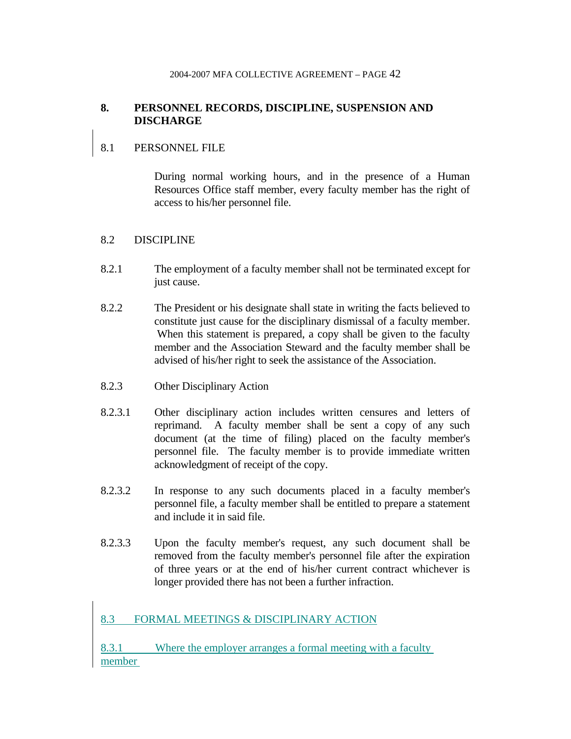## 8. PERSONNEL RECORDS, DISCIPLINE, SUSPENSION AND DISCHARGE

### 8.1 PERSONNEL FILE

During normal working hours, and in the presence of a Human Resources Office staff member, every faculty member has the right of access to his/her personnel file.

### 8.2 DISCIPLINE

8.2.1 The employment of a faculty member shall not be terminated except for just cause.

8.2.2 The President or his designate shall state in writing the facts believed to constitute just cause for the disciplinary dismissal of a faculty member. When this statement is prepared, a copy shall be given to the faculty member and the Association Steward and the faculty member shall be advised of his/her right to seek the assistance of the Association.

8.2.3 Other Disciplinary Action

8.2.3.1 Other disciplinary action includes written censures and letters of reprimand. A faculty member shall be sent a copy of any such document (at the time of filing) placed on the faculty member's personnel file. The faculty member is to provide immediate written acknowledgment of receipt of the copy.

8.2.3.2 In response to any such documents placed in a faculty member's personnel file, a faculty member shall be entitled to prepare a statement and include it in said file.

8.2.3.3 Upon the faculty member's request, any such document shall be removed from the faculty member's personnel file after the expiration of three years or at the end of his/her current contract whichever is longer provided there has not been a further infraction.

### 8.3 FORMAL MEETINGS & DISCIPLINARY ACTION

8.3.1 Where the employer arranges a formal meeting with a faculty member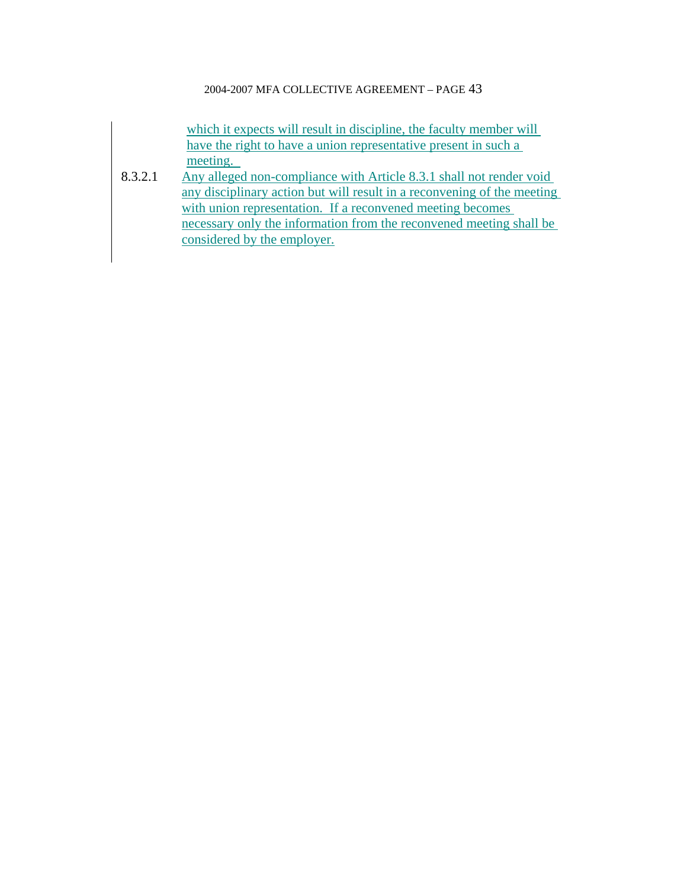which it expects will result in discipline, the faculty member will have the right to have a union representative present in such a meeting.

8.3.2.1 Any alleged non-compliance with Article 8.3.1 shall not render void any disciplinary action but will result in a reconvening of the meeting with union representation. If a reconvened meeting becomes necessary only the information from the reconvened meeting shall be considered by the employer.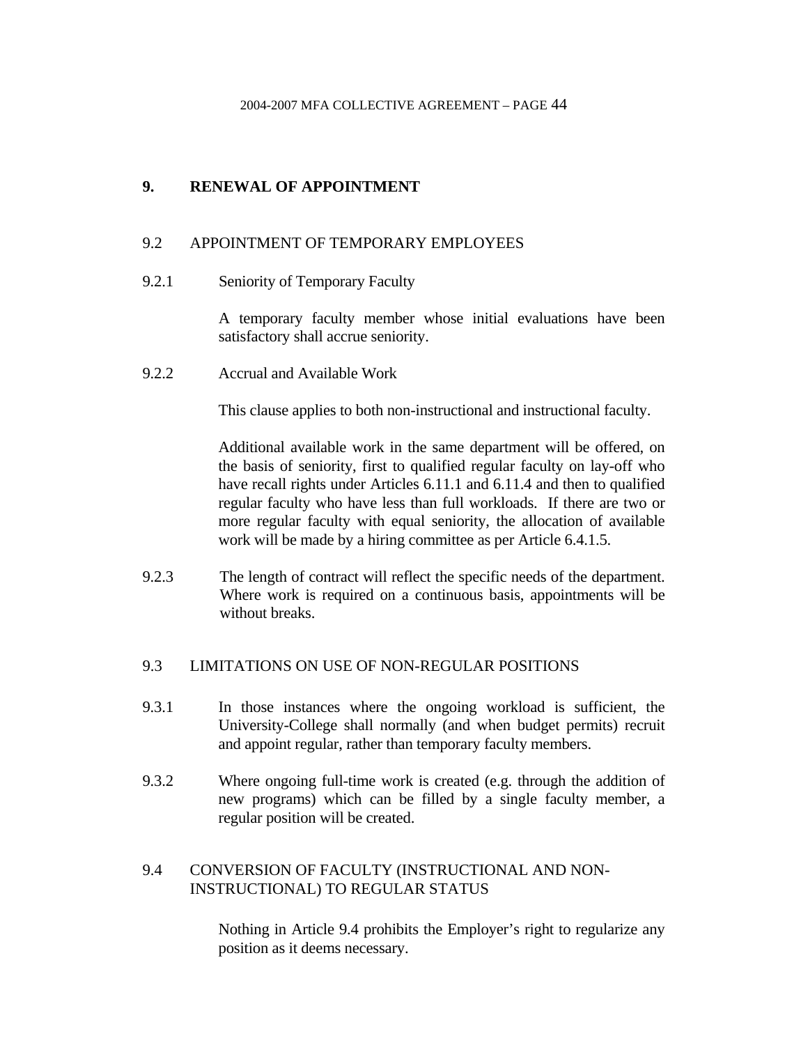## 9. RENEWAL OF APPOINTMENT

### 9.2 APPOINTMENT OF TEMPORARY EMPLOYEES

9.2.1 Seniority of Temporary Faculty

A temporary faculty member whose initial evaluations have been satisfactory shall accrue seniority.

9.2.2 Accrual and Available Work

This clause applies to both non-instructional and instructional faculty.

Additional available work in the same department will be offered, on the basis of seniority, first to qualified regular faculty on lay-off who have recall rights under Articles 6.11.1 and 6.11.4 and then to qualified regular faculty who have less than full workloads. If there are two or more regular faculty with equal seniority, the allocation of available work will be made by a hiring committee as per Article 6.4.1.5.

9.2.3 The length of contract will reflect the specific needs of the department. Where work is required on a continuous basis, appointments will be without breaks.

### 9.3 LIMITATIONS ON USE OF NON-REGULAR POSITIONS

9.3.1 In those instances where the ongoing workload is sufficient, the University-College shall normally (and when budget permits) recruit and appoint regular, rather than temporary faculty members.

9.3.2 Where ongoing full-time work is created (e.g. through the addition of new programs) which can be filled by a single faculty member, a regular position will be created.

### 9.4 CONVERSION OF FACULTY (INSTRUCTIONAL AND NON-INSTRUCTIONAL) TO REGULAR STATUS

Nothing in Article 9.4 prohibits the Employer's right to regularize any position as it deems necessary.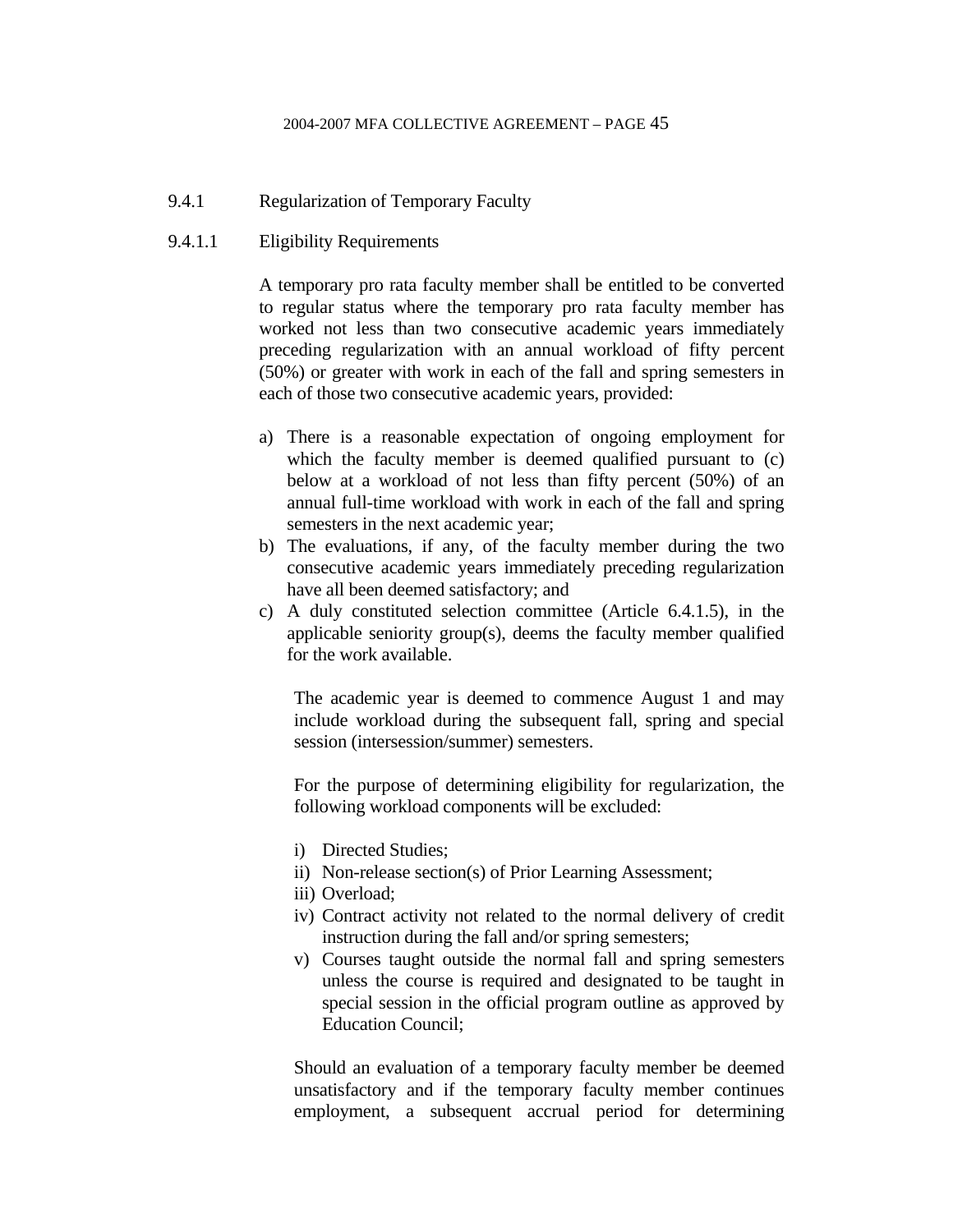### 9.4.1 Regularization of Temporary Faculty

#### 9.4.1.1 Eligibility Requirements

A temporary pro rata faculty member shall be entitled to be converted to regular status where the temporary pro rata faculty member has worked not less than two consecutive academic years immediately preceding regularization with an annual workload of fifty percent (50%) or greater with work in each of the fall and spring semesters in each of those two consecutive academic years, provided:

a) There is a reasonable expectation of ongoing employment for which the faculty member is deemed qualified pursuant to (c) below at a workload of not less than fifty percent (50%) of an annual full-time workload with work in each of the fall and spring semesters in the next academic year;
b) The evaluations, if any, of the faculty member during the two consecutive academic years immediately preceding regularization have all been deemed satisfactory; and
c) A duly constituted selection committee (Article 6.4.1.5), in the applicable seniority group(s), deems the faculty member qualified for the work available.

The academic year is deemed to commence August 1 and may include workload during the subsequent fall, spring and special session (intersession/summer) semesters.

For the purpose of determining eligibility for regularization, the following workload components will be excluded:

i) Directed Studies;
ii) Non-release section(s) of Prior Learning Assessment;
iii) Overload;
iv) Contract activity not related to the normal delivery of credit instruction during the fall and/or spring semesters;
v) Courses taught outside the normal fall and spring semesters unless the course is required and designated to be taught in special session in the official program outline as approved by Education Council;

Should an evaluation of a temporary faculty member be deemed unsatisfactory and if the temporary faculty member continues employment, a subsequent accrual period for determining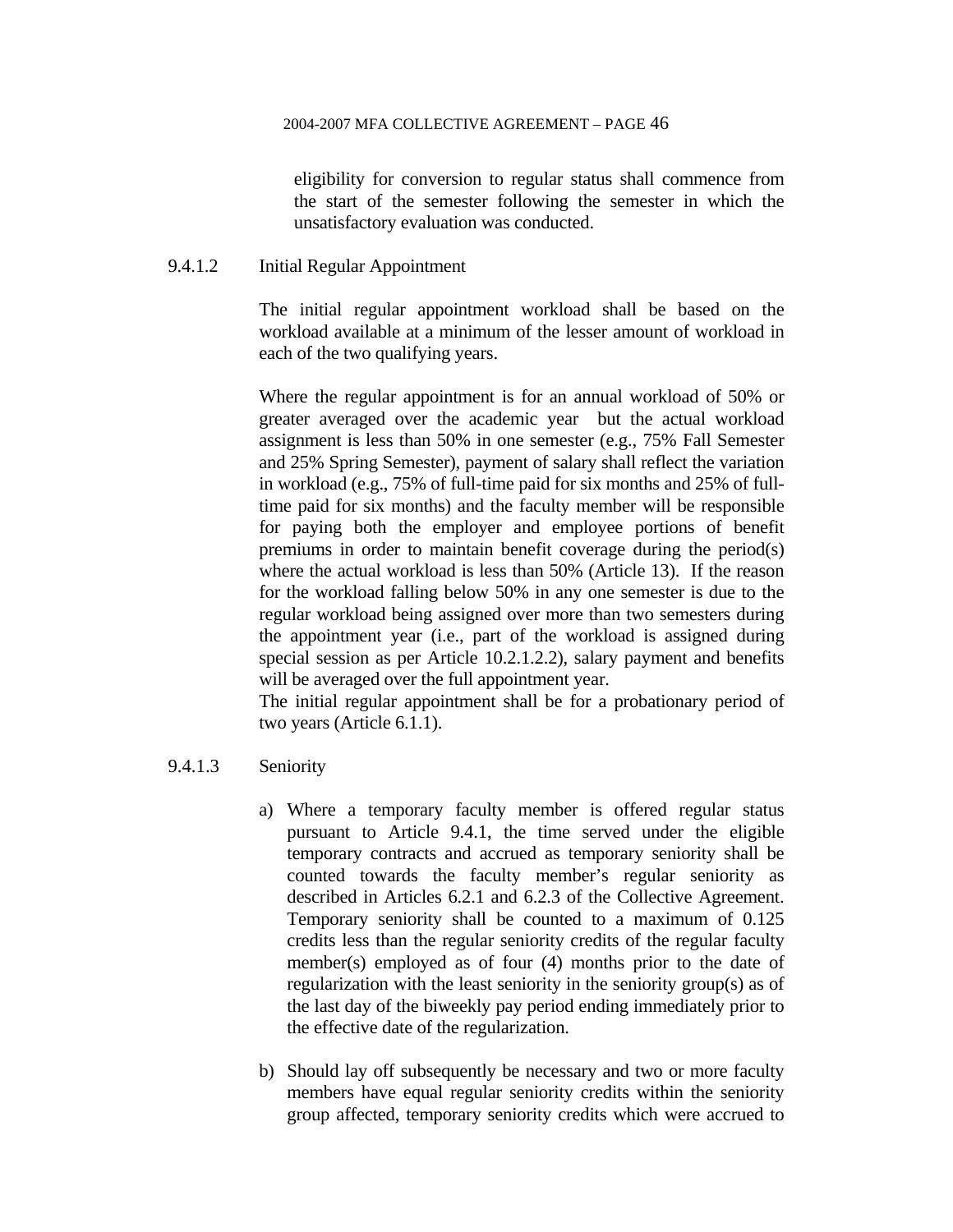eligibility for conversion to regular status shall commence from the start of the semester following the semester in which the unsatisfactory evaluation was conducted.

9.4.1.2 Initial Regular Appointment

The initial regular appointment workload shall be based on the workload available at a minimum of the lesser amount of workload in each of the two qualifying years.

Where the regular appointment is for an annual workload of 50% or greater averaged over the academic year but the actual workload assignment is less than 50% in one semester (e.g., 75% Fall Semester and 25% Spring Semester), payment of salary shall reflect the variation in workload (e.g., 75% of full-time paid for six months and 25% of full-time paid for six months) and the faculty member will be responsible for paying both the employer and employee portions of benefit premiums in order to maintain benefit coverage during the period(s) where the actual workload is less than 50% (Article 13). If the reason for the workload falling below 50% in any one semester is due to the regular workload being assigned over more than two semesters during the appointment year (i.e., part of the workload is assigned during special session as per Article 10.2.1.2.2), salary payment and benefits will be averaged over the full appointment year.

The initial regular appointment shall be for a probationary period of two years (Article 6.1.1).

9.4.1.3 Seniority

a) Where a temporary faculty member is offered regular status pursuant to Article 9.4.1, the time served under the eligible temporary contracts and accrued as temporary seniority shall be counted towards the faculty member's regular seniority as described in Articles 6.2.1 and 6.2.3 of the Collective Agreement. Temporary seniority shall be counted to a maximum of 0.125 credits less than the regular seniority credits of the regular faculty member(s) employed as of four (4) months prior to the date of regularization with the least seniority in the seniority group(s) as of the last day of the biweekly pay period ending immediately prior to the effective date of the regularization.

b) Should lay off subsequently be necessary and two or more faculty members have equal regular seniority credits within the seniority group affected, temporary seniority credits which were accrued to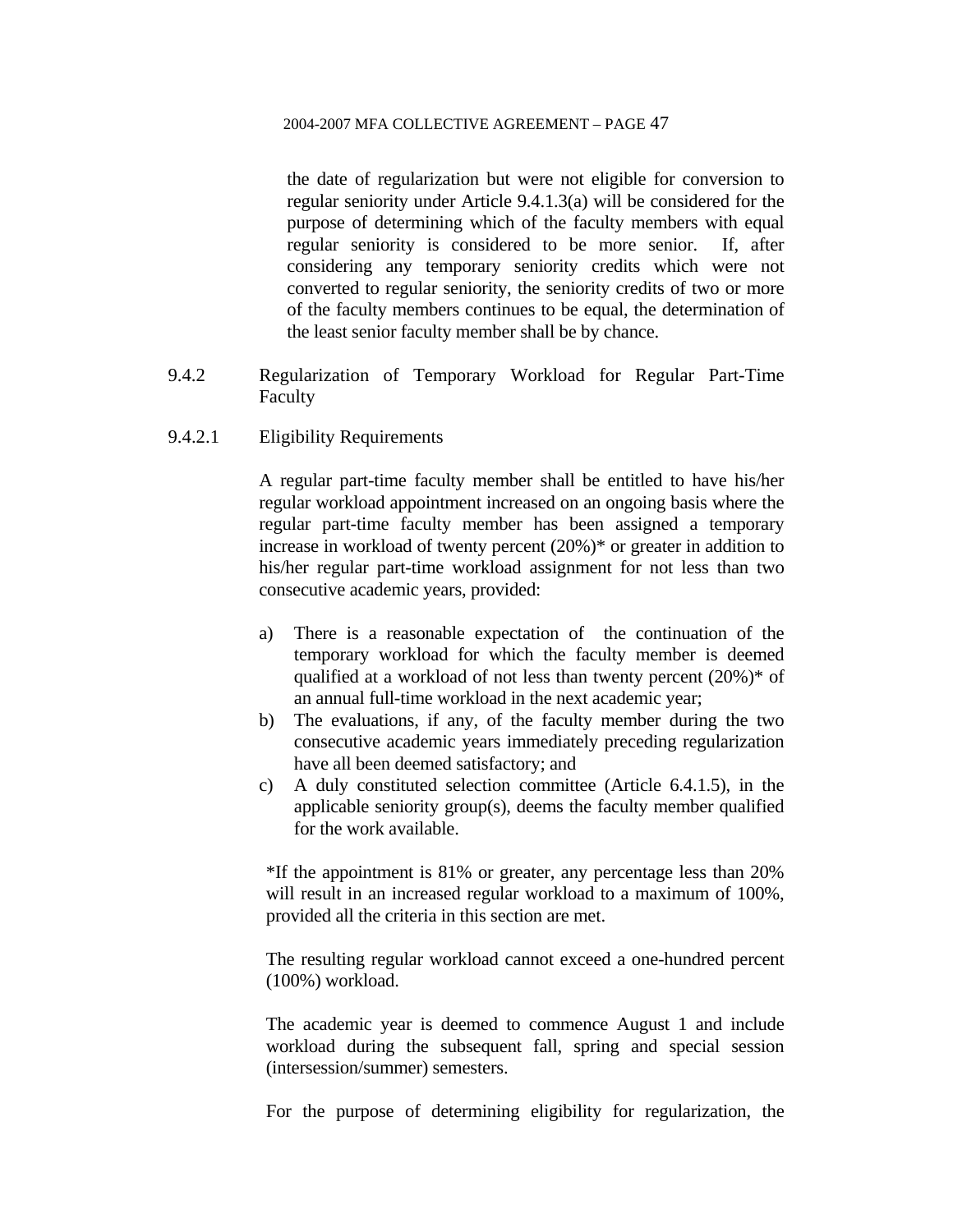the date of regularization but were not eligible for conversion to regular seniority under Article 9.4.1.3(a) will be considered for the purpose of determining which of the faculty members with equal regular seniority is considered to be more senior. If, after considering any temporary seniority credits which were not converted to regular seniority, the seniority credits of two or more of the faculty members continues to be equal, the determination of the least senior faculty member shall be by chance.

9.4.2 Regularization of Temporary Workload for Regular Part-Time Faculty

9.4.2.1 Eligibility Requirements

A regular part-time faculty member shall be entitled to have his/her regular workload appointment increased on an ongoing basis where the regular part-time faculty member has been assigned a temporary increase in workload of twenty percent (20%)* or greater in addition to his/her regular part-time workload assignment for not less than two consecutive academic years, provided:

a) There is a reasonable expectation of the continuation of the temporary workload for which the faculty member is deemed qualified at a workload of not less than twenty percent (20%)* of an annual full-time workload in the next academic year;
b) The evaluations, if any, of the faculty member during the two consecutive academic years immediately preceding regularization have all been deemed satisfactory; and
c) A duly constituted selection committee (Article 6.4.1.5), in the applicable seniority group(s), deems the faculty member qualified for the work available.

*If the appointment is 81% or greater, any percentage less than 20% will result in an increased regular workload to a maximum of 100%, provided all the criteria in this section are met.

The resulting regular workload cannot exceed a one-hundred percent (100%) workload.

The academic year is deemed to commence August 1 and include workload during the subsequent fall, spring and special session (intersession/summer) semesters.

For the purpose of determining eligibility for regularization, the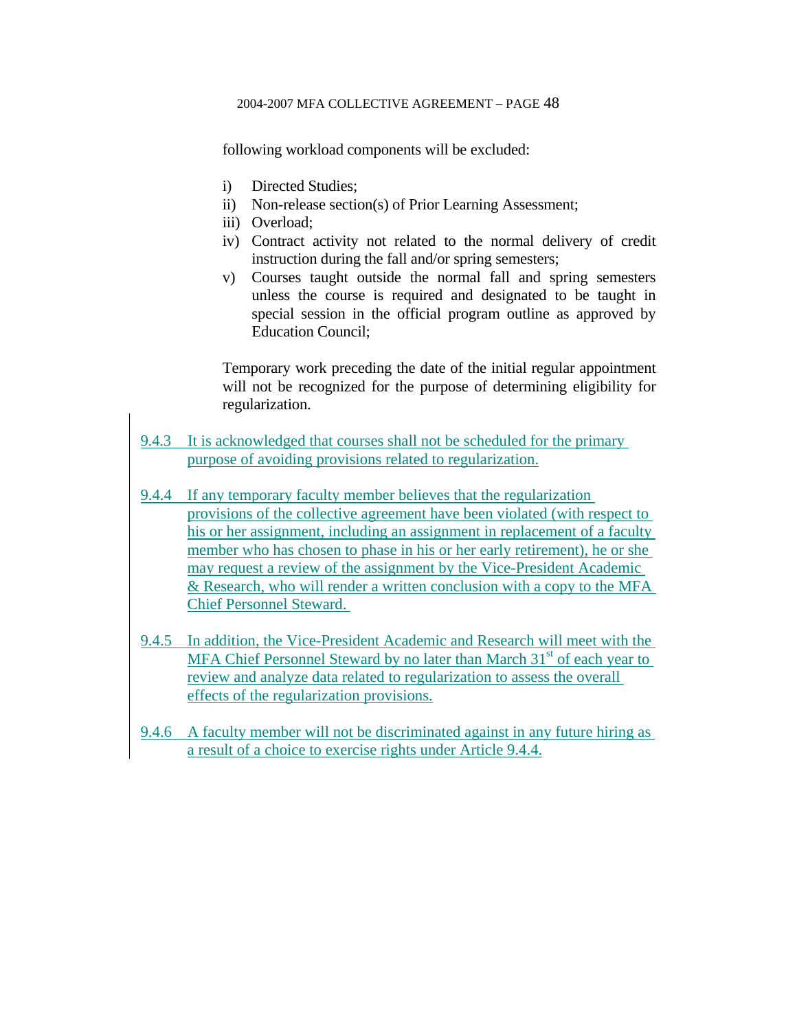following workload components will be excluded:

i) Directed Studies;
ii) Non-release section(s) of Prior Learning Assessment;
iii) Overload;
iv) Contract activity not related to the normal delivery of credit instruction during the fall and/or spring semesters;
v) Courses taught outside the normal fall and spring semesters unless the course is required and designated to be taught in special session in the official program outline as approved by Education Council;

Temporary work preceding the date of the initial regular appointment will not be recognized for the purpose of determining eligibility for regularization.

9.4.3 It is acknowledged that courses shall not be scheduled for the primary purpose of avoiding provisions related to regularization.

9.4.4 If any temporary faculty member believes that the regularization provisions of the collective agreement have been violated (with respect to his or her assignment, including an assignment in replacement of a faculty member who has chosen to phase in his or her early retirement), he or she may request a review of the assignment by the Vice-President Academic & Research, who will render a written conclusion with a copy to the MFA Chief Personnel Steward.

9.4.5 In addition, the Vice-President Academic and Research will meet with the MFA Chief Personnel Steward by no later than March 31st of each year to review and analyze data related to regularization to assess the overall effects of the regularization provisions.

9.4.6 A faculty member will not be discriminated against in any future hiring as a result of a choice to exercise rights under Article 9.4.4.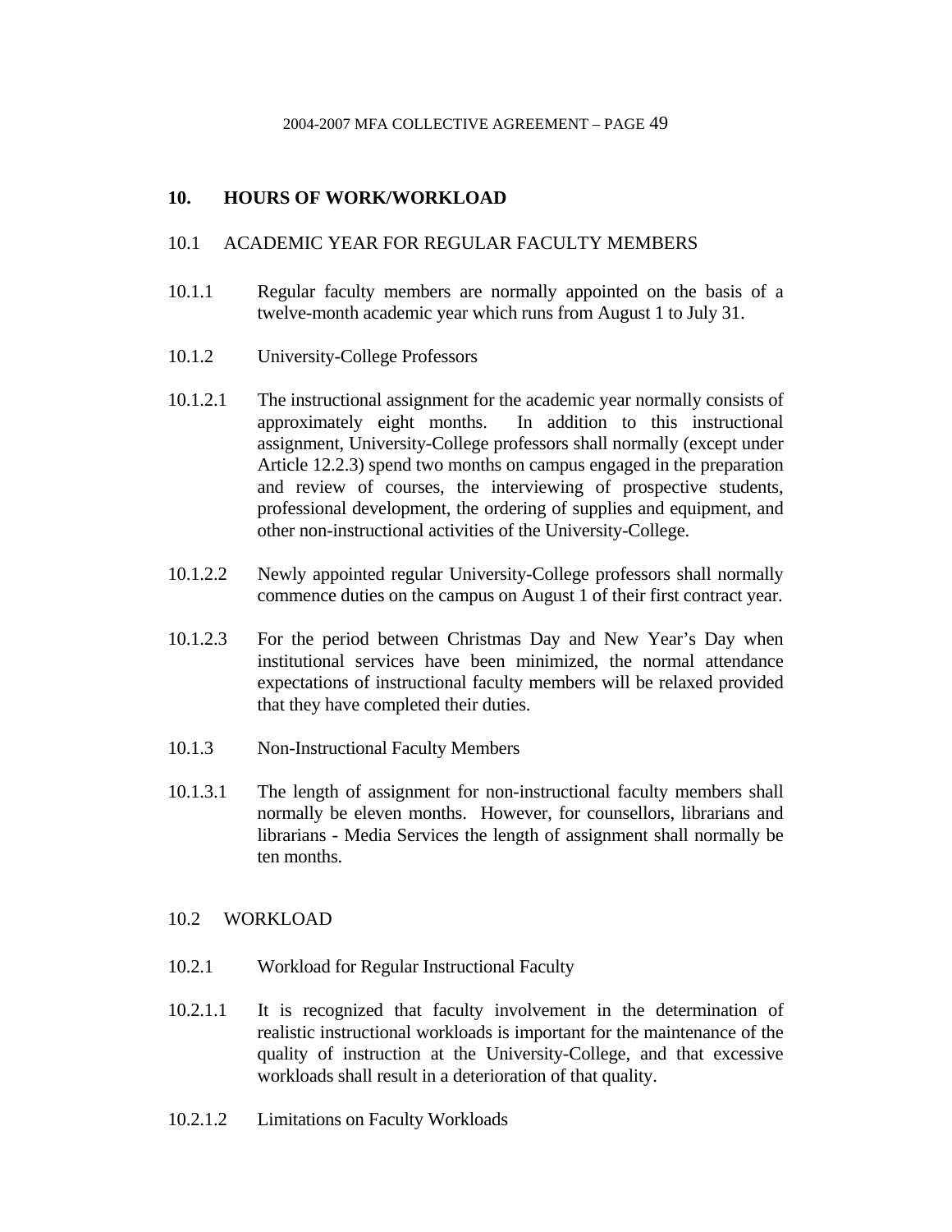## 10. HOURS OF WORK/WORKLOAD

### 10.1 ACADEMIC YEAR FOR REGULAR FACULTY MEMBERS

10.1.1 Regular faculty members are normally appointed on the basis of a twelve-month academic year which runs from August 1 to July 31.

10.1.2 University-College Professors

10.1.2.1 The instructional assignment for the academic year normally consists of approximately eight months. In addition to this instructional assignment, University-College professors shall normally (except under Article 12.2.3) spend two months on campus engaged in the preparation and review of courses, the interviewing of prospective students, professional development, the ordering of supplies and equipment, and other non-instructional activities of the University-College.

10.1.2.2 Newly appointed regular University-College professors shall normally commence duties on the campus on August 1 of their first contract year.

10.1.2.3 For the period between Christmas Day and New Year's Day when institutional services have been minimized, the normal attendance expectations of instructional faculty members will be relaxed provided that they have completed their duties.

10.1.3 Non-Instructional Faculty Members

10.1.3.1 The length of assignment for non-instructional faculty members shall normally be eleven months. However, for counsellors, librarians and librarians - Media Services the length of assignment shall normally be ten months.

### 10.2 WORKLOAD

10.2.1 Workload for Regular Instructional Faculty

10.2.1.1 It is recognized that faculty involvement in the determination of realistic instructional workloads is important for the maintenance of the quality of instruction at the University-College, and that excessive workloads shall result in a deterioration of that quality.

10.2.1.2 Limitations on Faculty Workloads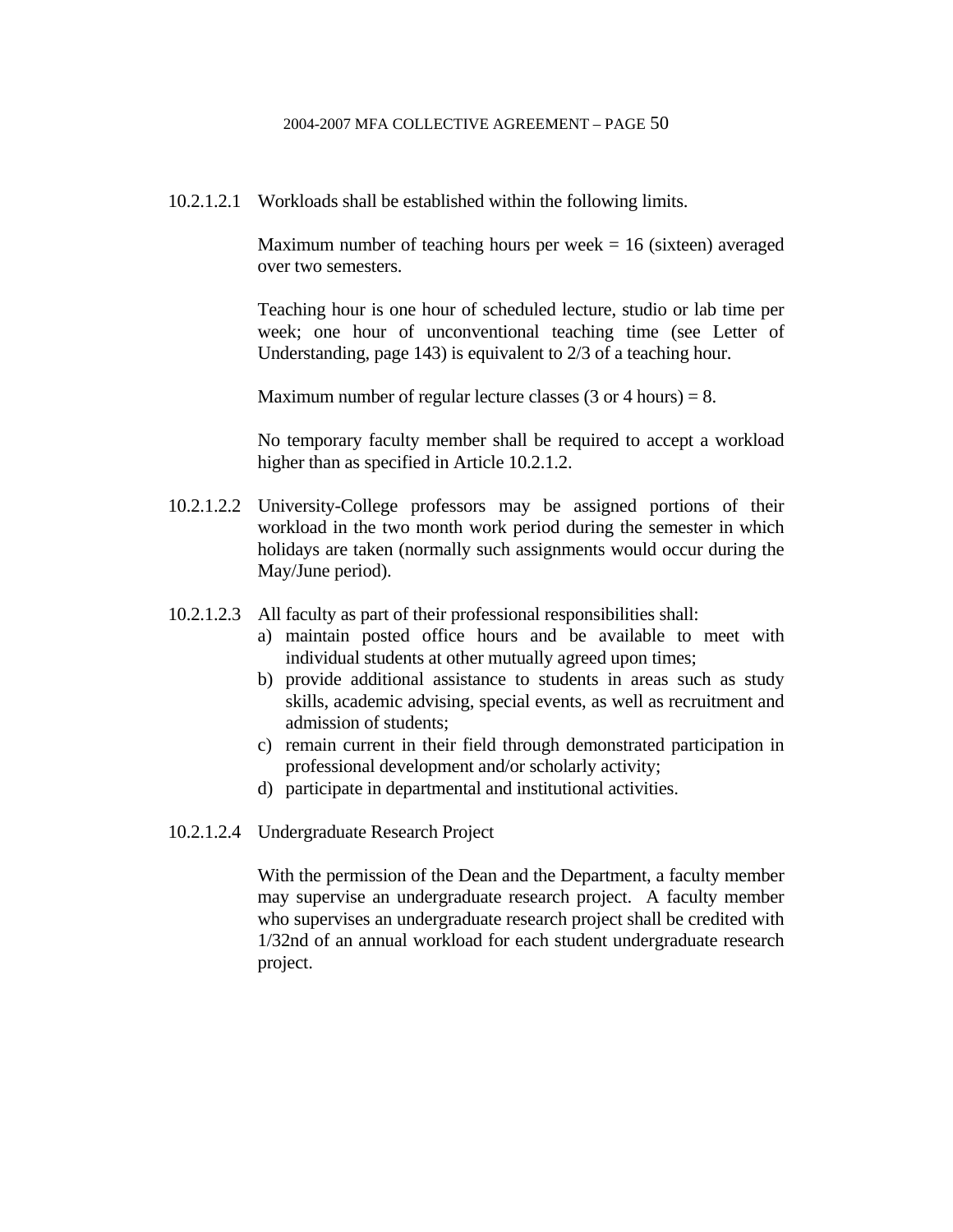10.2.1.2.1 Workloads shall be established within the following limits.

Maximum number of teaching hours per week = 16 (sixteen) averaged over two semesters.

Teaching hour is one hour of scheduled lecture, studio or lab time per week; one hour of unconventional teaching time (see Letter of Understanding, page 143) is equivalent to 2/3 of a teaching hour.

Maximum number of regular lecture classes (3 or 4 hours) = 8.

No temporary faculty member shall be required to accept a workload higher than as specified in Article 10.2.1.2.

10.2.1.2.2 University-College professors may be assigned portions of their workload in the two month work period during the semester in which holidays are taken (normally such assignments would occur during the May/June period).

10.2.1.2.3 All faculty as part of their professional responsibilities shall:

a) maintain posted office hours and be available to meet with individual students at other mutually agreed upon times;
b) provide additional assistance to students in areas such as study skills, academic advising, special events, as well as recruitment and admission of students;
c) remain current in their field through demonstrated participation in professional development and/or scholarly activity;
d) participate in departmental and institutional activities.

10.2.1.2.4 Undergraduate Research Project

With the permission of the Dean and the Department, a faculty member may supervise an undergraduate research project. A faculty member who supervises an undergraduate research project shall be credited with 1/32nd of an annual workload for each student undergraduate research project.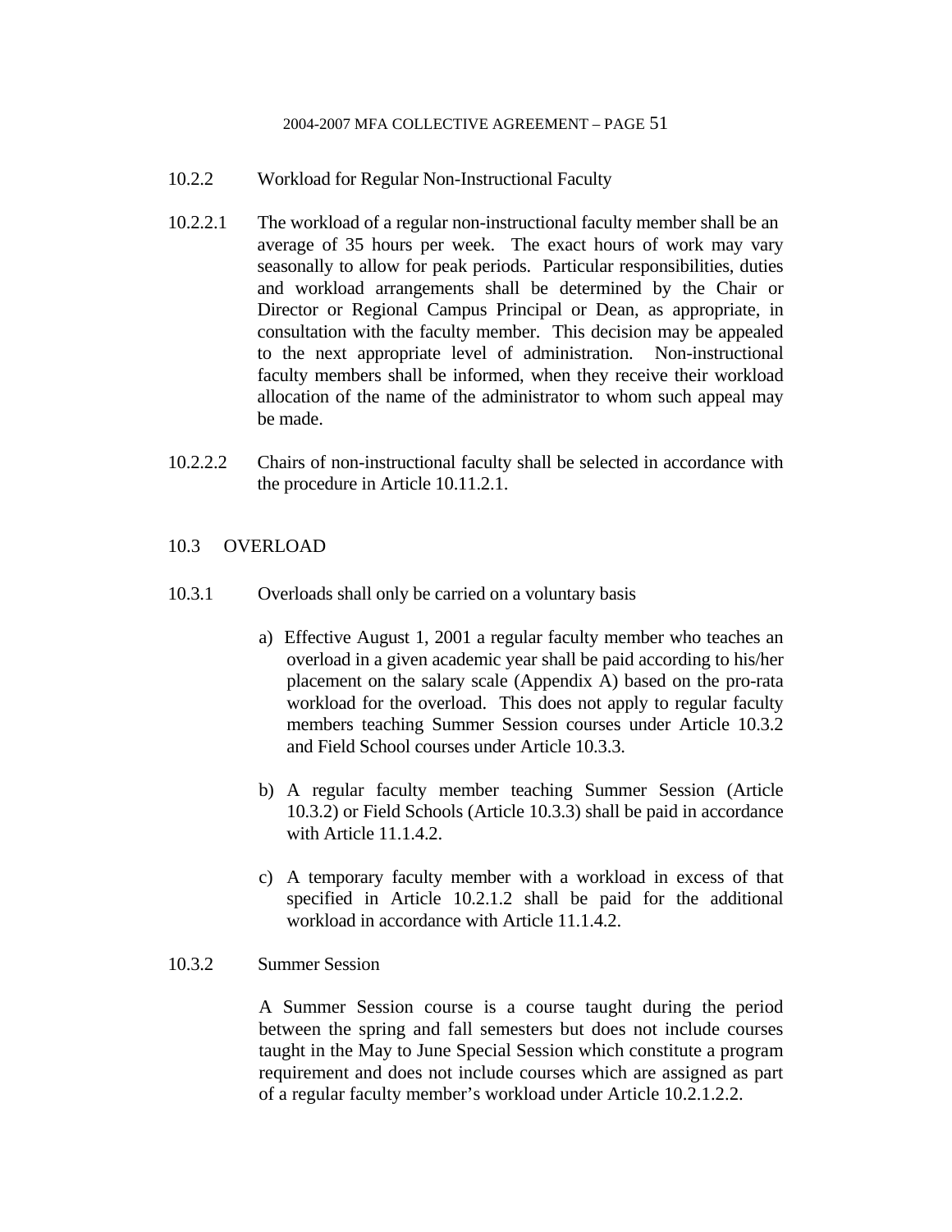10.2.2 Workload for Regular Non-Instructional Faculty

10.2.2.1 The workload of a regular non-instructional faculty member shall be an average of 35 hours per week. The exact hours of work may vary seasonally to allow for peak periods. Particular responsibilities, duties and workload arrangements shall be determined by the Chair or Director or Regional Campus Principal or Dean, as appropriate, in consultation with the faculty member. This decision may be appealed to the next appropriate level of administration. Non-instructional faculty members shall be informed, when they receive their workload allocation of the name of the administrator to whom such appeal may be made.

10.2.2.2 Chairs of non-instructional faculty shall be selected in accordance with the procedure in Article 10.11.2.1.

## 10.3 OVERLOAD

10.3.1 Overloads shall only be carried on a voluntary basis

a) Effective August 1, 2001 a regular faculty member who teaches an overload in a given academic year shall be paid according to his/her placement on the salary scale (Appendix A) based on the pro-rata workload for the overload. This does not apply to regular faculty members teaching Summer Session courses under Article 10.3.2 and Field School courses under Article 10.3.3.

b) A regular faculty member teaching Summer Session (Article 10.3.2) or Field Schools (Article 10.3.3) shall be paid in accordance with Article 11.1.4.2.

c) A temporary faculty member with a workload in excess of that specified in Article 10.2.1.2 shall be paid for the additional workload in accordance with Article 11.1.4.2.

10.3.2 Summer Session

A Summer Session course is a course taught during the period between the spring and fall semesters but does not include courses taught in the May to June Special Session which constitute a program requirement and does not include courses which are assigned as part of a regular faculty member's workload under Article 10.2.1.2.2.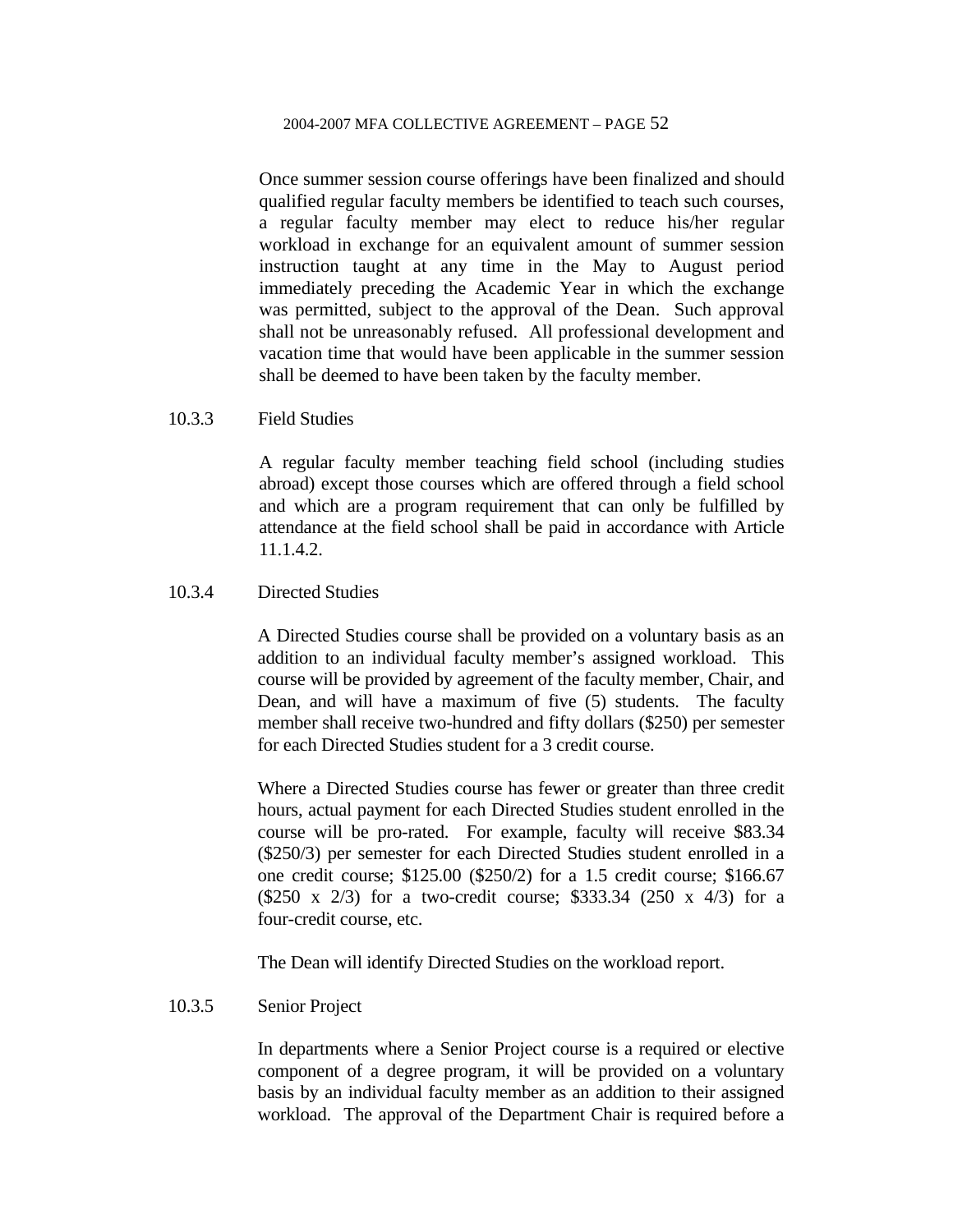Once summer session course offerings have been finalized and should qualified regular faculty members be identified to teach such courses, a regular faculty member may elect to reduce his/her regular workload in exchange for an equivalent amount of summer session instruction taught at any time in the May to August period immediately preceding the Academic Year in which the exchange was permitted, subject to the approval of the Dean. Such approval shall not be unreasonably refused. All professional development and vacation time that would have been applicable in the summer session shall be deemed to have been taken by the faculty member.

10.3.3 Field Studies

A regular faculty member teaching field school (including studies abroad) except those courses which are offered through a field school and which are a program requirement that can only be fulfilled by attendance at the field school shall be paid in accordance with Article 11.1.4.2.

10.3.4 Directed Studies

A Directed Studies course shall be provided on a voluntary basis as an addition to an individual faculty member's assigned workload. This course will be provided by agreement of the faculty member, Chair, and Dean, and will have a maximum of five (5) students. The faculty member shall receive two-hundred and fifty dollars ($250) per semester for each Directed Studies student for a 3 credit course.

Where a Directed Studies course has fewer or greater than three credit hours, actual payment for each Directed Studies student enrolled in the course will be pro-rated. For example, faculty will receive $83.34 ($250/3) per semester for each Directed Studies student enrolled in a one credit course; $125.00 ($250/2) for a 1.5 credit course; $166.67 ($250 x 2/3) for a two-credit course; $333.34 (250 x 4/3) for a four-credit course, etc.

The Dean will identify Directed Studies on the workload report.

10.3.5 Senior Project

In departments where a Senior Project course is a required or elective component of a degree program, it will be provided on a voluntary basis by an individual faculty member as an addition to their assigned workload. The approval of the Department Chair is required before a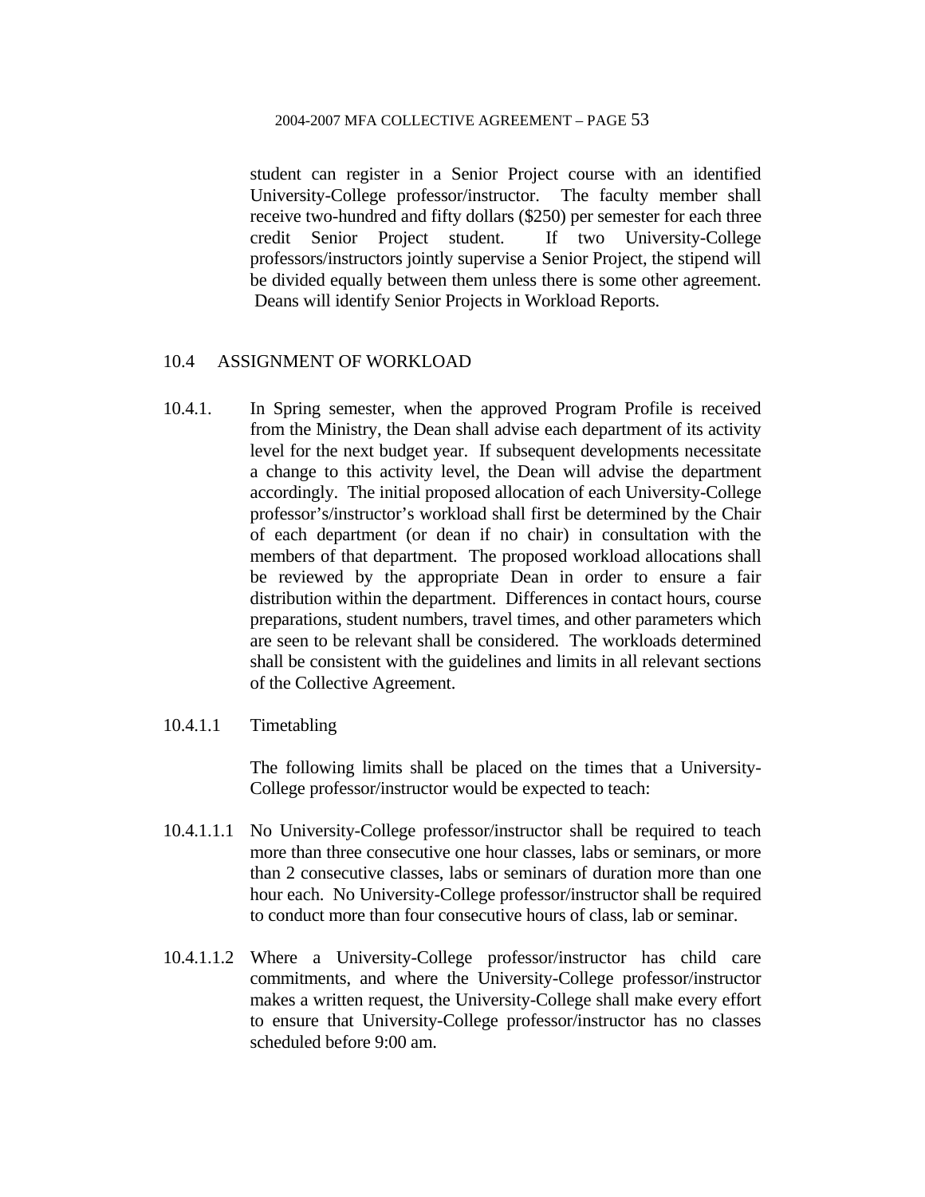student can register in a Senior Project course with an identified University-College professor/instructor. The faculty member shall receive two-hundred and fifty dollars ($250) per semester for each three credit Senior Project student. If two University-College professors/instructors jointly supervise a Senior Project, the stipend will be divided equally between them unless there is some other agreement. Deans will identify Senior Projects in Workload Reports.

## 10.4 ASSIGNMENT OF WORKLOAD

10.4.1. In Spring semester, when the approved Program Profile is received from the Ministry, the Dean shall advise each department of its activity level for the next budget year. If subsequent developments necessitate a change to this activity level, the Dean will advise the department accordingly. The initial proposed allocation of each University-College professor's/instructor's workload shall first be determined by the Chair of each department (or dean if no chair) in consultation with the members of that department. The proposed workload allocations shall be reviewed by the appropriate Dean in order to ensure a fair distribution within the department. Differences in contact hours, course preparations, student numbers, travel times, and other parameters which are seen to be relevant shall be considered. The workloads determined shall be consistent with the guidelines and limits in all relevant sections of the Collective Agreement.

10.4.1.1 Timetabling

The following limits shall be placed on the times that a University-College professor/instructor would be expected to teach:

10.4.1.1.1 No University-College professor/instructor shall be required to teach more than three consecutive one hour classes, labs or seminars, or more than 2 consecutive classes, labs or seminars of duration more than one hour each. No University-College professor/instructor shall be required to conduct more than four consecutive hours of class, lab or seminar.

10.4.1.1.2 Where a University-College professor/instructor has child care commitments, and where the University-College professor/instructor makes a written request, the University-College shall make every effort to ensure that University-College professor/instructor has no classes scheduled before 9:00 am.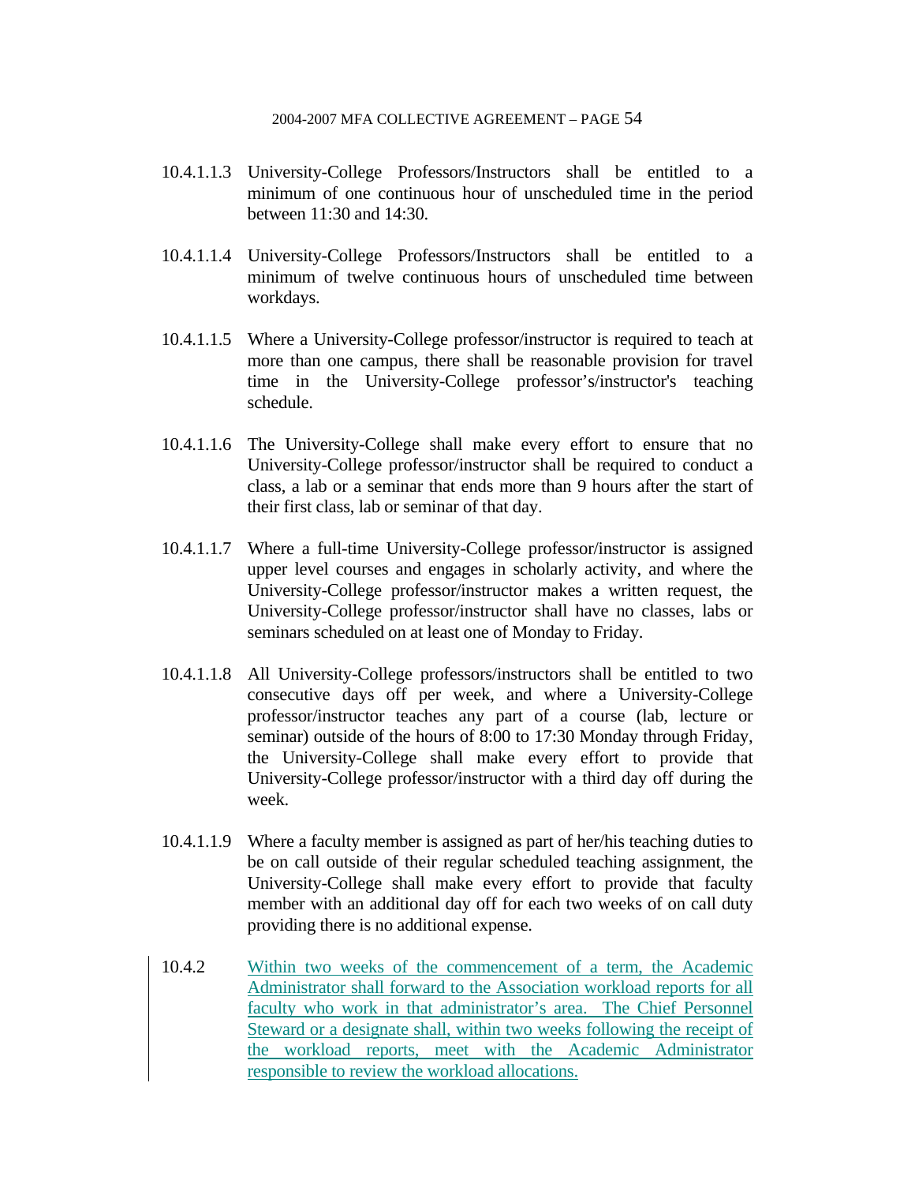10.4.1.1.3 University-College Professors/Instructors shall be entitled to a minimum of one continuous hour of unscheduled time in the period between 11:30 and 14:30.

10.4.1.1.4 University-College Professors/Instructors shall be entitled to a minimum of twelve continuous hours of unscheduled time between workdays.

10.4.1.1.5 Where a University-College professor/instructor is required to teach at more than one campus, there shall be reasonable provision for travel time in the University-College professor's/instructor's teaching schedule.

10.4.1.1.6 The University-College shall make every effort to ensure that no University-College professor/instructor shall be required to conduct a class, a lab or a seminar that ends more than 9 hours after the start of their first class, lab or seminar of that day.

10.4.1.1.7 Where a full-time University-College professor/instructor is assigned upper level courses and engages in scholarly activity, and where the University-College professor/instructor makes a written request, the University-College professor/instructor shall have no classes, labs or seminars scheduled on at least one of Monday to Friday.

10.4.1.1.8 All University-College professors/instructors shall be entitled to two consecutive days off per week, and where a University-College professor/instructor teaches any part of a course (lab, lecture or seminar) outside of the hours of 8:00 to 17:30 Monday through Friday, the University-College shall make every effort to provide that University-College professor/instructor with a third day off during the week.

10.4.1.1.9 Where a faculty member is assigned as part of her/his teaching duties to be on call outside of their regular scheduled teaching assignment, the University-College shall make every effort to provide that faculty member with an additional day off for each two weeks of on call duty providing there is no additional expense.

10.4.2 Within two weeks of the commencement of a term, the Academic Administrator shall forward to the Association workload reports for all faculty who work in that administrator's area. The Chief Personnel Steward or a designate shall, within two weeks following the receipt of the workload reports, meet with the Academic Administrator responsible to review the workload allocations.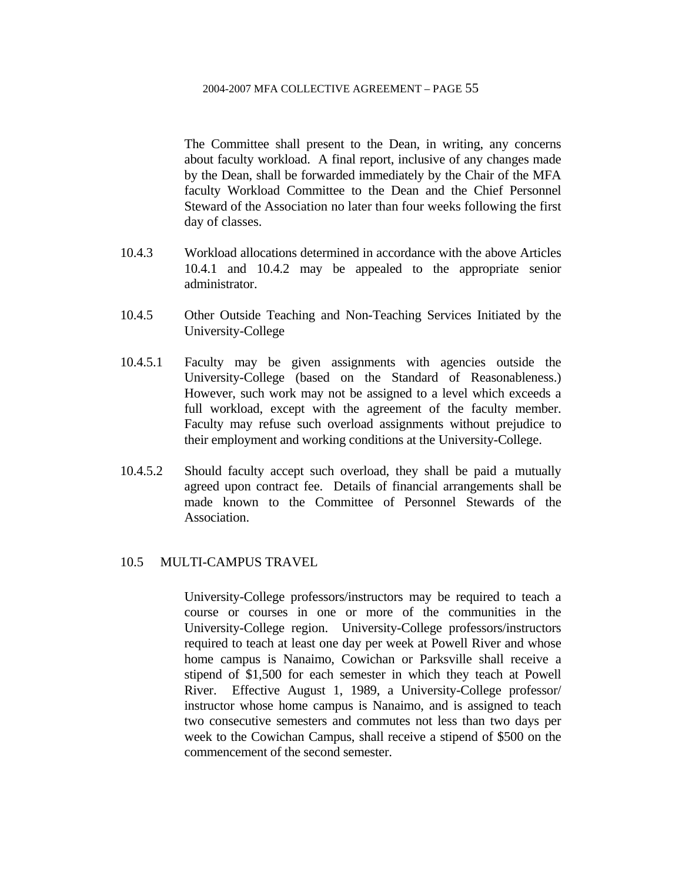The Committee shall present to the Dean, in writing, any concerns about faculty workload. A final report, inclusive of any changes made by the Dean, shall be forwarded immediately by the Chair of the MFA faculty Workload Committee to the Dean and the Chief Personnel Steward of the Association no later than four weeks following the first day of classes.

10.4.3 Workload allocations determined in accordance with the above Articles 10.4.1 and 10.4.2 may be appealed to the appropriate senior administrator.

10.4.5 Other Outside Teaching and Non-Teaching Services Initiated by the University-College

10.4.5.1 Faculty may be given assignments with agencies outside the University-College (based on the Standard of Reasonableness.) However, such work may not be assigned to a level which exceeds a full workload, except with the agreement of the faculty member. Faculty may refuse such overload assignments without prejudice to their employment and working conditions at the University-College.

10.4.5.2 Should faculty accept such overload, they shall be paid a mutually agreed upon contract fee. Details of financial arrangements shall be made known to the Committee of Personnel Stewards of the Association.

## 10.5 MULTI-CAMPUS TRAVEL

University-College professors/instructors may be required to teach a course or courses in one or more of the communities in the University-College region. University-College professors/instructors required to teach at least one day per week at Powell River and whose home campus is Nanaimo, Cowichan or Parksville shall receive a stipend of $1,500 for each semester in which they teach at Powell River. Effective August 1, 1989, a University-College professor/ instructor whose home campus is Nanaimo, and is assigned to teach two consecutive semesters and commutes not less than two days per week to the Cowichan Campus, shall receive a stipend of $500 on the commencement of the second semester.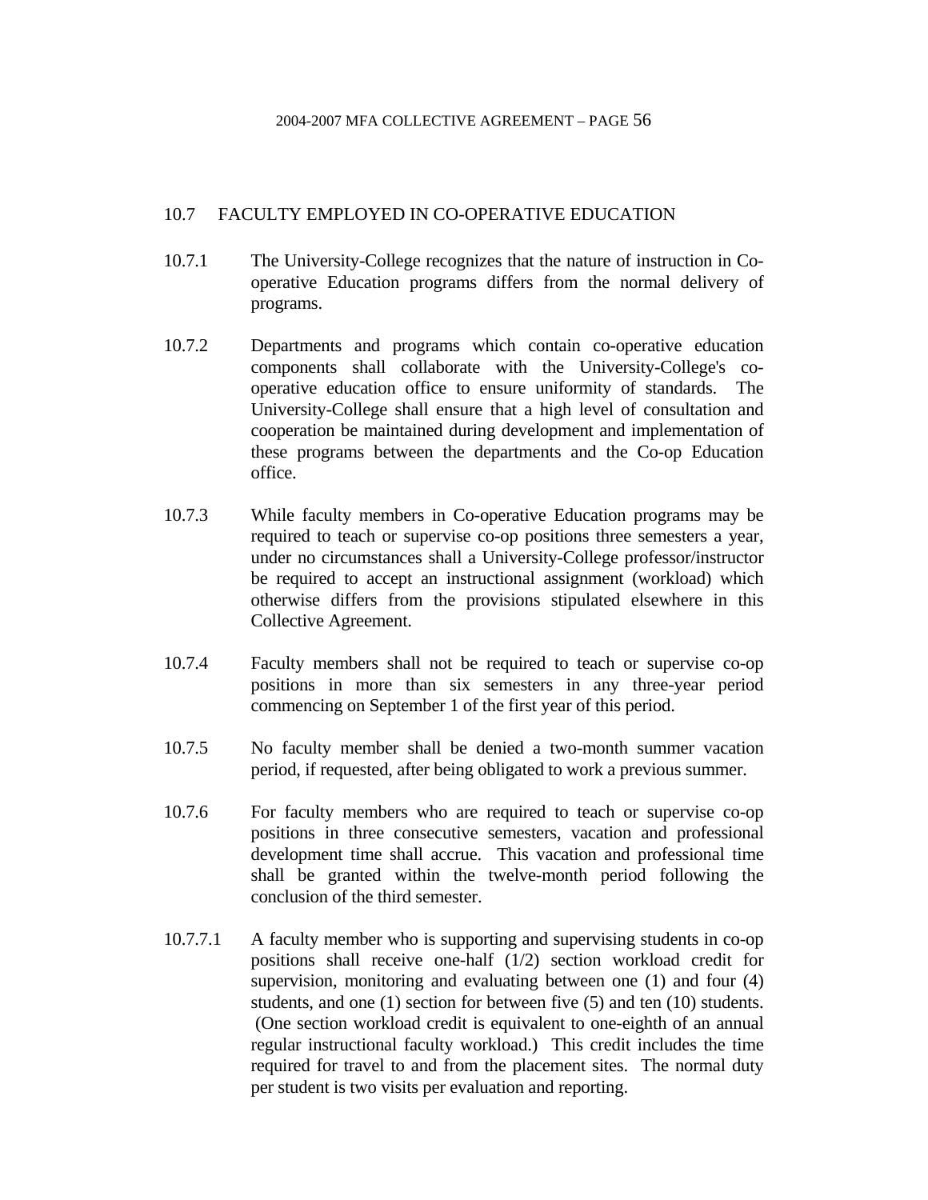## 10.7 FACULTY EMPLOYED IN CO-OPERATIVE EDUCATION

10.7.1 The University-College recognizes that the nature of instruction in Co-operative Education programs differs from the normal delivery of programs.

10.7.2 Departments and programs which contain co-operative education components shall collaborate with the University-College's co-operative education office to ensure uniformity of standards. The University-College shall ensure that a high level of consultation and cooperation be maintained during development and implementation of these programs between the departments and the Co-op Education office.

10.7.3 While faculty members in Co-operative Education programs may be required to teach or supervise co-op positions three semesters a year, under no circumstances shall a University-College professor/instructor be required to accept an instructional assignment (workload) which otherwise differs from the provisions stipulated elsewhere in this Collective Agreement.

10.7.4 Faculty members shall not be required to teach or supervise co-op positions in more than six semesters in any three-year period commencing on September 1 of the first year of this period.

10.7.5 No faculty member shall be denied a two-month summer vacation period, if requested, after being obligated to work a previous summer.

10.7.6 For faculty members who are required to teach or supervise co-op positions in three consecutive semesters, vacation and professional development time shall accrue. This vacation and professional time shall be granted within the twelve-month period following the conclusion of the third semester.

10.7.7.1 A faculty member who is supporting and supervising students in co-op positions shall receive one-half (1/2) section workload credit for supervision, monitoring and evaluating between one (1) and four (4) students, and one (1) section for between five (5) and ten (10) students. (One section workload credit is equivalent to one-eighth of an annual regular instructional faculty workload.) This credit includes the time required for travel to and from the placement sites. The normal duty per student is two visits per evaluation and reporting.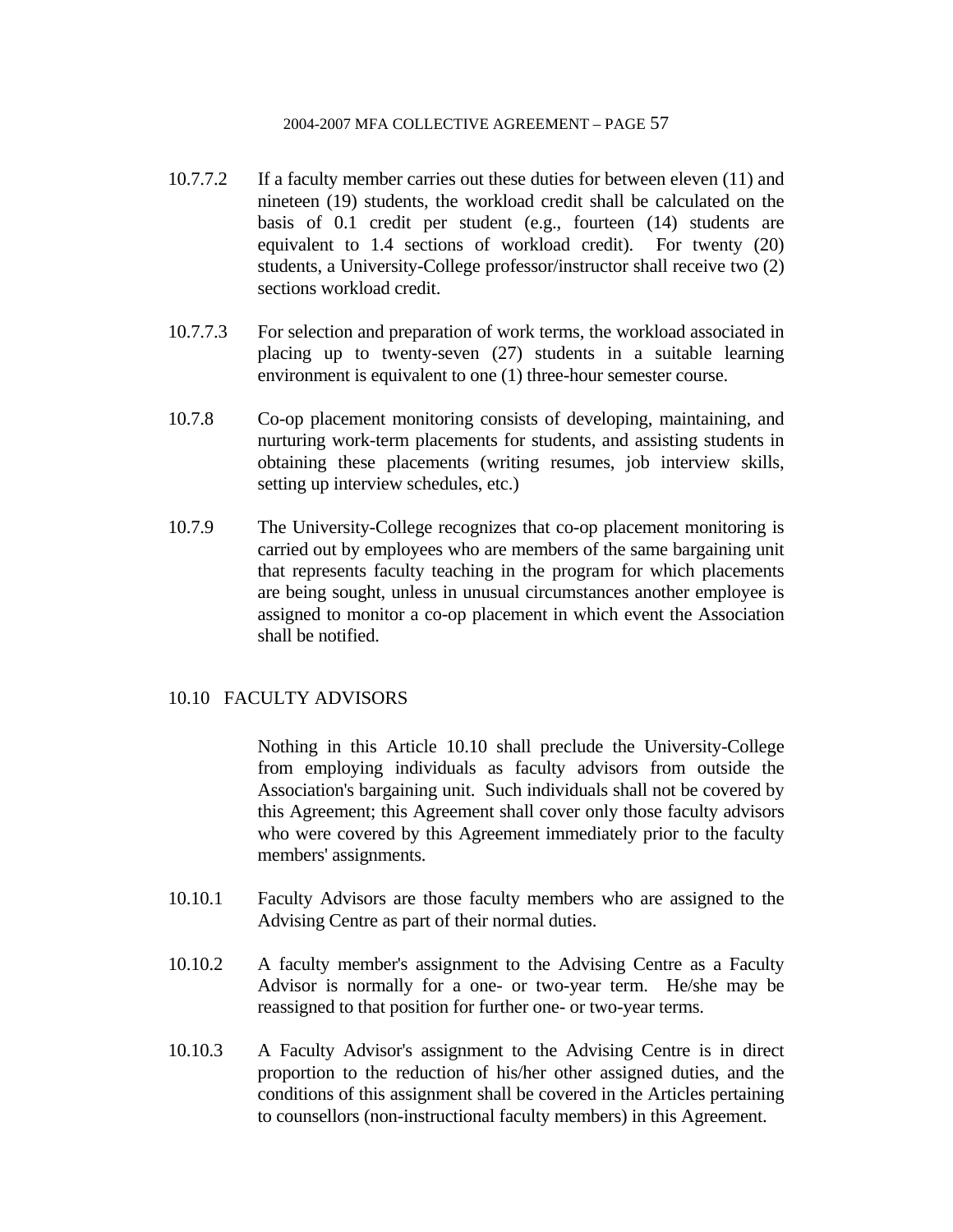10.7.7.2 If a faculty member carries out these duties for between eleven (11) and nineteen (19) students, the workload credit shall be calculated on the basis of 0.1 credit per student (e.g., fourteen (14) students are equivalent to 1.4 sections of workload credit). For twenty (20) students, a University-College professor/instructor shall receive two (2) sections workload credit.

10.7.7.3 For selection and preparation of work terms, the workload associated in placing up to twenty-seven (27) students in a suitable learning environment is equivalent to one (1) three-hour semester course.

10.7.8 Co-op placement monitoring consists of developing, maintaining, and nurturing work-term placements for students, and assisting students in obtaining these placements (writing resumes, job interview skills, setting up interview schedules, etc.)

10.7.9 The University-College recognizes that co-op placement monitoring is carried out by employees who are members of the same bargaining unit that represents faculty teaching in the program for which placements are being sought, unless in unusual circumstances another employee is assigned to monitor a co-op placement in which event the Association shall be notified.

## 10.10 FACULTY ADVISORS

Nothing in this Article 10.10 shall preclude the University-College from employing individuals as faculty advisors from outside the Association's bargaining unit. Such individuals shall not be covered by this Agreement; this Agreement shall cover only those faculty advisors who were covered by this Agreement immediately prior to the faculty members' assignments.

10.10.1 Faculty Advisors are those faculty members who are assigned to the Advising Centre as part of their normal duties.

10.10.2 A faculty member's assignment to the Advising Centre as a Faculty Advisor is normally for a one- or two-year term. He/she may be reassigned to that position for further one- or two-year terms.

10.10.3 A Faculty Advisor's assignment to the Advising Centre is in direct proportion to the reduction of his/her other assigned duties, and the conditions of this assignment shall be covered in the Articles pertaining to counsellors (non-instructional faculty members) in this Agreement.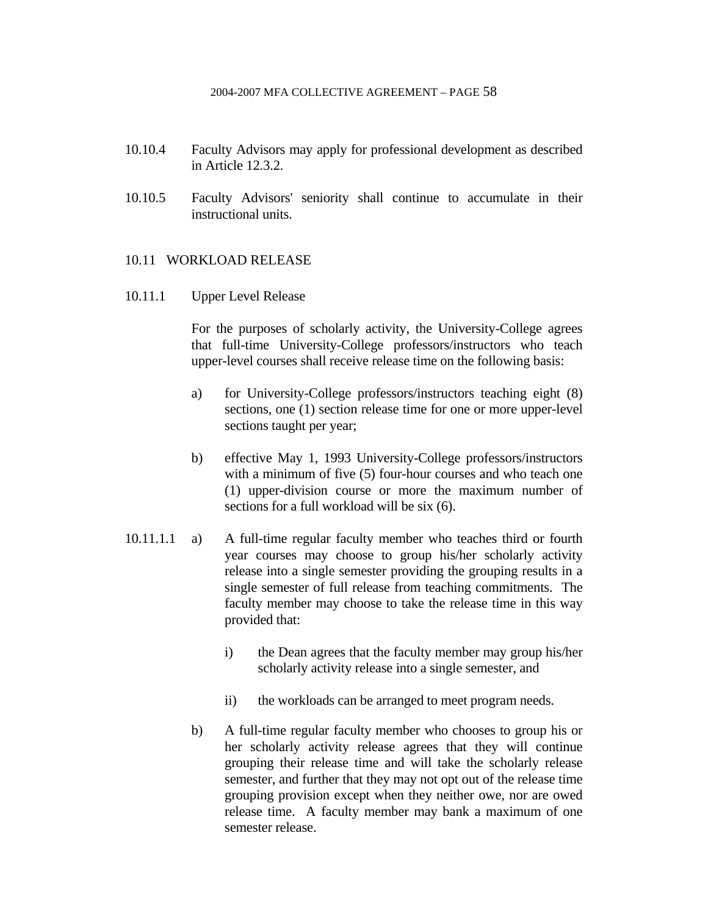10.10.4 Faculty Advisors may apply for professional development as described in Article 12.3.2.

10.10.5 Faculty Advisors' seniority shall continue to accumulate in their instructional units.

## 10.11 WORKLOAD RELEASE

### 10.11.1 Upper Level Release

For the purposes of scholarly activity, the University-College agrees that full-time University-College professors/instructors who teach upper-level courses shall receive release time on the following basis:

a) for University-College professors/instructors teaching eight (8) sections, one (1) section release time for one or more upper-level sections taught per year;

b) effective May 1, 1993 University-College professors/instructors with a minimum of five (5) four-hour courses and who teach one (1) upper-division course or more the maximum number of sections for a full workload will be six (6).

10.11.1.1 a) A full-time regular faculty member who teaches third or fourth year courses may choose to group his/her scholarly activity release into a single semester providing the grouping results in a single semester of full release from teaching commitments. The faculty member may choose to take the release time in this way provided that:

i) the Dean agrees that the faculty member may group his/her scholarly activity release into a single semester, and

ii) the workloads can be arranged to meet program needs.

b) A full-time regular faculty member who chooses to group his or her scholarly activity release agrees that they will continue grouping their release time and will take the scholarly release semester, and further that they may not opt out of the release time grouping provision except when they neither owe, nor are owed release time. A faculty member may bank a maximum of one semester release.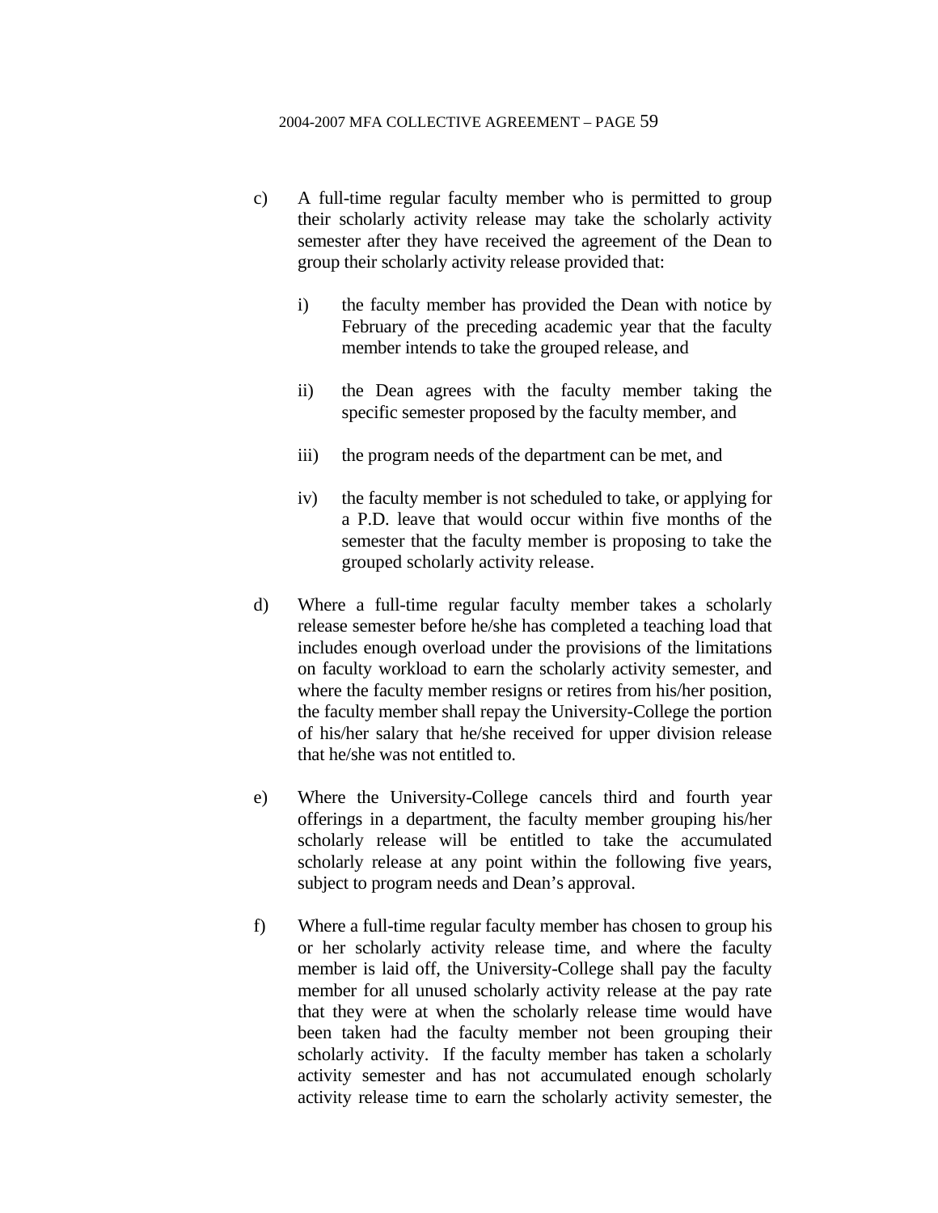c) A full-time regular faculty member who is permitted to group their scholarly activity release may take the scholarly activity semester after they have received the agreement of the Dean to group their scholarly activity release provided that:

   i) the faculty member has provided the Dean with notice by February of the preceding academic year that the faculty member intends to take the grouped release, and

   ii) the Dean agrees with the faculty member taking the specific semester proposed by the faculty member, and

   iii) the program needs of the department can be met, and

   iv) the faculty member is not scheduled to take, or applying for a P.D. leave that would occur within five months of the semester that the faculty member is proposing to take the grouped scholarly activity release.

d) Where a full-time regular faculty member takes a scholarly release semester before he/she has completed a teaching load that includes enough overload under the provisions of the limitations on faculty workload to earn the scholarly activity semester, and where the faculty member resigns or retires from his/her position, the faculty member shall repay the University-College the portion of his/her salary that he/she received for upper division release that he/she was not entitled to.

e) Where the University-College cancels third and fourth year offerings in a department, the faculty member grouping his/her scholarly release will be entitled to take the accumulated scholarly release at any point within the following five years, subject to program needs and Dean's approval.

f) Where a full-time regular faculty member has chosen to group his or her scholarly activity release time, and where the faculty member is laid off, the University-College shall pay the faculty member for all unused scholarly activity release at the pay rate that they were at when the scholarly release time would have been taken had the faculty member not been grouping their scholarly activity. If the faculty member has taken a scholarly activity semester and has not accumulated enough scholarly activity release time to earn the scholarly activity semester, the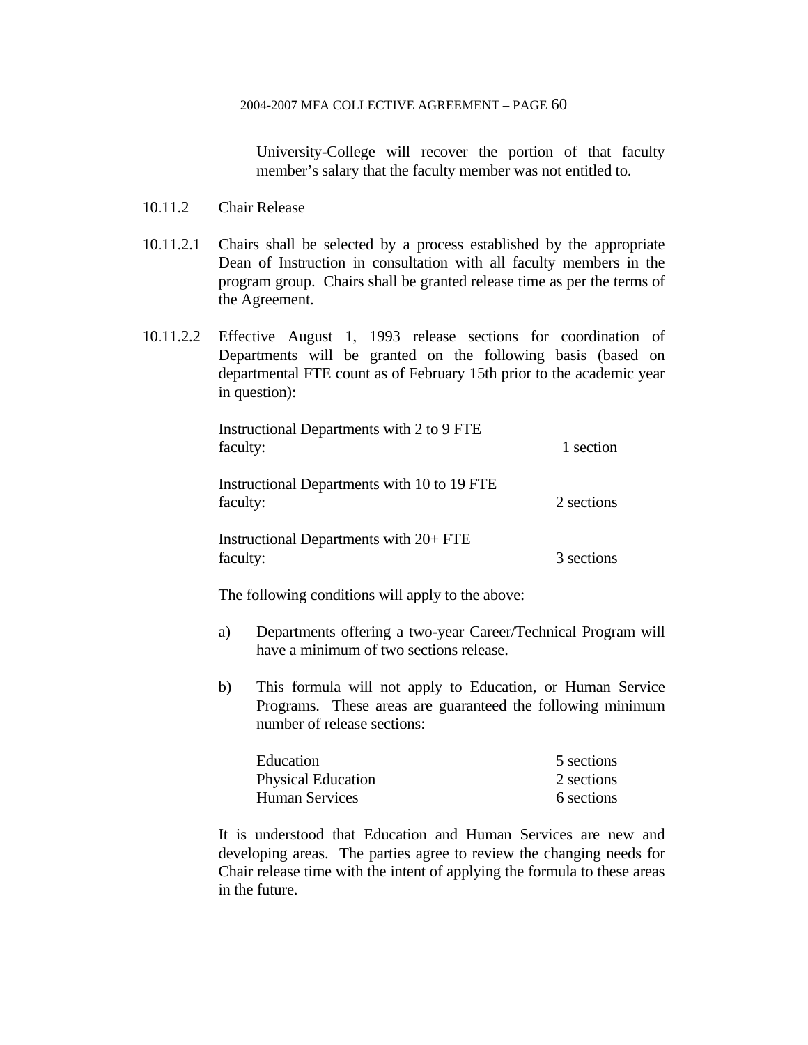University-College will recover the portion of that faculty member's salary that the faculty member was not entitled to.

10.11.2 Chair Release

10.11.2.1 Chairs shall be selected by a process established by the appropriate Dean of Instruction in consultation with all faculty members in the program group. Chairs shall be granted release time as per the terms of the Agreement.

10.11.2.2 Effective August 1, 1993 release sections for coordination of Departments will be granted on the following basis (based on departmental FTE count as of February 15th prior to the academic year in question):

| | |
|---|---|
| Instructional Departments with 2 to 9 FTE faculty: | 1 section |
| Instructional Departments with 10 to 19 FTE faculty: | 2 sections |
| Instructional Departments with 20+ FTE faculty: | 3 sections |

The following conditions will apply to the above:

a) Departments offering a two-year Career/Technical Program will have a minimum of two sections release.

b) This formula will not apply to Education, or Human Service Programs. These areas are guaranteed the following minimum number of release sections:

| | |
|---|---|
| Education | 5 sections |
| Physical Education | 2 sections |
| Human Services | 6 sections |

It is understood that Education and Human Services are new and developing areas. The parties agree to review the changing needs for Chair release time with the intent of applying the formula to these areas in the future.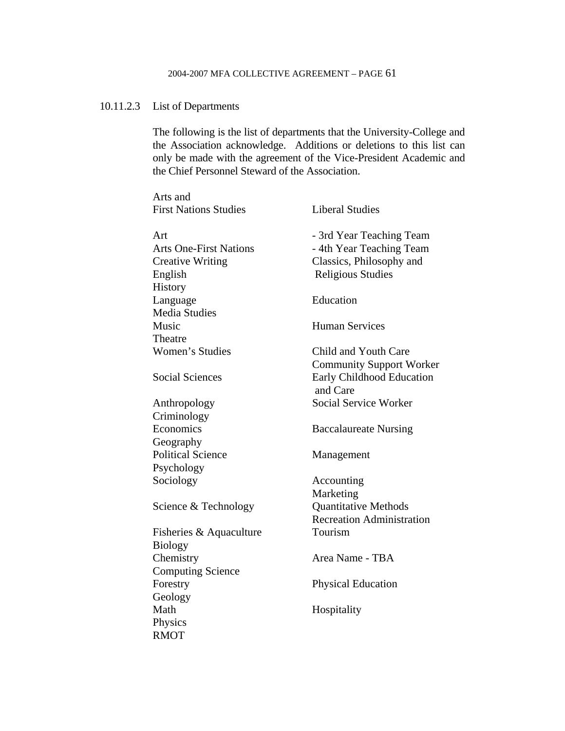10.11.2.3 List of Departments

The following is the list of departments that the University-College and the Association acknowledge. Additions or deletions to this list can only be made with the agreement of the Vice-President Academic and the Chief Personnel Steward of the Association.

Arts and First Nations Studies

- Art
- Arts One-First Nations
- Creative Writing
- English
- History
- Language
- Media Studies
- Music
- Theatre
- Women's Studies

Social Sciences

- Anthropology
- Criminology
- Economics
- Geography
- Political Science
- Psychology
- Sociology

Science & Technology

- Fisheries & Aquaculture
- Biology
- Chemistry
- Computing Science
- Forestry
- Geology
- Math
- Physics
- RMOT

Liberal Studies

- 3rd Year Teaching Team
- 4th Year Teaching Team
- Classics, Philosophy and Religious Studies

Education

Human Services

- Child and Youth Care
- Community Support Worker
- Early Childhood Education and Care
- Social Service Worker

Baccalaureate Nursing

Management

- Accounting
- Marketing
- Quantitative Methods
- Recreation Administration
- Tourism

Area Name - TBA

Physical Education

Hospitality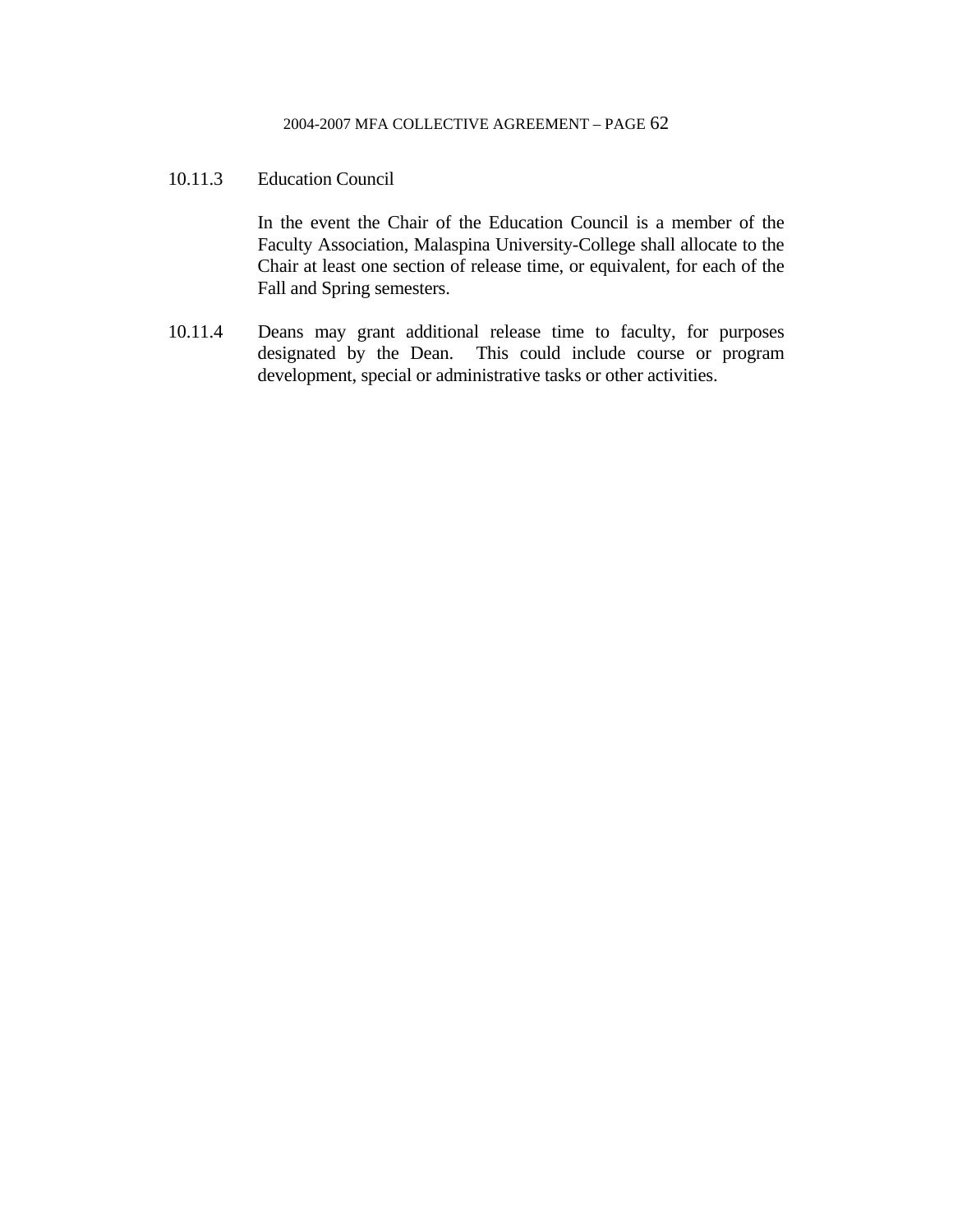10.11.3 Education Council

In the event the Chair of the Education Council is a member of the Faculty Association, Malaspina University-College shall allocate to the Chair at least one section of release time, or equivalent, for each of the Fall and Spring semesters.

10.11.4 Deans may grant additional release time to faculty, for purposes designated by the Dean. This could include course or program development, special or administrative tasks or other activities.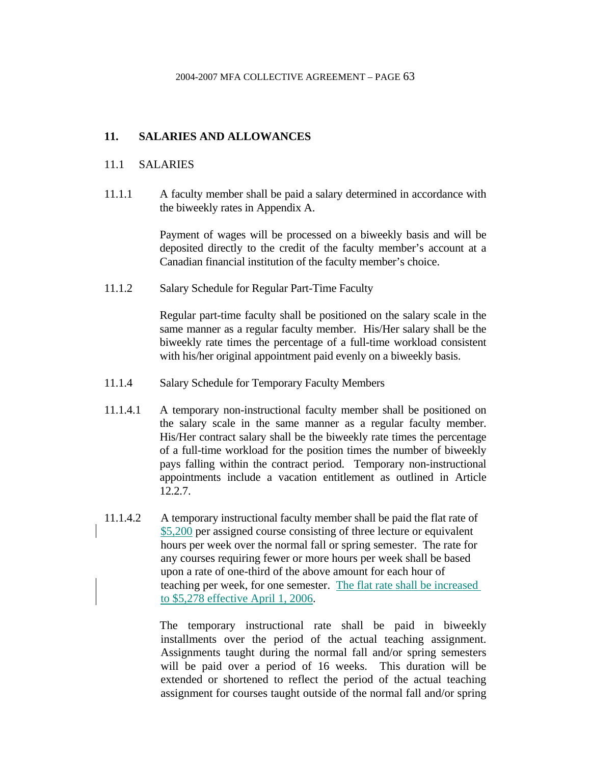## 11. SALARIES AND ALLOWANCES

### 11.1 SALARIES

11.1.1 A faculty member shall be paid a salary determined in accordance with the biweekly rates in Appendix A.

Payment of wages will be processed on a biweekly basis and will be deposited directly to the credit of the faculty member's account at a Canadian financial institution of the faculty member's choice.

11.1.2 Salary Schedule for Regular Part-Time Faculty

Regular part-time faculty shall be positioned on the salary scale in the same manner as a regular faculty member. His/Her salary shall be the biweekly rate times the percentage of a full-time workload consistent with his/her original appointment paid evenly on a biweekly basis.

11.1.4 Salary Schedule for Temporary Faculty Members

11.1.4.1 A temporary non-instructional faculty member shall be positioned on the salary scale in the same manner as a regular faculty member. His/Her contract salary shall be the biweekly rate times the percentage of a full-time workload for the position times the number of biweekly pays falling within the contract period. Temporary non-instructional appointments include a vacation entitlement as outlined in Article 12.2.7.

11.1.4.2 A temporary instructional faculty member shall be paid the flat rate of $5,200 per assigned course consisting of three lecture or equivalent hours per week over the normal fall or spring semester. The rate for any courses requiring fewer or more hours per week shall be based upon a rate of one-third of the above amount for each hour of teaching per week, for one semester. The flat rate shall be increased to $5,278 effective April 1, 2006.

The temporary instructional rate shall be paid in biweekly installments over the period of the actual teaching assignment. Assignments taught during the normal fall and/or spring semesters will be paid over a period of 16 weeks. This duration will be extended or shortened to reflect the period of the actual teaching assignment for courses taught outside of the normal fall and/or spring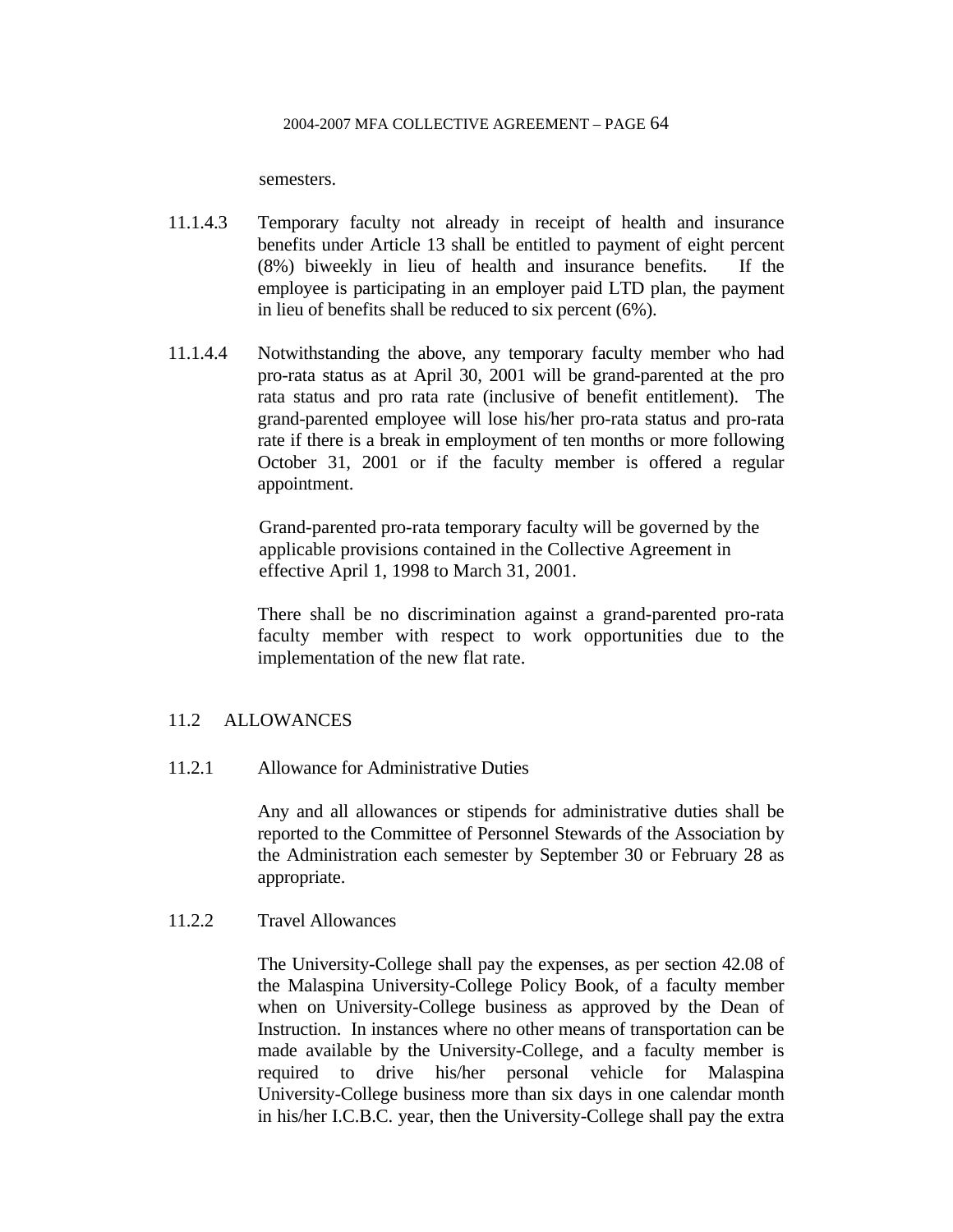semesters.

11.1.4.3 Temporary faculty not already in receipt of health and insurance benefits under Article 13 shall be entitled to payment of eight percent (8%) biweekly in lieu of health and insurance benefits. If the employee is participating in an employer paid LTD plan, the payment in lieu of benefits shall be reduced to six percent (6%).

11.1.4.4 Notwithstanding the above, any temporary faculty member who had pro-rata status as at April 30, 2001 will be grand-parented at the pro rata status and pro rata rate (inclusive of benefit entitlement). The grand-parented employee will lose his/her pro-rata status and pro-rata rate if there is a break in employment of ten months or more following October 31, 2001 or if the faculty member is offered a regular appointment.

Grand-parented pro-rata temporary faculty will be governed by the applicable provisions contained in the Collective Agreement in effective April 1, 1998 to March 31, 2001.

There shall be no discrimination against a grand-parented pro-rata faculty member with respect to work opportunities due to the implementation of the new flat rate.

## 11.2 ALLOWANCES

### 11.2.1 Allowance for Administrative Duties

Any and all allowances or stipends for administrative duties shall be reported to the Committee of Personnel Stewards of the Association by the Administration each semester by September 30 or February 28 as appropriate.

### 11.2.2 Travel Allowances

The University-College shall pay the expenses, as per section 42.08 of the Malaspina University-College Policy Book, of a faculty member when on University-College business as approved by the Dean of Instruction. In instances where no other means of transportation can be made available by the University-College, and a faculty member is required to drive his/her personal vehicle for Malaspina University-College business more than six days in one calendar month in his/her I.C.B.C. year, then the University-College shall pay the extra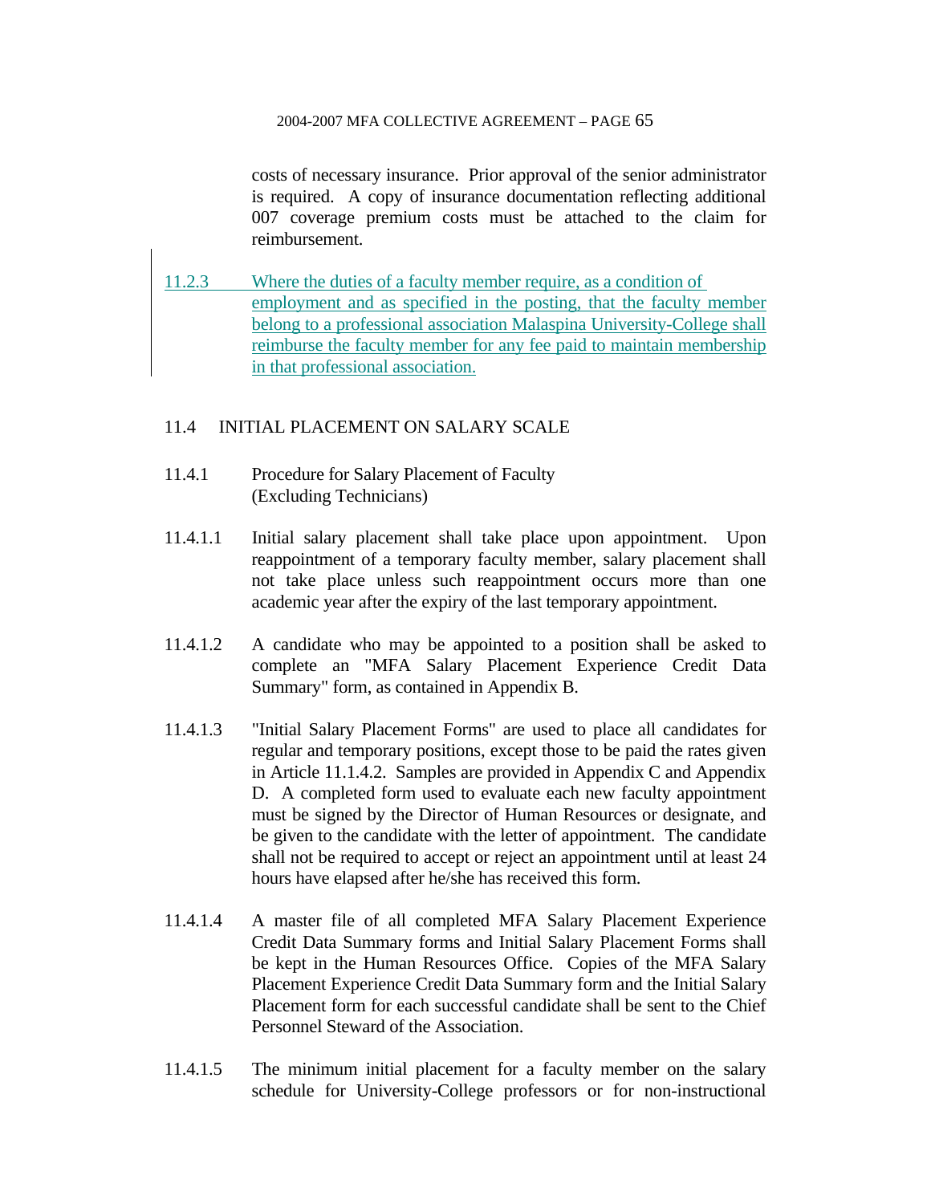costs of necessary insurance. Prior approval of the senior administrator is required. A copy of insurance documentation reflecting additional 007 coverage premium costs must be attached to the claim for reimbursement.

11.2.3 Where the duties of a faculty member require, as a condition of employment and as specified in the posting, that the faculty member belong to a professional association Malaspina University-College shall reimburse the faculty member for any fee paid to maintain membership in that professional association.

## 11.4 INITIAL PLACEMENT ON SALARY SCALE

### 11.4.1 Procedure for Salary Placement of Faculty (Excluding Technicians)

11.4.1.1 Initial salary placement shall take place upon appointment. Upon reappointment of a temporary faculty member, salary placement shall not take place unless such reappointment occurs more than one academic year after the expiry of the last temporary appointment.

11.4.1.2 A candidate who may be appointed to a position shall be asked to complete an "MFA Salary Placement Experience Credit Data Summary" form, as contained in Appendix B.

11.4.1.3 "Initial Salary Placement Forms" are used to place all candidates for regular and temporary positions, except those to be paid the rates given in Article 11.1.4.2. Samples are provided in Appendix C and Appendix D. A completed form used to evaluate each new faculty appointment must be signed by the Director of Human Resources or designate, and be given to the candidate with the letter of appointment. The candidate shall not be required to accept or reject an appointment until at least 24 hours have elapsed after he/she has received this form.

11.4.1.4 A master file of all completed MFA Salary Placement Experience Credit Data Summary forms and Initial Salary Placement Forms shall be kept in the Human Resources Office. Copies of the MFA Salary Placement Experience Credit Data Summary form and the Initial Salary Placement form for each successful candidate shall be sent to the Chief Personnel Steward of the Association.

11.4.1.5 The minimum initial placement for a faculty member on the salary schedule for University-College professors or for non-instructional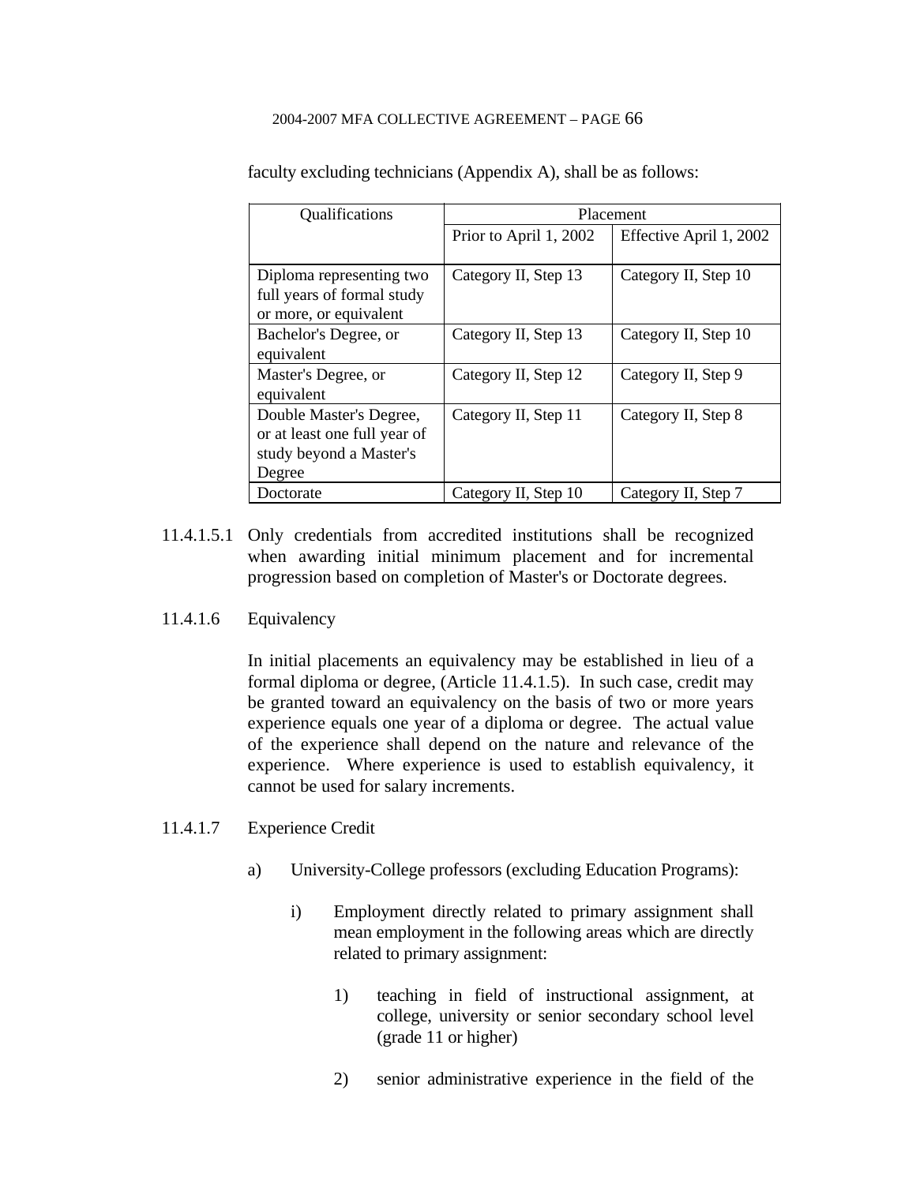faculty excluding technicians (Appendix A), shall be as follows:

| Qualifications | Placement | |
|---|---|---|
| | Prior to April 1, 2002 | Effective April 1, 2002 |
| Diploma representing two full years of formal study or more, or equivalent | Category II, Step 13 | Category II, Step 10 |
| Bachelor's Degree, or equivalent | Category II, Step 13 | Category II, Step 10 |
| Master's Degree, or equivalent | Category II, Step 12 | Category II, Step 9 |
| Double Master's Degree, or at least one full year of study beyond a Master's Degree | Category II, Step 11 | Category II, Step 8 |
| Doctorate | Category II, Step 10 | Category II, Step 7 |

11.4.1.5.1 Only credentials from accredited institutions shall be recognized when awarding initial minimum placement and for incremental progression based on completion of Master's or Doctorate degrees.

11.4.1.6 Equivalency

In initial placements an equivalency may be established in lieu of a formal diploma or degree, (Article 11.4.1.5). In such case, credit may be granted toward an equivalency on the basis of two or more years experience equals one year of a diploma or degree. The actual value of the experience shall depend on the nature and relevance of the experience. Where experience is used to establish equivalency, it cannot be used for salary increments.

11.4.1.7 Experience Credit

a) University-College professors (excluding Education Programs):

i) Employment directly related to primary assignment shall mean employment in the following areas which are directly related to primary assignment:

1) teaching in field of instructional assignment, at college, university or senior secondary school level (grade 11 or higher)

2) senior administrative experience in the field of the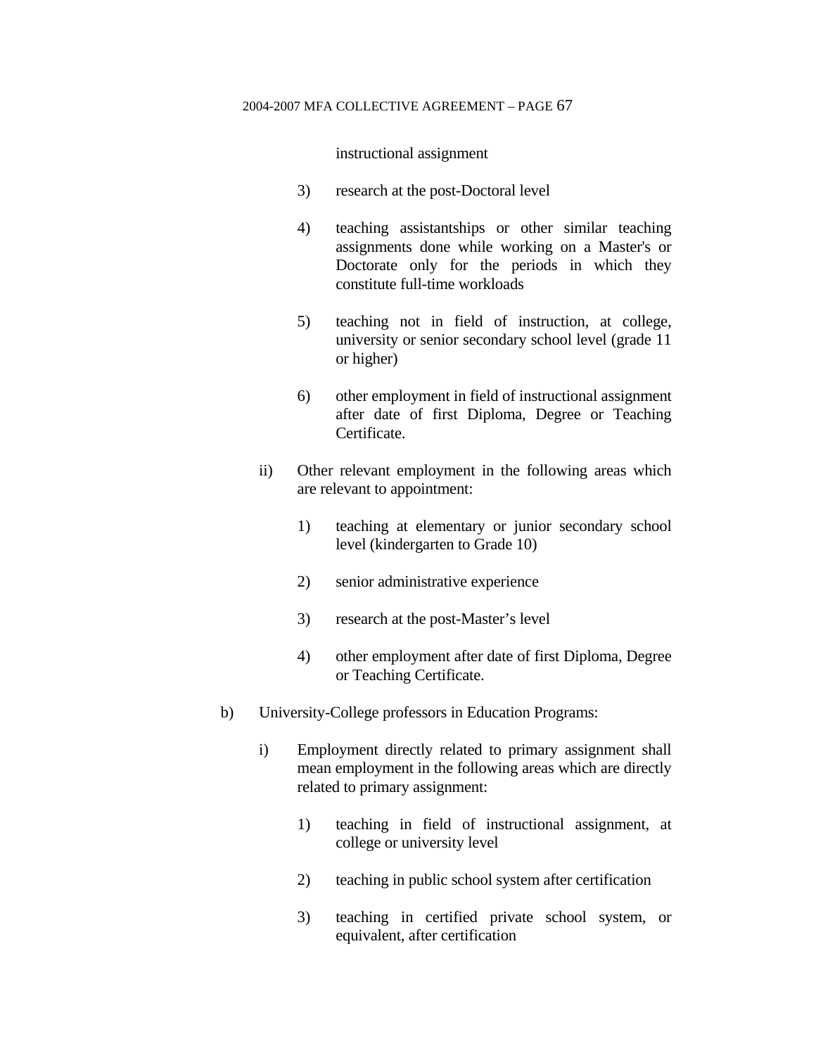instructional assignment

3) research at the post-Doctoral level

4) teaching assistantships or other similar teaching assignments done while working on a Master's or Doctorate only for the periods in which they constitute full-time workloads

5) teaching not in field of instruction, at college, university or senior secondary school level (grade 11 or higher)

6) other employment in field of instructional assignment after date of first Diploma, Degree or Teaching Certificate.

ii) Other relevant employment in the following areas which are relevant to appointment:

1) teaching at elementary or junior secondary school level (kindergarten to Grade 10)

2) senior administrative experience

3) research at the post-Master's level

4) other employment after date of first Diploma, Degree or Teaching Certificate.

b) University-College professors in Education Programs:

i) Employment directly related to primary assignment shall mean employment in the following areas which are directly related to primary assignment:

1) teaching in field of instructional assignment, at college or university level

2) teaching in public school system after certification

3) teaching in certified private school system, or equivalent, after certification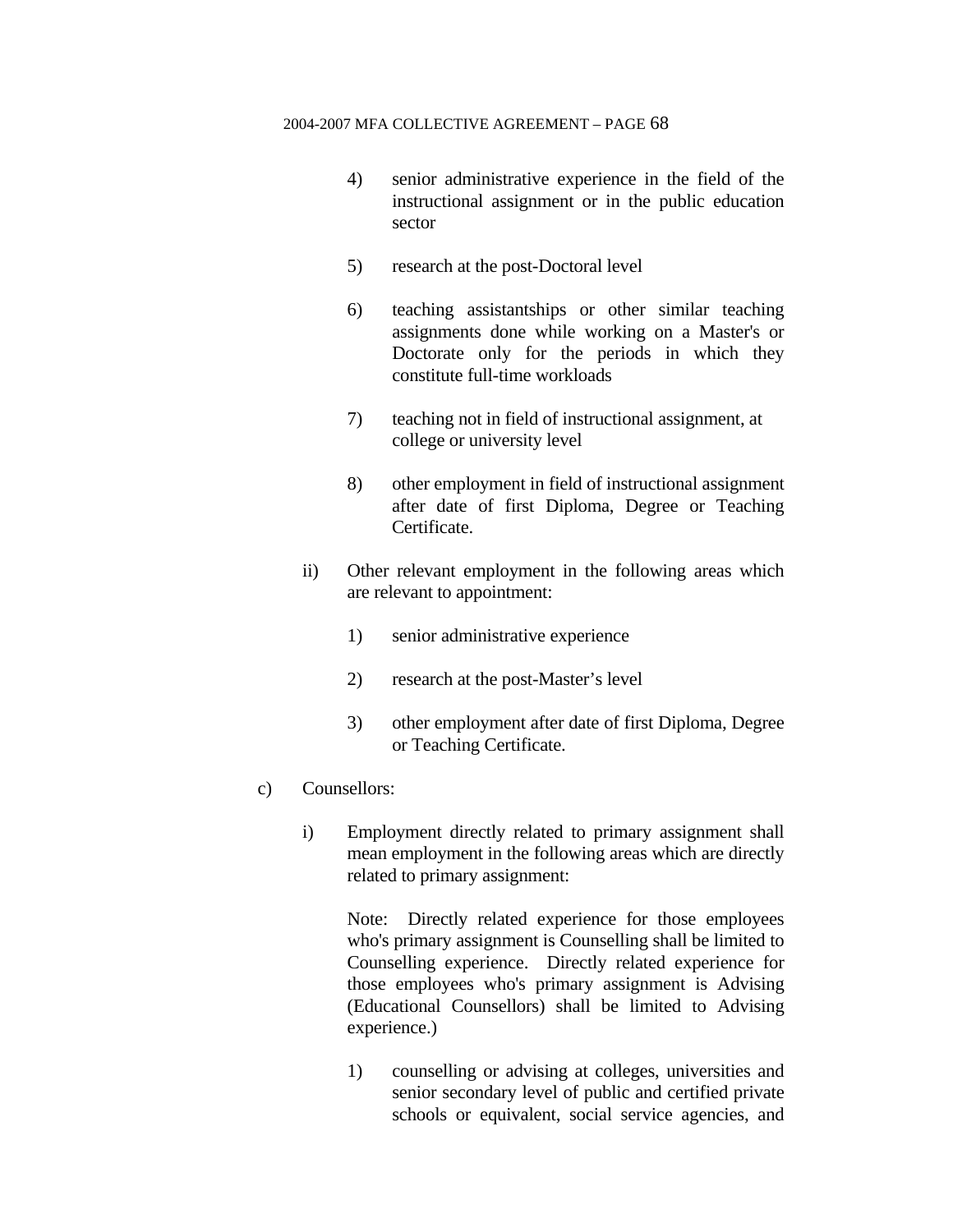4) senior administrative experience in the field of the instructional assignment or in the public education sector

5) research at the post-Doctoral level

6) teaching assistantships or other similar teaching assignments done while working on a Master's or Doctorate only for the periods in which they constitute full-time workloads

7) teaching not in field of instructional assignment, at college or university level

8) other employment in field of instructional assignment after date of first Diploma, Degree or Teaching Certificate.

ii) Other relevant employment in the following areas which are relevant to appointment:

1) senior administrative experience

2) research at the post-Master's level

3) other employment after date of first Diploma, Degree or Teaching Certificate.

c) Counsellors:

i) Employment directly related to primary assignment shall mean employment in the following areas which are directly related to primary assignment:

Note: Directly related experience for those employees who's primary assignment is Counselling shall be limited to Counselling experience. Directly related experience for those employees who's primary assignment is Advising (Educational Counsellors) shall be limited to Advising experience.)

1) counselling or advising at colleges, universities and senior secondary level of public and certified private schools or equivalent, social service agencies, and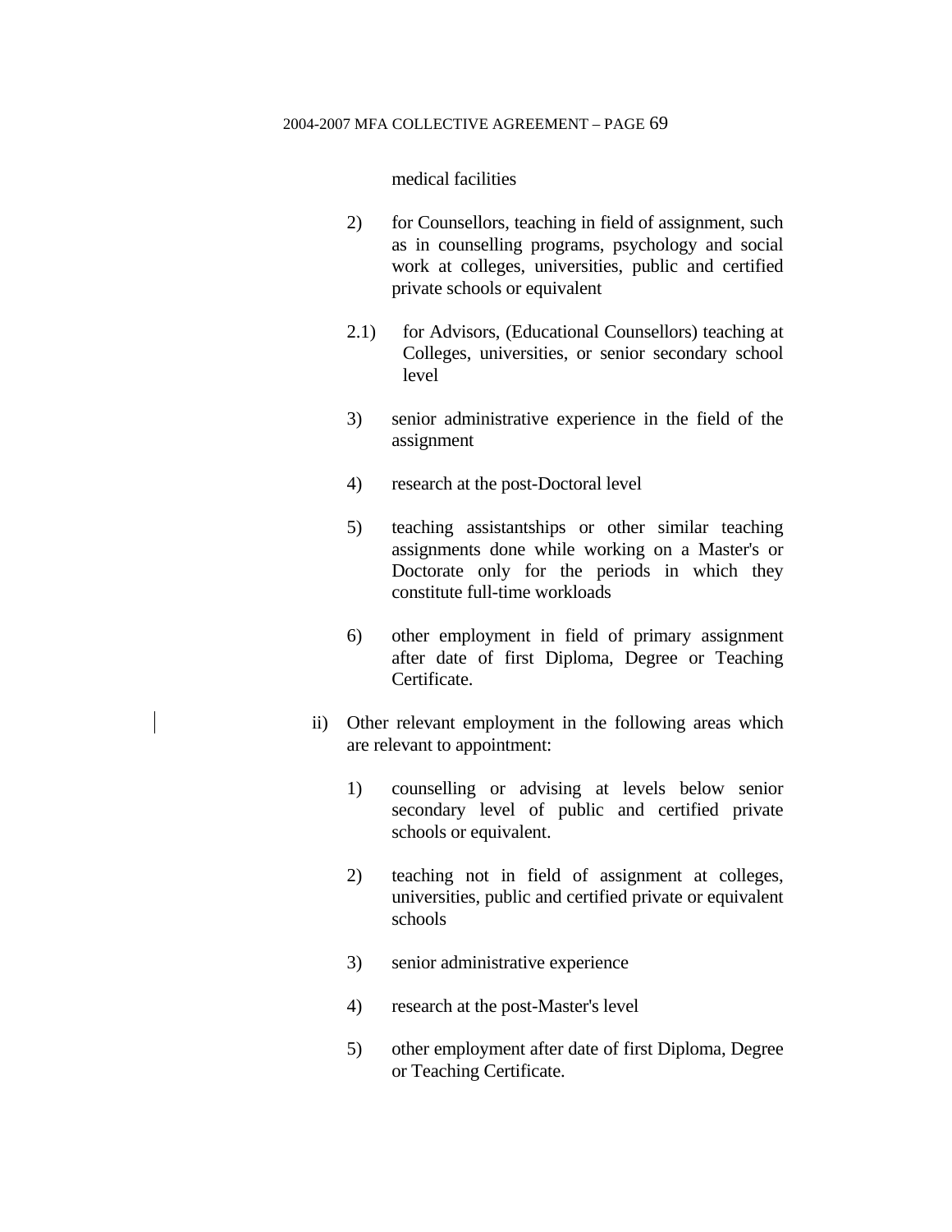medical facilities

2) for Counsellors, teaching in field of assignment, such as in counselling programs, psychology and social work at colleges, universities, public and certified private schools or equivalent

2.1) for Advisors, (Educational Counsellors) teaching at Colleges, universities, or senior secondary school level

3) senior administrative experience in the field of the assignment

4) research at the post-Doctoral level

5) teaching assistantships or other similar teaching assignments done while working on a Master's or Doctorate only for the periods in which they constitute full-time workloads

6) other employment in field of primary assignment after date of first Diploma, Degree or Teaching Certificate.

ii) Other relevant employment in the following areas which are relevant to appointment:

1) counselling or advising at levels below senior secondary level of public and certified private schools or equivalent.

2) teaching not in field of assignment at colleges, universities, public and certified private or equivalent schools

3) senior administrative experience

4) research at the post-Master's level

5) other employment after date of first Diploma, Degree or Teaching Certificate.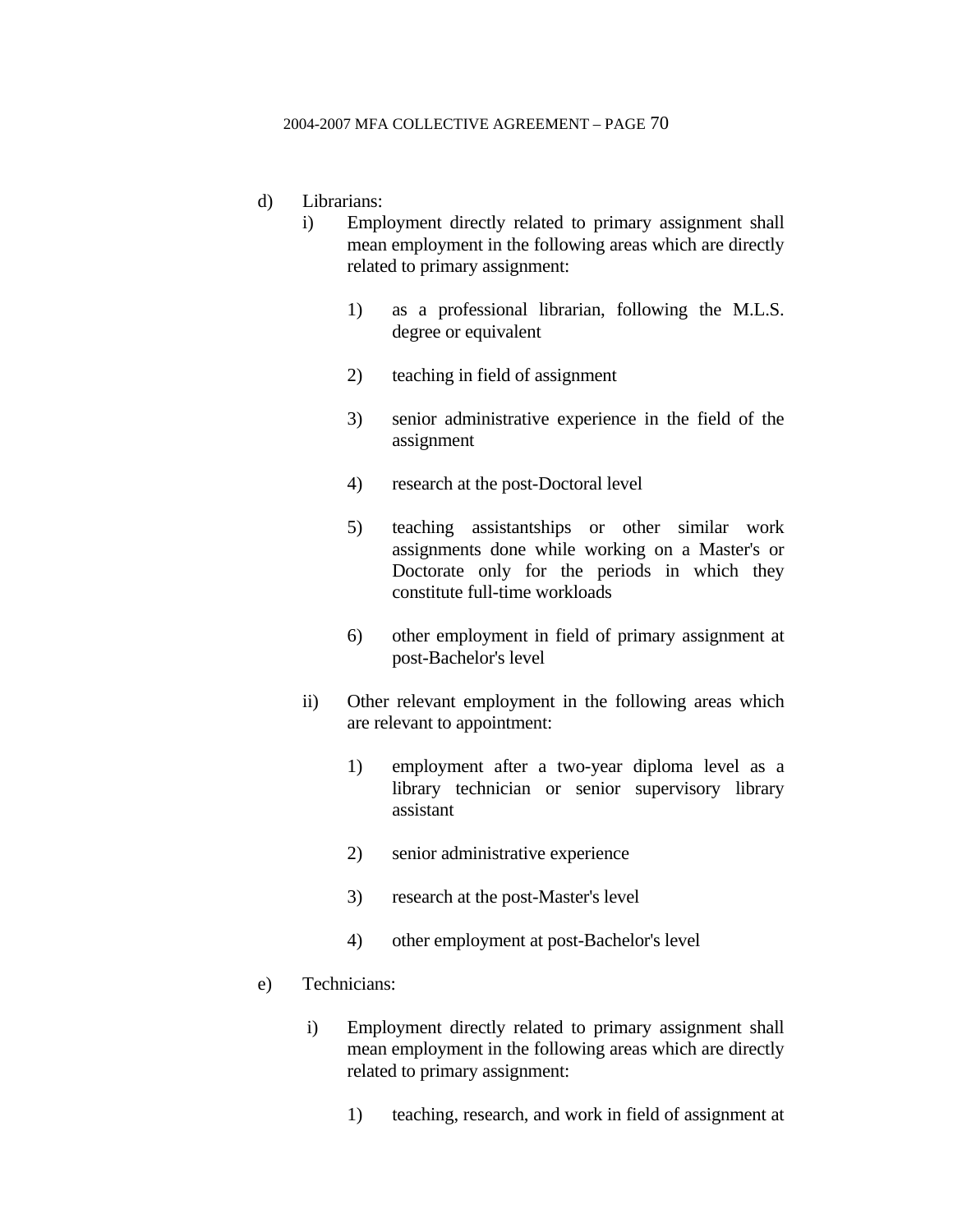d) Librarians:

i) Employment directly related to primary assignment shall mean employment in the following areas which are directly related to primary assignment:

1) as a professional librarian, following the M.L.S. degree or equivalent

2) teaching in field of assignment

3) senior administrative experience in the field of the assignment

4) research at the post-Doctoral level

5) teaching assistantships or other similar work assignments done while working on a Master's or Doctorate only for the periods in which they constitute full-time workloads

6) other employment in field of primary assignment at post-Bachelor's level

ii) Other relevant employment in the following areas which are relevant to appointment:

1) employment after a two-year diploma level as a library technician or senior supervisory library assistant

2) senior administrative experience

3) research at the post-Master's level

4) other employment at post-Bachelor's level

e) Technicians:

i) Employment directly related to primary assignment shall mean employment in the following areas which are directly related to primary assignment:

1) teaching, research, and work in field of assignment at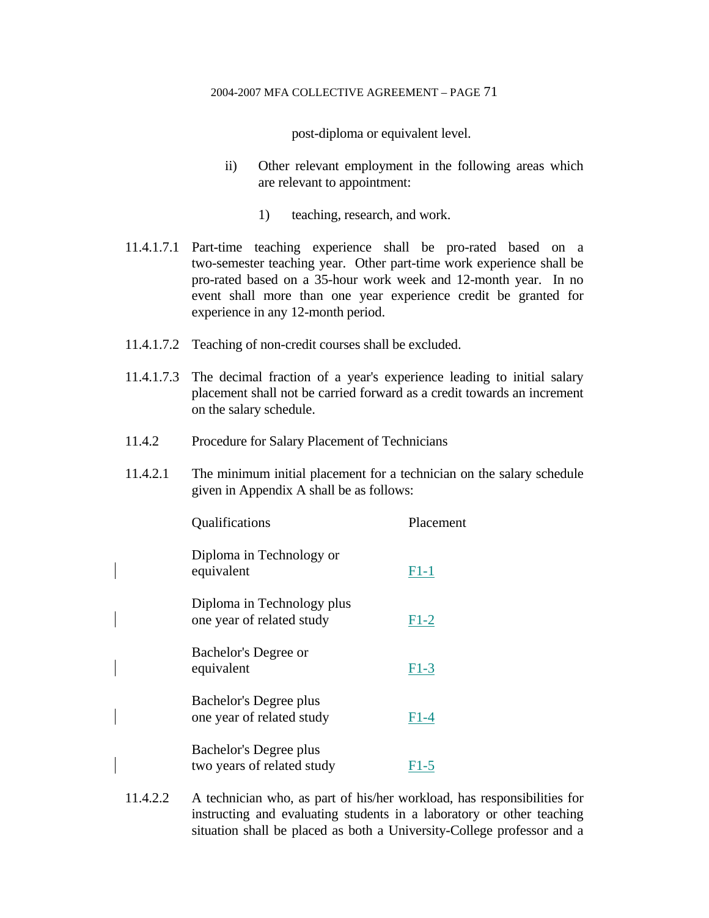post-diploma or equivalent level.

ii) Other relevant employment in the following areas which are relevant to appointment:

1) teaching, research, and work.

11.4.1.7.1 Part-time teaching experience shall be pro-rated based on a two-semester teaching year. Other part-time work experience shall be pro-rated based on a 35-hour work week and 12-month year. In no event shall more than one year experience credit be granted for experience in any 12-month period.

11.4.1.7.2 Teaching of non-credit courses shall be excluded.

11.4.1.7.3 The decimal fraction of a year's experience leading to initial salary placement shall not be carried forward as a credit towards an increment on the salary schedule.

11.4.2 Procedure for Salary Placement of Technicians

11.4.2.1 The minimum initial placement for a technician on the salary schedule given in Appendix A shall be as follows:

| Qualifications | Placement |
|---|---|
| Diploma in Technology or equivalent | F1-1 |
| Diploma in Technology plus one year of related study | F1-2 |
| Bachelor's Degree or equivalent | F1-3 |
| Bachelor's Degree plus one year of related study | F1-4 |
| Bachelor's Degree plus two years of related study | F1-5 |

11.4.2.2 A technician who, as part of his/her workload, has responsibilities for instructing and evaluating students in a laboratory or other teaching situation shall be placed as both a University-College professor and a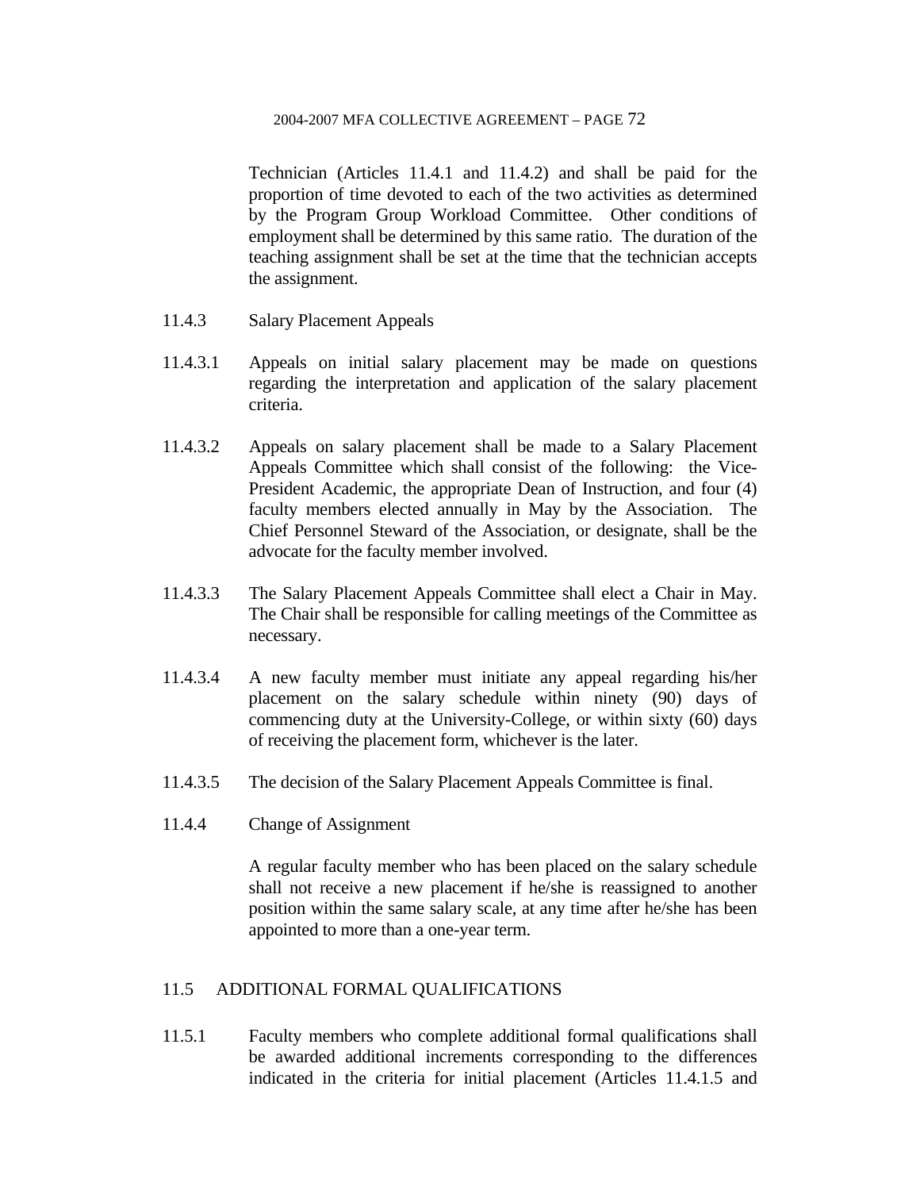Technician (Articles 11.4.1 and 11.4.2) and shall be paid for the proportion of time devoted to each of the two activities as determined by the Program Group Workload Committee. Other conditions of employment shall be determined by this same ratio. The duration of the teaching assignment shall be set at the time that the technician accepts the assignment.

11.4.3 Salary Placement Appeals

11.4.3.1 Appeals on initial salary placement may be made on questions regarding the interpretation and application of the salary placement criteria.

11.4.3.2 Appeals on salary placement shall be made to a Salary Placement Appeals Committee which shall consist of the following: the Vice-President Academic, the appropriate Dean of Instruction, and four (4) faculty members elected annually in May by the Association. The Chief Personnel Steward of the Association, or designate, shall be the advocate for the faculty member involved.

11.4.3.3 The Salary Placement Appeals Committee shall elect a Chair in May. The Chair shall be responsible for calling meetings of the Committee as necessary.

11.4.3.4 A new faculty member must initiate any appeal regarding his/her placement on the salary schedule within ninety (90) days of commencing duty at the University-College, or within sixty (60) days of receiving the placement form, whichever is the later.

11.4.3.5 The decision of the Salary Placement Appeals Committee is final.

11.4.4 Change of Assignment

A regular faculty member who has been placed on the salary schedule shall not receive a new placement if he/she is reassigned to another position within the same salary scale, at any time after he/she has been appointed to more than a one-year term.

## 11.5 ADDITIONAL FORMAL QUALIFICATIONS

11.5.1 Faculty members who complete additional formal qualifications shall be awarded additional increments corresponding to the differences indicated in the criteria for initial placement (Articles 11.4.1.5 and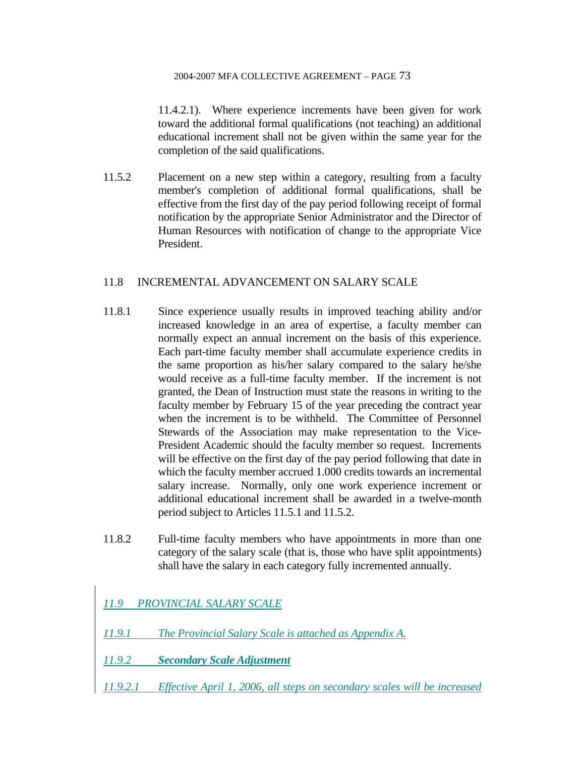11.4.2.1). Where experience increments have been given for work toward the additional formal qualifications (not teaching) an additional educational increment shall not be given within the same year for the completion of the said qualifications.

11.5.2 Placement on a new step within a category, resulting from a faculty member's completion of additional formal qualifications, shall be effective from the first day of the pay period following receipt of formal notification by the appropriate Senior Administrator and the Director of Human Resources with notification of change to the appropriate Vice President.

## 11.8 INCREMENTAL ADVANCEMENT ON SALARY SCALE

11.8.1 Since experience usually results in improved teaching ability and/or increased knowledge in an area of expertise, a faculty member can normally expect an annual increment on the basis of this experience. Each part-time faculty member shall accumulate experience credits in the same proportion as his/her salary compared to the salary he/she would receive as a full-time faculty member. If the increment is not granted, the Dean of Instruction must state the reasons in writing to the faculty member by February 15 of the year preceding the contract year when the increment is to be withheld. The Committee of Personnel Stewards of the Association may make representation to the Vice-President Academic should the faculty member so request. Increments will be effective on the first day of the pay period following that date in which the faculty member accrued 1.000 credits towards an incremental salary increase. Normally, only one work experience increment or additional educational increment shall be awarded in a twelve-month period subject to Articles 11.5.1 and 11.5.2.

11.8.2 Full-time faculty members who have appointments in more than one category of the salary scale (that is, those who have split appointments) shall have the salary in each category fully incremented annually.

## *11.9 PROVINCIAL SALARY SCALE*

*11.9.1 The Provincial Salary Scale is attached as Appendix A.*

***11.9.2 Secondary Scale Adjustment***

*11.9.2.1 Effective April 1, 2006, all steps on secondary scales will be increased*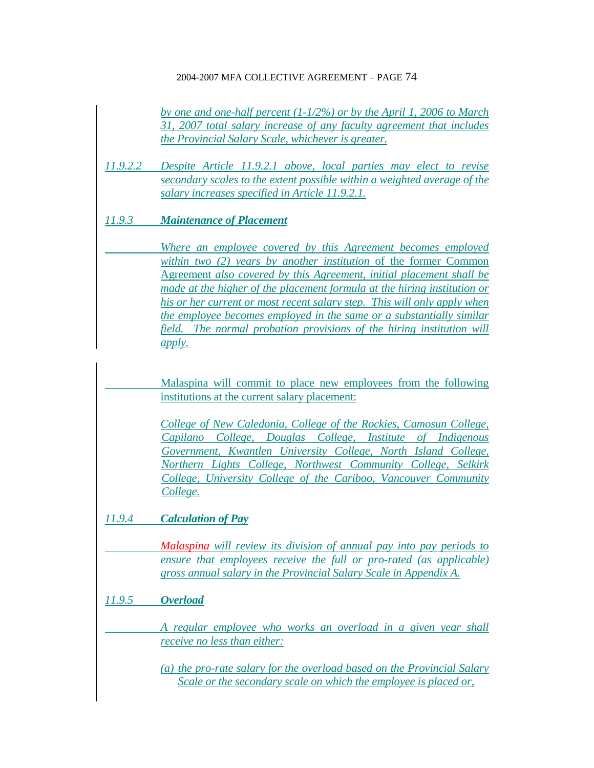*by one and one-half percent (1-1/2%) or by the April 1, 2006 to March 31, 2007 total salary increase of any faculty agreement that includes the Provincial Salary Scale, whichever is greater.*

*11.9.2.2* *Despite Article 11.9.2.1 above, local parties may elect to revise secondary scales to the extent possible within a weighted average of the salary increases specified in Article 11.9.2.1.*

### *11.9.3 Maintenance of Placement*

*Where an employee covered by this Agreement becomes employed within two (2) years by another institution* of the former Common Agreement *also covered by this Agreement, initial placement shall be made at the higher of the placement formula at the hiring institution or his or her current or most recent salary step. This will only apply when the employee becomes employed in the same or a substantially similar field. The normal probation provisions of the hiring institution will apply.*

Malaspina will commit to place new employees from the following institutions at the current salary placement:

*College of New Caledonia, College of the Rockies, Camosun College, Capilano College, Douglas College, Institute of Indigenous Government, Kwantlen University College, North Island College, Northern Lights College, Northwest Community College, Selkirk College, University College of the Cariboo, Vancouver Community College.*

### *11.9.4 Calculation of Pay*

*Malaspina will review its division of annual pay into pay periods to ensure that employees receive the full or pro-rated (as applicable) gross annual salary in the Provincial Salary Scale in Appendix A.*

### *11.9.5 Overload*

*A regular employee who works an overload in a given year shall receive no less than either:*

*(a) the pro-rate salary for the overload based on the Provincial Salary Scale or the secondary scale on which the employee is placed or,*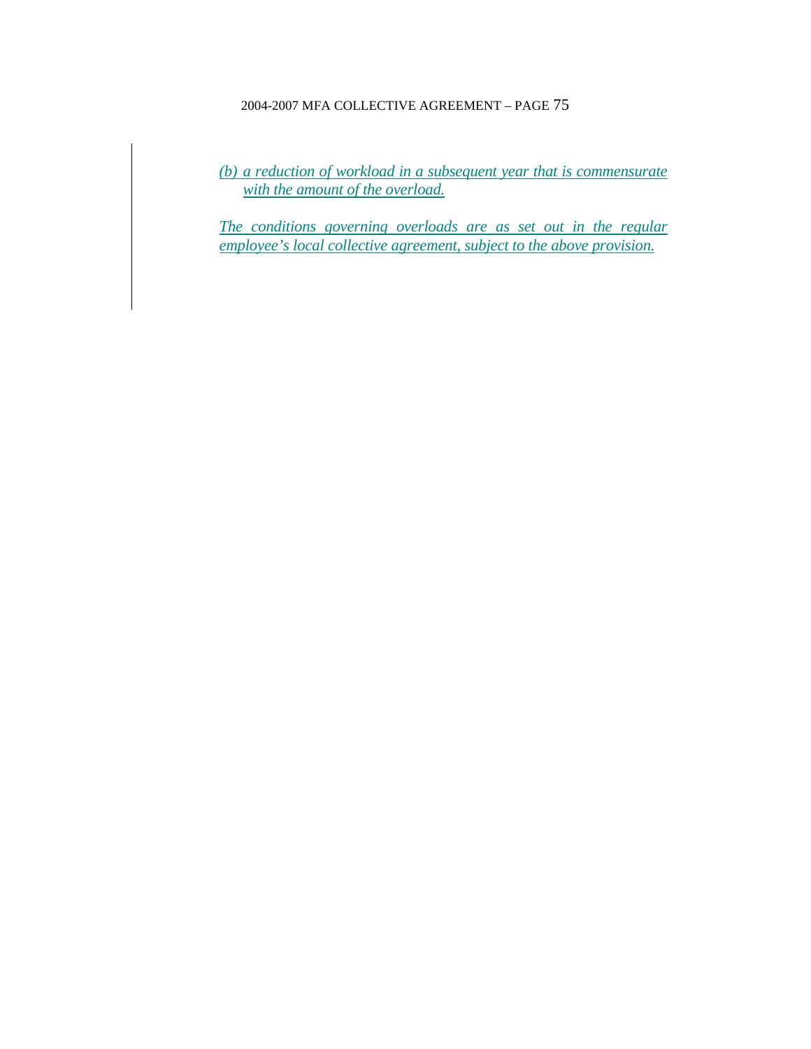*(b) a reduction of workload in a subsequent year that is commensurate with the amount of the overload.*

*The conditions governing overloads are as set out in the regular employee's local collective agreement, subject to the above provision.*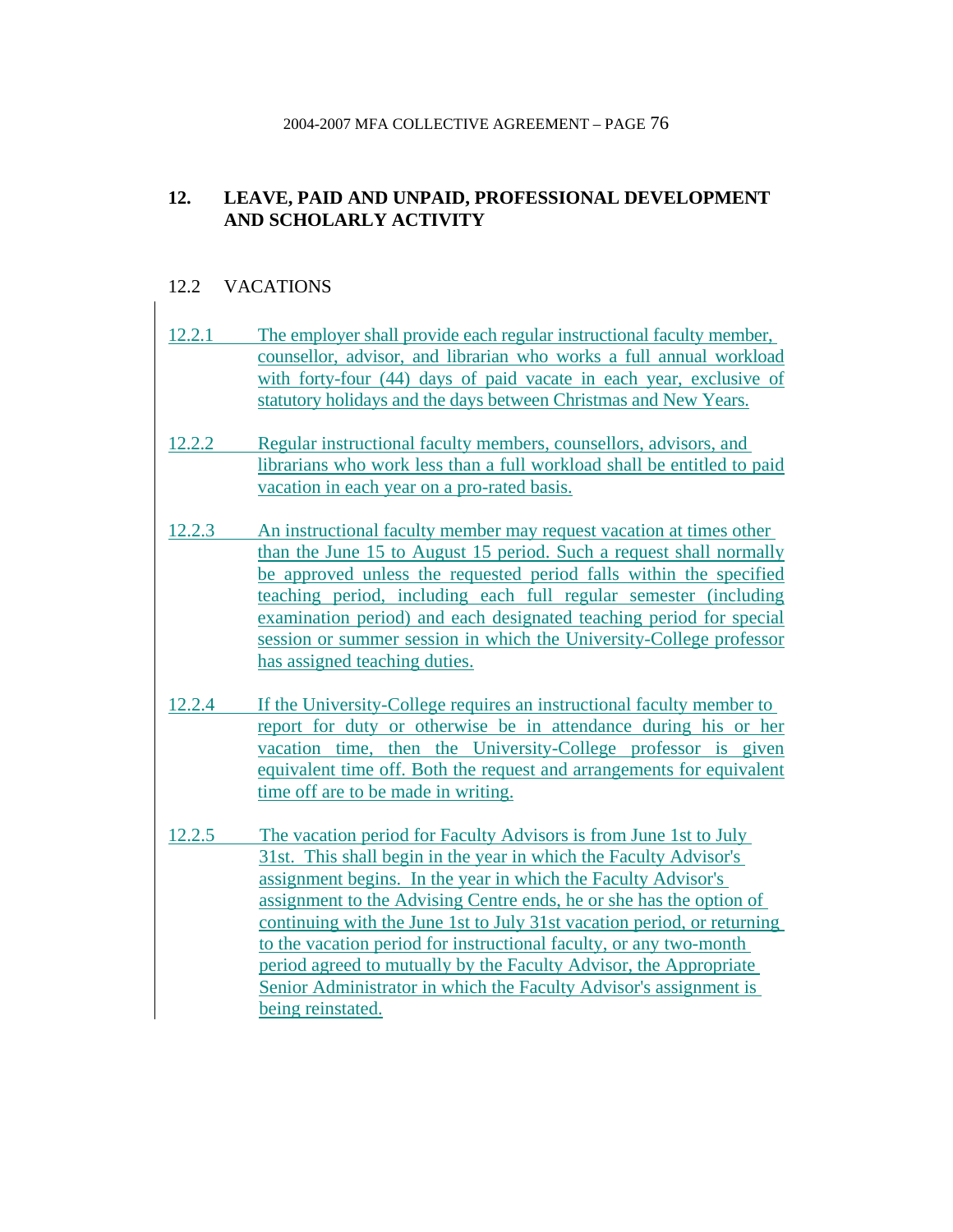## 12. LEAVE, PAID AND UNPAID, PROFESSIONAL DEVELOPMENT AND SCHOLARLY ACTIVITY

### 12.2 VACATIONS

12.2.1 The employer shall provide each regular instructional faculty member, counsellor, advisor, and librarian who works a full annual workload with forty-four (44) days of paid vacate in each year, exclusive of statutory holidays and the days between Christmas and New Years.

12.2.2 Regular instructional faculty members, counsellors, advisors, and librarians who work less than a full workload shall be entitled to paid vacation in each year on a pro-rated basis.

12.2.3 An instructional faculty member may request vacation at times other than the June 15 to August 15 period. Such a request shall normally be approved unless the requested period falls within the specified teaching period, including each full regular semester (including examination period) and each designated teaching period for special session or summer session in which the University-College professor has assigned teaching duties.

12.2.4 If the University-College requires an instructional faculty member to report for duty or otherwise be in attendance during his or her vacation time, then the University-College professor is given equivalent time off. Both the request and arrangements for equivalent time off are to be made in writing.

12.2.5 The vacation period for Faculty Advisors is from June 1st to July 31st. This shall begin in the year in which the Faculty Advisor's assignment begins. In the year in which the Faculty Advisor's assignment to the Advising Centre ends, he or she has the option of continuing with the June 1st to July 31st vacation period, or returning to the vacation period for instructional faculty, or any two-month period agreed to mutually by the Faculty Advisor, the Appropriate Senior Administrator in which the Faculty Advisor's assignment is being reinstated.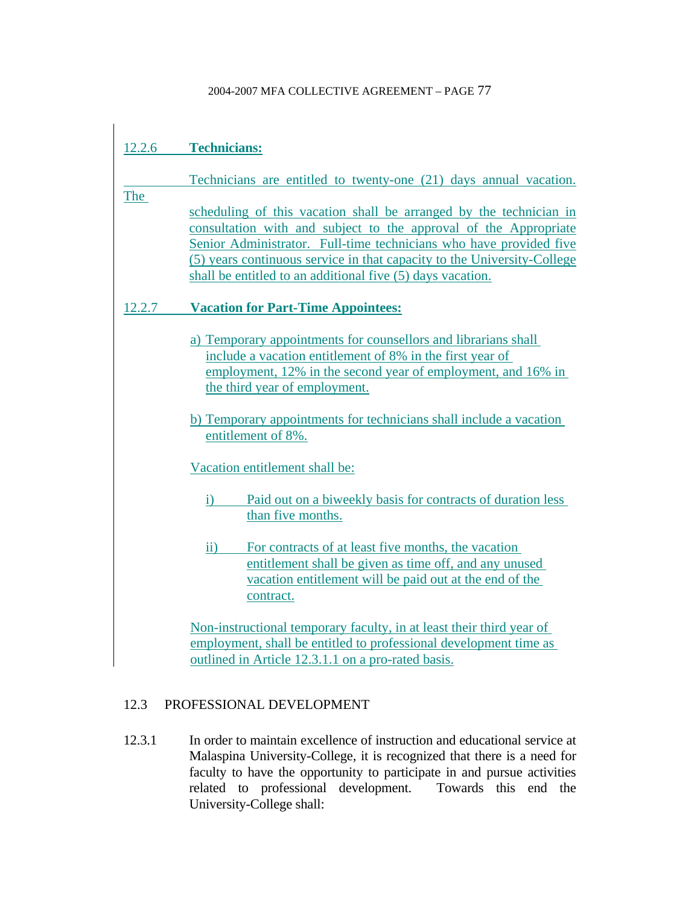12.2.6 **Technicians:**

Technicians are entitled to twenty-one (21) days annual vacation. The scheduling of this vacation shall be arranged by the technician in consultation with and subject to the approval of the Appropriate Senior Administrator. Full-time technicians who have provided five (5) years continuous service in that capacity to the University-College shall be entitled to an additional five (5) days vacation.

12.2.7 **Vacation for Part-Time Appointees:**

a) Temporary appointments for counsellors and librarians shall include a vacation entitlement of 8% in the first year of employment, 12% in the second year of employment, and 16% in the third year of employment.

b) Temporary appointments for technicians shall include a vacation entitlement of 8%.

Vacation entitlement shall be:

i) Paid out on a biweekly basis for contracts of duration less than five months.

ii) For contracts of at least five months, the vacation entitlement shall be given as time off, and any unused vacation entitlement will be paid out at the end of the contract.

Non-instructional temporary faculty, in at least their third year of employment, shall be entitled to professional development time as outlined in Article 12.3.1.1 on a pro-rated basis.

## 12.3 PROFESSIONAL DEVELOPMENT

12.3.1 In order to maintain excellence of instruction and educational service at Malaspina University-College, it is recognized that there is a need for faculty to have the opportunity to participate in and pursue activities related to professional development. Towards this end the University-College shall: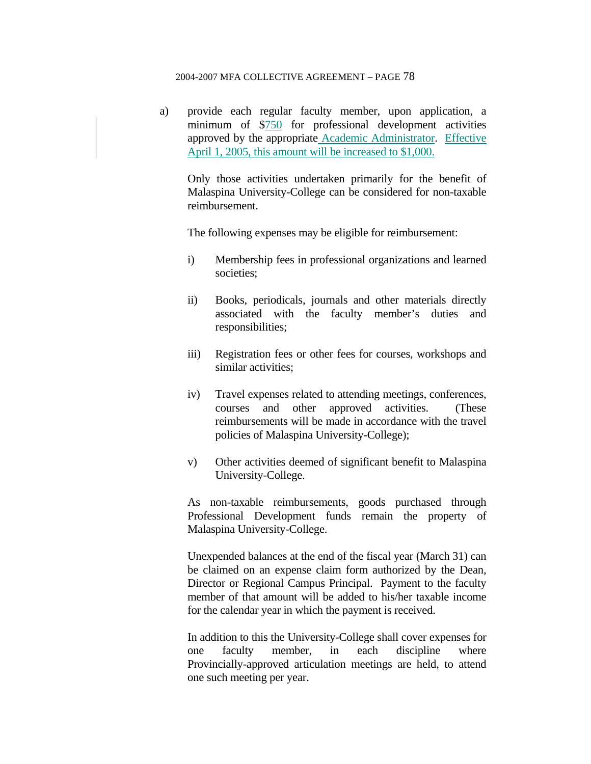a) provide each regular faculty member, upon application, a minimum of $750 for professional development activities approved by the appropriate Academic Administrator. Effective April 1, 2005, this amount will be increased to $1,000.

   Only those activities undertaken primarily for the benefit of Malaspina University-College can be considered for non-taxable reimbursement.

   The following expenses may be eligible for reimbursement:

   i) Membership fees in professional organizations and learned societies;

   ii) Books, periodicals, journals and other materials directly associated with the faculty member's duties and responsibilities;

   iii) Registration fees or other fees for courses, workshops and similar activities;

   iv) Travel expenses related to attending meetings, conferences, courses and other approved activities. (These reimbursements will be made in accordance with the travel policies of Malaspina University-College);

   v) Other activities deemed of significant benefit to Malaspina University-College.

   As non-taxable reimbursements, goods purchased through Professional Development funds remain the property of Malaspina University-College.

   Unexpended balances at the end of the fiscal year (March 31) can be claimed on an expense claim form authorized by the Dean, Director or Regional Campus Principal. Payment to the faculty member of that amount will be added to his/her taxable income for the calendar year in which the payment is received.

   In addition to this the University-College shall cover expenses for one faculty member, in each discipline where Provincially-approved articulation meetings are held, to attend one such meeting per year.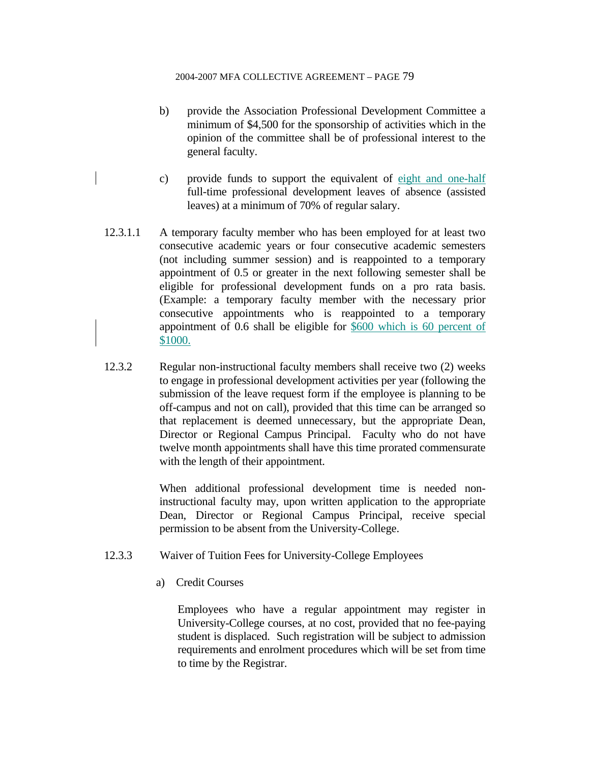b) provide the Association Professional Development Committee a minimum of $4,500 for the sponsorship of activities which in the opinion of the committee shall be of professional interest to the general faculty.

c) provide funds to support the equivalent of eight and one-half full-time professional development leaves of absence (assisted leaves) at a minimum of 70% of regular salary.

12.3.1.1 A temporary faculty member who has been employed for at least two consecutive academic years or four consecutive academic semesters (not including summer session) and is reappointed to a temporary appointment of 0.5 or greater in the next following semester shall be eligible for professional development funds on a pro rata basis. (Example: a temporary faculty member with the necessary prior consecutive appointments who is reappointed to a temporary appointment of 0.6 shall be eligible for $600 which is 60 percent of $1000.

12.3.2 Regular non-instructional faculty members shall receive two (2) weeks to engage in professional development activities per year (following the submission of the leave request form if the employee is planning to be off-campus and not on call), provided that this time can be arranged so that replacement is deemed unnecessary, but the appropriate Dean, Director or Regional Campus Principal. Faculty who do not have twelve month appointments shall have this time prorated commensurate with the length of their appointment.

When additional professional development time is needed non-instructional faculty may, upon written application to the appropriate Dean, Director or Regional Campus Principal, receive special permission to be absent from the University-College.

12.3.3 Waiver of Tuition Fees for University-College Employees

a) Credit Courses

Employees who have a regular appointment may register in University-College courses, at no cost, provided that no fee-paying student is displaced. Such registration will be subject to admission requirements and enrolment procedures which will be set from time to time by the Registrar.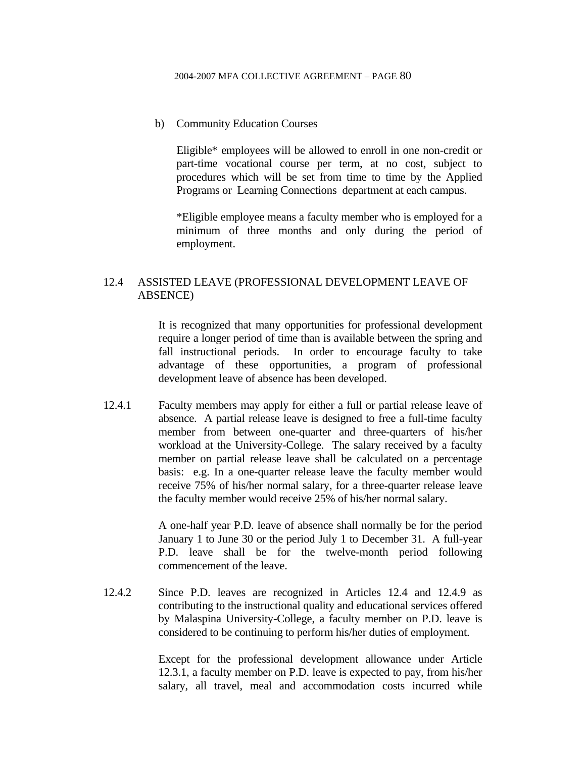b) Community Education Courses

Eligible* employees will be allowed to enroll in one non-credit or part-time vocational course per term, at no cost, subject to procedures which will be set from time to time by the Applied Programs or Learning Connections department at each campus.

*Eligible employee means a faculty member who is employed for a minimum of three months and only during the period of employment.

## 12.4 ASSISTED LEAVE (PROFESSIONAL DEVELOPMENT LEAVE OF ABSENCE)

It is recognized that many opportunities for professional development require a longer period of time than is available between the spring and fall instructional periods. In order to encourage faculty to take advantage of these opportunities, a program of professional development leave of absence has been developed.

12.4.1 Faculty members may apply for either a full or partial release leave of absence. A partial release leave is designed to free a full-time faculty member from between one-quarter and three-quarters of his/her workload at the University-College. The salary received by a faculty member on partial release leave shall be calculated on a percentage basis: e.g. In a one-quarter release leave the faculty member would receive 75% of his/her normal salary, for a three-quarter release leave the faculty member would receive 25% of his/her normal salary.

A one-half year P.D. leave of absence shall normally be for the period January 1 to June 30 or the period July 1 to December 31. A full-year P.D. leave shall be for the twelve-month period following commencement of the leave.

12.4.2 Since P.D. leaves are recognized in Articles 12.4 and 12.4.9 as contributing to the instructional quality and educational services offered by Malaspina University-College, a faculty member on P.D. leave is considered to be continuing to perform his/her duties of employment.

Except for the professional development allowance under Article 12.3.1, a faculty member on P.D. leave is expected to pay, from his/her salary, all travel, meal and accommodation costs incurred while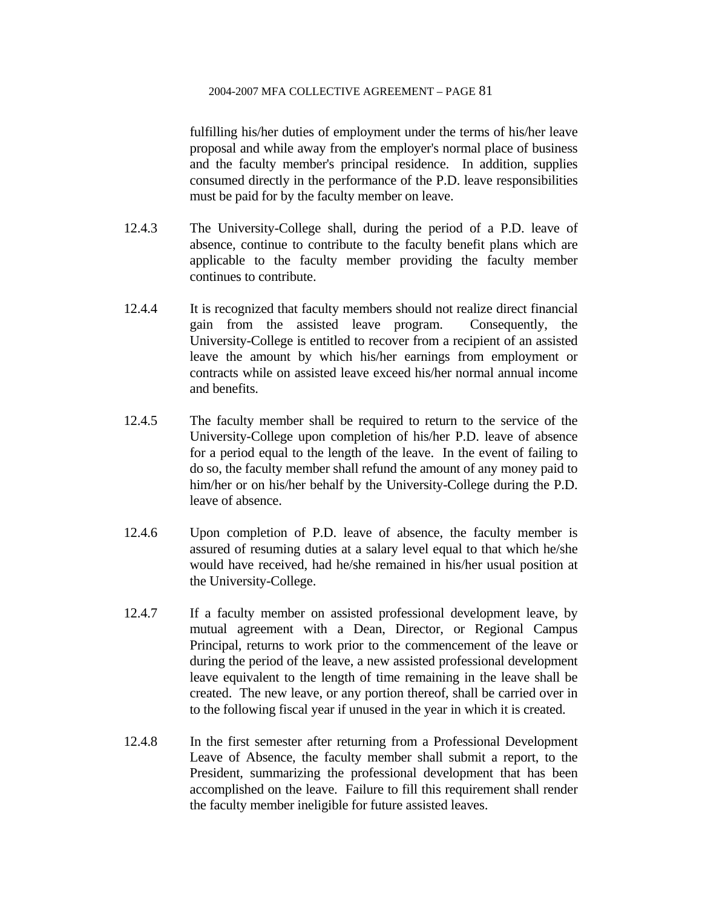fulfilling his/her duties of employment under the terms of his/her leave proposal and while away from the employer's normal place of business and the faculty member's principal residence. In addition, supplies consumed directly in the performance of the P.D. leave responsibilities must be paid for by the faculty member on leave.

12.4.3 The University-College shall, during the period of a P.D. leave of absence, continue to contribute to the faculty benefit plans which are applicable to the faculty member providing the faculty member continues to contribute.

12.4.4 It is recognized that faculty members should not realize direct financial gain from the assisted leave program. Consequently, the University-College is entitled to recover from a recipient of an assisted leave the amount by which his/her earnings from employment or contracts while on assisted leave exceed his/her normal annual income and benefits.

12.4.5 The faculty member shall be required to return to the service of the University-College upon completion of his/her P.D. leave of absence for a period equal to the length of the leave. In the event of failing to do so, the faculty member shall refund the amount of any money paid to him/her or on his/her behalf by the University-College during the P.D. leave of absence.

12.4.6 Upon completion of P.D. leave of absence, the faculty member is assured of resuming duties at a salary level equal to that which he/she would have received, had he/she remained in his/her usual position at the University-College.

12.4.7 If a faculty member on assisted professional development leave, by mutual agreement with a Dean, Director, or Regional Campus Principal, returns to work prior to the commencement of the leave or during the period of the leave, a new assisted professional development leave equivalent to the length of time remaining in the leave shall be created. The new leave, or any portion thereof, shall be carried over in to the following fiscal year if unused in the year in which it is created.

12.4.8 In the first semester after returning from a Professional Development Leave of Absence, the faculty member shall submit a report, to the President, summarizing the professional development that has been accomplished on the leave. Failure to fill this requirement shall render the faculty member ineligible for future assisted leaves.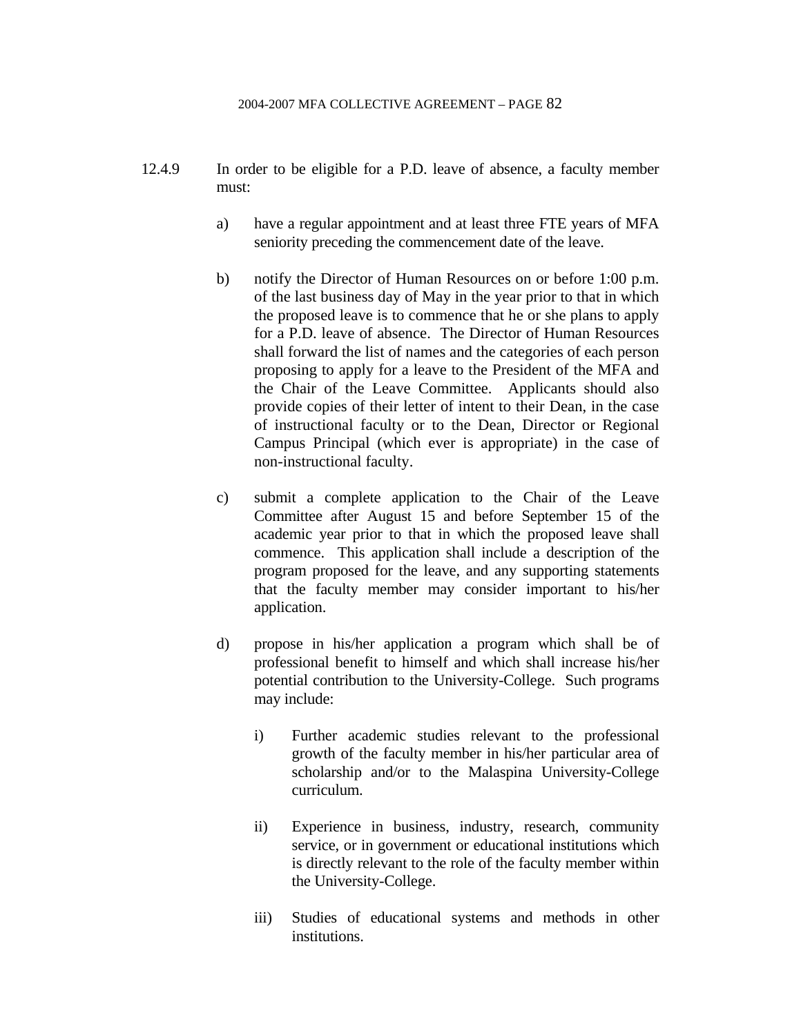12.4.9 In order to be eligible for a P.D. leave of absence, a faculty member must:

a) have a regular appointment and at least three FTE years of MFA seniority preceding the commencement date of the leave.

b) notify the Director of Human Resources on or before 1:00 p.m. of the last business day of May in the year prior to that in which the proposed leave is to commence that he or she plans to apply for a P.D. leave of absence. The Director of Human Resources shall forward the list of names and the categories of each person proposing to apply for a leave to the President of the MFA and the Chair of the Leave Committee. Applicants should also provide copies of their letter of intent to their Dean, in the case of instructional faculty or to the Dean, Director or Regional Campus Principal (which ever is appropriate) in the case of non-instructional faculty.

c) submit a complete application to the Chair of the Leave Committee after August 15 and before September 15 of the academic year prior to that in which the proposed leave shall commence. This application shall include a description of the program proposed for the leave, and any supporting statements that the faculty member may consider important to his/her application.

d) propose in his/her application a program which shall be of professional benefit to himself and which shall increase his/her potential contribution to the University-College. Such programs may include:

i) Further academic studies relevant to the professional growth of the faculty member in his/her particular area of scholarship and/or to the Malaspina University-College curriculum.

ii) Experience in business, industry, research, community service, or in government or educational institutions which is directly relevant to the role of the faculty member within the University-College.

iii) Studies of educational systems and methods in other institutions.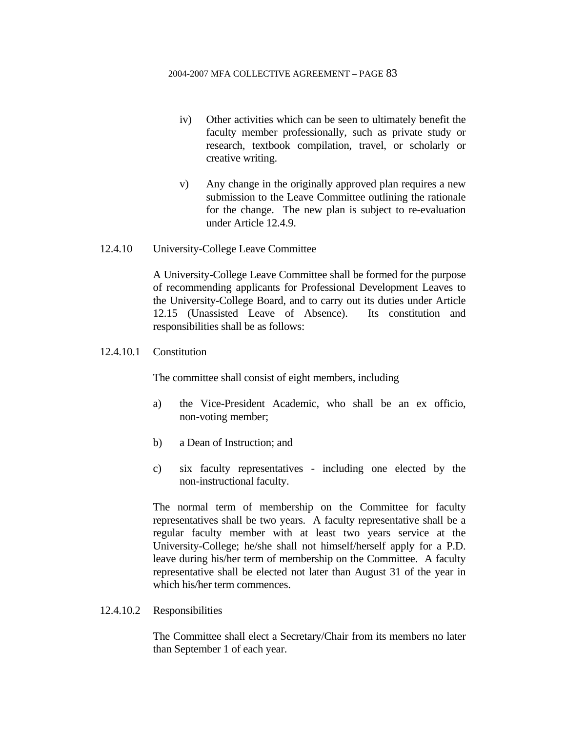iv) Other activities which can be seen to ultimately benefit the faculty member professionally, such as private study or research, textbook compilation, travel, or scholarly or creative writing.

v) Any change in the originally approved plan requires a new submission to the Leave Committee outlining the rationale for the change. The new plan is subject to re-evaluation under Article 12.4.9.

12.4.10 University-College Leave Committee

A University-College Leave Committee shall be formed for the purpose of recommending applicants for Professional Development Leaves to the University-College Board, and to carry out its duties under Article 12.15 (Unassisted Leave of Absence). Its constitution and responsibilities shall be as follows:

12.4.10.1 Constitution

The committee shall consist of eight members, including

a) the Vice-President Academic, who shall be an ex officio, non-voting member;

b) a Dean of Instruction; and

c) six faculty representatives - including one elected by the non-instructional faculty.

The normal term of membership on the Committee for faculty representatives shall be two years. A faculty representative shall be a regular faculty member with at least two years service at the University-College; he/she shall not himself/herself apply for a P.D. leave during his/her term of membership on the Committee. A faculty representative shall be elected not later than August 31 of the year in which his/her term commences.

12.4.10.2 Responsibilities

The Committee shall elect a Secretary/Chair from its members no later than September 1 of each year.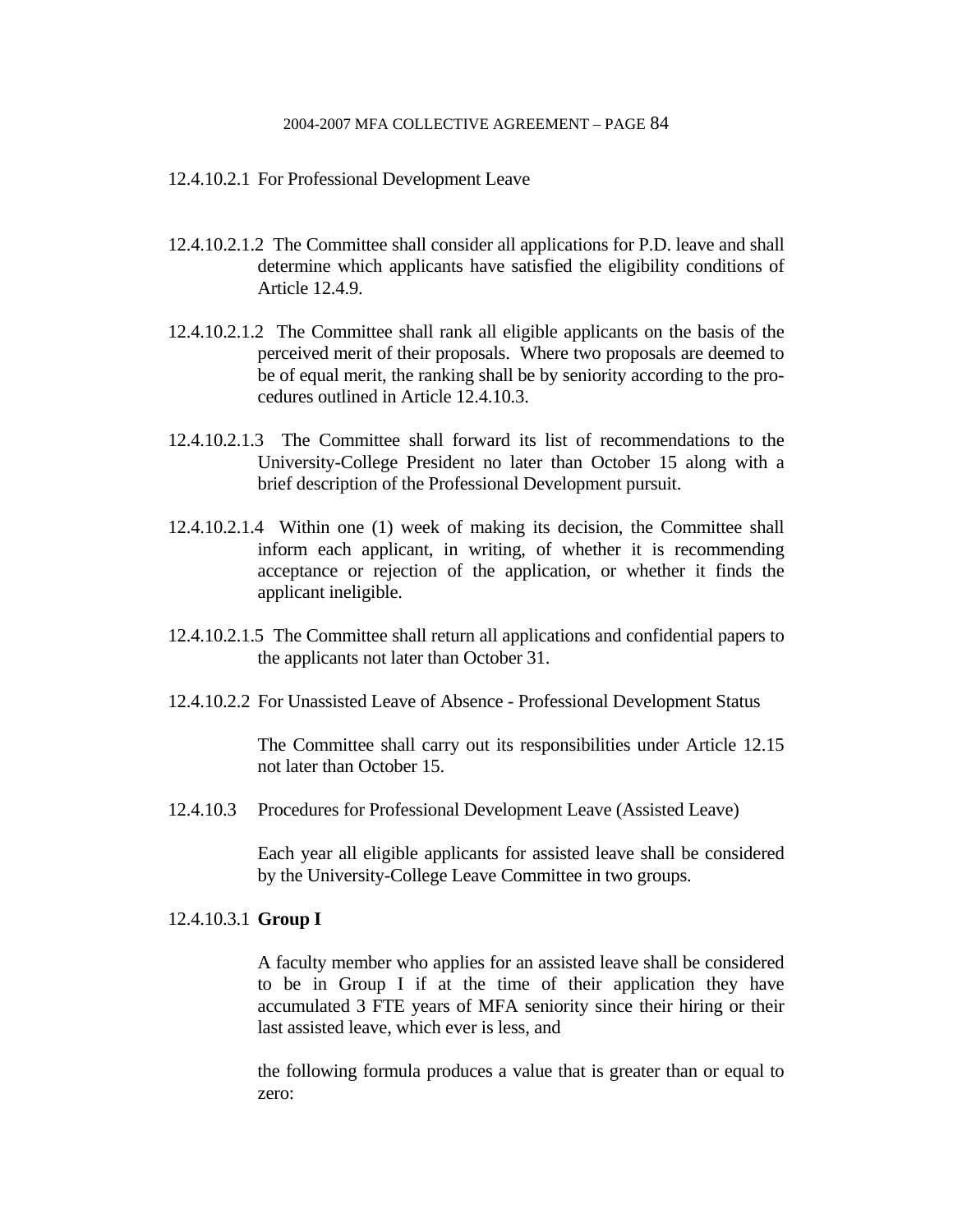12.4.10.2.1 For Professional Development Leave

12.4.10.2.1.2 The Committee shall consider all applications for P.D. leave and shall determine which applicants have satisfied the eligibility conditions of Article 12.4.9.

12.4.10.2.1.2 The Committee shall rank all eligible applicants on the basis of the perceived merit of their proposals. Where two proposals are deemed to be of equal merit, the ranking shall be by seniority according to the procedures outlined in Article 12.4.10.3.

12.4.10.2.1.3 The Committee shall forward its list of recommendations to the University-College President no later than October 15 along with a brief description of the Professional Development pursuit.

12.4.10.2.1.4 Within one (1) week of making its decision, the Committee shall inform each applicant, in writing, of whether it is recommending acceptance or rejection of the application, or whether it finds the applicant ineligible.

12.4.10.2.1.5 The Committee shall return all applications and confidential papers to the applicants not later than October 31.

12.4.10.2.2 For Unassisted Leave of Absence - Professional Development Status

The Committee shall carry out its responsibilities under Article 12.15 not later than October 15.

12.4.10.3 Procedures for Professional Development Leave (Assisted Leave)

Each year all eligible applicants for assisted leave shall be considered by the University-College Leave Committee in two groups.

12.4.10.3.1 **Group I**

A faculty member who applies for an assisted leave shall be considered to be in Group I if at the time of their application they have accumulated 3 FTE years of MFA seniority since their hiring or their last assisted leave, which ever is less, and

the following formula produces a value that is greater than or equal to zero: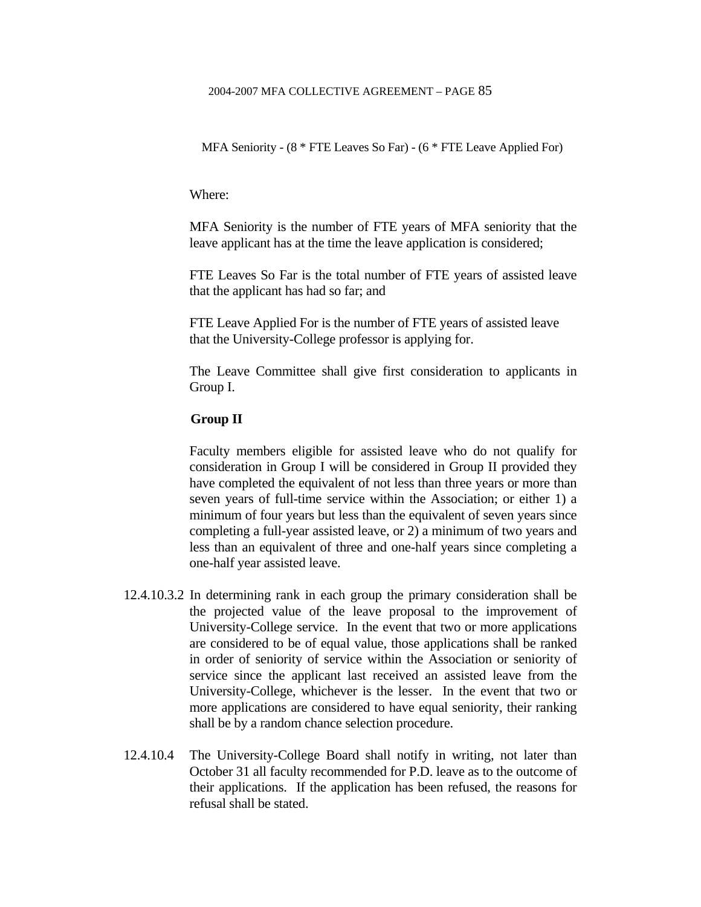MFA Seniority - (8 * FTE Leaves So Far) - (6 * FTE Leave Applied For)

Where:

MFA Seniority is the number of FTE years of MFA seniority that the leave applicant has at the time the leave application is considered;

FTE Leaves So Far is the total number of FTE years of assisted leave that the applicant has had so far; and

FTE Leave Applied For is the number of FTE years of assisted leave that the University-College professor is applying for.

The Leave Committee shall give first consideration to applicants in Group I.

**Group II**

Faculty members eligible for assisted leave who do not qualify for consideration in Group I will be considered in Group II provided they have completed the equivalent of not less than three years or more than seven years of full-time service within the Association; or either 1) a minimum of four years but less than the equivalent of seven years since completing a full-year assisted leave, or 2) a minimum of two years and less than an equivalent of three and one-half years since completing a one-half year assisted leave.

12.4.10.3.2 In determining rank in each group the primary consideration shall be the projected value of the leave proposal to the improvement of University-College service. In the event that two or more applications are considered to be of equal value, those applications shall be ranked in order of seniority of service within the Association or seniority of service since the applicant last received an assisted leave from the University-College, whichever is the lesser. In the event that two or more applications are considered to have equal seniority, their ranking shall be by a random chance selection procedure.

12.4.10.4 The University-College Board shall notify in writing, not later than October 31 all faculty recommended for P.D. leave as to the outcome of their applications. If the application has been refused, the reasons for refusal shall be stated.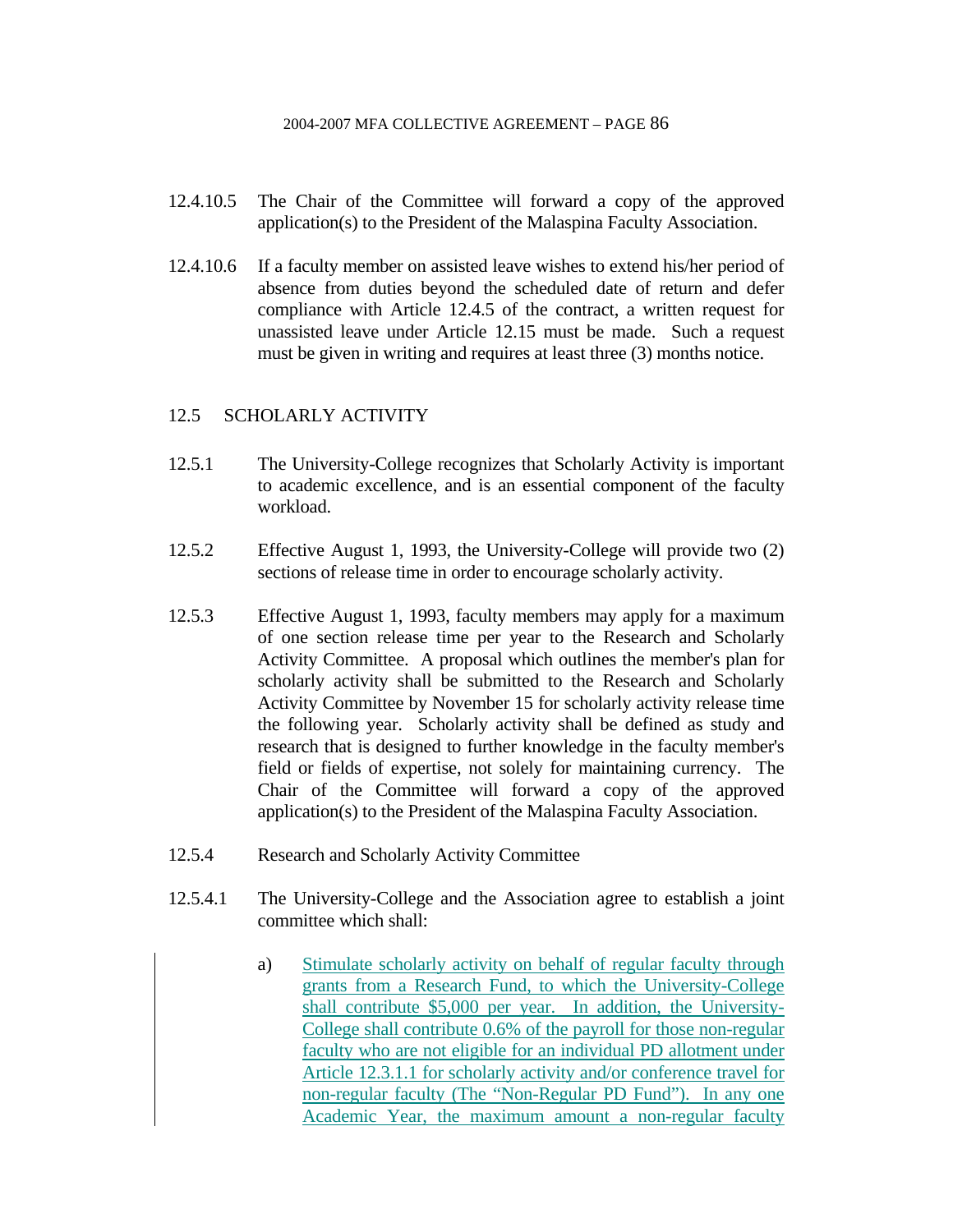12.4.10.5 The Chair of the Committee will forward a copy of the approved application(s) to the President of the Malaspina Faculty Association.

12.4.10.6 If a faculty member on assisted leave wishes to extend his/her period of absence from duties beyond the scheduled date of return and defer compliance with Article 12.4.5 of the contract, a written request for unassisted leave under Article 12.15 must be made. Such a request must be given in writing and requires at least three (3) months notice.

## 12.5 SCHOLARLY ACTIVITY

12.5.1 The University-College recognizes that Scholarly Activity is important to academic excellence, and is an essential component of the faculty workload.

12.5.2 Effective August 1, 1993, the University-College will provide two (2) sections of release time in order to encourage scholarly activity.

12.5.3 Effective August 1, 1993, faculty members may apply for a maximum of one section release time per year to the Research and Scholarly Activity Committee. A proposal which outlines the member's plan for scholarly activity shall be submitted to the Research and Scholarly Activity Committee by November 15 for scholarly activity release time the following year. Scholarly activity shall be defined as study and research that is designed to further knowledge in the faculty member's field or fields of expertise, not solely for maintaining currency. The Chair of the Committee will forward a copy of the approved application(s) to the President of the Malaspina Faculty Association.

12.5.4 Research and Scholarly Activity Committee

12.5.4.1 The University-College and the Association agree to establish a joint committee which shall:

a) Stimulate scholarly activity on behalf of regular faculty through grants from a Research Fund, to which the University-College shall contribute $5,000 per year. In addition, the University-College shall contribute 0.6% of the payroll for those non-regular faculty who are not eligible for an individual PD allotment under Article 12.3.1.1 for scholarly activity and/or conference travel for non-regular faculty (The “Non-Regular PD Fund”). In any one Academic Year, the maximum amount a non-regular faculty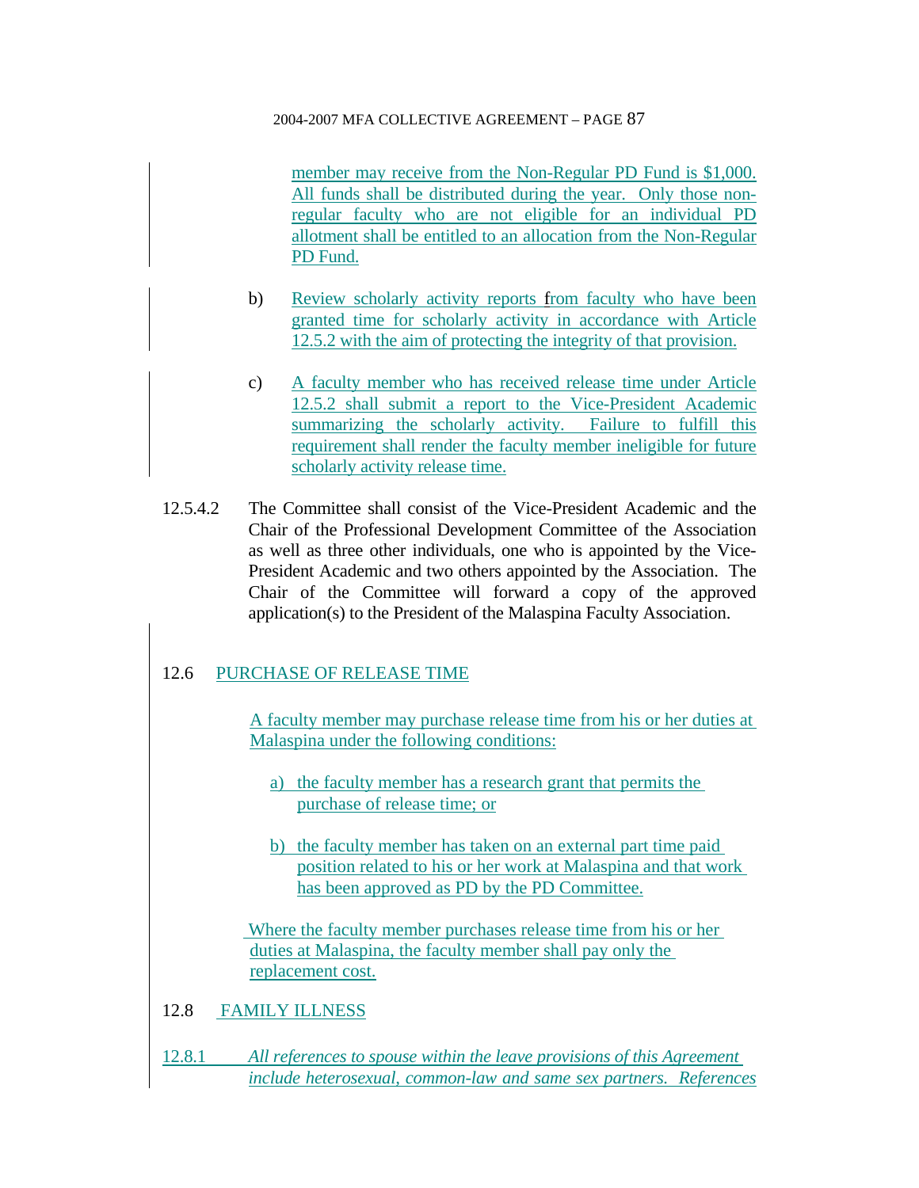member may receive from the Non-Regular PD Fund is $1,000. All funds shall be distributed during the year. Only those non-regular faculty who are not eligible for an individual PD allotment shall be entitled to an allocation from the Non-Regular PD Fund.

b) Review scholarly activity reports from faculty who have been granted time for scholarly activity in accordance with Article 12.5.2 with the aim of protecting the integrity of that provision.

c) A faculty member who has received release time under Article 12.5.2 shall submit a report to the Vice-President Academic summarizing the scholarly activity. Failure to fulfill this requirement shall render the faculty member ineligible for future scholarly activity release time.

12.5.4.2 The Committee shall consist of the Vice-President Academic and the Chair of the Professional Development Committee of the Association as well as three other individuals, one who is appointed by the Vice-President Academic and two others appointed by the Association. The Chair of the Committee will forward a copy of the approved application(s) to the President of the Malaspina Faculty Association.

## 12.6 PURCHASE OF RELEASE TIME

A faculty member may purchase release time from his or her duties at Malaspina under the following conditions:

a) the faculty member has a research grant that permits the purchase of release time; or

b) the faculty member has taken on an external part time paid position related to his or her work at Malaspina and that work has been approved as PD by the PD Committee.

Where the faculty member purchases release time from his or her duties at Malaspina, the faculty member shall pay only the replacement cost.

## 12.8 FAMILY ILLNESS

12.8.1 *All references to spouse within the leave provisions of this Agreement include heterosexual, common-law and same sex partners. References*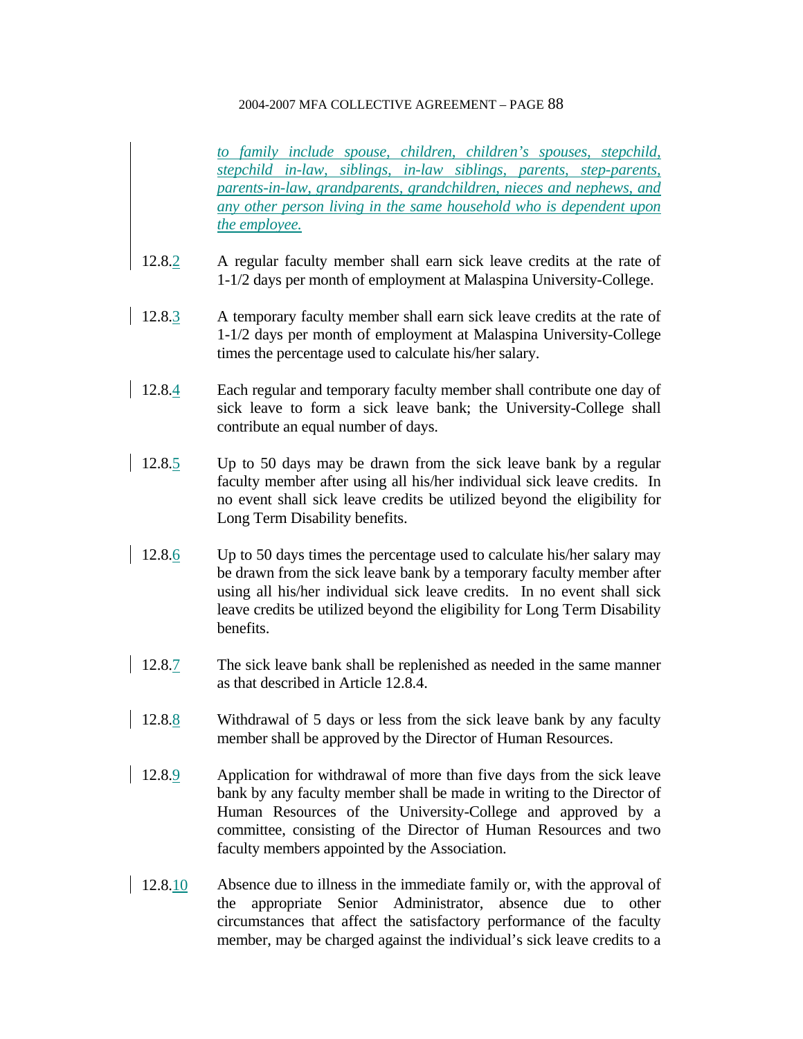*to family include spouse, children, children's spouses, stepchild, stepchild in-law, siblings, in-law siblings, parents, step-parents, parents-in-law, grandparents, grandchildren, nieces and nephews, and any other person living in the same household who is dependent upon the employee.*

12.8.2 A regular faculty member shall earn sick leave credits at the rate of 1-1/2 days per month of employment at Malaspina University-College.

12.8.3 A temporary faculty member shall earn sick leave credits at the rate of 1-1/2 days per month of employment at Malaspina University-College times the percentage used to calculate his/her salary.

12.8.4 Each regular and temporary faculty member shall contribute one day of sick leave to form a sick leave bank; the University-College shall contribute an equal number of days.

12.8.5 Up to 50 days may be drawn from the sick leave bank by a regular faculty member after using all his/her individual sick leave credits. In no event shall sick leave credits be utilized beyond the eligibility for Long Term Disability benefits.

12.8.6 Up to 50 days times the percentage used to calculate his/her salary may be drawn from the sick leave bank by a temporary faculty member after using all his/her individual sick leave credits. In no event shall sick leave credits be utilized beyond the eligibility for Long Term Disability benefits.

12.8.7 The sick leave bank shall be replenished as needed in the same manner as that described in Article 12.8.4.

12.8.8 Withdrawal of 5 days or less from the sick leave bank by any faculty member shall be approved by the Director of Human Resources.

12.8.9 Application for withdrawal of more than five days from the sick leave bank by any faculty member shall be made in writing to the Director of Human Resources of the University-College and approved by a committee, consisting of the Director of Human Resources and two faculty members appointed by the Association.

12.8.10 Absence due to illness in the immediate family or, with the approval of the appropriate Senior Administrator, absence due to other circumstances that affect the satisfactory performance of the faculty member, may be charged against the individual's sick leave credits to a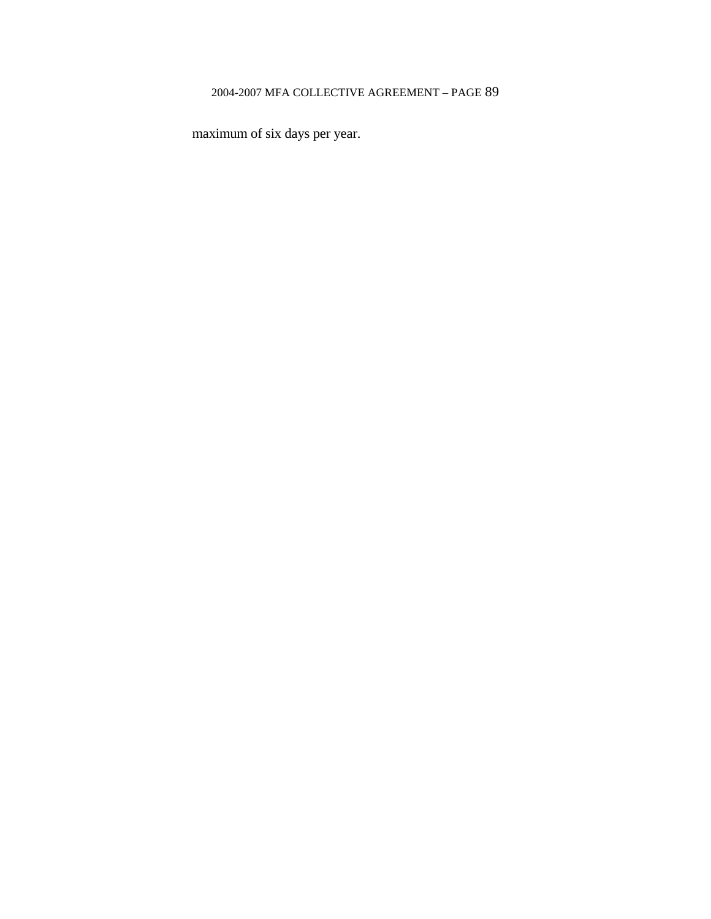maximum of six days per year.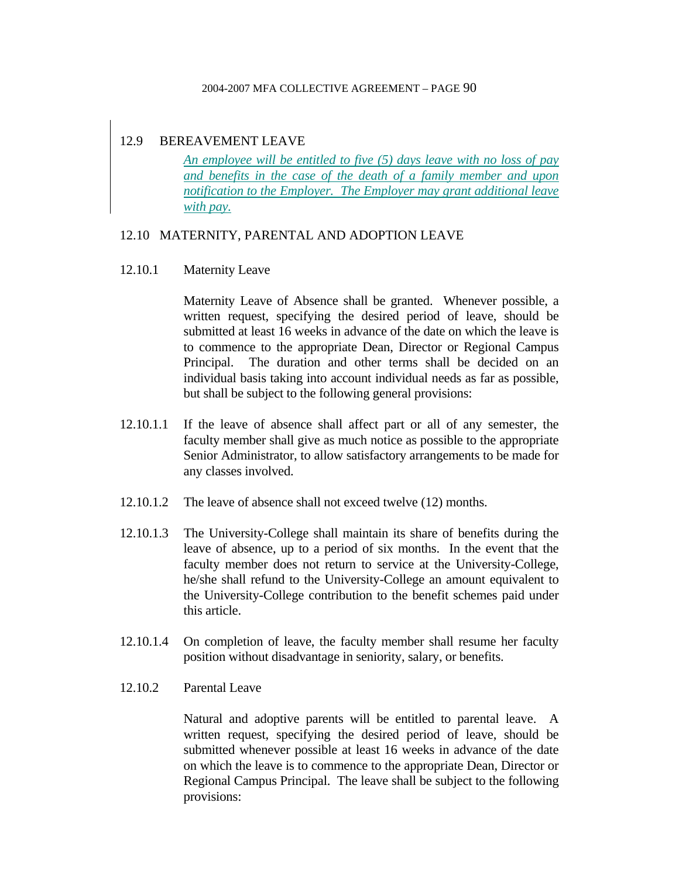## 12.9 BEREAVEMENT LEAVE

*An employee will be entitled to five (5) days leave with no loss of pay and benefits in the case of the death of a family member and upon notification to the Employer. The Employer may grant additional leave with pay.*

## 12.10 MATERNITY, PARENTAL AND ADOPTION LEAVE

### 12.10.1 Maternity Leave

Maternity Leave of Absence shall be granted. Whenever possible, a written request, specifying the desired period of leave, should be submitted at least 16 weeks in advance of the date on which the leave is to commence to the appropriate Dean, Director or Regional Campus Principal. The duration and other terms shall be decided on an individual basis taking into account individual needs as far as possible, but shall be subject to the following general provisions:

12.10.1.1 If the leave of absence shall affect part or all of any semester, the faculty member shall give as much notice as possible to the appropriate Senior Administrator, to allow satisfactory arrangements to be made for any classes involved.

12.10.1.2 The leave of absence shall not exceed twelve (12) months.

12.10.1.3 The University-College shall maintain its share of benefits during the leave of absence, up to a period of six months. In the event that the faculty member does not return to service at the University-College, he/she shall refund to the University-College an amount equivalent to the University-College contribution to the benefit schemes paid under this article.

12.10.1.4 On completion of leave, the faculty member shall resume her faculty position without disadvantage in seniority, salary, or benefits.

### 12.10.2 Parental Leave

Natural and adoptive parents will be entitled to parental leave. A written request, specifying the desired period of leave, should be submitted whenever possible at least 16 weeks in advance of the date on which the leave is to commence to the appropriate Dean, Director or Regional Campus Principal. The leave shall be subject to the following provisions: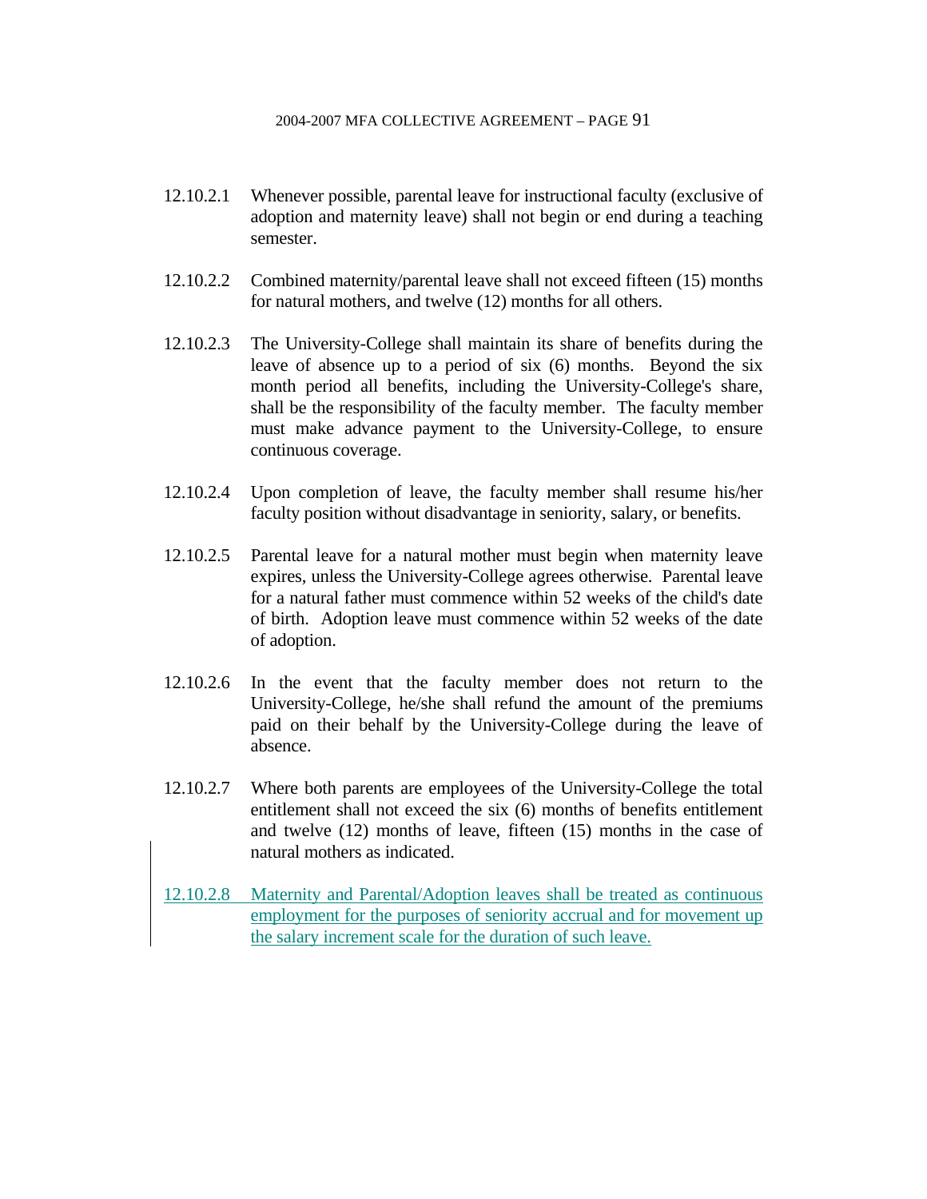12.10.2.1 Whenever possible, parental leave for instructional faculty (exclusive of adoption and maternity leave) shall not begin or end during a teaching semester.

12.10.2.2 Combined maternity/parental leave shall not exceed fifteen (15) months for natural mothers, and twelve (12) months for all others.

12.10.2.3 The University-College shall maintain its share of benefits during the leave of absence up to a period of six (6) months. Beyond the six month period all benefits, including the University-College's share, shall be the responsibility of the faculty member. The faculty member must make advance payment to the University-College, to ensure continuous coverage.

12.10.2.4 Upon completion of leave, the faculty member shall resume his/her faculty position without disadvantage in seniority, salary, or benefits.

12.10.2.5 Parental leave for a natural mother must begin when maternity leave expires, unless the University-College agrees otherwise. Parental leave for a natural father must commence within 52 weeks of the child's date of birth. Adoption leave must commence within 52 weeks of the date of adoption.

12.10.2.6 In the event that the faculty member does not return to the University-College, he/she shall refund the amount of the premiums paid on their behalf by the University-College during the leave of absence.

12.10.2.7 Where both parents are employees of the University-College the total entitlement shall not exceed the six (6) months of benefits entitlement and twelve (12) months of leave, fifteen (15) months in the case of natural mothers as indicated.

12.10.2.8 Maternity and Parental/Adoption leaves shall be treated as continuous employment for the purposes of seniority accrual and for movement up the salary increment scale for the duration of such leave.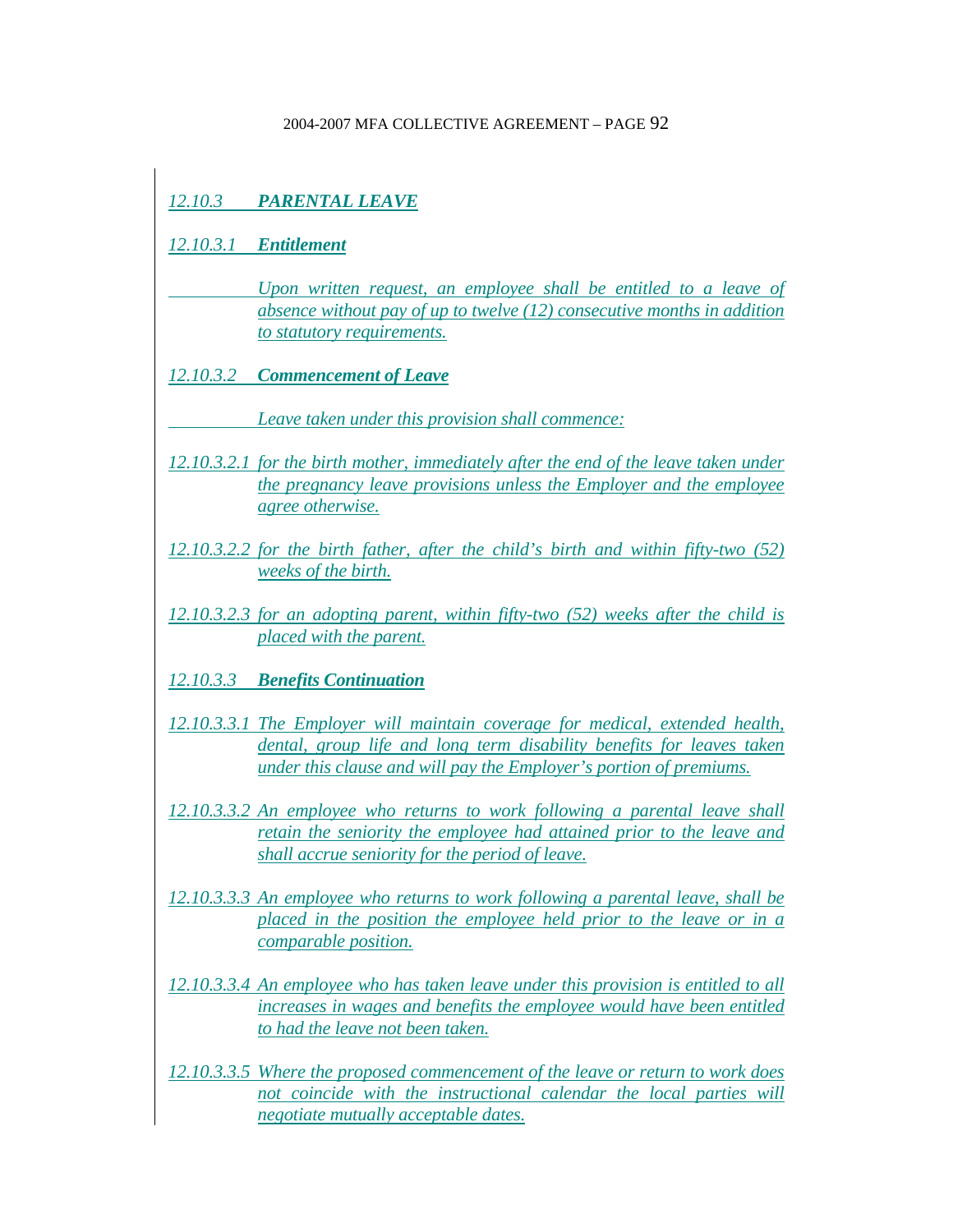### *12.10.3 PARENTAL LEAVE*

#### *12.10.3.1 Entitlement*

*Upon written request, an employee shall be entitled to a leave of absence without pay of up to twelve (12) consecutive months in addition to statutory requirements.*

#### *12.10.3.2 Commencement of Leave*

*Leave taken under this provision shall commence:*

*12.10.3.2.1 for the birth mother, immediately after the end of the leave taken under the pregnancy leave provisions unless the Employer and the employee agree otherwise.*

*12.10.3.2.2 for the birth father, after the child's birth and within fifty-two (52) weeks of the birth.*

*12.10.3.2.3 for an adopting parent, within fifty-two (52) weeks after the child is placed with the parent.*

#### *12.10.3.3 Benefits Continuation*

*12.10.3.3.1 The Employer will maintain coverage for medical, extended health, dental, group life and long term disability benefits for leaves taken under this clause and will pay the Employer's portion of premiums.*

*12.10.3.3.2 An employee who returns to work following a parental leave shall retain the seniority the employee had attained prior to the leave and shall accrue seniority for the period of leave.*

*12.10.3.3.3 An employee who returns to work following a parental leave, shall be placed in the position the employee held prior to the leave or in a comparable position.*

*12.10.3.3.4 An employee who has taken leave under this provision is entitled to all increases in wages and benefits the employee would have been entitled to had the leave not been taken.*

*12.10.3.3.5 Where the proposed commencement of the leave or return to work does not coincide with the instructional calendar the local parties will negotiate mutually acceptable dates.*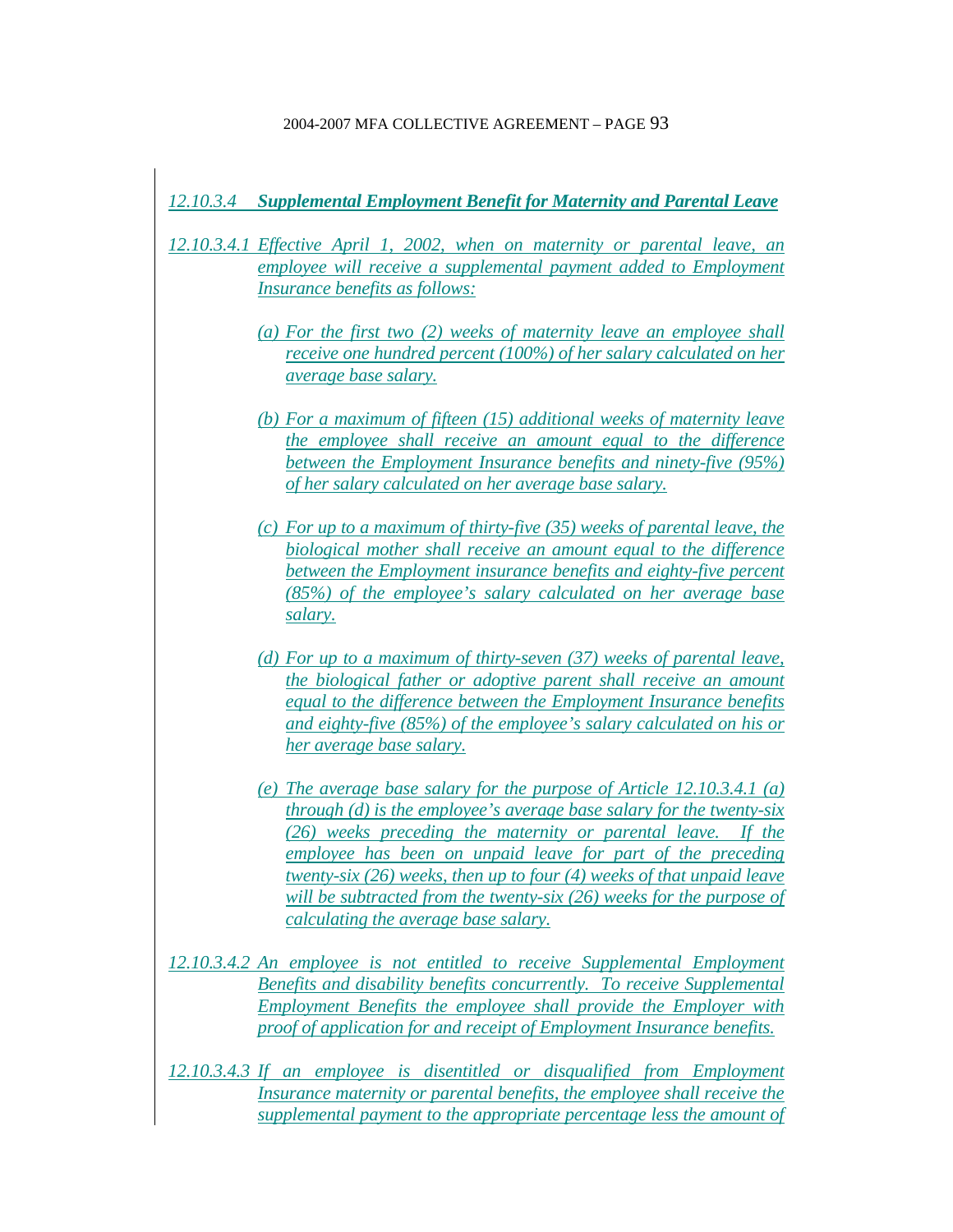### *12.10.3.4 Supplemental Employment Benefit for Maternity and Parental Leave*

*12.10.3.4.1 Effective April 1, 2002, when on maternity or parental leave, an employee will receive a supplemental payment added to Employment Insurance benefits as follows:*

*(a) For the first two (2) weeks of maternity leave an employee shall receive one hundred percent (100%) of her salary calculated on her average base salary.*

*(b) For a maximum of fifteen (15) additional weeks of maternity leave the employee shall receive an amount equal to the difference between the Employment Insurance benefits and ninety-five (95%) of her salary calculated on her average base salary.*

*(c) For up to a maximum of thirty-five (35) weeks of parental leave, the biological mother shall receive an amount equal to the difference between the Employment insurance benefits and eighty-five percent (85%) of the employee's salary calculated on her average base salary.*

*(d) For up to a maximum of thirty-seven (37) weeks of parental leave, the biological father or adoptive parent shall receive an amount equal to the difference between the Employment Insurance benefits and eighty-five (85%) of the employee's salary calculated on his or her average base salary.*

*(e) The average base salary for the purpose of Article 12.10.3.4.1 (a) through (d) is the employee's average base salary for the twenty-six (26) weeks preceding the maternity or parental leave. If the employee has been on unpaid leave for part of the preceding twenty-six (26) weeks, then up to four (4) weeks of that unpaid leave will be subtracted from the twenty-six (26) weeks for the purpose of calculating the average base salary.*

*12.10.3.4.2 An employee is not entitled to receive Supplemental Employment Benefits and disability benefits concurrently. To receive Supplemental Employment Benefits the employee shall provide the Employer with proof of application for and receipt of Employment Insurance benefits.*

*12.10.3.4.3 If an employee is disentitled or disqualified from Employment Insurance maternity or parental benefits, the employee shall receive the supplemental payment to the appropriate percentage less the amount of*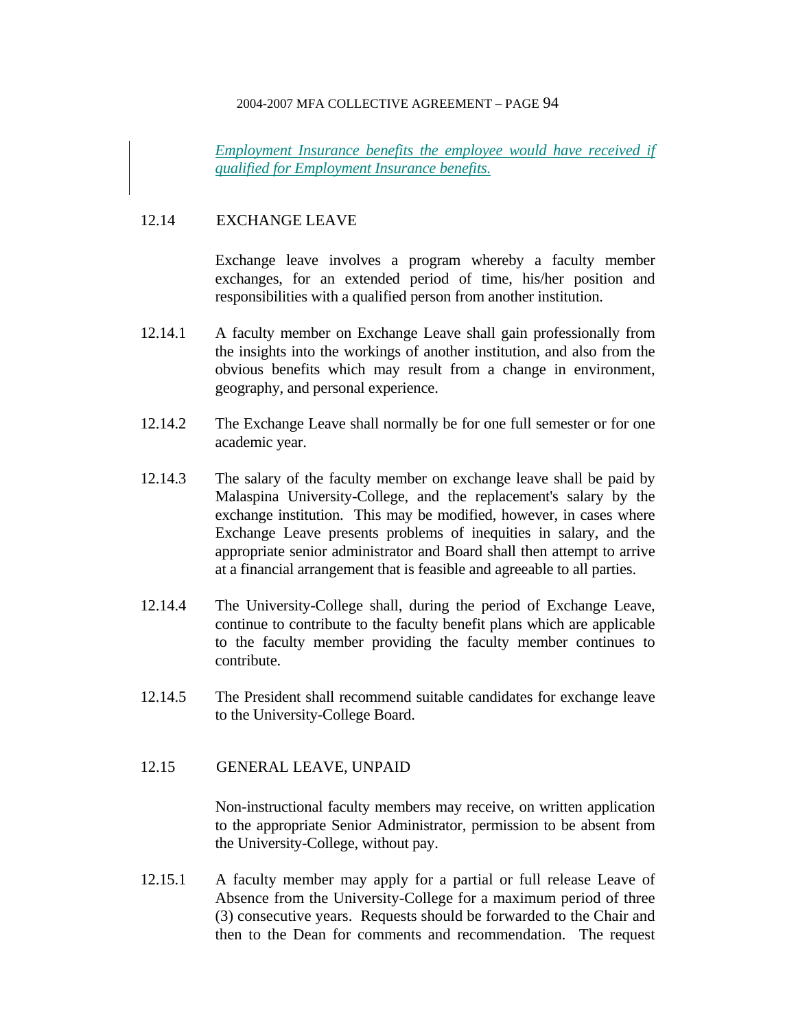*Employment Insurance benefits the employee would have received if qualified for Employment Insurance benefits.*

## 12.14 EXCHANGE LEAVE

Exchange leave involves a program whereby a faculty member exchanges, for an extended period of time, his/her position and responsibilities with a qualified person from another institution.

12.14.1 A faculty member on Exchange Leave shall gain professionally from the insights into the workings of another institution, and also from the obvious benefits which may result from a change in environment, geography, and personal experience.

12.14.2 The Exchange Leave shall normally be for one full semester or for one academic year.

12.14.3 The salary of the faculty member on exchange leave shall be paid by Malaspina University-College, and the replacement's salary by the exchange institution. This may be modified, however, in cases where Exchange Leave presents problems of inequities in salary, and the appropriate senior administrator and Board shall then attempt to arrive at a financial arrangement that is feasible and agreeable to all parties.

12.14.4 The University-College shall, during the period of Exchange Leave, continue to contribute to the faculty benefit plans which are applicable to the faculty member providing the faculty member continues to contribute.

12.14.5 The President shall recommend suitable candidates for exchange leave to the University-College Board.

## 12.15 GENERAL LEAVE, UNPAID

Non-instructional faculty members may receive, on written application to the appropriate Senior Administrator, permission to be absent from the University-College, without pay.

12.15.1 A faculty member may apply for a partial or full release Leave of Absence from the University-College for a maximum period of three (3) consecutive years. Requests should be forwarded to the Chair and then to the Dean for comments and recommendation. The request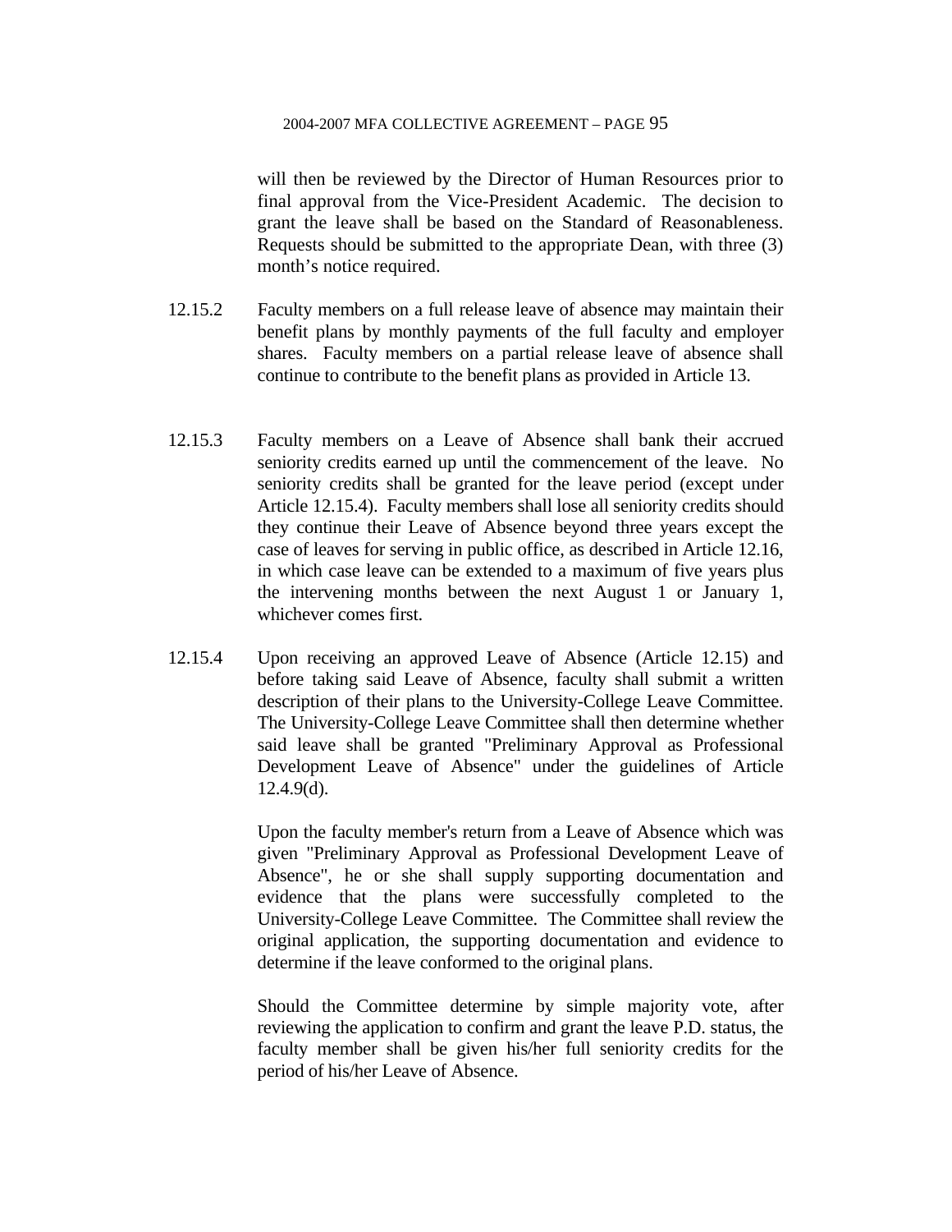will then be reviewed by the Director of Human Resources prior to final approval from the Vice-President Academic. The decision to grant the leave shall be based on the Standard of Reasonableness. Requests should be submitted to the appropriate Dean, with three (3) month's notice required.

12.15.2 Faculty members on a full release leave of absence may maintain their benefit plans by monthly payments of the full faculty and employer shares. Faculty members on a partial release leave of absence shall continue to contribute to the benefit plans as provided in Article 13.

12.15.3 Faculty members on a Leave of Absence shall bank their accrued seniority credits earned up until the commencement of the leave. No seniority credits shall be granted for the leave period (except under Article 12.15.4). Faculty members shall lose all seniority credits should they continue their Leave of Absence beyond three years except the case of leaves for serving in public office, as described in Article 12.16, in which case leave can be extended to a maximum of five years plus the intervening months between the next August 1 or January 1, whichever comes first.

12.15.4 Upon receiving an approved Leave of Absence (Article 12.15) and before taking said Leave of Absence, faculty shall submit a written description of their plans to the University-College Leave Committee. The University-College Leave Committee shall then determine whether said leave shall be granted "Preliminary Approval as Professional Development Leave of Absence" under the guidelines of Article 12.4.9(d).

Upon the faculty member's return from a Leave of Absence which was given "Preliminary Approval as Professional Development Leave of Absence", he or she shall supply supporting documentation and evidence that the plans were successfully completed to the University-College Leave Committee. The Committee shall review the original application, the supporting documentation and evidence to determine if the leave conformed to the original plans.

Should the Committee determine by simple majority vote, after reviewing the application to confirm and grant the leave P.D. status, the faculty member shall be given his/her full seniority credits for the period of his/her Leave of Absence.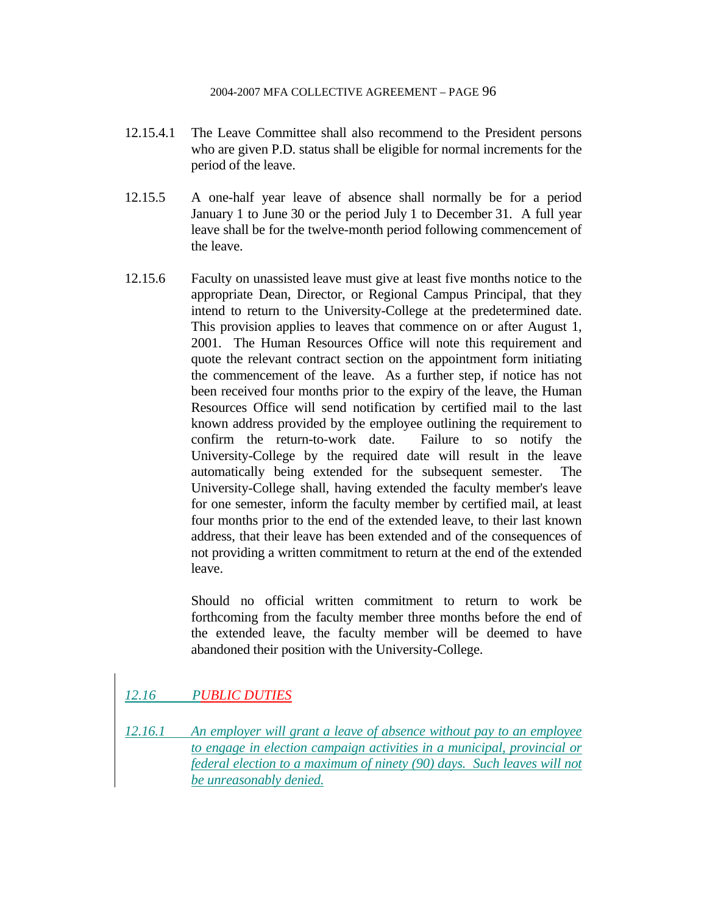12.15.4.1 The Leave Committee shall also recommend to the President persons who are given P.D. status shall be eligible for normal increments for the period of the leave.

12.15.5 A one-half year leave of absence shall normally be for a period January 1 to June 30 or the period July 1 to December 31. A full year leave shall be for the twelve-month period following commencement of the leave.

12.15.6 Faculty on unassisted leave must give at least five months notice to the appropriate Dean, Director, or Regional Campus Principal, that they intend to return to the University-College at the predetermined date. This provision applies to leaves that commence on or after August 1, 2001. The Human Resources Office will note this requirement and quote the relevant contract section on the appointment form initiating the commencement of the leave. As a further step, if notice has not been received four months prior to the expiry of the leave, the Human Resources Office will send notification by certified mail to the last known address provided by the employee outlining the requirement to confirm the return-to-work date. Failure to so notify the University-College by the required date will result in the leave automatically being extended for the subsequent semester. The University-College shall, having extended the faculty member's leave for one semester, inform the faculty member by certified mail, at least four months prior to the end of the extended leave, to their last known address, that their leave has been extended and of the consequences of not providing a written commitment to return at the end of the extended leave.

Should no official written commitment to return to work be forthcoming from the faculty member three months before the end of the extended leave, the faculty member will be deemed to have abandoned their position with the University-College.

## *12.16 PUBLIC DUTIES*

*12.16.1 An employer will grant a leave of absence without pay to an employee to engage in election campaign activities in a municipal, provincial or federal election to a maximum of ninety (90) days. Such leaves will not be unreasonably denied.*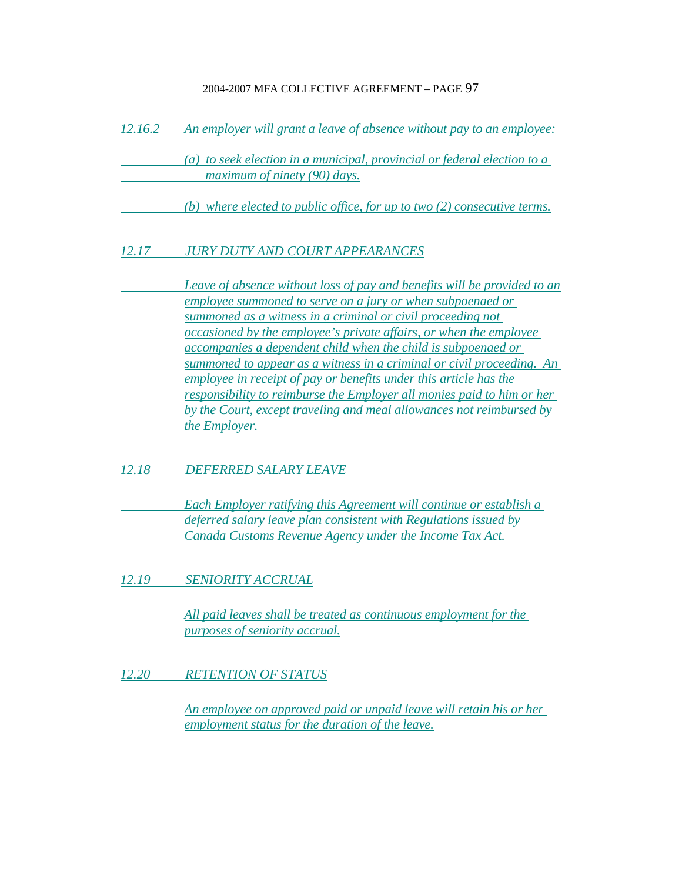*12.16.2 An employer will grant a leave of absence without pay to an employee:*

*(a) to seek election in a municipal, provincial or federal election to a maximum of ninety (90) days.*

*(b) where elected to public office, for up to two (2) consecutive terms.*

## *12.17 JURY DUTY AND COURT APPEARANCES*

*Leave of absence without loss of pay and benefits will be provided to an employee summoned to serve on a jury or when subpoenaed or summoned as a witness in a criminal or civil proceeding not occasioned by the employee's private affairs, or when the employee accompanies a dependent child when the child is subpoenaed or summoned to appear as a witness in a criminal or civil proceeding. An employee in receipt of pay or benefits under this article has the responsibility to reimburse the Employer all monies paid to him or her by the Court, except traveling and meal allowances not reimbursed by the Employer.*

## *12.18 DEFERRED SALARY LEAVE*

*Each Employer ratifying this Agreement will continue or establish a deferred salary leave plan consistent with Regulations issued by Canada Customs Revenue Agency under the Income Tax Act.*

## *12.19 SENIORITY ACCRUAL*

*All paid leaves shall be treated as continuous employment for the purposes of seniority accrual.*

## *12.20 RETENTION OF STATUS*

*An employee on approved paid or unpaid leave will retain his or her employment status for the duration of the leave.*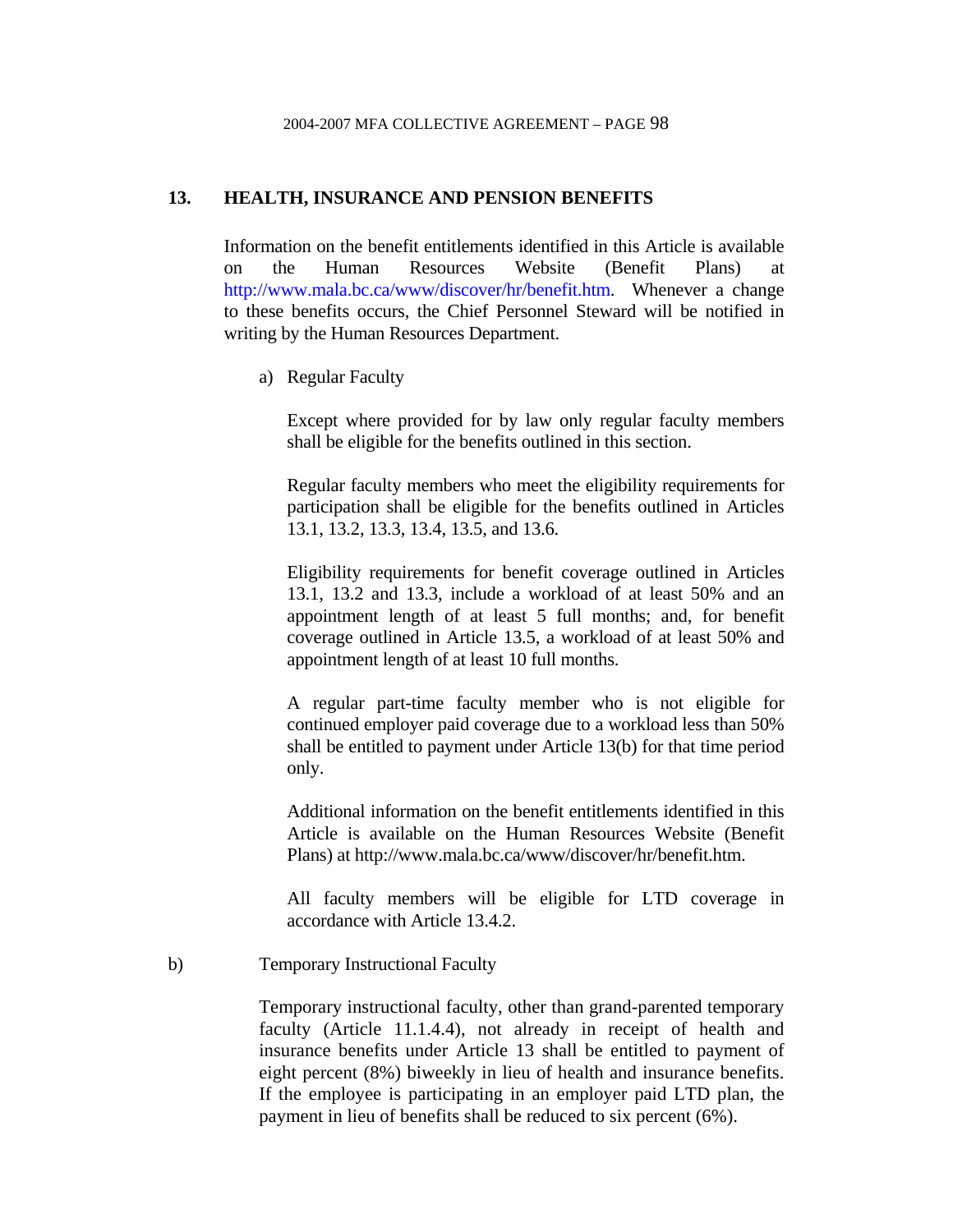## 13. HEALTH, INSURANCE AND PENSION BENEFITS

Information on the benefit entitlements identified in this Article is available on the Human Resources Website (Benefit Plans) at http://www.mala.bc.ca/www/discover/hr/benefit.htm. Whenever a change to these benefits occurs, the Chief Personnel Steward will be notified in writing by the Human Resources Department.

a) Regular Faculty

Except where provided for by law only regular faculty members shall be eligible for the benefits outlined in this section.

Regular faculty members who meet the eligibility requirements for participation shall be eligible for the benefits outlined in Articles 13.1, 13.2, 13.3, 13.4, 13.5, and 13.6.

Eligibility requirements for benefit coverage outlined in Articles 13.1, 13.2 and 13.3, include a workload of at least 50% and an appointment length of at least 5 full months; and, for benefit coverage outlined in Article 13.5, a workload of at least 50% and appointment length of at least 10 full months.

A regular part-time faculty member who is not eligible for continued employer paid coverage due to a workload less than 50% shall be entitled to payment under Article 13(b) for that time period only.

Additional information on the benefit entitlements identified in this Article is available on the Human Resources Website (Benefit Plans) at http://www.mala.bc.ca/www/discover/hr/benefit.htm.

All faculty members will be eligible for LTD coverage in accordance with Article 13.4.2.

b) Temporary Instructional Faculty

Temporary instructional faculty, other than grand-parented temporary faculty (Article 11.1.4.4), not already in receipt of health and insurance benefits under Article 13 shall be entitled to payment of eight percent (8%) biweekly in lieu of health and insurance benefits. If the employee is participating in an employer paid LTD plan, the payment in lieu of benefits shall be reduced to six percent (6%).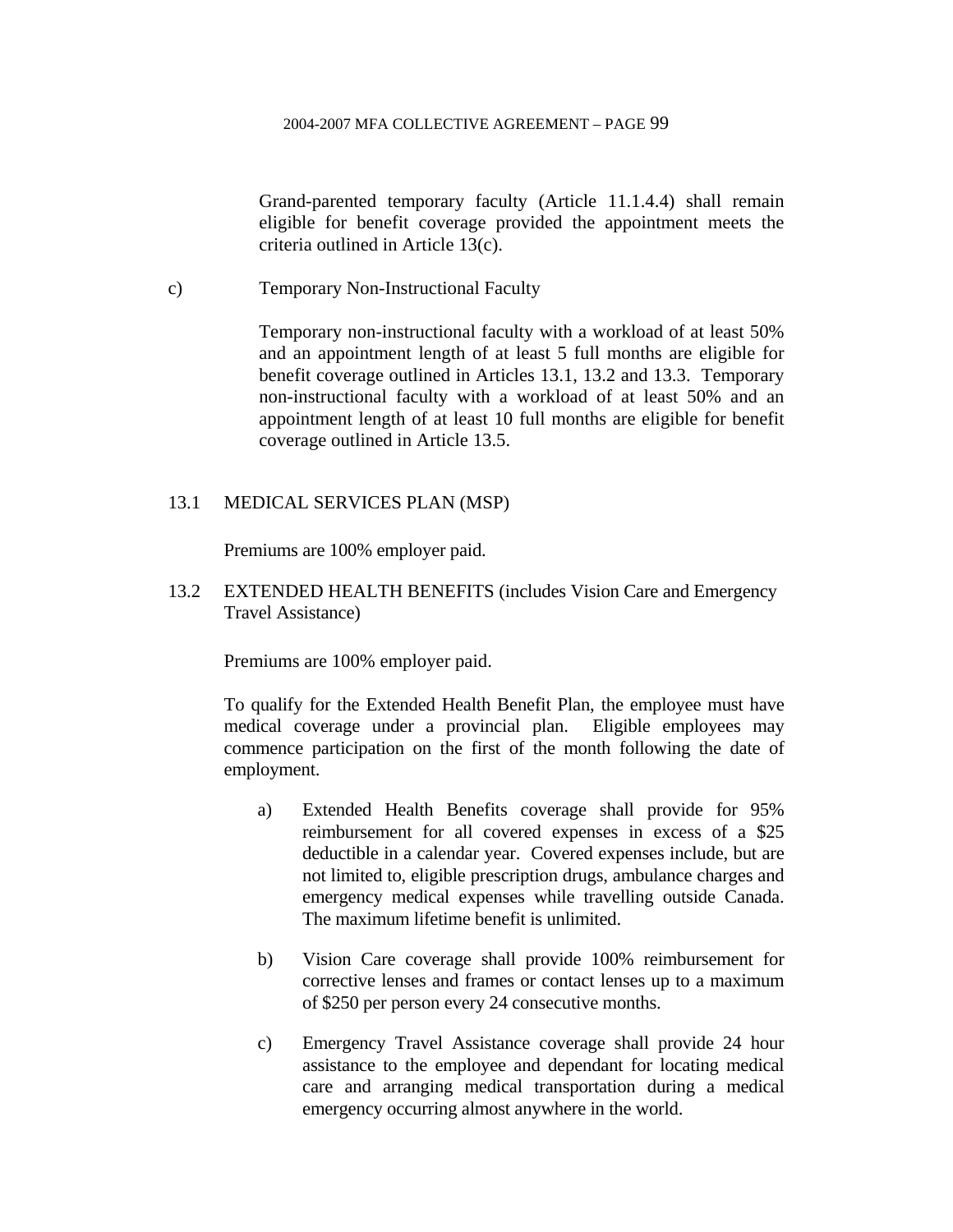Grand-parented temporary faculty (Article 11.1.4.4) shall remain eligible for benefit coverage provided the appointment meets the criteria outlined in Article 13(c).

c) Temporary Non-Instructional Faculty

Temporary non-instructional faculty with a workload of at least 50% and an appointment length of at least 5 full months are eligible for benefit coverage outlined in Articles 13.1, 13.2 and 13.3. Temporary non-instructional faculty with a workload of at least 50% and an appointment length of at least 10 full months are eligible for benefit coverage outlined in Article 13.5.

## 13.1 MEDICAL SERVICES PLAN (MSP)

Premiums are 100% employer paid.

## 13.2 EXTENDED HEALTH BENEFITS (includes Vision Care and Emergency Travel Assistance)

Premiums are 100% employer paid.

To qualify for the Extended Health Benefit Plan, the employee must have medical coverage under a provincial plan. Eligible employees may commence participation on the first of the month following the date of employment.

a) Extended Health Benefits coverage shall provide for 95% reimbursement for all covered expenses in excess of a $25 deductible in a calendar year. Covered expenses include, but are not limited to, eligible prescription drugs, ambulance charges and emergency medical expenses while travelling outside Canada. The maximum lifetime benefit is unlimited.

b) Vision Care coverage shall provide 100% reimbursement for corrective lenses and frames or contact lenses up to a maximum of $250 per person every 24 consecutive months.

c) Emergency Travel Assistance coverage shall provide 24 hour assistance to the employee and dependant for locating medical care and arranging medical transportation during a medical emergency occurring almost anywhere in the world.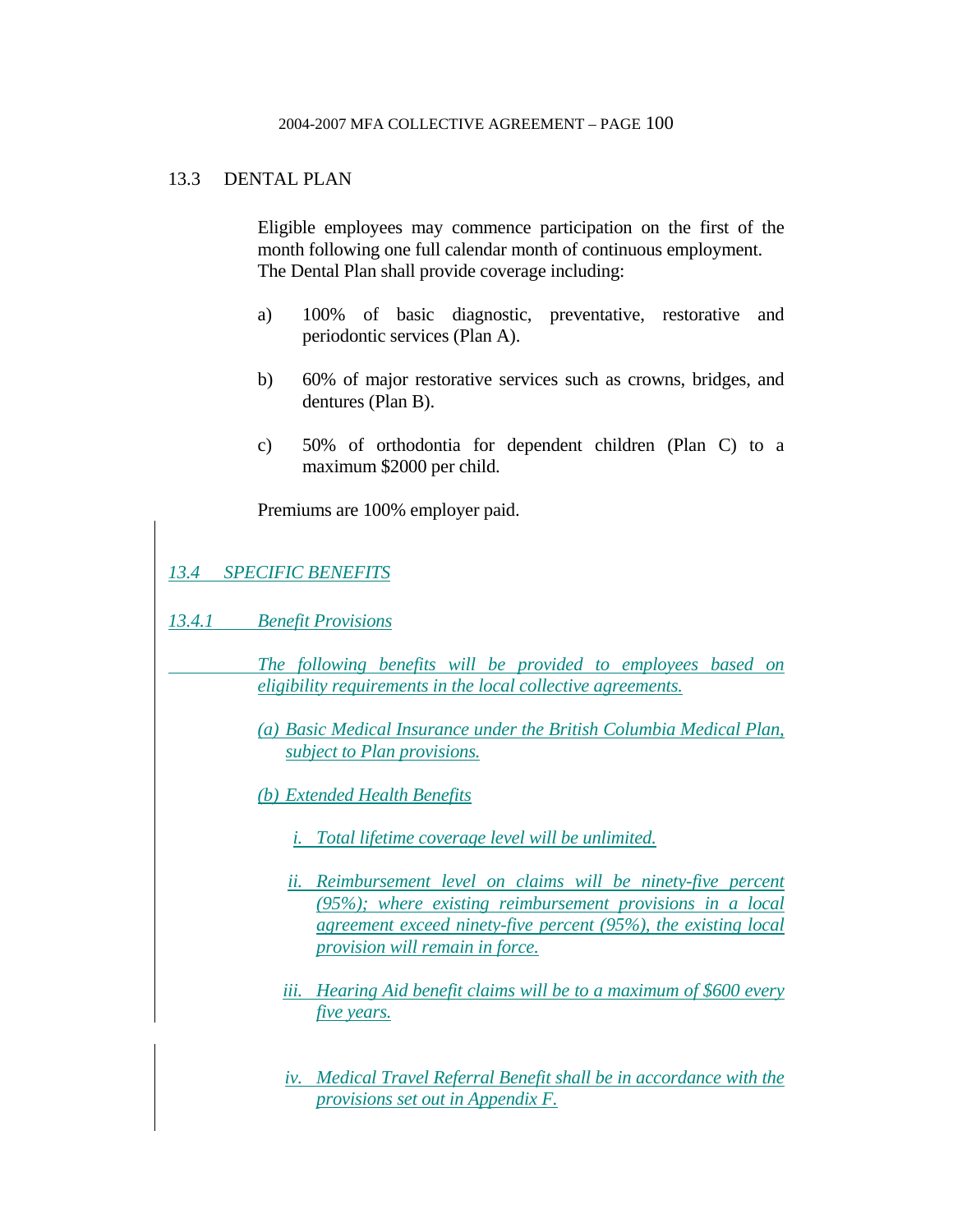## 13.3 DENTAL PLAN

Eligible employees may commence participation on the first of the month following one full calendar month of continuous employment. The Dental Plan shall provide coverage including:

a) 100% of basic diagnostic, preventative, restorative and periodontic services (Plan A).

b) 60% of major restorative services such as crowns, bridges, and dentures (Plan B).

c) 50% of orthodontia for dependent children (Plan C) to a maximum $2000 per child.

Premiums are 100% employer paid.

## *13.4 SPECIFIC BENEFITS*

### *13.4.1 Benefit Provisions*

*The following benefits will be provided to employees based on eligibility requirements in the local collective agreements.*

*(a) Basic Medical Insurance under the British Columbia Medical Plan, subject to Plan provisions.*

*(b) Extended Health Benefits*

*i. Total lifetime coverage level will be unlimited.*

*ii. Reimbursement level on claims will be ninety-five percent (95%); where existing reimbursement provisions in a local agreement exceed ninety-five percent (95%), the existing local provision will remain in force.*

*iii. Hearing Aid benefit claims will be to a maximum of $600 every five years.*

*iv. Medical Travel Referral Benefit shall be in accordance with the provisions set out in Appendix F.*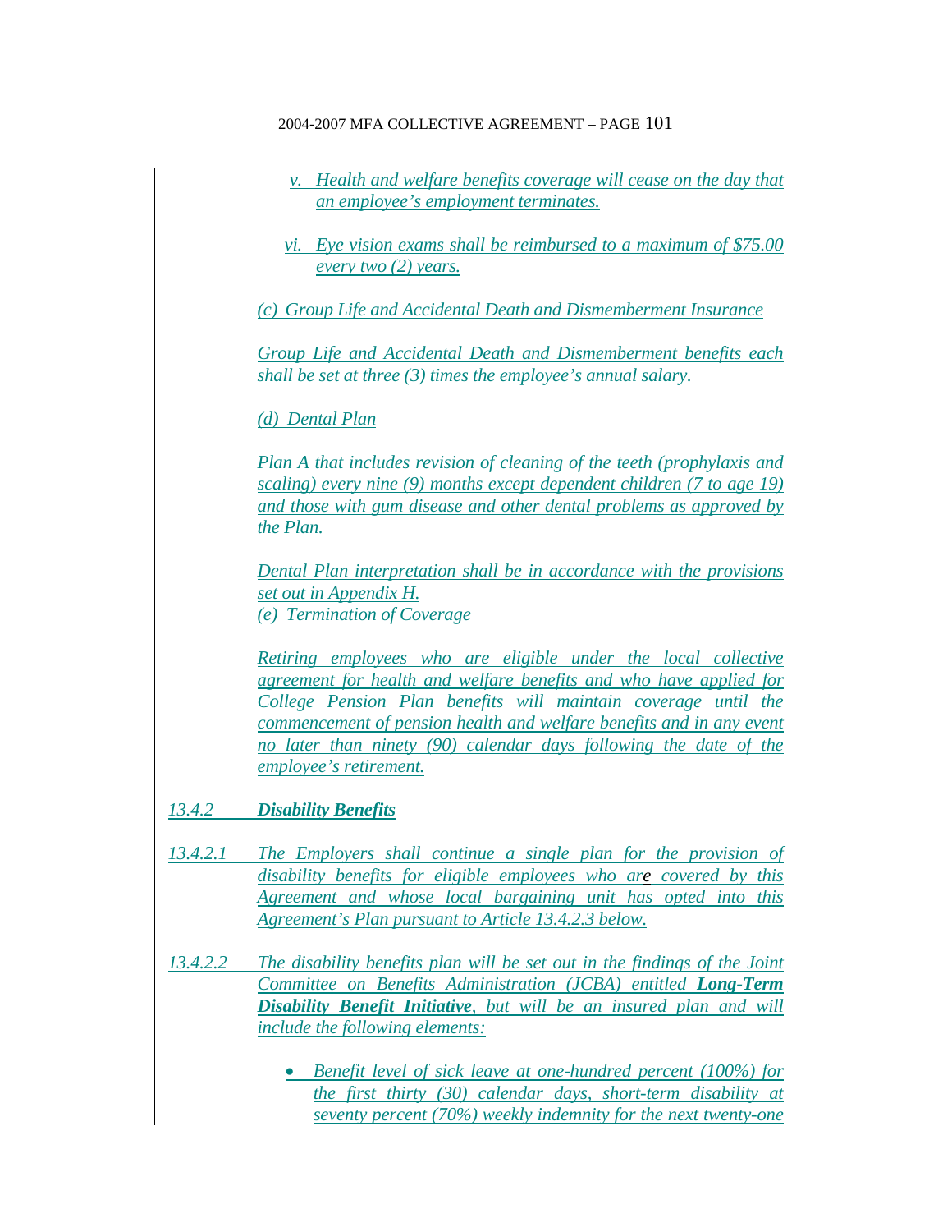*v. Health and welfare benefits coverage will cease on the day that an employee's employment terminates.*

*vi. Eye vision exams shall be reimbursed to a maximum of $75.00 every two (2) years.*

*(c) Group Life and Accidental Death and Dismemberment Insurance*

*Group Life and Accidental Death and Dismemberment benefits each shall be set at three (3) times the employee's annual salary.*

*(d) Dental Plan*

*Plan A that includes revision of cleaning of the teeth (prophylaxis and scaling) every nine (9) months except dependent children (7 to age 19) and those with gum disease and other dental problems as approved by the Plan.*

*Dental Plan interpretation shall be in accordance with the provisions set out in Appendix H.*

*(e) Termination of Coverage*

*Retiring employees who are eligible under the local collective agreement for health and welfare benefits and who have applied for College Pension Plan benefits will maintain coverage until the commencement of pension health and welfare benefits and in any event no later than ninety (90) calendar days following the date of the employee's retirement.*

*13.4.2* ***Disability Benefits***

*13.4.2.1 The Employers shall continue a single plan for the provision of disability benefits for eligible employees who are covered by this Agreement and whose local bargaining unit has opted into this Agreement's Plan pursuant to Article 13.4.2.3 below.*

*13.4.2.2 The disability benefits plan will be set out in the findings of the Joint Committee on Benefits Administration (JCBA) entitled* ***Long-Term Disability Benefit Initiative****, but will be an insured plan and will include the following elements:*

- *Benefit level of sick leave at one-hundred percent (100%) for the first thirty (30) calendar days, short-term disability at seventy percent (70%) weekly indemnity for the next twenty-one*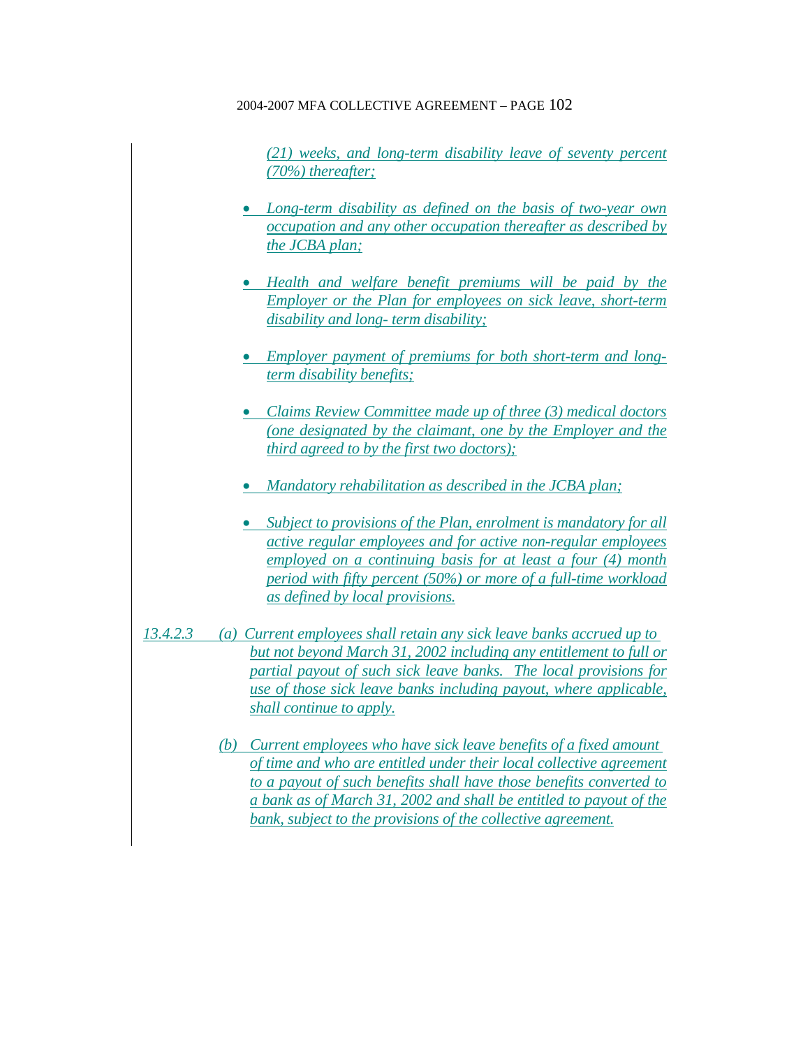*(21) weeks, and long-term disability leave of seventy percent (70%) thereafter;*

- *Long-term disability as defined on the basis of two-year own occupation and any other occupation thereafter as described by the JCBA plan;*

- *Health and welfare benefit premiums will be paid by the Employer or the Plan for employees on sick leave, short-term disability and long- term disability;*

- *Employer payment of premiums for both short-term and long-term disability benefits;*

- *Claims Review Committee made up of three (3) medical doctors (one designated by the claimant, one by the Employer and the third agreed to by the first two doctors);*

- *Mandatory rehabilitation as described in the JCBA plan;*

- *Subject to provisions of the Plan, enrolment is mandatory for all active regular employees and for active non-regular employees employed on a continuing basis for at least a four (4) month period with fifty percent (50%) or more of a full-time workload as defined by local provisions.*

*13.4.2.3* *(a) Current employees shall retain any sick leave banks accrued up to but not beyond March 31, 2002 including any entitlement to full or partial payout of such sick leave banks. The local provisions for use of those sick leave banks including payout, where applicable, shall continue to apply.*

*(b) Current employees who have sick leave benefits of a fixed amount of time and who are entitled under their local collective agreement to a payout of such benefits shall have those benefits converted to a bank as of March 31, 2002 and shall be entitled to payout of the bank, subject to the provisions of the collective agreement.*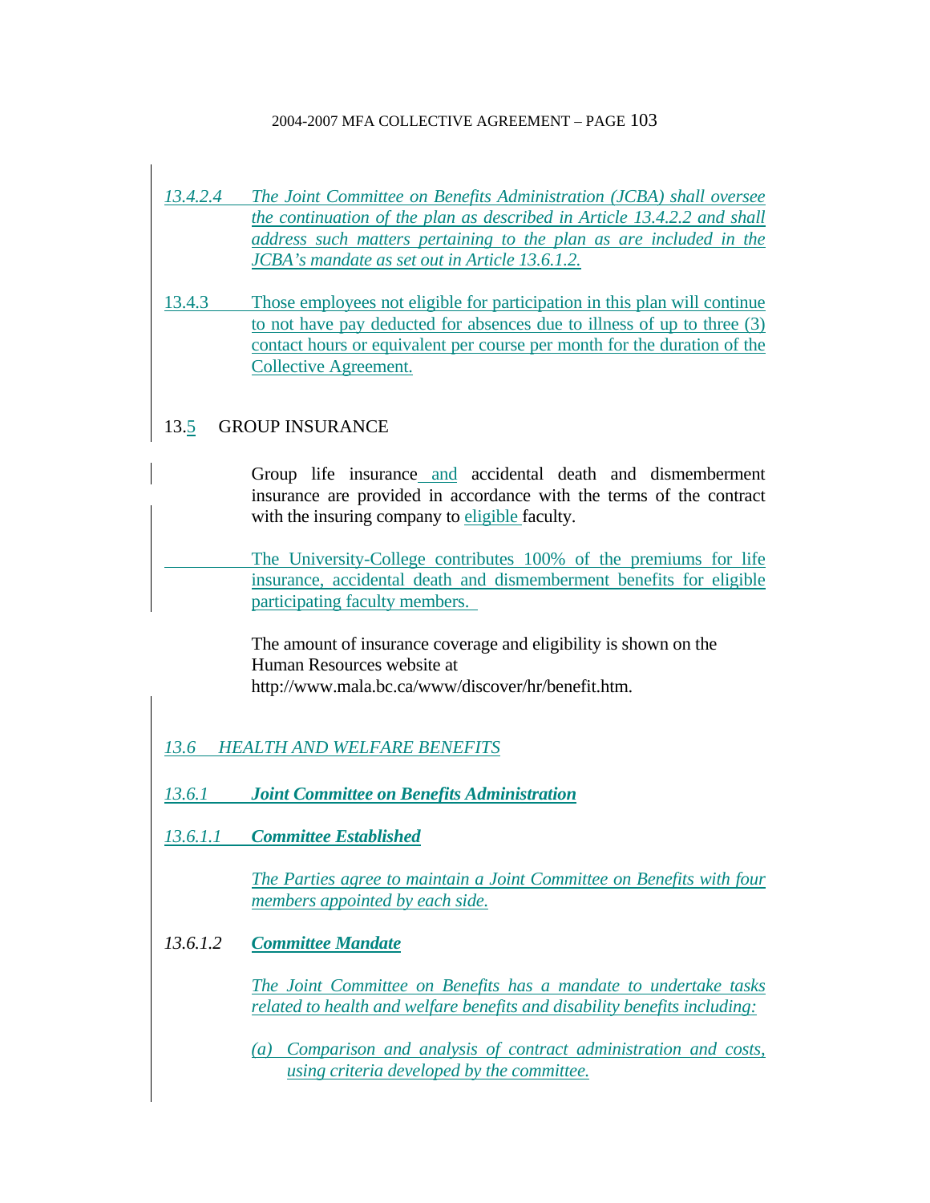*13.4.2.4 The Joint Committee on Benefits Administration (JCBA) shall oversee the continuation of the plan as described in Article 13.4.2.2 and shall address such matters pertaining to the plan as are included in the JCBA's mandate as set out in Article 13.6.1.2.*

13.4.3 Those employees not eligible for participation in this plan will continue to not have pay deducted for absences due to illness of up to three (3) contact hours or equivalent per course per month for the duration of the Collective Agreement.

## 13.5 GROUP INSURANCE

Group life insurance and accidental death and dismemberment insurance are provided in accordance with the terms of the contract with the insuring company to eligible faculty.

The University-College contributes 100% of the premiums for life insurance, accidental death and dismemberment benefits for eligible participating faculty members.

The amount of insurance coverage and eligibility is shown on the Human Resources website at http://www.mala.bc.ca/www/discover/hr/benefit.htm.

## *13.6 HEALTH AND WELFARE BENEFITS*

### ***13.6.1 Joint Committee on Benefits Administration***

#### ***13.6.1.1 Committee Established***

*The Parties agree to maintain a Joint Committee on Benefits with four members appointed by each side.*

#### *13.6.1.2* ***Committee Mandate***

*The Joint Committee on Benefits has a mandate to undertake tasks related to health and welfare benefits and disability benefits including:*

*(a) Comparison and analysis of contract administration and costs, using criteria developed by the committee.*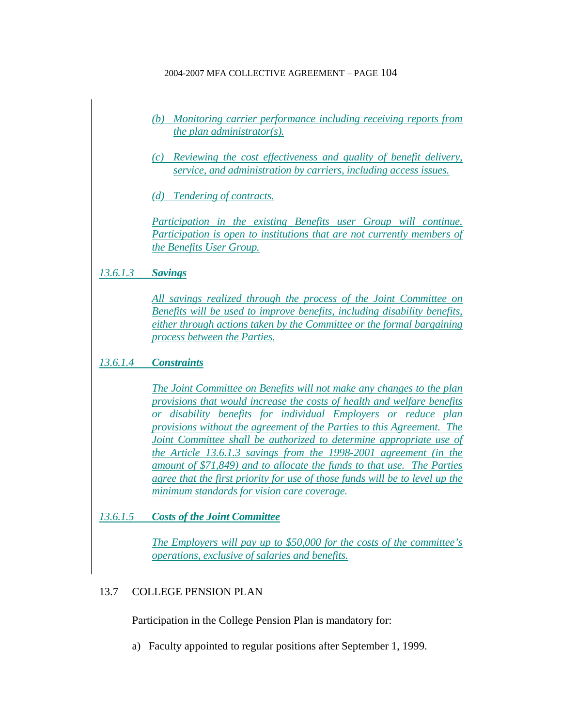*(b) Monitoring carrier performance including receiving reports from the plan administrator(s).*

*(c) Reviewing the cost effectiveness and quality of benefit delivery, service, and administration by carriers, including access issues.*

*(d) Tendering of contracts.*

*Participation in the existing Benefits user Group will continue. Participation is open to institutions that are not currently members of the Benefits User Group.*

### *13.6.1.3 **Savings***

*All savings realized through the process of the Joint Committee on Benefits will be used to improve benefits, including disability benefits, either through actions taken by the Committee or the formal bargaining process between the Parties.*

### *13.6.1.4 **Constraints***

*The Joint Committee on Benefits will not make any changes to the plan provisions that would increase the costs of health and welfare benefits or disability benefits for individual Employers or reduce plan provisions without the agreement of the Parties to this Agreement. The Joint Committee shall be authorized to determine appropriate use of the Article 13.6.1.3 savings from the 1998-2001 agreement (in the amount of $71,849) and to allocate the funds to that use. The Parties agree that the first priority for use of those funds will be to level up the minimum standards for vision care coverage.*

### *13.6.1.5 **Costs of the Joint Committee***

*The Employers will pay up to $50,000 for the costs of the committee's operations, exclusive of salaries and benefits.*

## 13.7 COLLEGE PENSION PLAN

Participation in the College Pension Plan is mandatory for:

a) Faculty appointed to regular positions after September 1, 1999.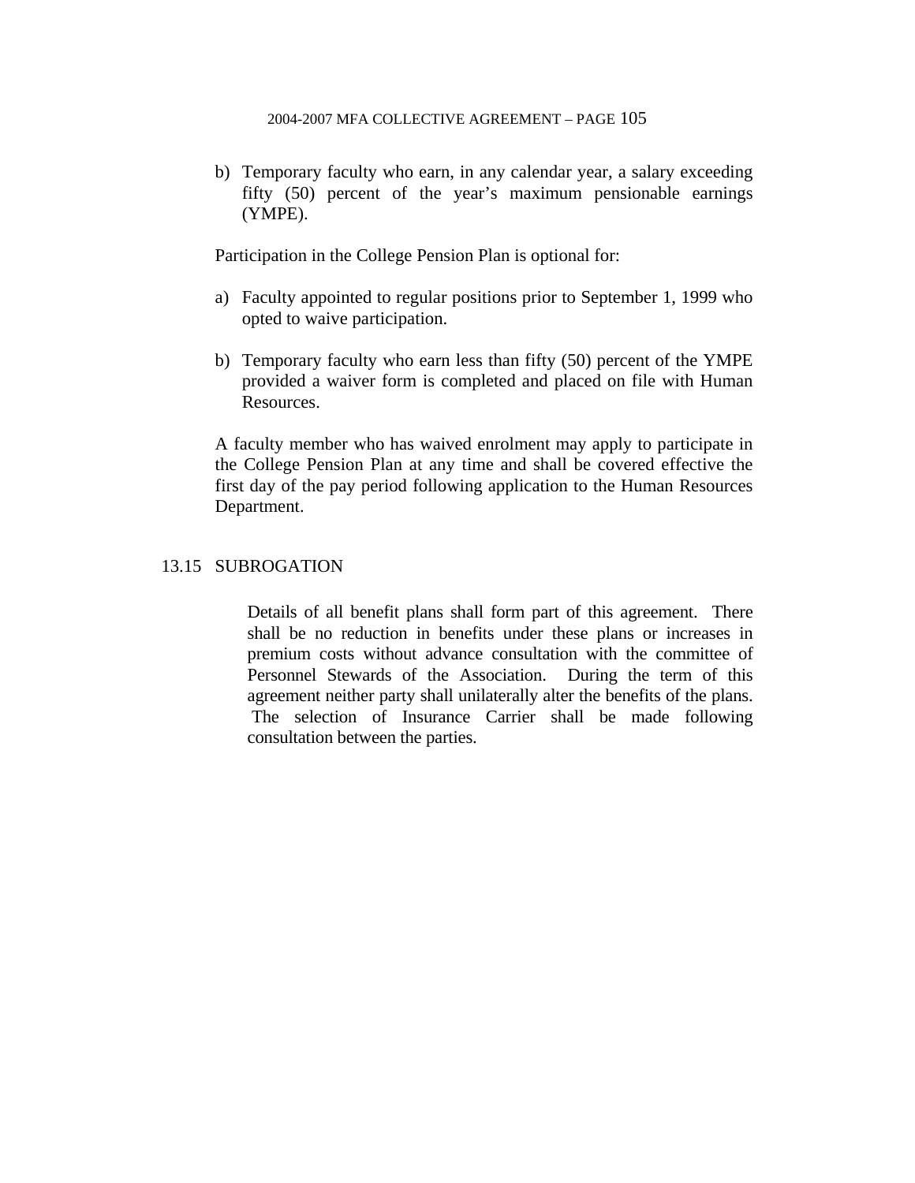b) Temporary faculty who earn, in any calendar year, a salary exceeding fifty (50) percent of the year's maximum pensionable earnings (YMPE).

Participation in the College Pension Plan is optional for:

a) Faculty appointed to regular positions prior to September 1, 1999 who opted to waive participation.

b) Temporary faculty who earn less than fifty (50) percent of the YMPE provided a waiver form is completed and placed on file with Human Resources.

A faculty member who has waived enrolment may apply to participate in the College Pension Plan at any time and shall be covered effective the first day of the pay period following application to the Human Resources Department.

## 13.15 SUBROGATION

Details of all benefit plans shall form part of this agreement. There shall be no reduction in benefits under these plans or increases in premium costs without advance consultation with the committee of Personnel Stewards of the Association. During the term of this agreement neither party shall unilaterally alter the benefits of the plans. The selection of Insurance Carrier shall be made following consultation between the parties.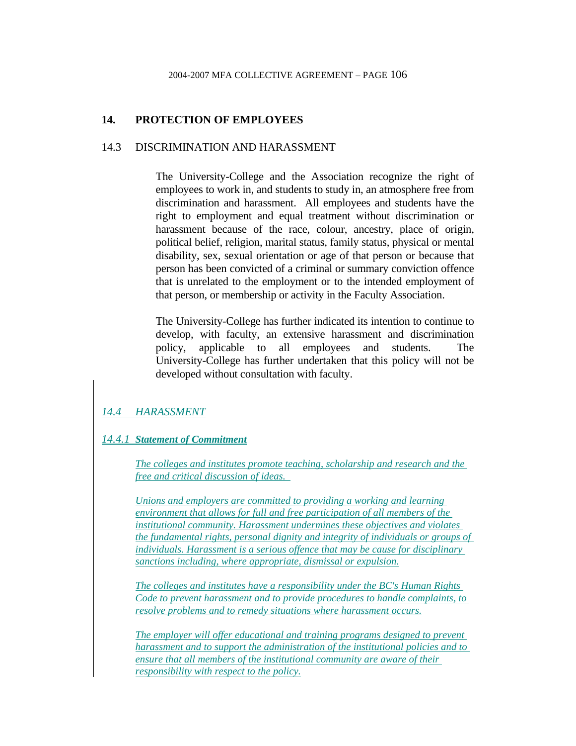## 14. PROTECTION OF EMPLOYEES

### 14.3 DISCRIMINATION AND HARASSMENT

The University-College and the Association recognize the right of employees to work in, and students to study in, an atmosphere free from discrimination and harassment. All employees and students have the right to employment and equal treatment without discrimination or harassment because of the race, colour, ancestry, place of origin, political belief, religion, marital status, family status, physical or mental disability, sex, sexual orientation or age of that person or because that person has been convicted of a criminal or summary conviction offence that is unrelated to the employment or to the intended employment of that person, or membership or activity in the Faculty Association.

The University-College has further indicated its intention to continue to develop, with faculty, an extensive harassment and discrimination policy, applicable to all employees and students. The University-College has further undertaken that this policy will not be developed without consultation with faculty.

### *14.4 HARASSMENT*

#### ***14.4.1 Statement of Commitment***

*The colleges and institutes promote teaching, scholarship and research and the free and critical discussion of ideas.*

*Unions and employers are committed to providing a working and learning environment that allows for full and free participation of all members of the institutional community. Harassment undermines these objectives and violates the fundamental rights, personal dignity and integrity of individuals or groups of individuals. Harassment is a serious offence that may be cause for disciplinary sanctions including, where appropriate, dismissal or expulsion.*

*The colleges and institutes have a responsibility under the BC's Human Rights Code to prevent harassment and to provide procedures to handle complaints, to resolve problems and to remedy situations where harassment occurs.*

*The employer will offer educational and training programs designed to prevent harassment and to support the administration of the institutional policies and to ensure that all members of the institutional community are aware of their responsibility with respect to the policy.*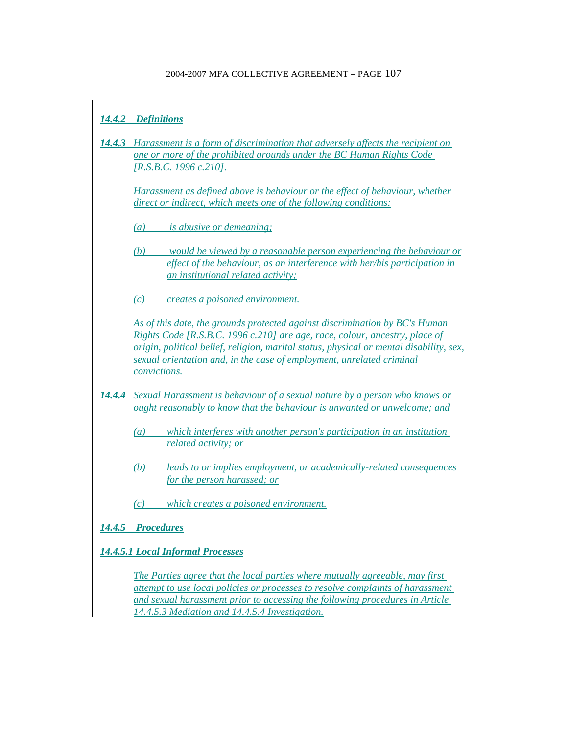***14.4.2 Definitions***

***14.4.3*** *Harassment is a form of discrimination that adversely affects the recipient on one or more of the prohibited grounds under the BC Human Rights Code [R.S.B.C. 1996 c.210].*

*Harassment as defined above is behaviour or the effect of behaviour, whether direct or indirect, which meets one of the following conditions:*

*(a) is abusive or demeaning;*

*(b) would be viewed by a reasonable person experiencing the behaviour or effect of the behaviour, as an interference with her/his participation in an institutional related activity;*

*(c) creates a poisoned environment.*

*As of this date, the grounds protected against discrimination by BC's Human Rights Code [R.S.B.C. 1996 c.210] are age, race, colour, ancestry, place of origin, political belief, religion, marital status, physical or mental disability, sex, sexual orientation and, in the case of employment, unrelated criminal convictions.*

***14.4.4*** *Sexual Harassment is behaviour of a sexual nature by a person who knows or ought reasonably to know that the behaviour is unwanted or unwelcome; and*

*(a) which interferes with another person's participation in an institution related activity; or*

*(b) leads to or implies employment, or academically-related consequences for the person harassed; or*

*(c) which creates a poisoned environment.*

***14.4.5 Procedures***

***14.4.5.1 Local Informal Processes***

*The Parties agree that the local parties where mutually agreeable, may first attempt to use local policies or processes to resolve complaints of harassment and sexual harassment prior to accessing the following procedures in Article 14.4.5.3 Mediation and 14.4.5.4 Investigation.*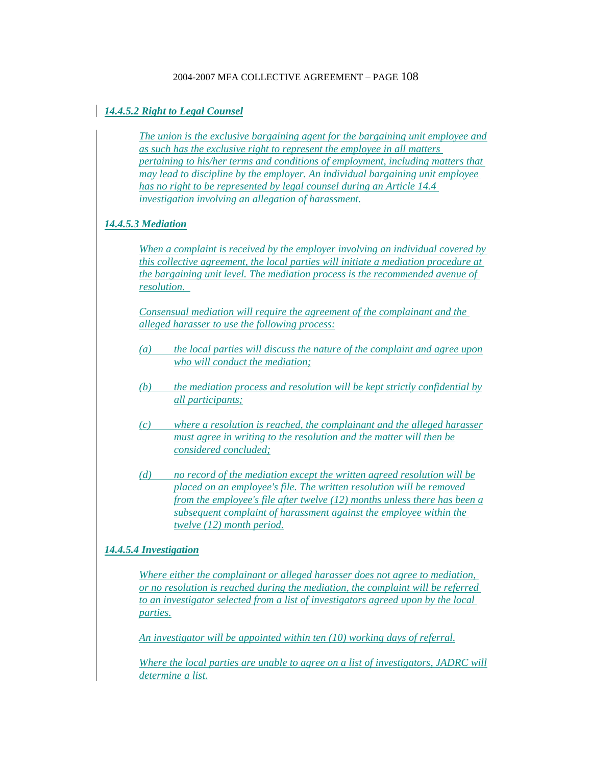### *14.4.5.2 Right to Legal Counsel*

*The union is the exclusive bargaining agent for the bargaining unit employee and as such has the exclusive right to represent the employee in all matters pertaining to his/her terms and conditions of employment, including matters that may lead to discipline by the employer. An individual bargaining unit employee has no right to be represented by legal counsel during an Article 14.4 investigation involving an allegation of harassment.*

### *14.4.5.3 Mediation*

*When a complaint is received by the employer involving an individual covered by this collective agreement, the local parties will initiate a mediation procedure at the bargaining unit level. The mediation process is the recommended avenue of resolution.*

*Consensual mediation will require the agreement of the complainant and the alleged harasser to use the following process:*

*(a) the local parties will discuss the nature of the complaint and agree upon who will conduct the mediation;*

*(b) the mediation process and resolution will be kept strictly confidential by all participants;*

*(c) where a resolution is reached, the complainant and the alleged harasser must agree in writing to the resolution and the matter will then be considered concluded;*

*(d) no record of the mediation except the written agreed resolution will be placed on an employee's file. The written resolution will be removed from the employee's file after twelve (12) months unless there has been a subsequent complaint of harassment against the employee within the twelve (12) month period.*

### *14.4.5.4 Investigation*

*Where either the complainant or alleged harasser does not agree to mediation, or no resolution is reached during the mediation, the complaint will be referred to an investigator selected from a list of investigators agreed upon by the local parties.*

*An investigator will be appointed within ten (10) working days of referral.*

*Where the local parties are unable to agree on a list of investigators, JADRC will determine a list.*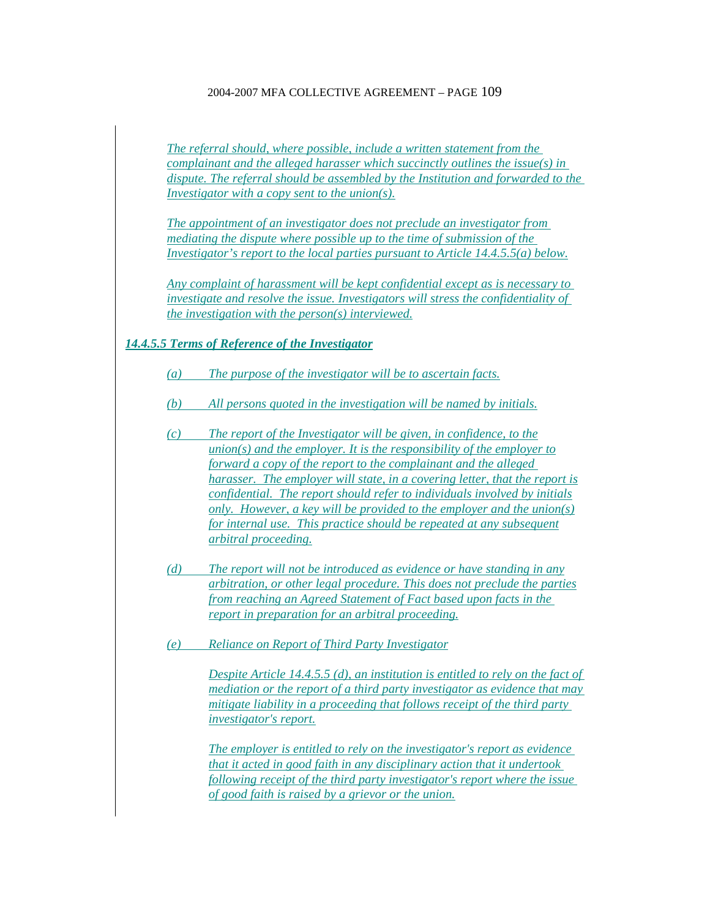*The referral should, where possible, include a written statement from the complainant and the alleged harasser which succinctly outlines the issue(s) in dispute. The referral should be assembled by the Institution and forwarded to the Investigator with a copy sent to the union(s).*

*The appointment of an investigator does not preclude an investigator from mediating the dispute where possible up to the time of submission of the Investigator's report to the local parties pursuant to Article 14.4.5.5(a) below.*

*Any complaint of harassment will be kept confidential except as is necessary to investigate and resolve the issue. Investigators will stress the confidentiality of the investigation with the person(s) interviewed.*

***14.4.5.5 Terms of Reference of the Investigator***

*(a) The purpose of the investigator will be to ascertain facts.*

*(b) All persons quoted in the investigation will be named by initials.*

*(c) The report of the Investigator will be given, in confidence, to the union(s) and the employer. It is the responsibility of the employer to forward a copy of the report to the complainant and the alleged harasser. The employer will state, in a covering letter, that the report is confidential. The report should refer to individuals involved by initials only. However, a key will be provided to the employer and the union(s) for internal use. This practice should be repeated at any subsequent arbitral proceeding.*

*(d) The report will not be introduced as evidence or have standing in any arbitration, or other legal procedure. This does not preclude the parties from reaching an Agreed Statement of Fact based upon facts in the report in preparation for an arbitral proceeding.*

*(e) Reliance on Report of Third Party Investigator*

*Despite Article 14.4.5.5 (d), an institution is entitled to rely on the fact of mediation or the report of a third party investigator as evidence that may mitigate liability in a proceeding that follows receipt of the third party investigator's report.*

*The employer is entitled to rely on the investigator's report as evidence that it acted in good faith in any disciplinary action that it undertook following receipt of the third party investigator's report where the issue of good faith is raised by a grievor or the union.*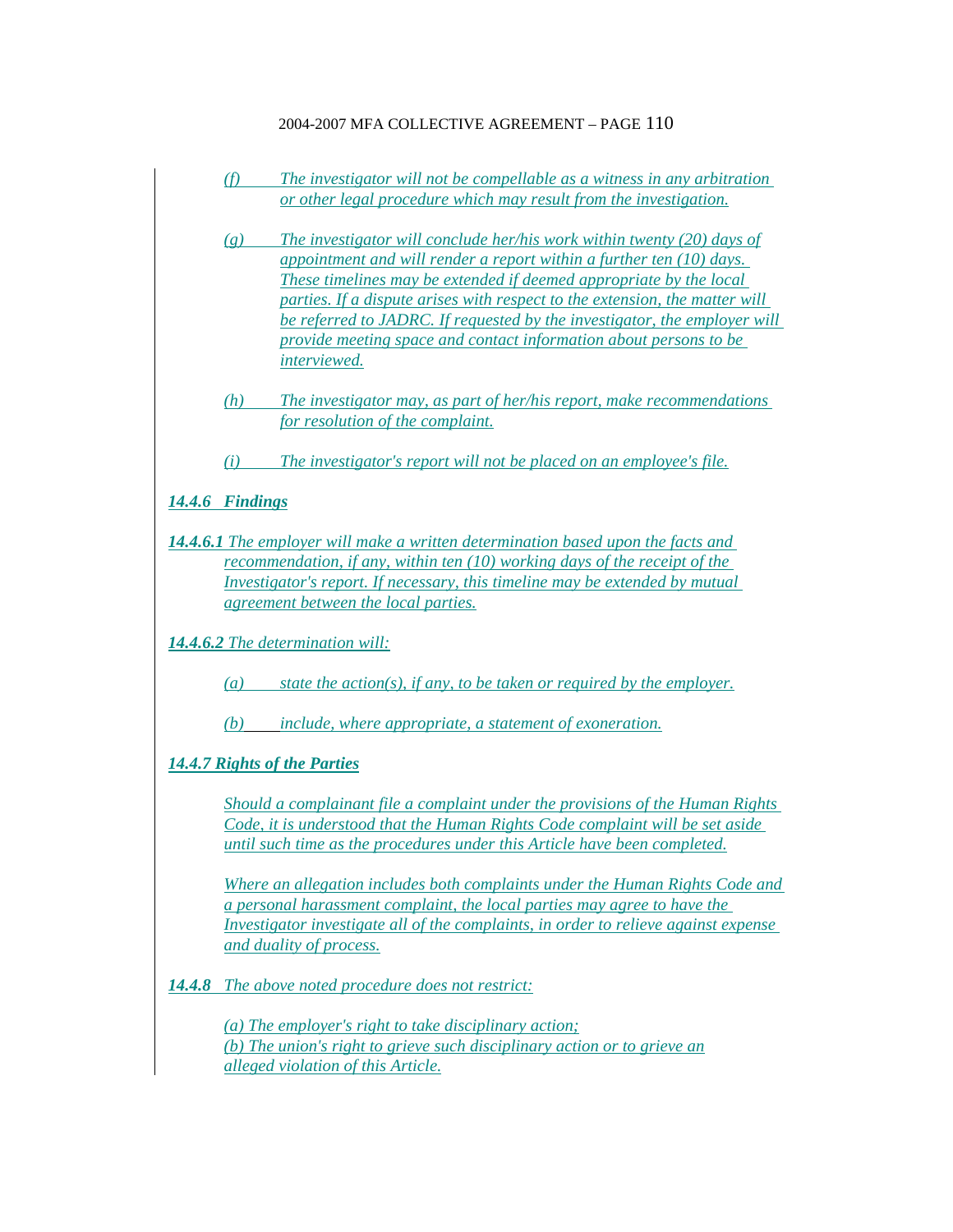*(f) The investigator will not be compellable as a witness in any arbitration or other legal procedure which may result from the investigation.*

*(g) The investigator will conclude her/his work within twenty (20) days of appointment and will render a report within a further ten (10) days. These timelines may be extended if deemed appropriate by the local parties. If a dispute arises with respect to the extension, the matter will be referred to JADRC. If requested by the investigator, the employer will provide meeting space and contact information about persons to be interviewed.*

*(h) The investigator may, as part of her/his report, make recommendations for resolution of the complaint.*

*(i) The investigator's report will not be placed on an employee's file.*

***14.4.6 Findings***

***14.4.6.1*** *The employer will make a written determination based upon the facts and recommendation, if any, within ten (10) working days of the receipt of the Investigator's report. If necessary, this timeline may be extended by mutual agreement between the local parties.*

***14.4.6.2*** *The determination will:*

*(a) state the action(s), if any, to be taken or required by the employer.*

*(b) include, where appropriate, a statement of exoneration.*

***14.4.7 Rights of the Parties***

*Should a complainant file a complaint under the provisions of the Human Rights Code, it is understood that the Human Rights Code complaint will be set aside until such time as the procedures under this Article have been completed.*

*Where an allegation includes both complaints under the Human Rights Code and a personal harassment complaint, the local parties may agree to have the Investigator investigate all of the complaints, in order to relieve against expense and duality of process.*

***14.4.8*** *The above noted procedure does not restrict:*

*(a) The employer's right to take disciplinary action;*
*(b) The union's right to grieve such disciplinary action or to grieve an alleged violation of this Article.*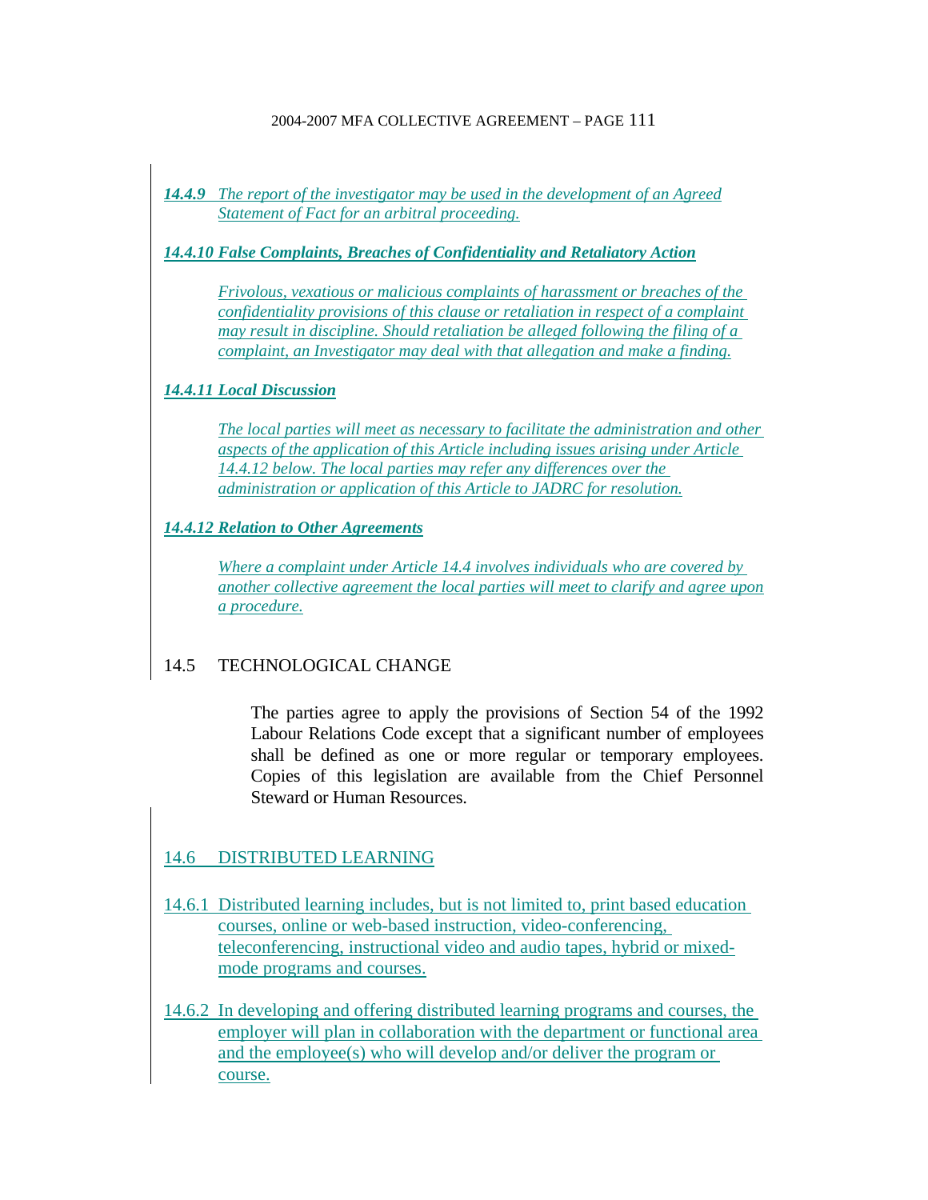*14.4.9 The report of the investigator may be used in the development of an Agreed Statement of Fact for an arbitral proceeding.*

***14.4.10 False Complaints, Breaches of Confidentiality and Retaliatory Action***

*Frivolous, vexatious or malicious complaints of harassment or breaches of the confidentiality provisions of this clause or retaliation in respect of a complaint may result in discipline. Should retaliation be alleged following the filing of a complaint, an Investigator may deal with that allegation and make a finding.*

***14.4.11 Local Discussion***

*The local parties will meet as necessary to facilitate the administration and other aspects of the application of this Article including issues arising under Article 14.4.12 below. The local parties may refer any differences over the administration or application of this Article to JADRC for resolution.*

***14.4.12 Relation to Other Agreements***

*Where a complaint under Article 14.4 involves individuals who are covered by another collective agreement the local parties will meet to clarify and agree upon a procedure.*

## 14.5 TECHNOLOGICAL CHANGE

The parties agree to apply the provisions of Section 54 of the 1992 Labour Relations Code except that a significant number of employees shall be defined as one or more regular or temporary employees. Copies of this legislation are available from the Chief Personnel Steward or Human Resources.

## 14.6 DISTRIBUTED LEARNING

14.6.1 Distributed learning includes, but is not limited to, print based education courses, online or web-based instruction, video-conferencing, teleconferencing, instructional video and audio tapes, hybrid or mixed-mode programs and courses.

14.6.2 In developing and offering distributed learning programs and courses, the employer will plan in collaboration with the department or functional area and the employee(s) who will develop and/or deliver the program or course.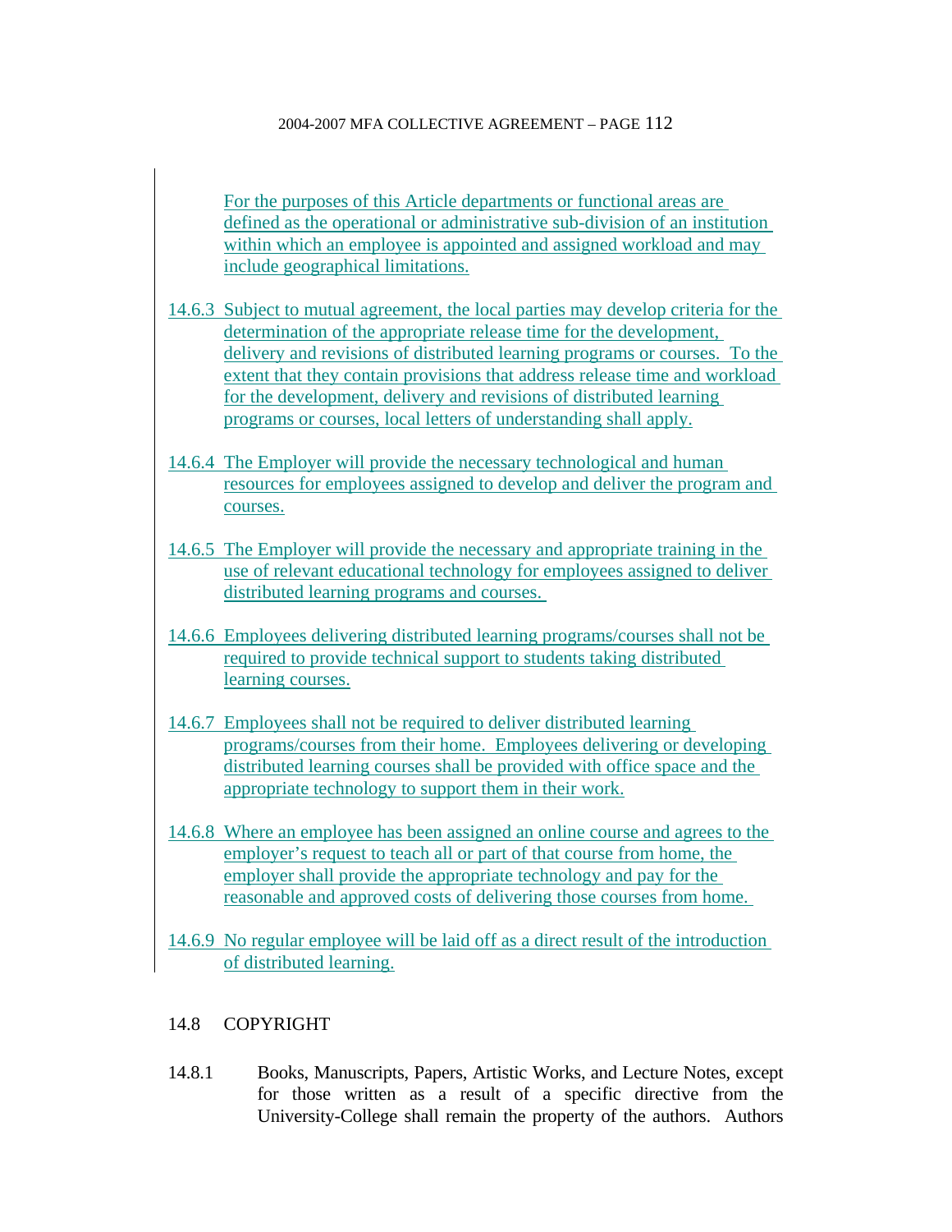For the purposes of this Article departments or functional areas are defined as the operational or administrative sub-division of an institution within which an employee is appointed and assigned workload and may include geographical limitations.

14.6.3 Subject to mutual agreement, the local parties may develop criteria for the determination of the appropriate release time for the development, delivery and revisions of distributed learning programs or courses. To the extent that they contain provisions that address release time and workload for the development, delivery and revisions of distributed learning programs or courses, local letters of understanding shall apply.

14.6.4 The Employer will provide the necessary technological and human resources for employees assigned to develop and deliver the program and courses.

14.6.5 The Employer will provide the necessary and appropriate training in the use of relevant educational technology for employees assigned to deliver distributed learning programs and courses.

14.6.6 Employees delivering distributed learning programs/courses shall not be required to provide technical support to students taking distributed learning courses.

14.6.7 Employees shall not be required to deliver distributed learning programs/courses from their home. Employees delivering or developing distributed learning courses shall be provided with office space and the appropriate technology to support them in their work.

14.6.8 Where an employee has been assigned an online course and agrees to the employer's request to teach all or part of that course from home, the employer shall provide the appropriate technology and pay for the reasonable and approved costs of delivering those courses from home.

14.6.9 No regular employee will be laid off as a direct result of the introduction of distributed learning.

## 14.8 COPYRIGHT

14.8.1 Books, Manuscripts, Papers, Artistic Works, and Lecture Notes, except for those written as a result of a specific directive from the University-College shall remain the property of the authors. Authors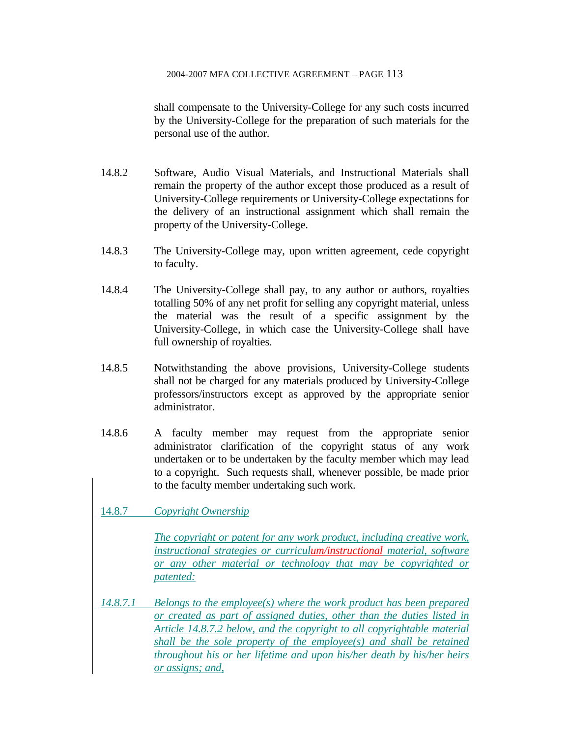shall compensate to the University-College for any such costs incurred by the University-College for the preparation of such materials for the personal use of the author.

14.8.2 Software, Audio Visual Materials, and Instructional Materials shall remain the property of the author except those produced as a result of University-College requirements or University-College expectations for the delivery of an instructional assignment which shall remain the property of the University-College.

14.8.3 The University-College may, upon written agreement, cede copyright to faculty.

14.8.4 The University-College shall pay, to any author or authors, royalties totalling 50% of any net profit for selling any copyright material, unless the material was the result of a specific assignment by the University-College, in which case the University-College shall have full ownership of royalties.

14.8.5 Notwithstanding the above provisions, University-College students shall not be charged for any materials produced by University-College professors/instructors except as approved by the appropriate senior administrator.

14.8.6 A faculty member may request from the appropriate senior administrator clarification of the copyright status of any work undertaken or to be undertaken by the faculty member which may lead to a copyright. Such requests shall, whenever possible, be made prior to the faculty member undertaking such work.

14.8.7 *Copyright Ownership*

*The copyright or patent for any work product, including creative work, instructional strategies or curriculum/instructional material, software or any other material or technology that may be copyrighted or patented:*

*14.8.7.1 Belongs to the employee(s) where the work product has been prepared or created as part of assigned duties, other than the duties listed in Article 14.8.7.2 below, and the copyright to all copyrightable material shall be the sole property of the employee(s) and shall be retained throughout his or her lifetime and upon his/her death by his/her heirs or assigns; and,*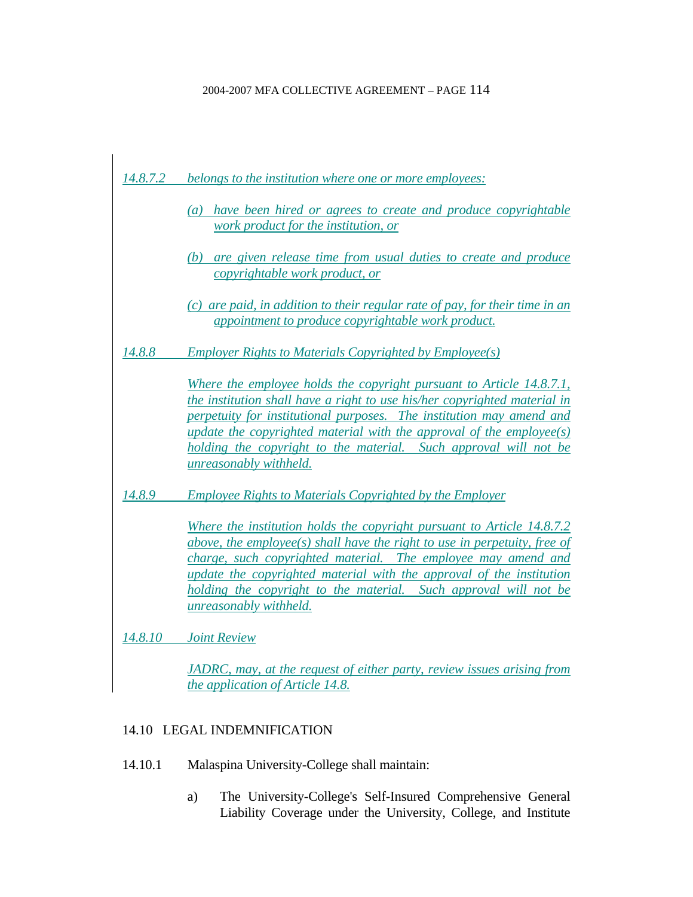*14.8.7.2 belongs to the institution where one or more employees:*

*(a) have been hired or agrees to create and produce copyrightable work product for the institution, or*

*(b) are given release time from usual duties to create and produce copyrightable work product, or*

*(c) are paid, in addition to their regular rate of pay, for their time in an appointment to produce copyrightable work product.*

*14.8.8 Employer Rights to Materials Copyrighted by Employee(s)*

*Where the employee holds the copyright pursuant to Article 14.8.7.1, the institution shall have a right to use his/her copyrighted material in perpetuity for institutional purposes. The institution may amend and update the copyrighted material with the approval of the employee(s) holding the copyright to the material. Such approval will not be unreasonably withheld.*

*14.8.9 Employee Rights to Materials Copyrighted by the Employer*

*Where the institution holds the copyright pursuant to Article 14.8.7.2 above, the employee(s) shall have the right to use in perpetuity, free of charge, such copyrighted material. The employee may amend and update the copyrighted material with the approval of the institution holding the copyright to the material. Such approval will not be unreasonably withheld.*

*14.8.10 Joint Review*

*JADRC, may, at the request of either party, review issues arising from the application of Article 14.8.*

## 14.10 LEGAL INDEMNIFICATION

14.10.1 Malaspina University-College shall maintain:

a) The University-College's Self-Insured Comprehensive General Liability Coverage under the University, College, and Institute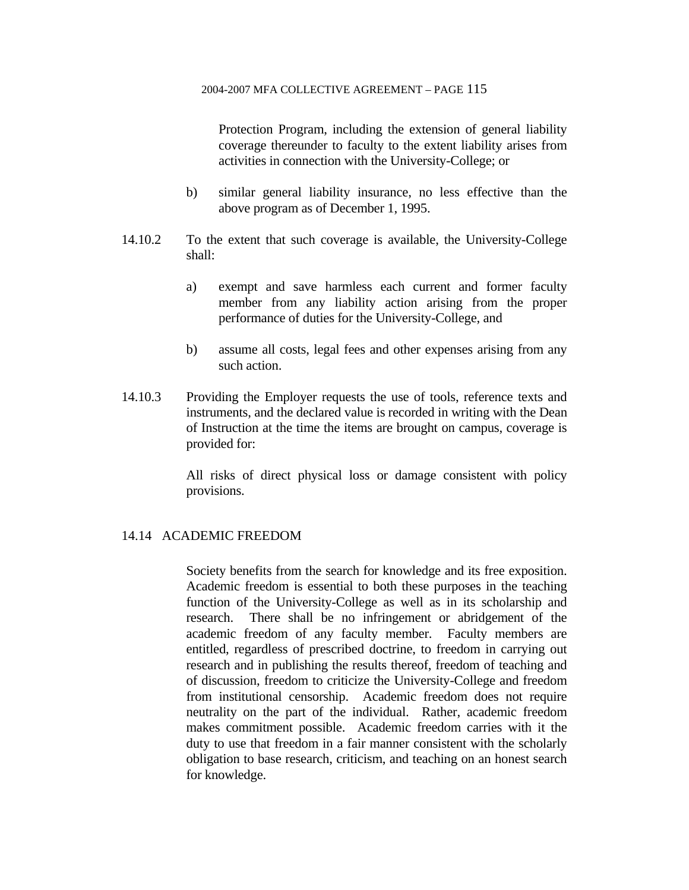Protection Program, including the extension of general liability coverage thereunder to faculty to the extent liability arises from activities in connection with the University-College; or

b) similar general liability insurance, no less effective than the above program as of December 1, 1995.

14.10.2 To the extent that such coverage is available, the University-College shall:

a) exempt and save harmless each current and former faculty member from any liability action arising from the proper performance of duties for the University-College, and

b) assume all costs, legal fees and other expenses arising from any such action.

14.10.3 Providing the Employer requests the use of tools, reference texts and instruments, and the declared value is recorded in writing with the Dean of Instruction at the time the items are brought on campus, coverage is provided for:

All risks of direct physical loss or damage consistent with policy provisions.

## 14.14 ACADEMIC FREEDOM

Society benefits from the search for knowledge and its free exposition. Academic freedom is essential to both these purposes in the teaching function of the University-College as well as in its scholarship and research. There shall be no infringement or abridgement of the academic freedom of any faculty member. Faculty members are entitled, regardless of prescribed doctrine, to freedom in carrying out research and in publishing the results thereof, freedom of teaching and of discussion, freedom to criticize the University-College and freedom from institutional censorship. Academic freedom does not require neutrality on the part of the individual. Rather, academic freedom makes commitment possible. Academic freedom carries with it the duty to use that freedom in a fair manner consistent with the scholarly obligation to base research, criticism, and teaching on an honest search for knowledge.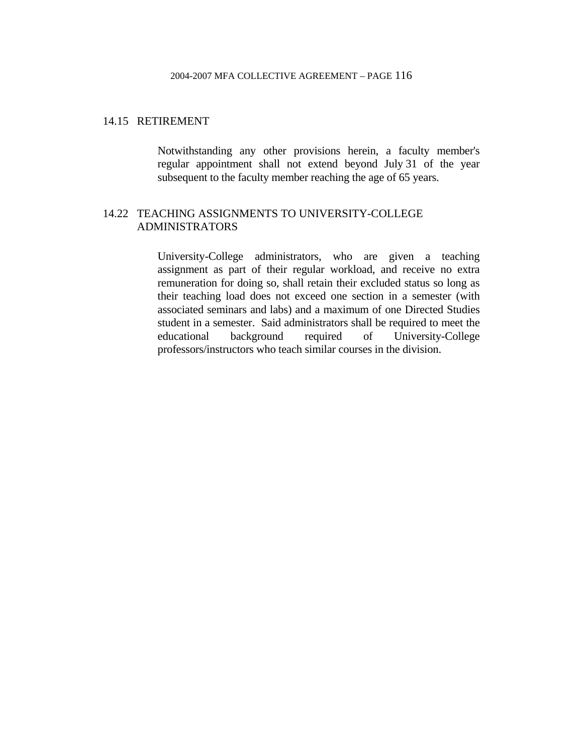## 14.15 RETIREMENT

Notwithstanding any other provisions herein, a faculty member's regular appointment shall not extend beyond July 31 of the year subsequent to the faculty member reaching the age of 65 years.

## 14.22 TEACHING ASSIGNMENTS TO UNIVERSITY-COLLEGE ADMINISTRATORS

University-College administrators, who are given a teaching assignment as part of their regular workload, and receive no extra remuneration for doing so, shall retain their excluded status so long as their teaching load does not exceed one section in a semester (with associated seminars and labs) and a maximum of one Directed Studies student in a semester. Said administrators shall be required to meet the educational background required of University-College professors/instructors who teach similar courses in the division.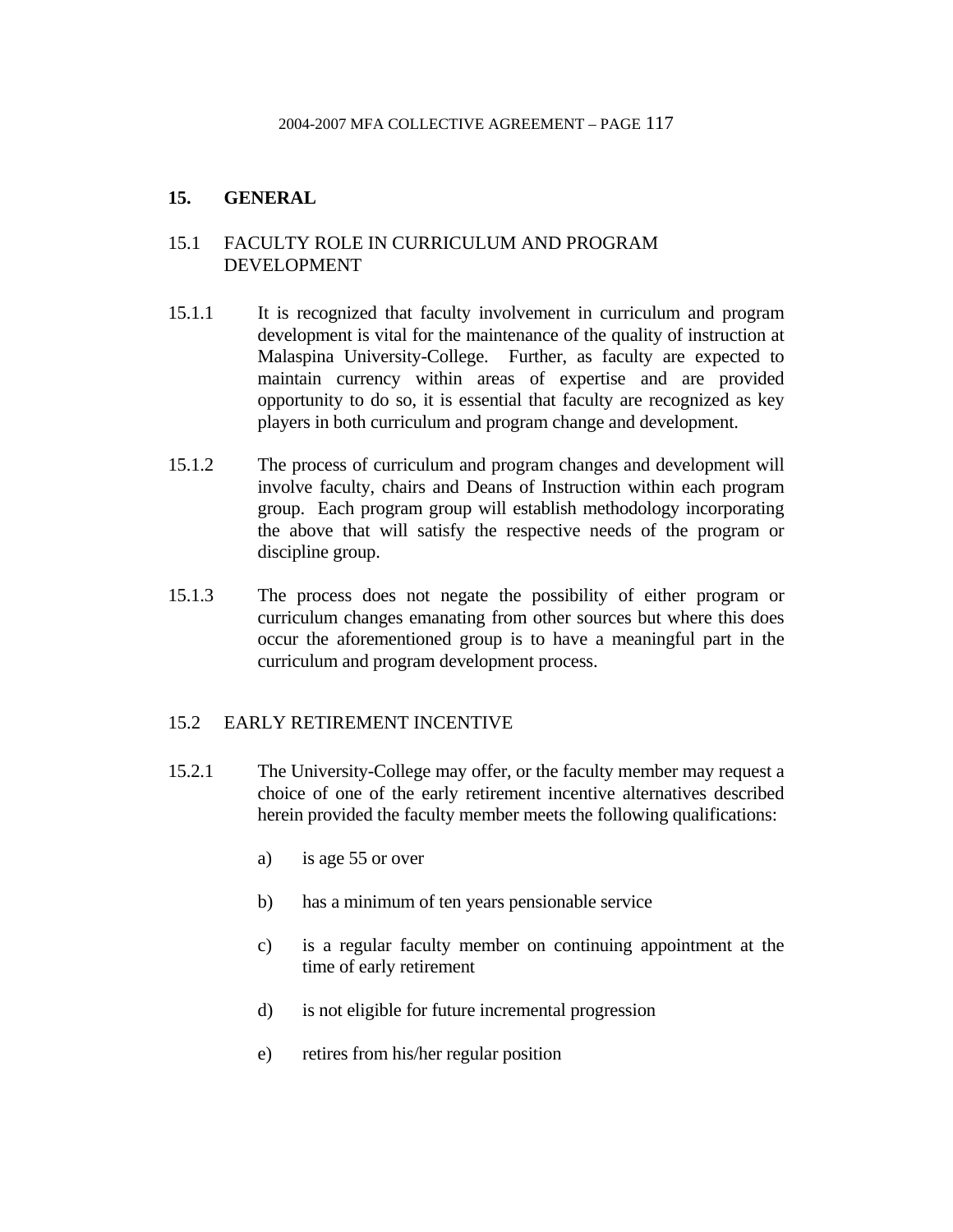## 15. GENERAL

### 15.1 FACULTY ROLE IN CURRICULUM AND PROGRAM DEVELOPMENT

15.1.1 It is recognized that faculty involvement in curriculum and program development is vital for the maintenance of the quality of instruction at Malaspina University-College. Further, as faculty are expected to maintain currency within areas of expertise and are provided opportunity to do so, it is essential that faculty are recognized as key players in both curriculum and program change and development.

15.1.2 The process of curriculum and program changes and development will involve faculty, chairs and Deans of Instruction within each program group. Each program group will establish methodology incorporating the above that will satisfy the respective needs of the program or discipline group.

15.1.3 The process does not negate the possibility of either program or curriculum changes emanating from other sources but where this does occur the aforementioned group is to have a meaningful part in the curriculum and program development process.

### 15.2 EARLY RETIREMENT INCENTIVE

15.2.1 The University-College may offer, or the faculty member may request a choice of one of the early retirement incentive alternatives described herein provided the faculty member meets the following qualifications:

a) is age 55 or over

b) has a minimum of ten years pensionable service

c) is a regular faculty member on continuing appointment at the time of early retirement

d) is not eligible for future incremental progression

e) retires from his/her regular position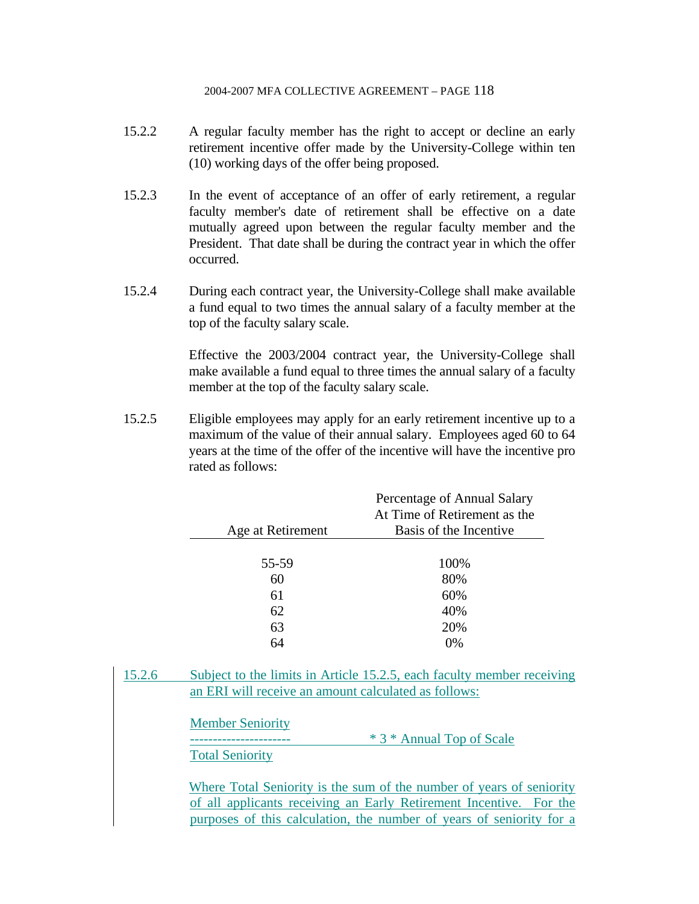15.2.2 A regular faculty member has the right to accept or decline an early retirement incentive offer made by the University-College within ten (10) working days of the offer being proposed.

15.2.3 In the event of acceptance of an offer of early retirement, a regular faculty member's date of retirement shall be effective on a date mutually agreed upon between the regular faculty member and the President. That date shall be during the contract year in which the offer occurred.

15.2.4 During each contract year, the University-College shall make available a fund equal to two times the annual salary of a faculty member at the top of the faculty salary scale.

Effective the 2003/2004 contract year, the University-College shall make available a fund equal to three times the annual salary of a faculty member at the top of the faculty salary scale.

15.2.5 Eligible employees may apply for an early retirement incentive up to a maximum of the value of their annual salary. Employees aged 60 to 64 years at the time of the offer of the incentive will have the incentive pro rated as follows:

| Age at Retirement | Percentage of Annual Salary At Time of Retirement as the Basis of the Incentive |
|---|---|
| 55-59 | 100% |
| 60 | 80% |
| 61 | 60% |
| 62 | 40% |
| 63 | 20% |
| 64 | 0% |

15.2.6 Subject to the limits in Article 15.2.5, each faculty member receiving an ERI will receive an amount calculated as follows:

$$\frac{\text{Member Seniority}}{\text{Total Seniority}} * 3 * \text{Annual Top of Scale}$$

Where Total Seniority is the sum of the number of years of seniority of all applicants receiving an Early Retirement Incentive. For the purposes of this calculation, the number of years of seniority for a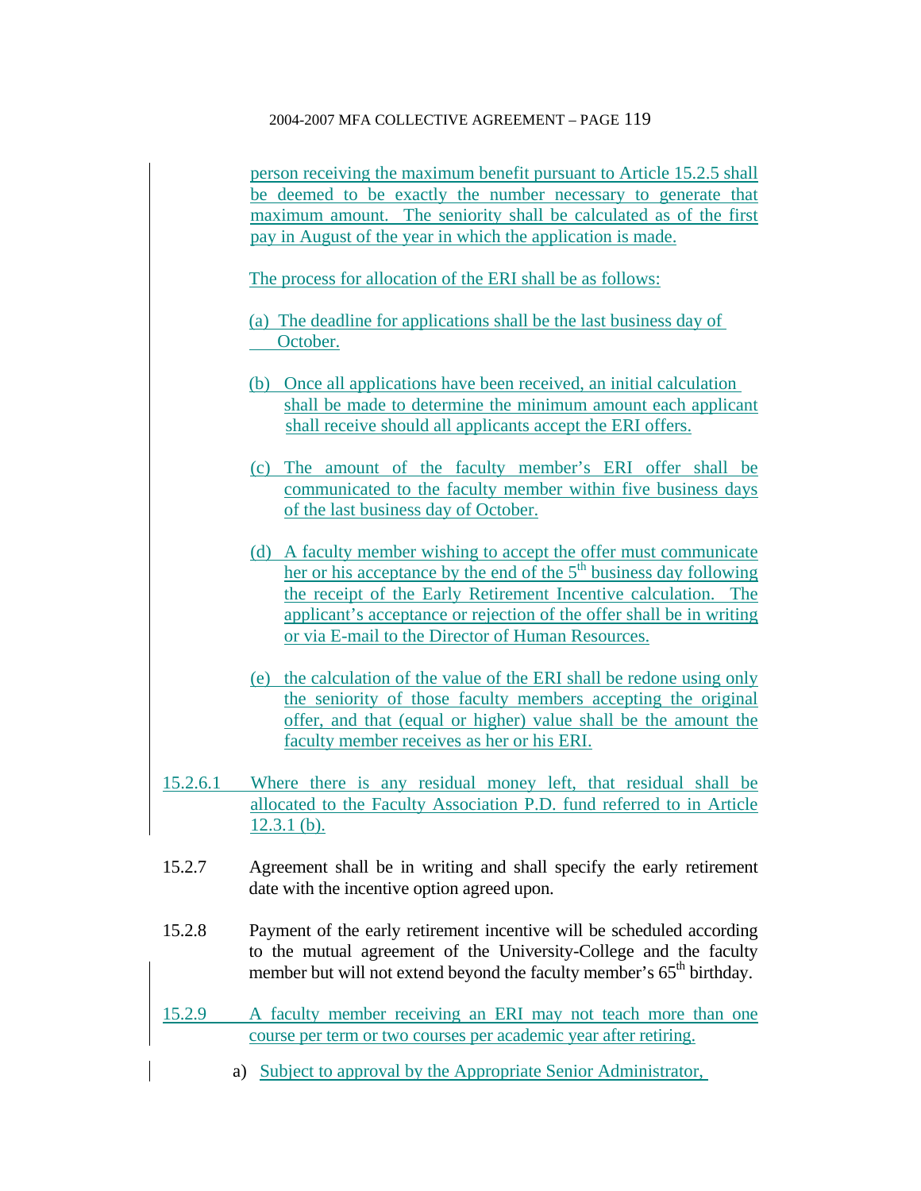person receiving the maximum benefit pursuant to Article 15.2.5 shall be deemed to be exactly the number necessary to generate that maximum amount. The seniority shall be calculated as of the first pay in August of the year in which the application is made.

The process for allocation of the ERI shall be as follows:

(a) The deadline for applications shall be the last business day of October.

(b) Once all applications have been received, an initial calculation shall be made to determine the minimum amount each applicant shall receive should all applicants accept the ERI offers.

(c) The amount of the faculty member's ERI offer shall be communicated to the faculty member within five business days of the last business day of October.

(d) A faculty member wishing to accept the offer must communicate her or his acceptance by the end of the 5th business day following the receipt of the Early Retirement Incentive calculation. The applicant's acceptance or rejection of the offer shall be in writing or via E-mail to the Director of Human Resources.

(e) the calculation of the value of the ERI shall be redone using only the seniority of those faculty members accepting the original offer, and that (equal or higher) value shall be the amount the faculty member receives as her or his ERI.

15.2.6.1 Where there is any residual money left, that residual shall be allocated to the Faculty Association P.D. fund referred to in Article 12.3.1 (b).

15.2.7 Agreement shall be in writing and shall specify the early retirement date with the incentive option agreed upon.

15.2.8 Payment of the early retirement incentive will be scheduled according to the mutual agreement of the University-College and the faculty member but will not extend beyond the faculty member's 65th birthday.

15.2.9 A faculty member receiving an ERI may not teach more than one course per term or two courses per academic year after retiring.

a) Subject to approval by the Appropriate Senior Administrator,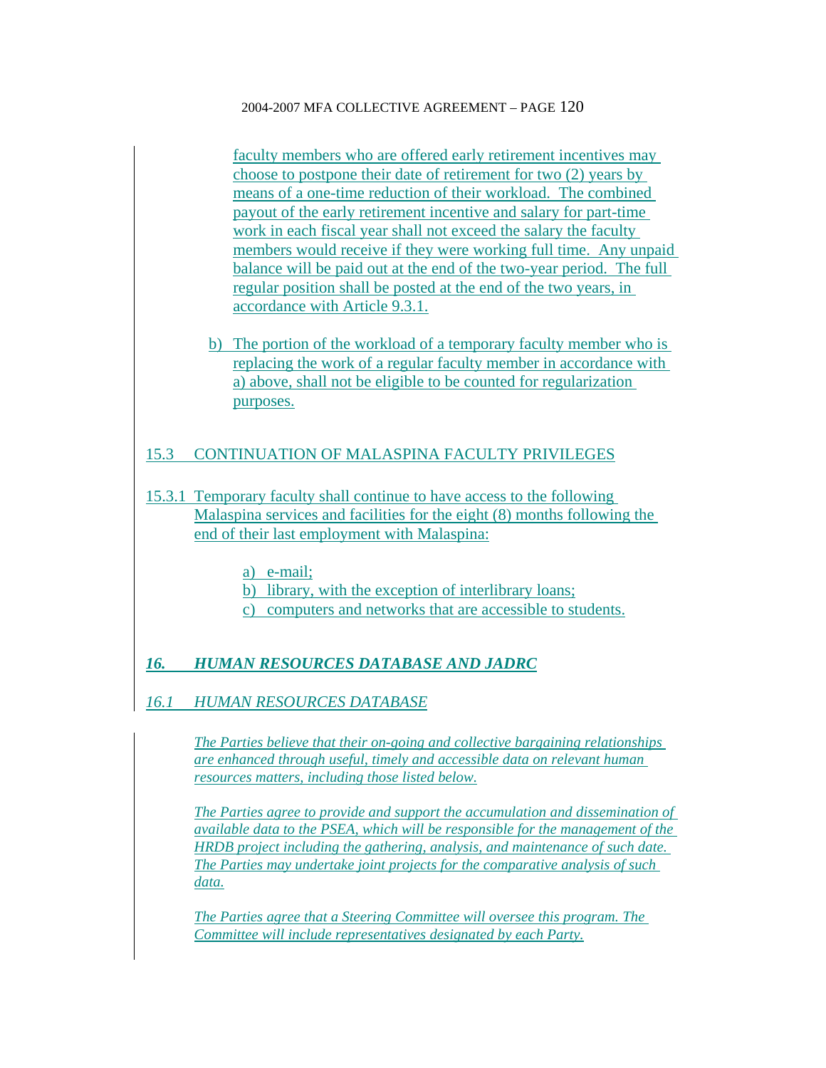faculty members who are offered early retirement incentives may choose to postpone their date of retirement for two (2) years by means of a one-time reduction of their workload. The combined payout of the early retirement incentive and salary for part-time work in each fiscal year shall not exceed the salary the faculty members would receive if they were working full time. Any unpaid balance will be paid out at the end of the two-year period. The full regular position shall be posted at the end of the two years, in accordance with Article 9.3.1.

b) The portion of the workload of a temporary faculty member who is replacing the work of a regular faculty member in accordance with a) above, shall not be eligible to be counted for regularization purposes.

## 15.3 CONTINUATION OF MALASPINA FACULTY PRIVILEGES

15.3.1 Temporary faculty shall continue to have access to the following Malaspina services and facilities for the eight (8) months following the end of their last employment with Malaspina:

a) e-mail;
b) library, with the exception of interlibrary loans;
c) computers and networks that are accessible to students.

# *16. HUMAN RESOURCES DATABASE AND JADRC*

## *16.1 HUMAN RESOURCES DATABASE*

*The Parties believe that their on-going and collective bargaining relationships are enhanced through useful, timely and accessible data on relevant human resources matters, including those listed below.*

*The Parties agree to provide and support the accumulation and dissemination of available data to the PSEA, which will be responsible for the management of the HRDB project including the gathering, analysis, and maintenance of such date. The Parties may undertake joint projects for the comparative analysis of such data.*

*The Parties agree that a Steering Committee will oversee this program. The Committee will include representatives designated by each Party.*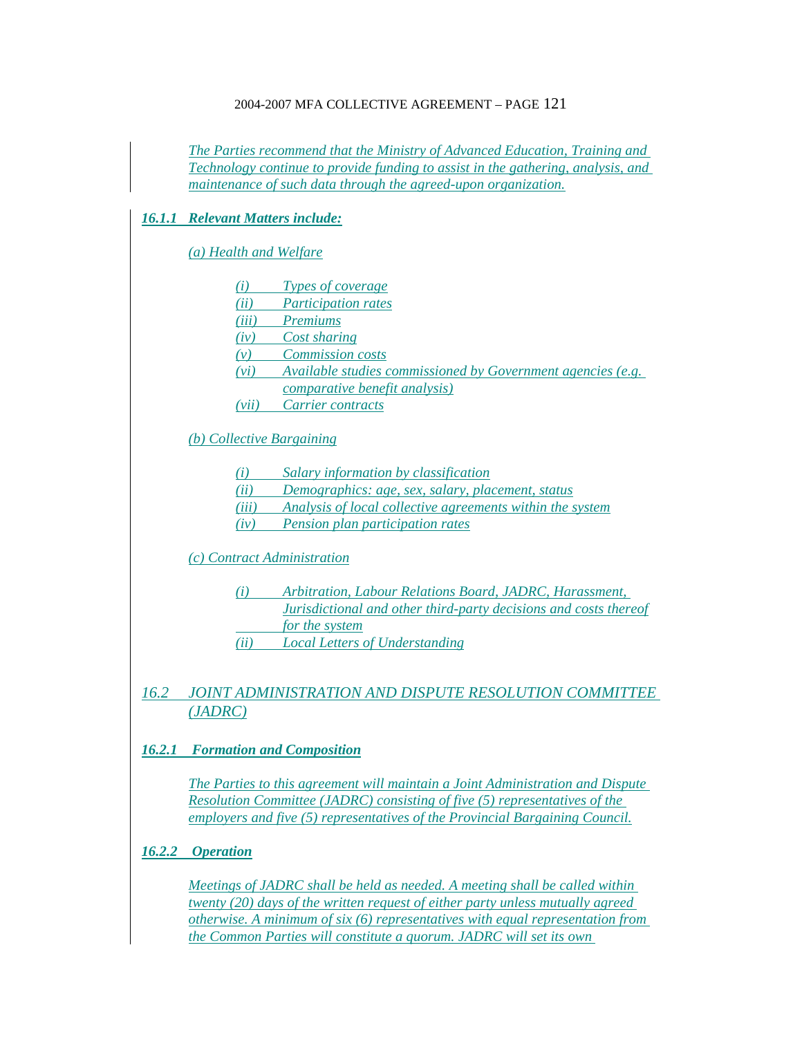*The Parties recommend that the Ministry of Advanced Education, Training and Technology continue to provide funding to assist in the gathering, analysis, and maintenance of such data through the agreed-upon organization.*

***16.1.1 Relevant Matters include:***

*(a) Health and Welfare*

- *(i) Types of coverage*
- *(ii) Participation rates*
- *(iii) Premiums*
- *(iv) Cost sharing*
- *(v) Commission costs*
- *(vi) Available studies commissioned by Government agencies (e.g. comparative benefit analysis)*
- *(vii) Carrier contracts*

*(b) Collective Bargaining*

- *(i) Salary information by classification*
- *(ii) Demographics: age, sex, salary, placement, status*
- *(iii) Analysis of local collective agreements within the system*
- *(iv) Pension plan participation rates*

*(c) Contract Administration*

- *(i) Arbitration, Labour Relations Board, JADRC, Harassment, Jurisdictional and other third-party decisions and costs thereof for the system*
- *(ii) Local Letters of Understanding*

## *16.2 JOINT ADMINISTRATION AND DISPUTE RESOLUTION COMMITTEE (JADRC)*

***16.2.1 Formation and Composition***

*The Parties to this agreement will maintain a Joint Administration and Dispute Resolution Committee (JADRC) consisting of five (5) representatives of the employers and five (5) representatives of the Provincial Bargaining Council.*

***16.2.2 Operation***

*Meetings of JADRC shall be held as needed. A meeting shall be called within twenty (20) days of the written request of either party unless mutually agreed otherwise. A minimum of six (6) representatives with equal representation from the Common Parties will constitute a quorum. JADRC will set its own*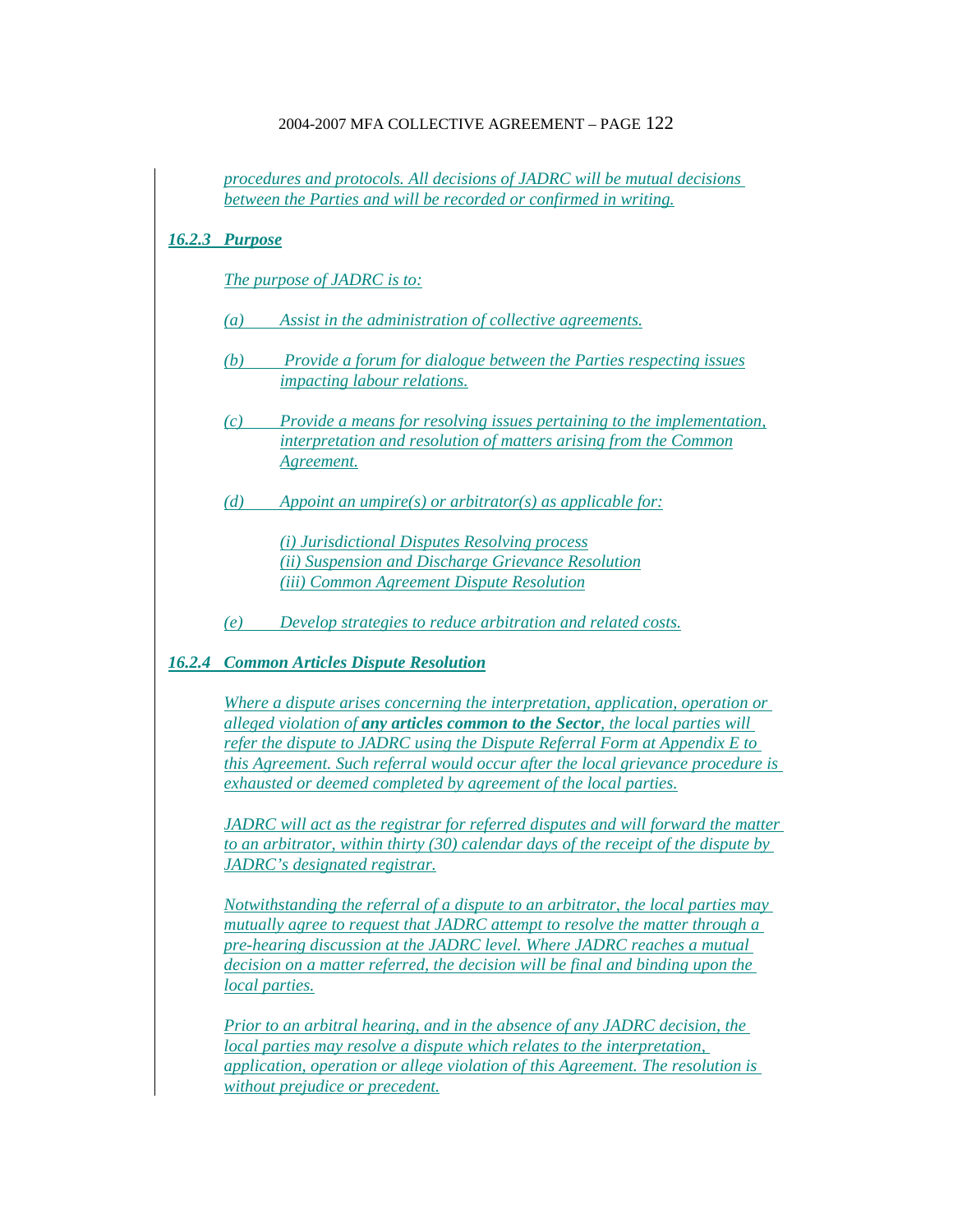*procedures and protocols. All decisions of JADRC will be mutual decisions between the Parties and will be recorded or confirmed in writing.*

### *16.2.3 Purpose*

*The purpose of JADRC is to:*

*(a) Assist in the administration of collective agreements.*

*(b) Provide a forum for dialogue between the Parties respecting issues impacting labour relations.*

*(c) Provide a means for resolving issues pertaining to the implementation, interpretation and resolution of matters arising from the Common Agreement.*

*(d) Appoint an umpire(s) or arbitrator(s) as applicable for:*

*(i) Jurisdictional Disputes Resolving process*
*(ii) Suspension and Discharge Grievance Resolution*
*(iii) Common Agreement Dispute Resolution*

*(e) Develop strategies to reduce arbitration and related costs.*

### *16.2.4 Common Articles Dispute Resolution*

*Where a dispute arises concerning the interpretation, application, operation or alleged violation of* ***any articles common to the Sector****, the local parties will refer the dispute to JADRC using the Dispute Referral Form at Appendix E to this Agreement. Such referral would occur after the local grievance procedure is exhausted or deemed completed by agreement of the local parties.*

*JADRC will act as the registrar for referred disputes and will forward the matter to an arbitrator, within thirty (30) calendar days of the receipt of the dispute by JADRC's designated registrar.*

*Notwithstanding the referral of a dispute to an arbitrator, the local parties may mutually agree to request that JADRC attempt to resolve the matter through a pre-hearing discussion at the JADRC level. Where JADRC reaches a mutual decision on a matter referred, the decision will be final and binding upon the local parties.*

*Prior to an arbitral hearing, and in the absence of any JADRC decision, the local parties may resolve a dispute which relates to the interpretation, application, operation or allege violation of this Agreement. The resolution is without prejudice or precedent.*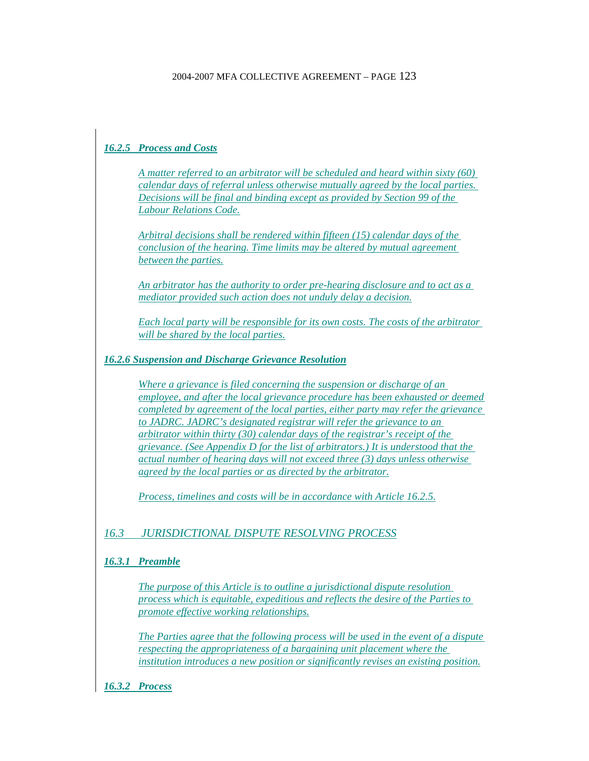### *16.2.5 Process and Costs*

*A matter referred to an arbitrator will be scheduled and heard within sixty (60) calendar days of referral unless otherwise mutually agreed by the local parties. Decisions will be final and binding except as provided by Section 99 of the Labour Relations Code.*

*Arbitral decisions shall be rendered within fifteen (15) calendar days of the conclusion of the hearing. Time limits may be altered by mutual agreement between the parties.*

*An arbitrator has the authority to order pre-hearing disclosure and to act as a mediator provided such action does not unduly delay a decision.*

*Each local party will be responsible for its own costs. The costs of the arbitrator will be shared by the local parties.*

### *16.2.6 Suspension and Discharge Grievance Resolution*

*Where a grievance is filed concerning the suspension or discharge of an employee, and after the local grievance procedure has been exhausted or deemed completed by agreement of the local parties, either party may refer the grievance to JADRC. JADRC's designated registrar will refer the grievance to an arbitrator within thirty (30) calendar days of the registrar's receipt of the grievance. (See Appendix D for the list of arbitrators.) It is understood that the actual number of hearing days will not exceed three (3) days unless otherwise agreed by the local parties or as directed by the arbitrator.*

*Process, timelines and costs will be in accordance with Article 16.2.5.*

## *16.3 JURISDICTIONAL DISPUTE RESOLVING PROCESS*

### *16.3.1 Preamble*

*The purpose of this Article is to outline a jurisdictional dispute resolution process which is equitable, expeditious and reflects the desire of the Parties to promote effective working relationships.*

*The Parties agree that the following process will be used in the event of a dispute respecting the appropriateness of a bargaining unit placement where the institution introduces a new position or significantly revises an existing position.*

### *16.3.2 Process*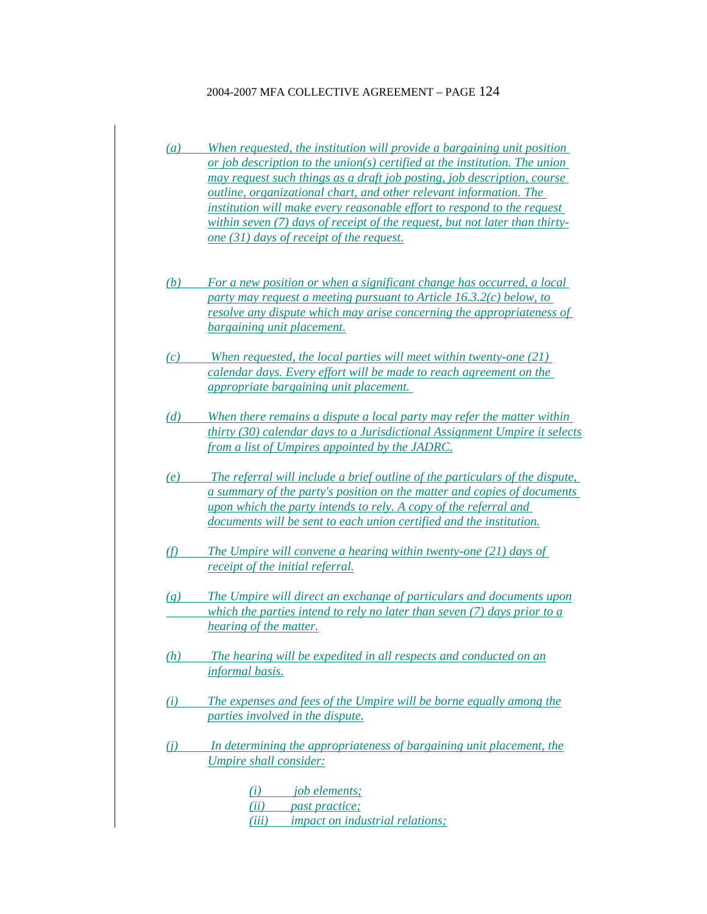*(a) When requested, the institution will provide a bargaining unit position or job description to the union(s) certified at the institution. The union may request such things as a draft job posting, job description, course outline, organizational chart, and other relevant information. The institution will make every reasonable effort to respond to the request within seven (7) days of receipt of the request, but not later than thirty-one (31) days of receipt of the request.*

*(b) For a new position or when a significant change has occurred, a local party may request a meeting pursuant to Article 16.3.2(c) below, to resolve any dispute which may arise concerning the appropriateness of bargaining unit placement.*

*(c) When requested, the local parties will meet within twenty-one (21) calendar days. Every effort will be made to reach agreement on the appropriate bargaining unit placement.*

*(d) When there remains a dispute a local party may refer the matter within thirty (30) calendar days to a Jurisdictional Assignment Umpire it selects from a list of Umpires appointed by the JADRC.*

*(e) The referral will include a brief outline of the particulars of the dispute, a summary of the party's position on the matter and copies of documents upon which the party intends to rely. A copy of the referral and documents will be sent to each union certified and the institution.*

*(f) The Umpire will convene a hearing within twenty-one (21) days of receipt of the initial referral.*

*(g) The Umpire will direct an exchange of particulars and documents upon which the parties intend to rely no later than seven (7) days prior to a hearing of the matter.*

*(h) The hearing will be expedited in all respects and conducted on an informal basis.*

*(i) The expenses and fees of the Umpire will be borne equally among the parties involved in the dispute.*

*(j) In determining the appropriateness of bargaining unit placement, the Umpire shall consider:*

> *(i) job elements;*
> *(ii) past practice;*
> *(iii) impact on industrial relations;*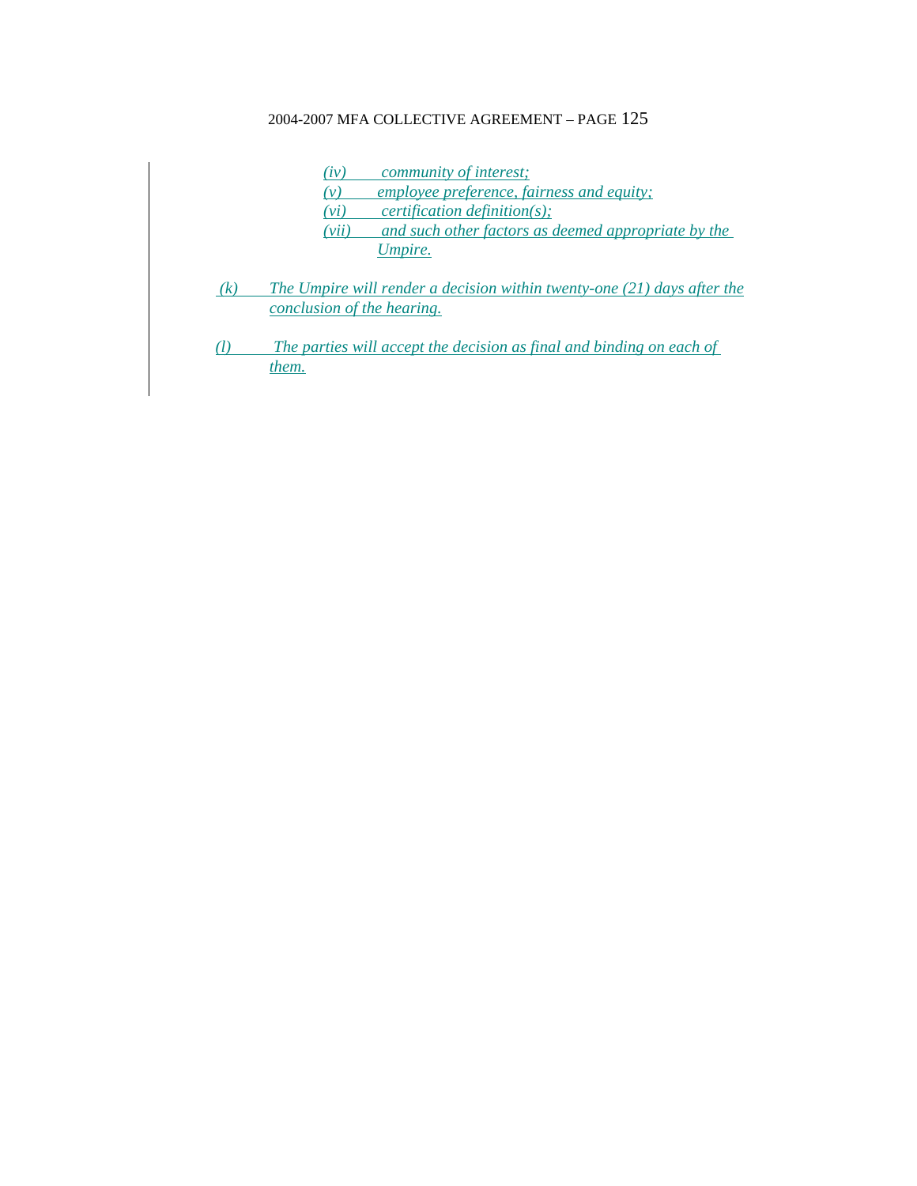*(iv) community of interest;*

*(v) employee preference, fairness and equity;*

*(vi) certification definition(s);*

*(vii) and such other factors as deemed appropriate by the Umpire.*

*(k) The Umpire will render a decision within twenty-one (21) days after the conclusion of the hearing.*

*(l) The parties will accept the decision as final and binding on each of them.*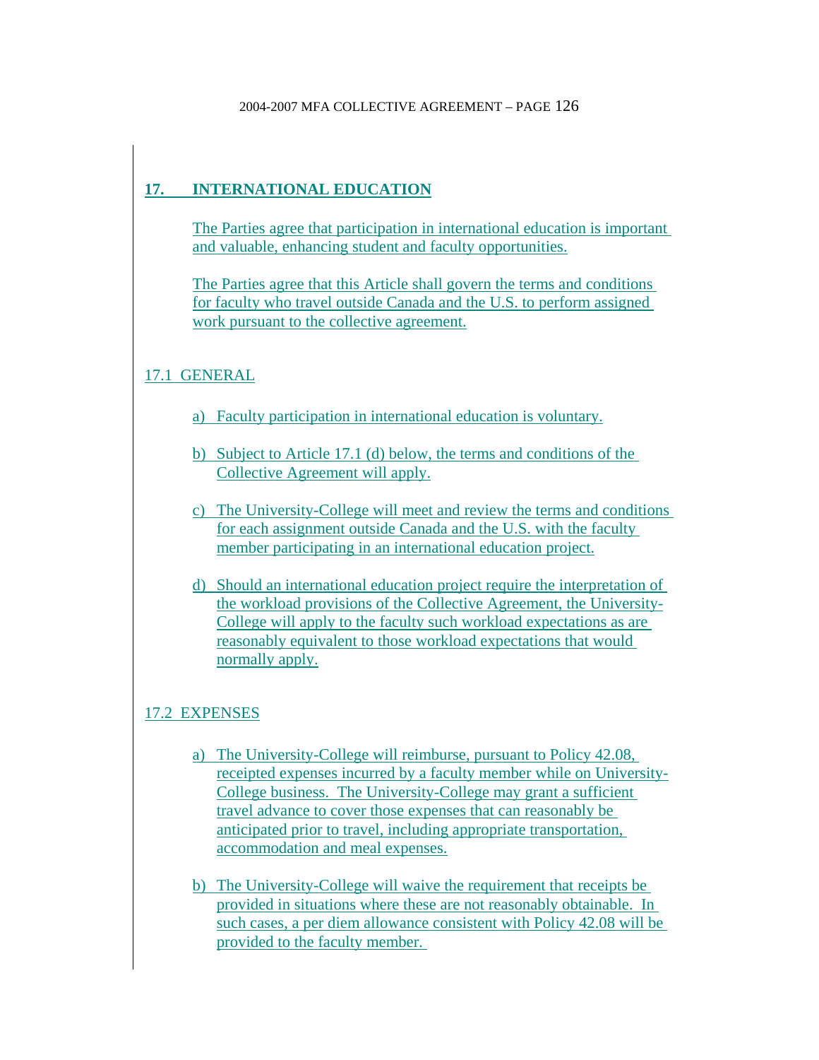## 17. INTERNATIONAL EDUCATION

The Parties agree that participation in international education is important and valuable, enhancing student and faculty opportunities.

The Parties agree that this Article shall govern the terms and conditions for faculty who travel outside Canada and the U.S. to perform assigned work pursuant to the collective agreement.

### 17.1 GENERAL

a) Faculty participation in international education is voluntary.

b) Subject to Article 17.1 (d) below, the terms and conditions of the Collective Agreement will apply.

c) The University-College will meet and review the terms and conditions for each assignment outside Canada and the U.S. with the faculty member participating in an international education project.

d) Should an international education project require the interpretation of the workload provisions of the Collective Agreement, the University-College will apply to the faculty such workload expectations as are reasonably equivalent to those workload expectations that would normally apply.

### 17.2 EXPENSES

a) The University-College will reimburse, pursuant to Policy 42.08, receipted expenses incurred by a faculty member while on University-College business. The University-College may grant a sufficient travel advance to cover those expenses that can reasonably be anticipated prior to travel, including appropriate transportation, accommodation and meal expenses.

b) The University-College will waive the requirement that receipts be provided in situations where these are not reasonably obtainable. In such cases, a per diem allowance consistent with Policy 42.08 will be provided to the faculty member.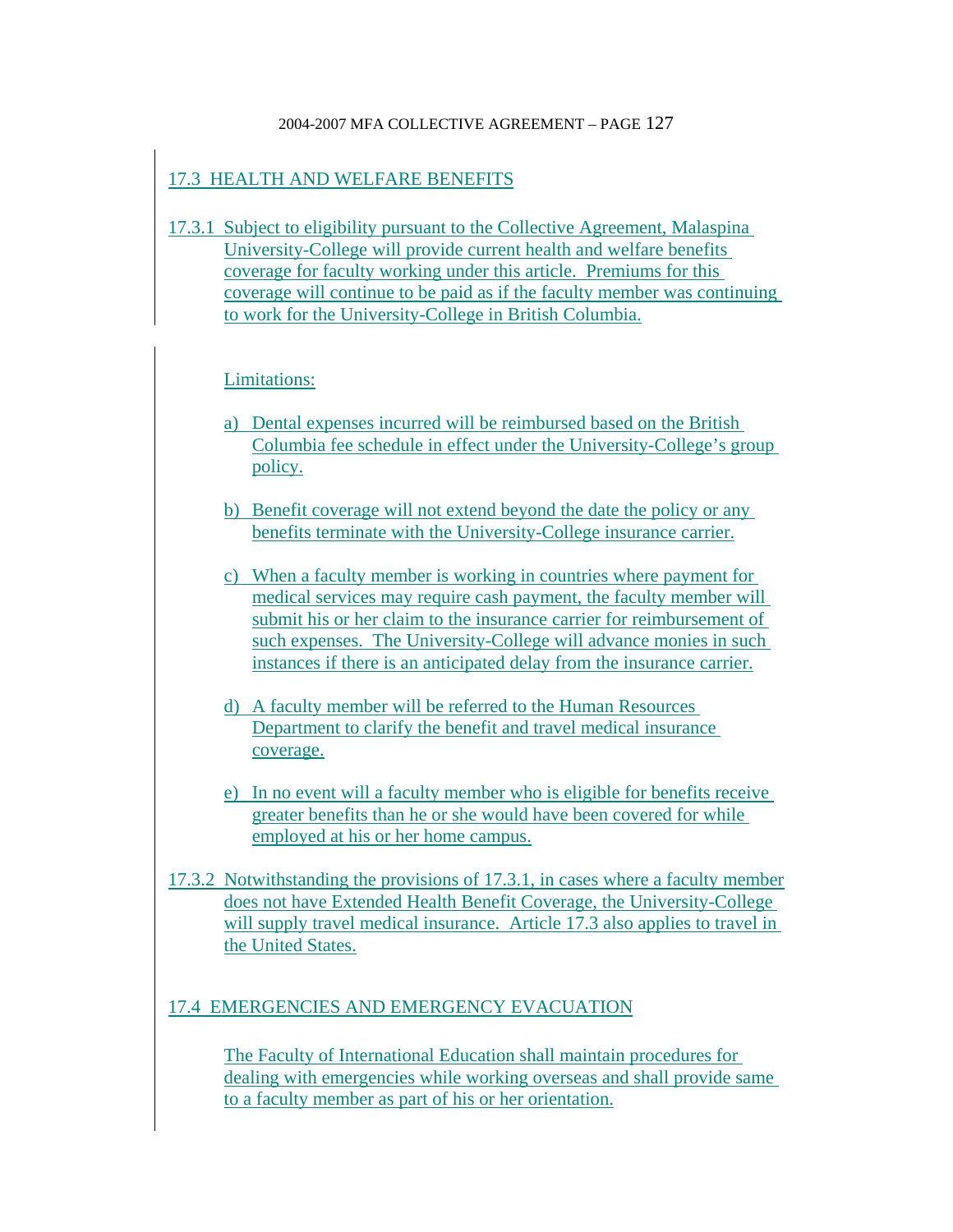## 17.3 HEALTH AND WELFARE BENEFITS

17.3.1 Subject to eligibility pursuant to the Collective Agreement, Malaspina University-College will provide current health and welfare benefits coverage for faculty working under this article. Premiums for this coverage will continue to be paid as if the faculty member was continuing to work for the University-College in British Columbia.

Limitations:

a) Dental expenses incurred will be reimbursed based on the British Columbia fee schedule in effect under the University-College's group policy.

b) Benefit coverage will not extend beyond the date the policy or any benefits terminate with the University-College insurance carrier.

c) When a faculty member is working in countries where payment for medical services may require cash payment, the faculty member will submit his or her claim to the insurance carrier for reimbursement of such expenses. The University-College will advance monies in such instances if there is an anticipated delay from the insurance carrier.

d) A faculty member will be referred to the Human Resources Department to clarify the benefit and travel medical insurance coverage.

e) In no event will a faculty member who is eligible for benefits receive greater benefits than he or she would have been covered for while employed at his or her home campus.

17.3.2 Notwithstanding the provisions of 17.3.1, in cases where a faculty member does not have Extended Health Benefit Coverage, the University-College will supply travel medical insurance. Article 17.3 also applies to travel in the United States.

## 17.4 EMERGENCIES AND EMERGENCY EVACUATION

The Faculty of International Education shall maintain procedures for dealing with emergencies while working overseas and shall provide same to a faculty member as part of his or her orientation.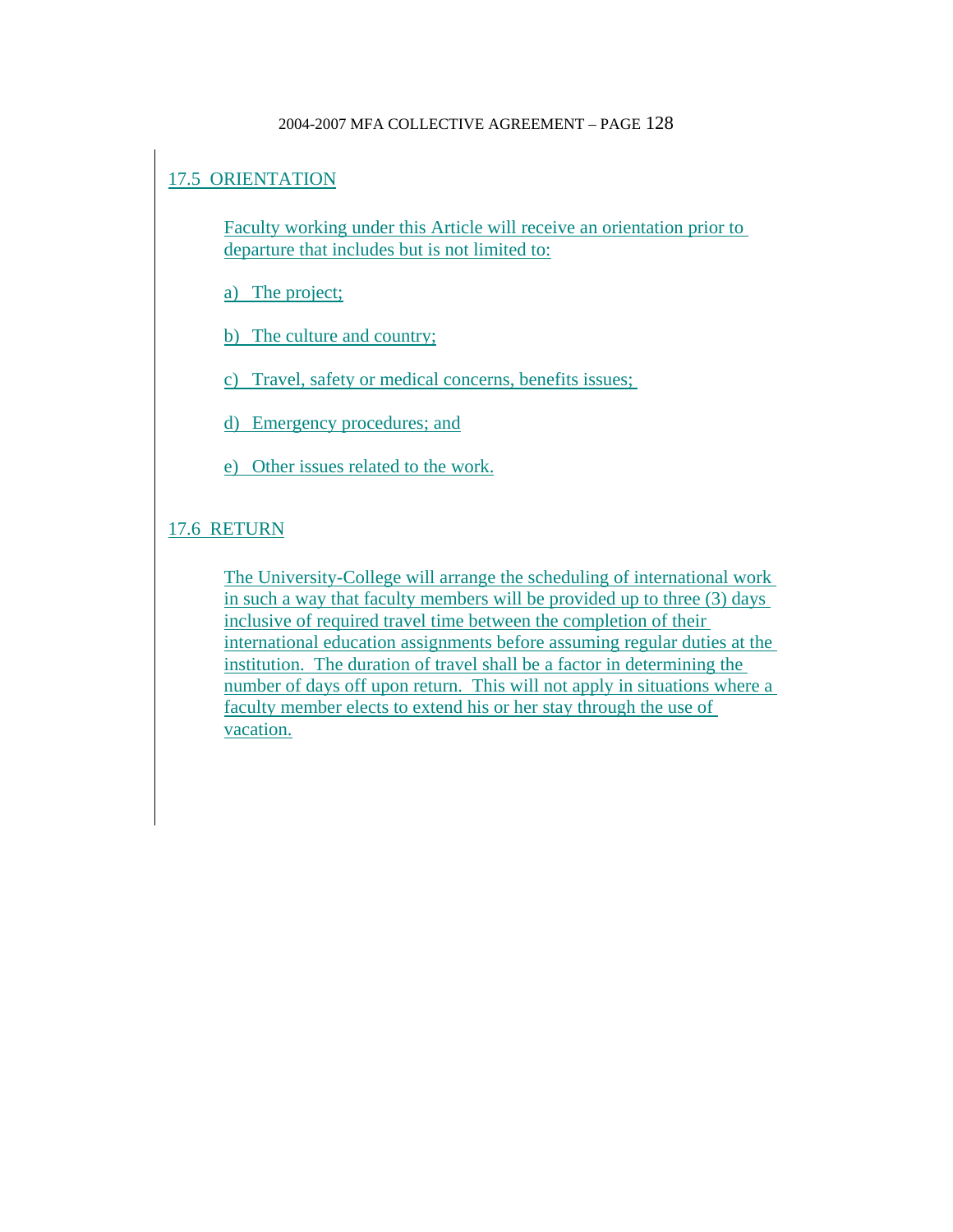## 17.5 ORIENTATION

Faculty working under this Article will receive an orientation prior to departure that includes but is not limited to:

a) The project;

b) The culture and country;

c) Travel, safety or medical concerns, benefits issues;

d) Emergency procedures; and

e) Other issues related to the work.

## 17.6 RETURN

The University-College will arrange the scheduling of international work in such a way that faculty members will be provided up to three (3) days inclusive of required travel time between the completion of their international education assignments before assuming regular duties at the institution. The duration of travel shall be a factor in determining the number of days off upon return. This will not apply in situations where a faculty member elects to extend his or her stay through the use of vacation.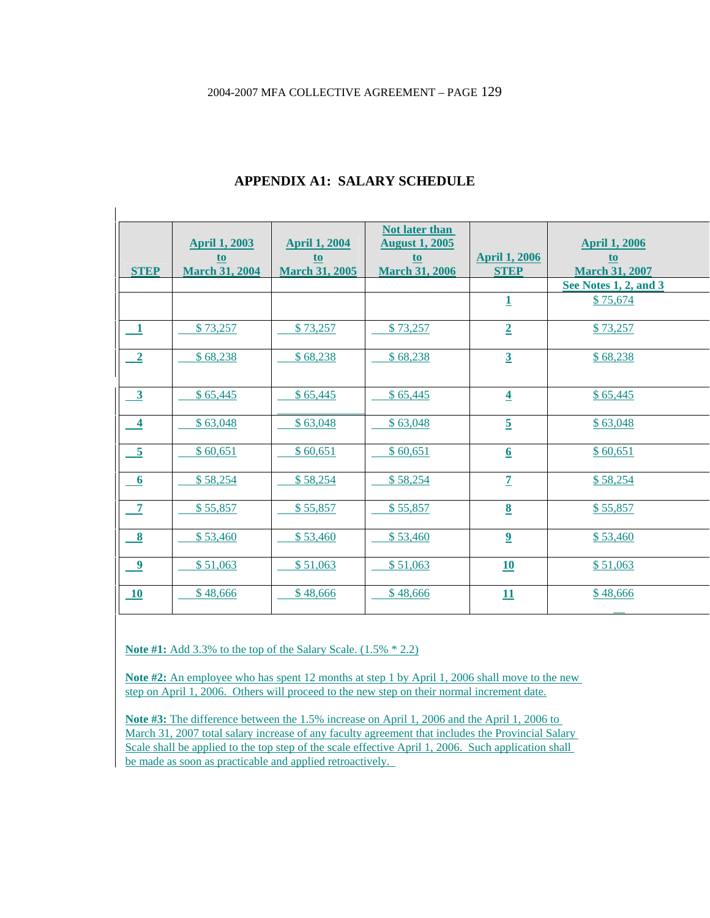# APPENDIX A1: SALARY SCHEDULE

| STEP | April 1, 2003 to March 31, 2004 | April 1, 2004 to March 31, 2005 | Not later than August 1, 2005 to March 31, 2006 | April 1, 2006 STEP | April 1, 2006 to March 31, 2007 |
|---|---|---|---|---|---|
| | | | | | See Notes 1, 2, and 3 |
| | | | | 1 | $ 75,674 |
| 1 | $ 73,257 | $ 73,257 | $ 73,257 | 2 | $ 73,257 |
| 2 | $ 68,238 | $ 68,238 | $ 68,238 | 3 | $ 68,238 |
| 3 | $ 65,445 | $ 65,445 | $ 65,445 | 4 | $ 65,445 |
| 4 | $ 63,048 | $ 63,048 | $ 63,048 | 5 | $ 63,048 |
| 5 | $ 60,651 | $ 60,651 | $ 60,651 | 6 | $ 60,651 |
| 6 | $ 58,254 | $ 58,254 | $ 58,254 | 7 | $ 58,254 |
| 7 | $ 55,857 | $ 55,857 | $ 55,857 | 8 | $ 55,857 |
| 8 | $ 53,460 | $ 53,460 | $ 53,460 | 9 | $ 53,460 |
| 9 | $ 51,063 | $ 51,063 | $ 51,063 | 10 | $ 51,063 |
| 10 | $ 48,666 | $ 48,666 | $ 48,666 | 11 | $ 48,666 |

**Note #1:** Add 3.3% to the top of the Salary Scale. (1.5% * 2.2)

**Note #2:** An employee who has spent 12 months at step 1 by April 1, 2006 shall move to the new step on April 1, 2006. Others will proceed to the new step on their normal increment date.

**Note #3:** The difference between the 1.5% increase on April 1, 2006 and the April 1, 2006 to March 31, 2007 total salary increase of any faculty agreement that includes the Provincial Salary Scale shall be applied to the top step of the scale effective April 1, 2006. Such application shall be made as soon as practicable and applied retroactively.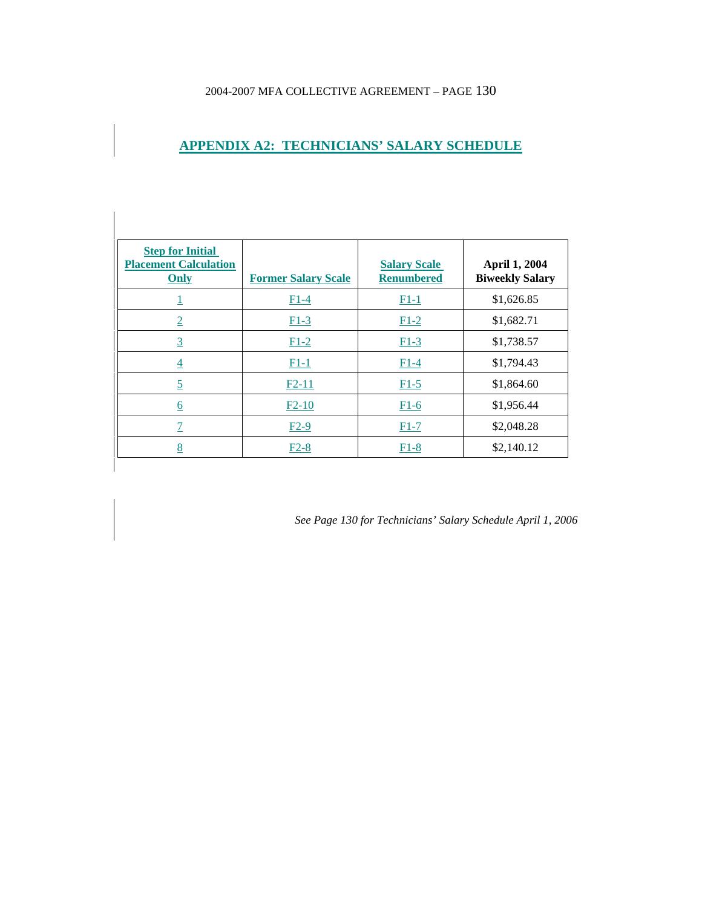## APPENDIX A2: TECHNICIANS' SALARY SCHEDULE

| Step for Initial Placement Calculation Only | Former Salary Scale | Salary Scale Renumbered | April 1, 2004 Biweekly Salary |
|---|---|---|---|
| 1 | F1-4 | F1-1 | $1,626.85 |
| 2 | F1-3 | F1-2 | $1,682.71 |
| 3 | F1-2 | F1-3 | $1,738.57 |
| 4 | F1-1 | F1-4 | $1,794.43 |
| 5 | F2-11 | F1-5 | $1,864.60 |
| 6 | F2-10 | F1-6 | $1,956.44 |
| 7 | F2-9 | F1-7 | $2,048.28 |
| 8 | F2-8 | F1-8 | $2,140.12 |

*See Page 130 for Technicians' Salary Schedule April 1, 2006*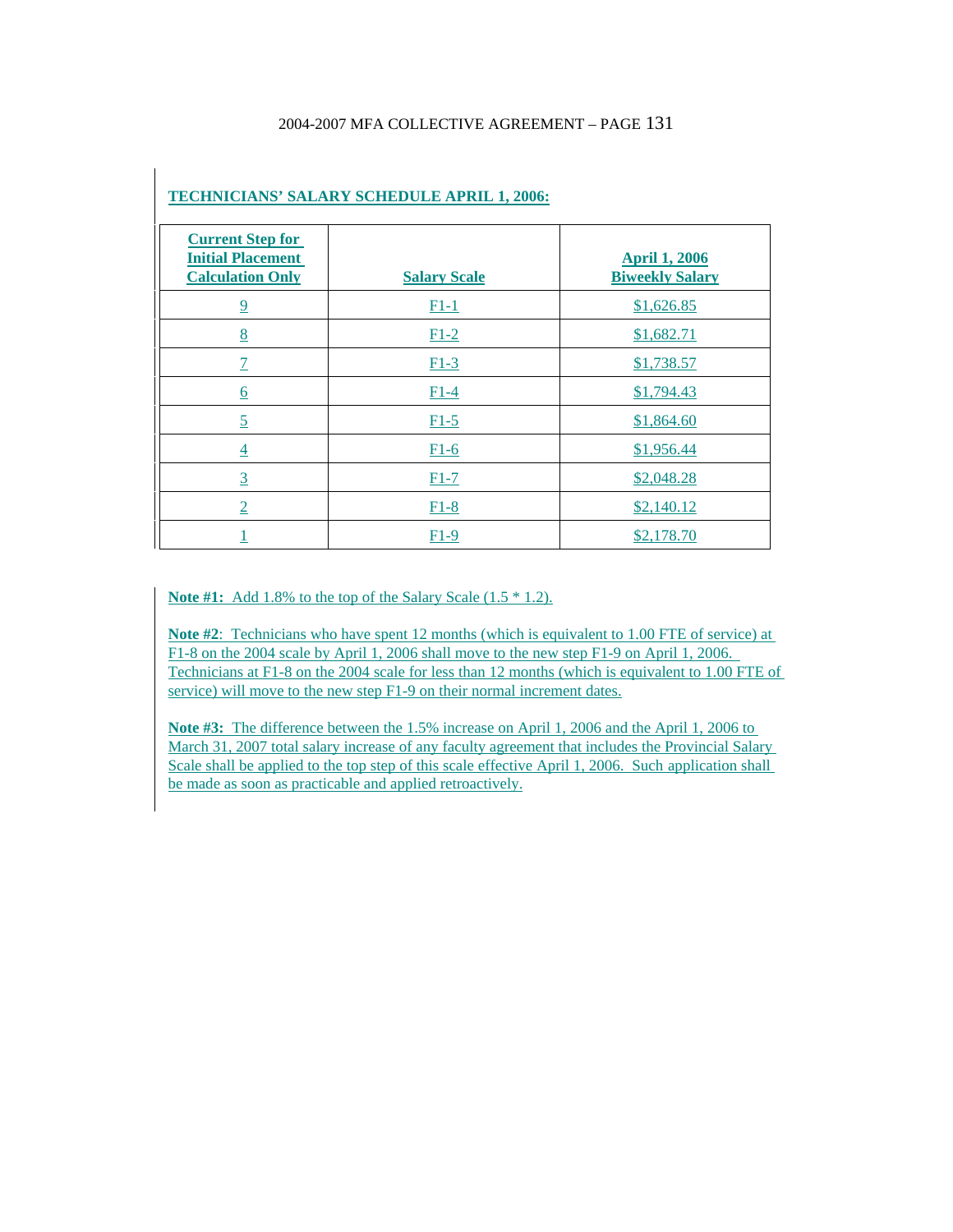## TECHNICIANS' SALARY SCHEDULE APRIL 1, 2006:

| Current Step for Initial Placement Calculation Only | Salary Scale | April 1, 2006 Biweekly Salary |
|---|---|---|
| 9 | F1-1 | $1,626.85 |
| 8 | F1-2 | $1,682.71 |
| 7 | F1-3 | $1,738.57 |
| 6 | F1-4 | $1,794.43 |
| 5 | F1-5 | $1,864.60 |
| 4 | F1-6 | $1,956.44 |
| 3 | F1-7 | $2,048.28 |
| 2 | F1-8 | $2,140.12 |
| 1 | F1-9 | $2,178.70 |

**Note #1:** Add 1.8% to the top of the Salary Scale (1.5 * 1.2).

**Note #2**: Technicians who have spent 12 months (which is equivalent to 1.00 FTE of service) at F1-8 on the 2004 scale by April 1, 2006 shall move to the new step F1-9 on April 1, 2006. Technicians at F1-8 on the 2004 scale for less than 12 months (which is equivalent to 1.00 FTE of service) will move to the new step F1-9 on their normal increment dates.

**Note #3:** The difference between the 1.5% increase on April 1, 2006 and the April 1, 2006 to March 31, 2007 total salary increase of any faculty agreement that includes the Provincial Salary Scale shall be applied to the top step of this scale effective April 1, 2006. Such application shall be made as soon as practicable and applied retroactively.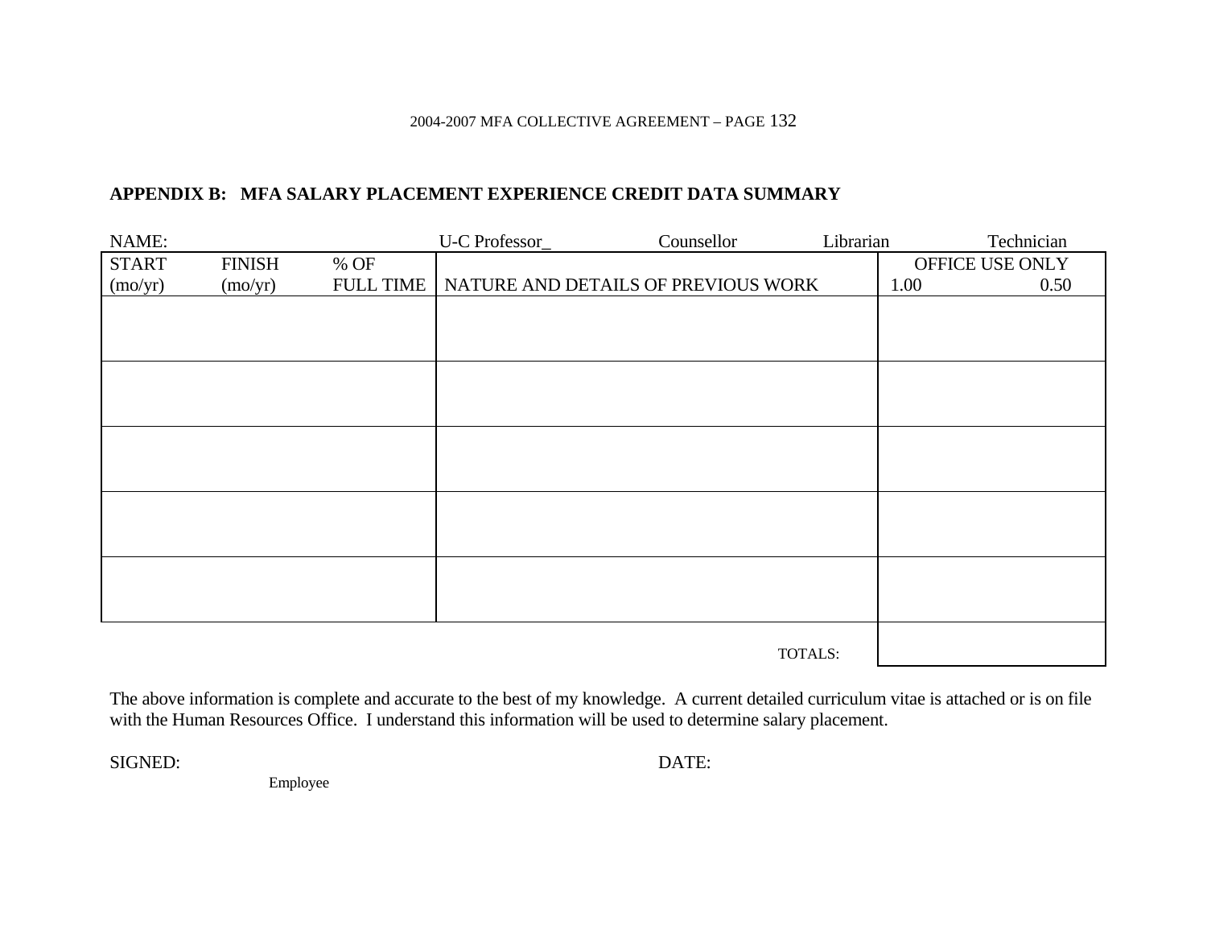### APPENDIX B: MFA SALARY PLACEMENT EXPERIENCE CREDIT DATA SUMMARY

NAME: U-C Professor_ Counsellor Librarian Technician

| START (mo/yr) | FINISH (mo/yr) | % OF FULL TIME | NATURE AND DETAILS OF PREVIOUS WORK | OFFICE USE ONLY 1.00 | 0.50 |
|---|---|---|---|---|---|
| | | | | | |
| | | | | | |
| | | | | | |
| | | | | | |
| | | | | | |
| | | | TOTALS: | | |

The above information is complete and accurate to the best of my knowledge. A current detailed curriculum vitae is attached or is on file with the Human Resources Office. I understand this information will be used to determine salary placement.

SIGNED: DATE:

Employee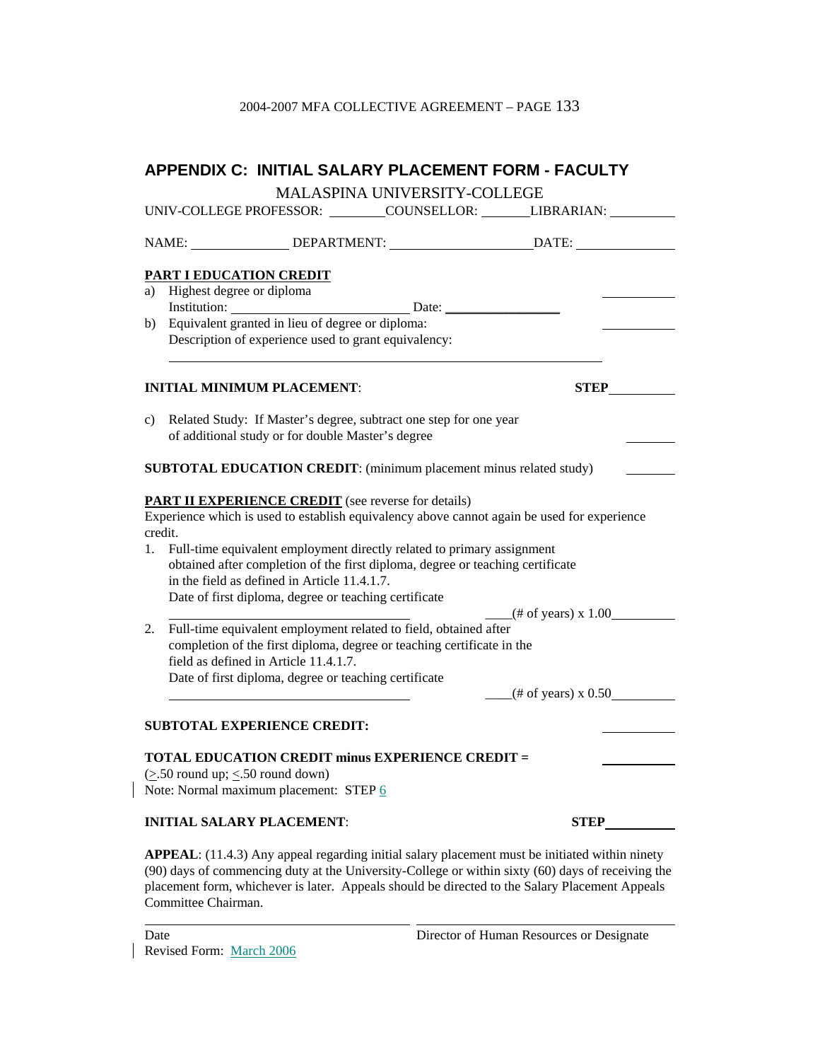# APPENDIX C: INITIAL SALARY PLACEMENT FORM - FACULTY

MALASPINA UNIVERSITY-COLLEGE

UNIV-COLLEGE PROFESSOR: ________ COUNSELLOR: _______ LIBRARIAN: __________

NAME: ______________ DEPARTMENT: ____________________ DATE: ______________

**PART I EDUCATION CREDIT**

a) Highest degree or diploma ___________
   Institution: __________________________ Date: _________________

b) Equivalent granted in lieu of degree or diploma: ___________
   Description of experience used to grant equivalency:
   ________________________________________________________________

**INITIAL MINIMUM PLACEMENT**: **STEP** __________

c) Related Study: If Master's degree, subtract one step for one year of additional study or for double Master's degree ________

**SUBTOTAL EDUCATION CREDIT**: (minimum placement minus related study) ________

**PART II EXPERIENCE CREDIT** (see reverse for details)

Experience which is used to establish equivalency above cannot again be used for experience credit.

1. Full-time equivalent employment directly related to primary assignment obtained after completion of the first diploma, degree or teaching certificate in the field as defined in Article 11.4.1.7.
   Date of first diploma, degree or teaching certificate
   ____________________________________ ____(# of years) x 1.00__________

2. Full-time equivalent employment related to field, obtained after completion of the first diploma, degree or teaching certificate in the field as defined in Article 11.4.1.7.
   Date of first diploma, degree or teaching certificate
   ____________________________________ ____(# of years) x 0.50__________

**SUBTOTAL EXPERIENCE CREDIT:** ___________

**TOTAL EDUCATION CREDIT minus EXPERIENCE CREDIT =** ___________

(≥.50 round up; ≤.50 round down)

Note: Normal maximum placement: STEP 6

**INITIAL SALARY PLACEMENT**: **STEP** __________

**APPEAL**: (11.4.3) Any appeal regarding initial salary placement must be initiated within ninety (90) days of commencing duty at the University-College or within sixty (60) days of receiving the placement form, whichever is later. Appeals should be directed to the Salary Placement Appeals Committee Chairman.

______________________________________ ______________________________________

Date Director of Human Resources or Designate

Revised Form: March 2006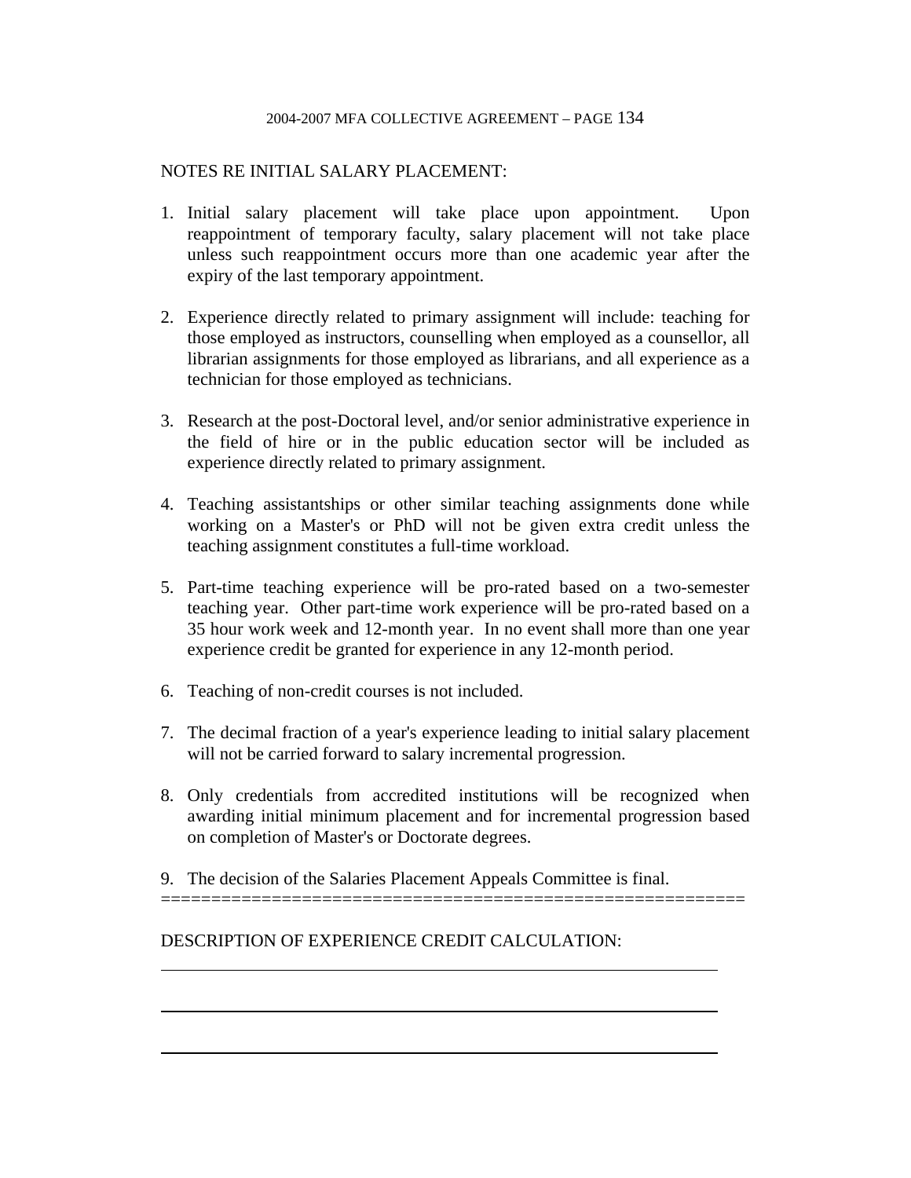NOTES RE INITIAL SALARY PLACEMENT:

1. Initial salary placement will take place upon appointment. Upon reappointment of temporary faculty, salary placement will not take place unless such reappointment occurs more than one academic year after the expiry of the last temporary appointment.

2. Experience directly related to primary assignment will include: teaching for those employed as instructors, counselling when employed as a counsellor, all librarian assignments for those employed as librarians, and all experience as a technician for those employed as technicians.

3. Research at the post-Doctoral level, and/or senior administrative experience in the field of hire or in the public education sector will be included as experience directly related to primary assignment.

4. Teaching assistantships or other similar teaching assignments done while working on a Master's or PhD will not be given extra credit unless the teaching assignment constitutes a full-time workload.

5. Part-time teaching experience will be pro-rated based on a two-semester teaching year. Other part-time work experience will be pro-rated based on a 35 hour work week and 12-month year. In no event shall more than one year experience credit be granted for experience in any 12-month period.

6. Teaching of non-credit courses is not included.

7. The decimal fraction of a year's experience leading to initial salary placement will not be carried forward to salary incremental progression.

8. Only credentials from accredited institutions will be recognized when awarding initial minimum placement and for incremental progression based on completion of Master's or Doctorate degrees.

9. The decision of the Salaries Placement Appeals Committee is final.

==========================================================

DESCRIPTION OF EXPERIENCE CREDIT CALCULATION:

______________________________________________________________

______________________________________________________________

______________________________________________________________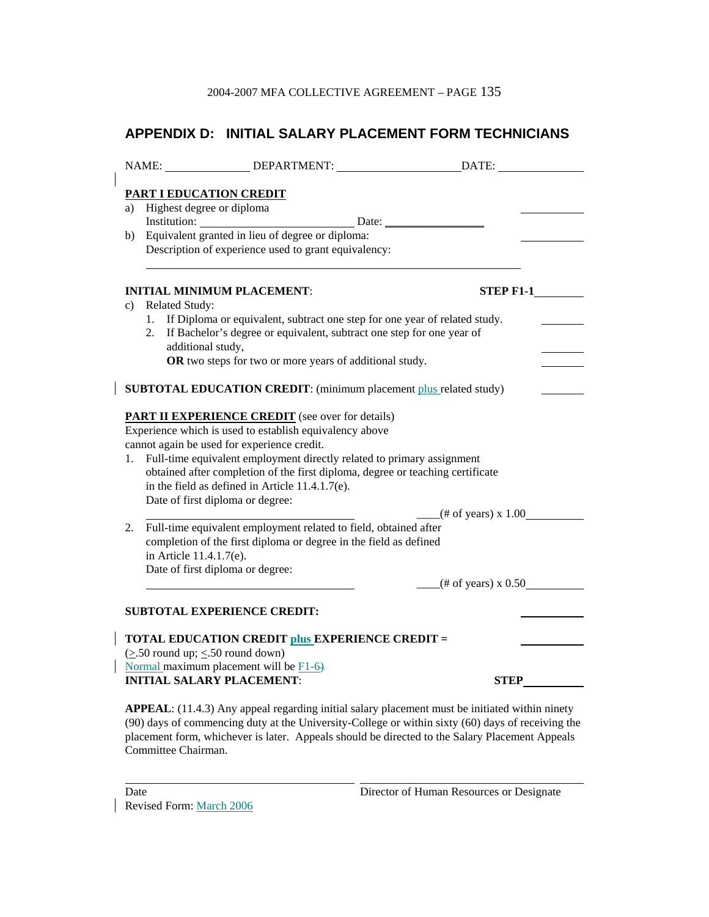## APPENDIX D: INITIAL SALARY PLACEMENT FORM TECHNICIANS

NAME: ______________ DEPARTMENT: ____________________ DATE: ______________

**PART I EDUCATION CREDIT**

a) Highest degree or diploma ________
   Institution: ____________________ Date: ______________
b) Equivalent granted in lieu of degree or diploma: ________
   Description of experience used to grant equivalency:

   ______________________________________________________

**INITIAL MINIMUM PLACEMENT**: **STEP F1-1** ________

c) Related Study:
   1. If Diploma or equivalent, subtract one step for one year of related study. ________
   2. If Bachelor's degree or equivalent, subtract one step for one year of additional study, ________
      **OR** two steps for two or more years of additional study. ________

**SUBTOTAL EDUCATION CREDIT**: (minimum placement plus related study) ________

**PART II EXPERIENCE CREDIT** (see over for details)
Experience which is used to establish equivalency above cannot again be used for experience credit.

1. Full-time equivalent employment directly related to primary assignment obtained after completion of the first diploma, degree or teaching certificate in the field as defined in Article 11.4.1.7(e).
   Date of first diploma or degree:
   ______________________ ____(# of years) x 1.00________
2. Full-time equivalent employment related to field, obtained after completion of the first diploma or degree in the field as defined in Article 11.4.1.7(e).
   Date of first diploma or degree:
   ______________________ ____(# of years) x 0.50________

**SUBTOTAL EXPERIENCE CREDIT:** ________

**TOTAL EDUCATION CREDIT plus EXPERIENCE CREDIT =** ________
($\geq$.50 round up; $\leq$.50 round down)
Normal maximum placement will be F1-6)
**INITIAL SALARY PLACEMENT**: **STEP** ________

**APPEAL**: (11.4.3) Any appeal regarding initial salary placement must be initiated within ninety (90) days of commencing duty at the University-College or within sixty (60) days of receiving the placement form, whichever is later. Appeals should be directed to the Salary Placement Appeals Committee Chairman.

______________________ ______________________
Date Director of Human Resources or Designate
Revised Form: March 2006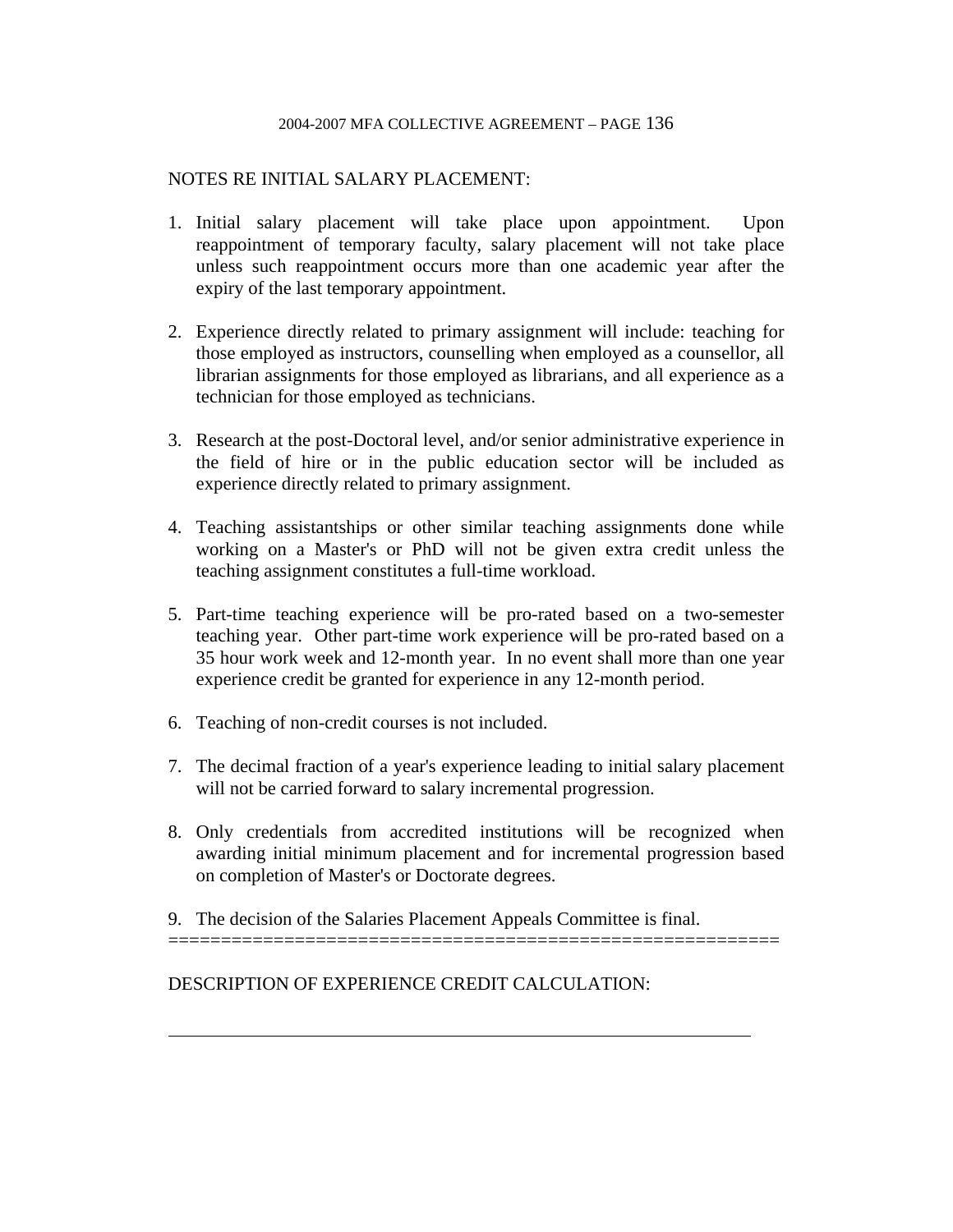NOTES RE INITIAL SALARY PLACEMENT:

1. Initial salary placement will take place upon appointment. Upon reappointment of temporary faculty, salary placement will not take place unless such reappointment occurs more than one academic year after the expiry of the last temporary appointment.

2. Experience directly related to primary assignment will include: teaching for those employed as instructors, counselling when employed as a counsellor, all librarian assignments for those employed as librarians, and all experience as a technician for those employed as technicians.

3. Research at the post-Doctoral level, and/or senior administrative experience in the field of hire or in the public education sector will be included as experience directly related to primary assignment.

4. Teaching assistantships or other similar teaching assignments done while working on a Master's or PhD will not be given extra credit unless the teaching assignment constitutes a full-time workload.

5. Part-time teaching experience will be pro-rated based on a two-semester teaching year. Other part-time work experience will be pro-rated based on a 35 hour work week and 12-month year. In no event shall more than one year experience credit be granted for experience in any 12-month period.

6. Teaching of non-credit courses is not included.

7. The decimal fraction of a year's experience leading to initial salary placement will not be carried forward to salary incremental progression.

8. Only credentials from accredited institutions will be recognized when awarding initial minimum placement and for incremental progression based on completion of Master's or Doctorate degrees.

9. The decision of the Salaries Placement Appeals Committee is final.

==========================================================

DESCRIPTION OF EXPERIENCE CREDIT CALCULATION:

_______________________________________________________________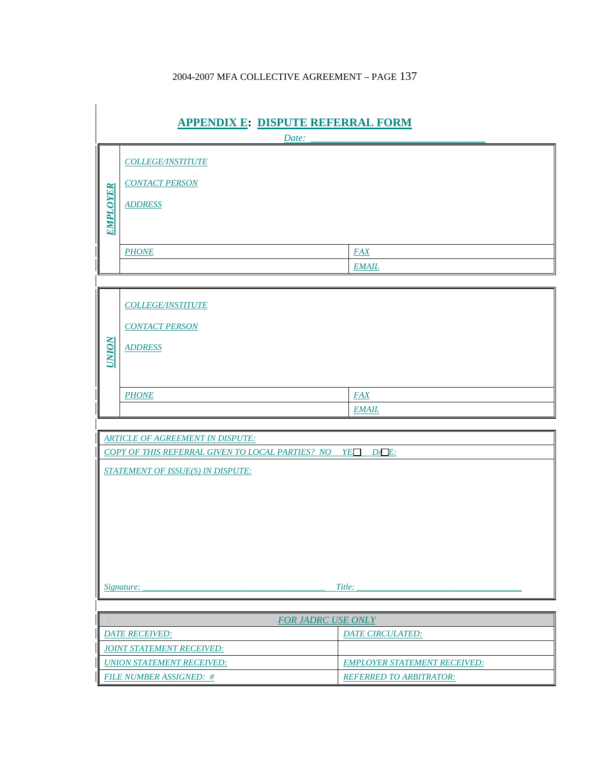## APPENDIX E: DISPUTE REFERRAL FORM

*Date: \_\_\_\_\_\_\_\_\_\_\_\_\_\_\_\_\_\_\_\_\_\_\_\_\_\_\_\_\_\_\_\_\_\_*

| EMPLOYER | | |
|---|---|---|
| | *COLLEGE/INSTITUTE* | |
| | *CONTACT PERSON* | |
| | *ADDRESS* | |
| | *PHONE* | *FAX* |
| | | *EMAIL* |

| UNION | | |
|---|---|---|
| | *COLLEGE/INSTITUTE* | |
| | *CONTACT PERSON* | |
| | *ADDRESS* | |
| | *PHONE* | *FAX* |
| | | *EMAIL* |

| |
|---|
| *ARTICLE OF AGREEMENT IN DISPUTE:* |
| *COPY OF THIS REFERRAL GIVEN TO LOCAL PARTIES? NO ☐ YES ☐ DATE:* |
| *STATEMENT OF ISSUE(S) IN DISPUTE:* |
| *Signature: \_\_\_\_\_\_\_\_\_\_\_\_\_\_\_\_\_\_\_\_\_\_\_\_\_\_\_\_\_\_\_\_\_\_\_\_\_\_\_\_\_\_\_\_ Title: \_\_\_\_\_\_\_\_\_\_\_\_\_\_\_\_\_\_\_\_\_\_\_\_\_\_\_\_\_\_\_\_\_\_\_\_\_\_\_* |

| *FOR JADRC USE ONLY* | |
|---|---|
| *DATE RECEIVED:* | *DATE CIRCULATED:* |
| *JOINT STATEMENT RECEIVED:* | |
| *UNION STATEMENT RECEIVED:* | *EMPLOYER STATEMENT RECEIVED:* |
| *FILE NUMBER ASSIGNED: #* | *REFERRED TO ARBITRATOR:* |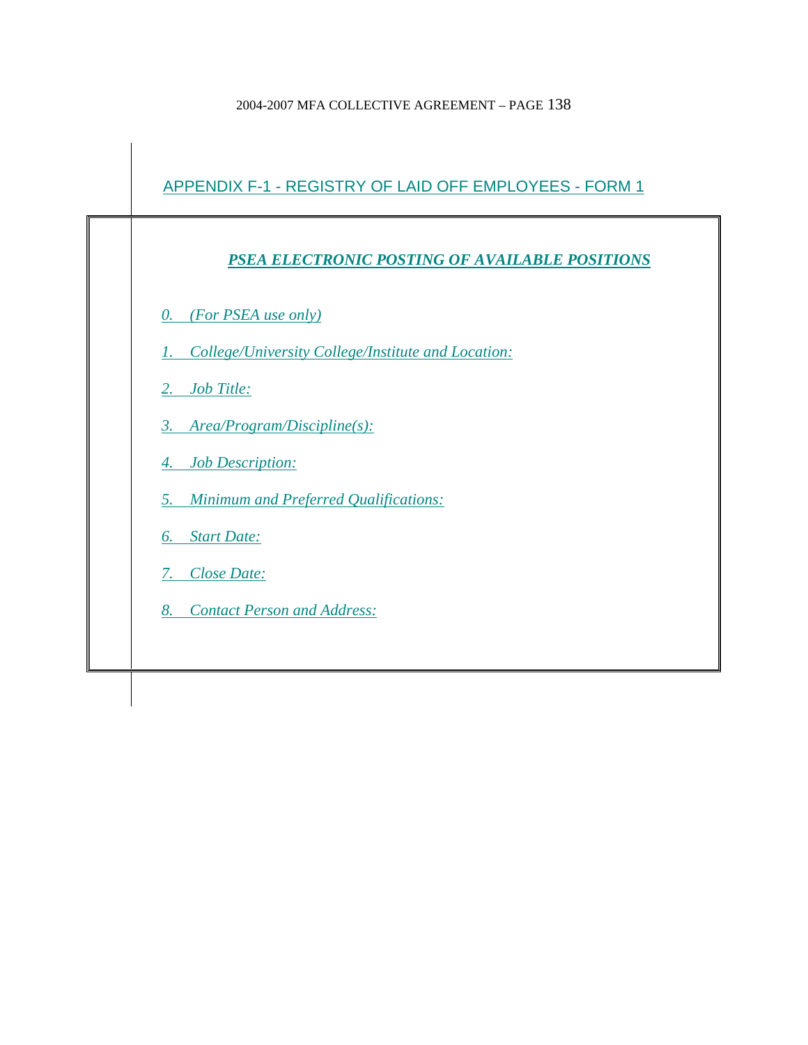## APPENDIX F-1 - REGISTRY OF LAID OFF EMPLOYEES - FORM 1

### *PSEA ELECTRONIC POSTING OF AVAILABLE POSITIONS*

*0. (For PSEA use only)*

*1. College/University College/Institute and Location:*

*2. Job Title:*

*3. Area/Program/Discipline(s):*

*4. Job Description:*

*5. Minimum and Preferred Qualifications:*

*6. Start Date:*

*7. Close Date:*

*8. Contact Person and Address:*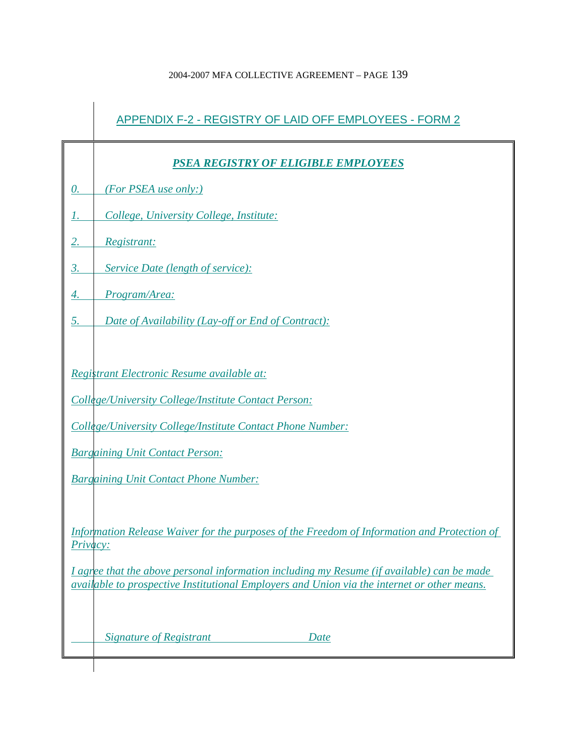## APPENDIX F-2 - REGISTRY OF LAID OFF EMPLOYEES - FORM 2

### *PSEA REGISTRY OF ELIGIBLE EMPLOYEES*

*0. (For PSEA use only:)*

*1. College, University College, Institute:*

*2. Registrant:*

*3. Service Date (length of service):*

*4. Program/Area:*

*5. Date of Availability (Lay-off or End of Contract):*

*Registrant Electronic Resume available at:*

*College/University College/Institute Contact Person:*

*College/University College/Institute Contact Phone Number:*

*Bargaining Unit Contact Person:*

*Bargaining Unit Contact Phone Number:*

*Information Release Waiver for the purposes of the Freedom of Information and Protection of Privacy:*

*I agree that the above personal information including my Resume (if available) can be made available to prospective Institutional Employers and Union via the internet or other means.*

*Signature of Registrant* &nbsp;&nbsp;&nbsp;&nbsp;&nbsp;&nbsp;&nbsp;&nbsp; *Date*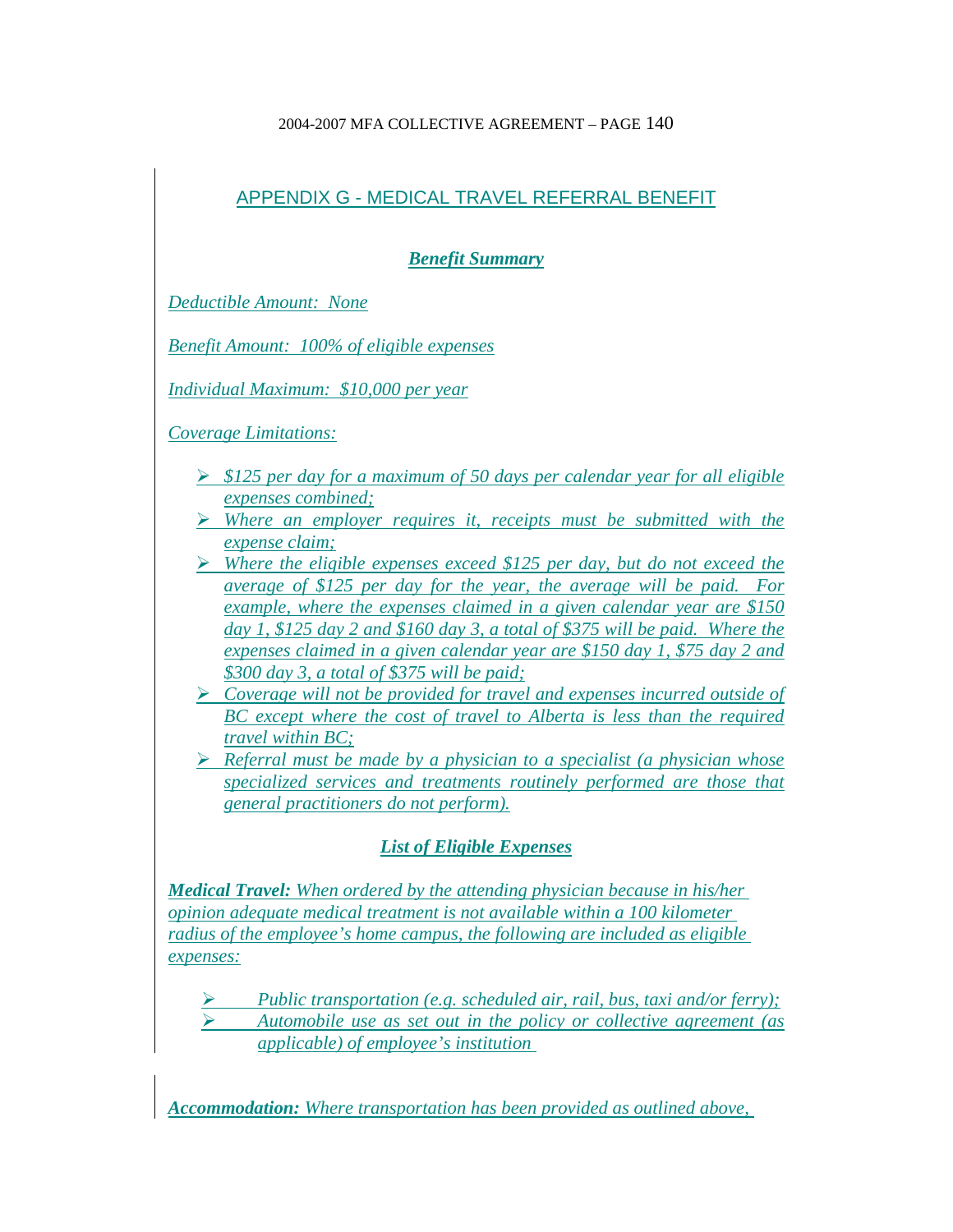## APPENDIX G - MEDICAL TRAVEL REFERRAL BENEFIT

### *Benefit Summary*

*Deductible Amount: None*

*Benefit Amount: 100% of eligible expenses*

*Individual Maximum: $10,000 per year*

*Coverage Limitations:*

- *$125 per day for a maximum of 50 days per calendar year for all eligible expenses combined;*
- *Where an employer requires it, receipts must be submitted with the expense claim;*
- *Where the eligible expenses exceed $125 per day, but do not exceed the average of $125 per day for the year, the average will be paid. For example, where the expenses claimed in a given calendar year are $150 day 1, $125 day 2 and $160 day 3, a total of $375 will be paid. Where the expenses claimed in a given calendar year are $150 day 1, $75 day 2 and $300 day 3, a total of $375 will be paid;*
- *Coverage will not be provided for travel and expenses incurred outside of BC except where the cost of travel to Alberta is less than the required travel within BC;*
- *Referral must be made by a physician to a specialist (a physician whose specialized services and treatments routinely performed are those that general practitioners do not perform).*

### *List of Eligible Expenses*

***Medical Travel:*** *When ordered by the attending physician because in his/her opinion adequate medical treatment is not available within a 100 kilometer radius of the employee's home campus, the following are included as eligible expenses:*

- *Public transportation (e.g. scheduled air, rail, bus, taxi and/or ferry);*
- *Automobile use as set out in the policy or collective agreement (as applicable) of employee's institution*

***Accommodation:*** *Where transportation has been provided as outlined above,*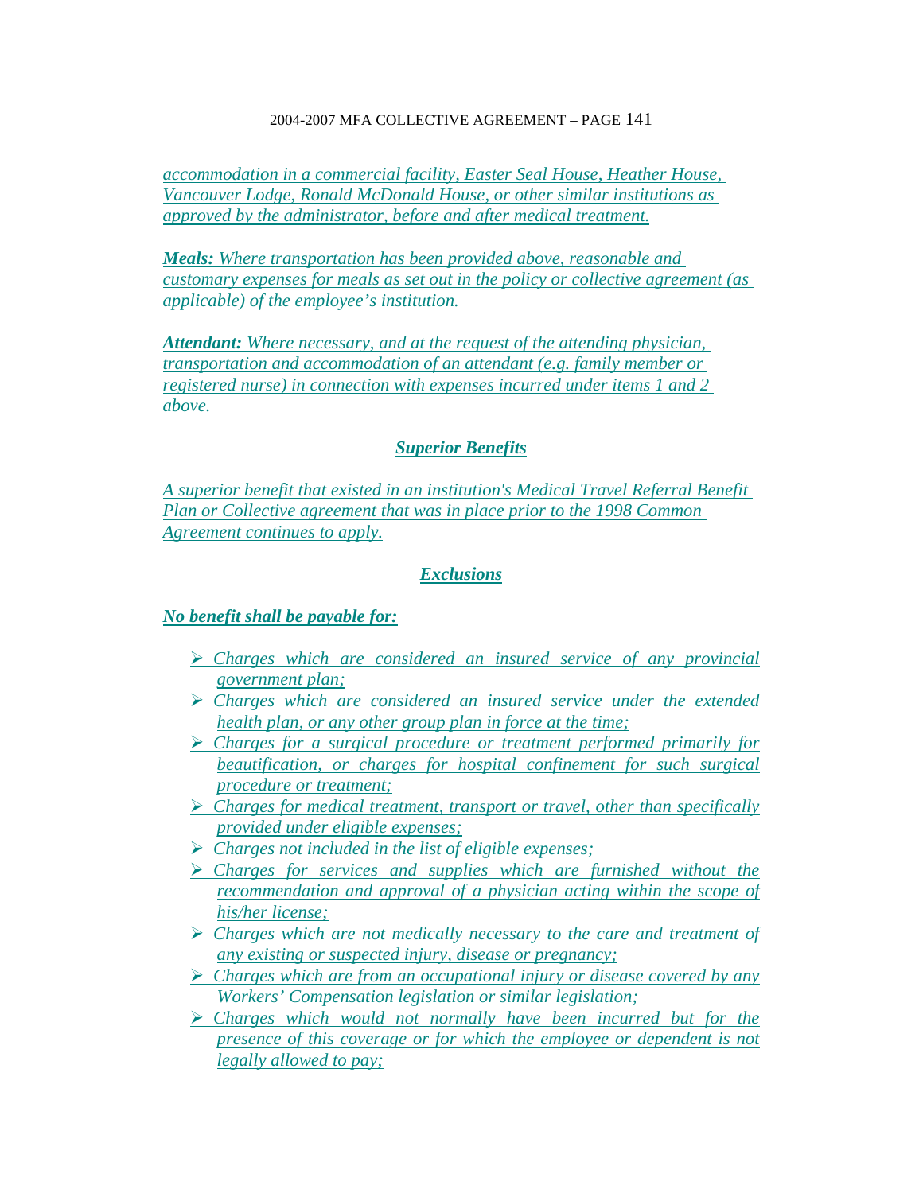*accommodation in a commercial facility, Easter Seal House, Heather House, Vancouver Lodge, Ronald McDonald House, or other similar institutions as approved by the administrator, before and after medical treatment.*

***Meals:*** *Where transportation has been provided above, reasonable and customary expenses for meals as set out in the policy or collective agreement (as applicable) of the employee's institution.*

***Attendant:*** *Where necessary, and at the request of the attending physician, transportation and accommodation of an attendant (e.g. family member or registered nurse) in connection with expenses incurred under items 1 and 2 above.*

## *Superior Benefits*

*A superior benefit that existed in an institution's Medical Travel Referral Benefit Plan or Collective agreement that was in place prior to the 1998 Common Agreement continues to apply.*

## *Exclusions*

***No benefit shall be payable for:***

- *Charges which are considered an insured service of any provincial government plan;*
- *Charges which are considered an insured service under the extended health plan, or any other group plan in force at the time;*
- *Charges for a surgical procedure or treatment performed primarily for beautification, or charges for hospital confinement for such surgical procedure or treatment;*
- *Charges for medical treatment, transport or travel, other than specifically provided under eligible expenses;*
- *Charges not included in the list of eligible expenses;*
- *Charges for services and supplies which are furnished without the recommendation and approval of a physician acting within the scope of his/her license;*
- *Charges which are not medically necessary to the care and treatment of any existing or suspected injury, disease or pregnancy;*
- *Charges which are from an occupational injury or disease covered by any Workers' Compensation legislation or similar legislation;*
- *Charges which would not normally have been incurred but for the presence of this coverage or for which the employee or dependent is not legally allowed to pay;*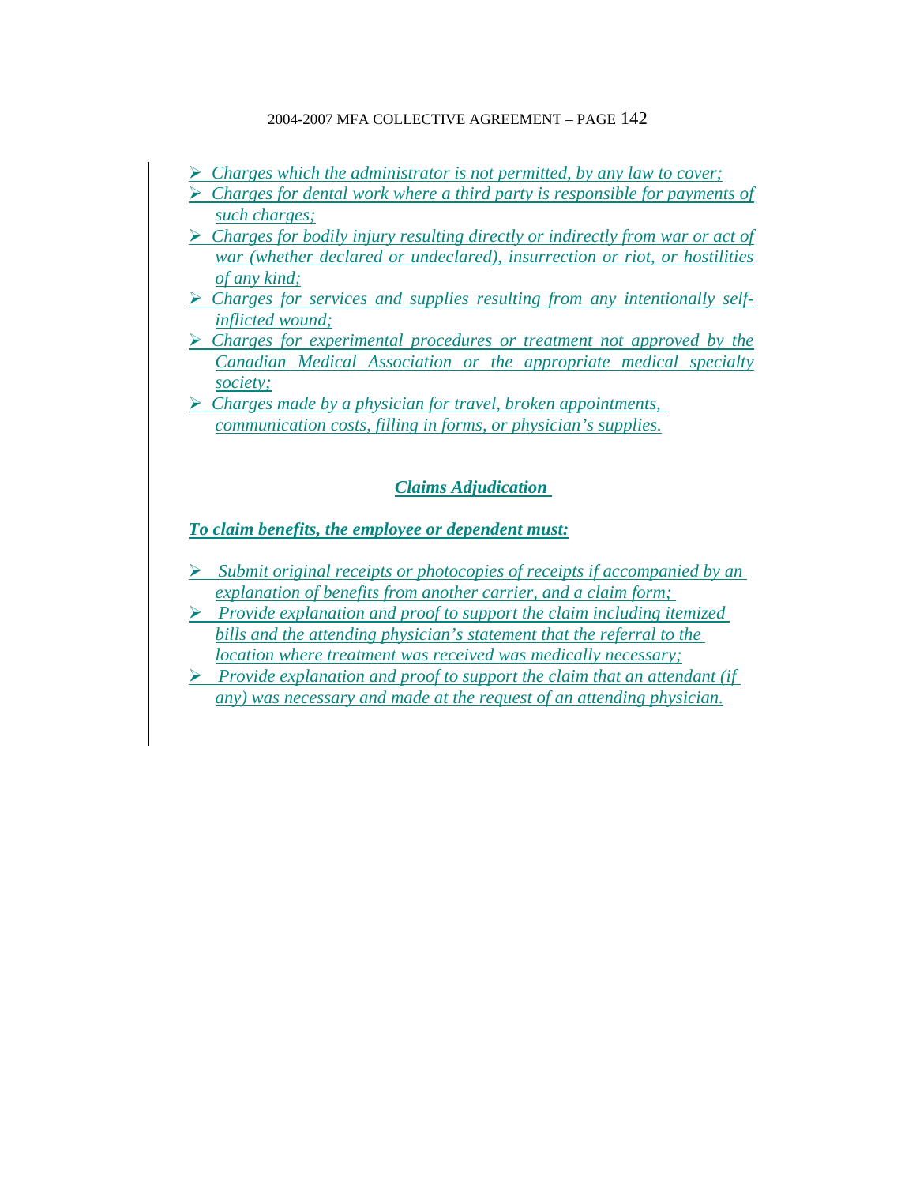- *Charges which the administrator is not permitted, by any law to cover;*
- *Charges for dental work where a third party is responsible for payments of such charges;*
- *Charges for bodily injury resulting directly or indirectly from war or act of war (whether declared or undeclared), insurrection or riot, or hostilities of any kind;*
- *Charges for services and supplies resulting from any intentionally self-inflicted wound;*
- *Charges for experimental procedures or treatment not approved by the Canadian Medical Association or the appropriate medical specialty society;*
- *Charges made by a physician for travel, broken appointments, communication costs, filling in forms, or physician's supplies.*

### ***Claims Adjudication***

***To claim benefits, the employee or dependent must:***

- *Submit original receipts or photocopies of receipts if accompanied by an explanation of benefits from another carrier, and a claim form;*
- *Provide explanation and proof to support the claim including itemized bills and the attending physician's statement that the referral to the location where treatment was received was medically necessary;*
- *Provide explanation and proof to support the claim that an attendant (if any) was necessary and made at the request of an attending physician.*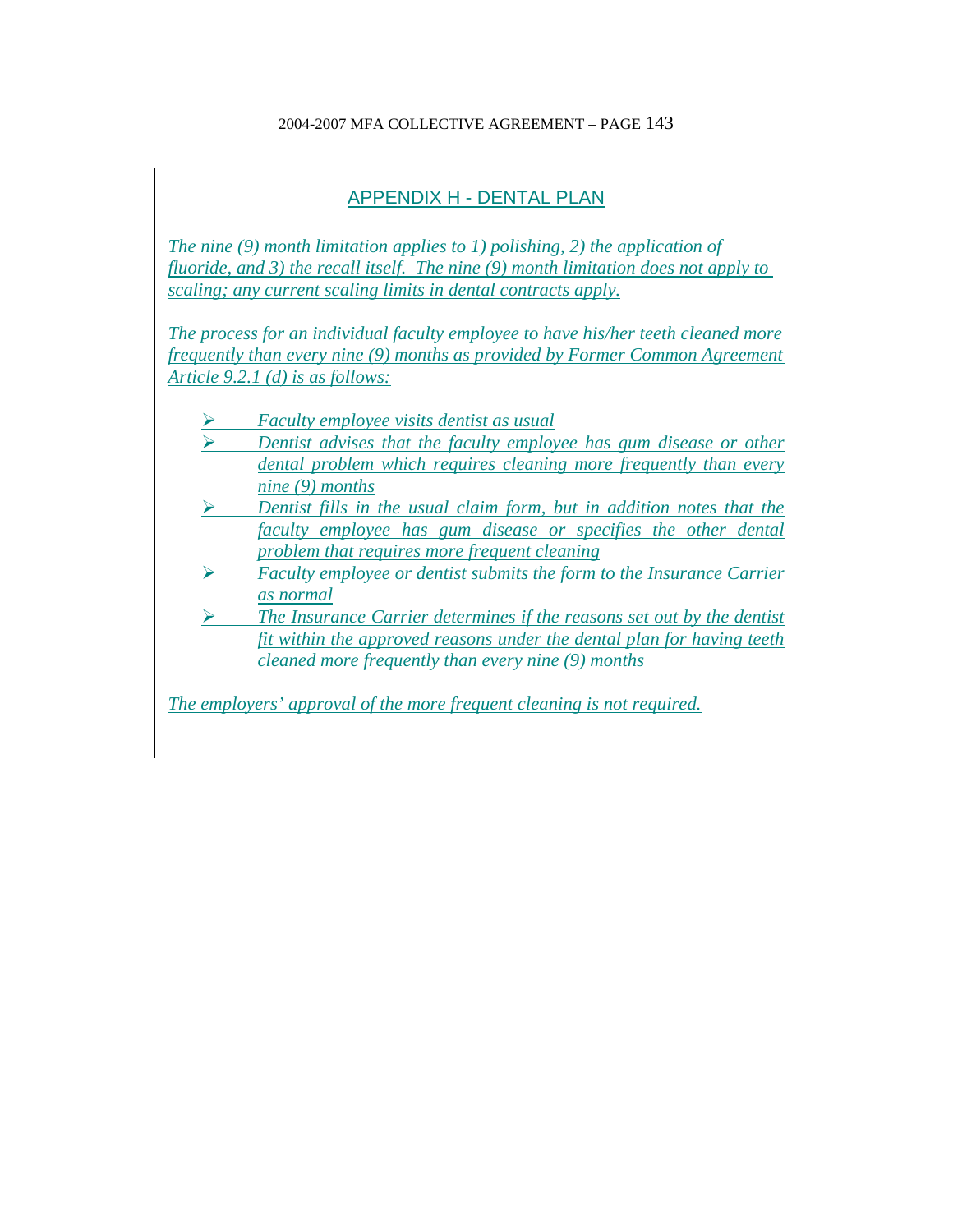## APPENDIX H - DENTAL PLAN

*The nine (9) month limitation applies to 1) polishing, 2) the application of fluoride, and 3) the recall itself. The nine (9) month limitation does not apply to scaling; any current scaling limits in dental contracts apply.*

*The process for an individual faculty employee to have his/her teeth cleaned more frequently than every nine (9) months as provided by Former Common Agreement Article 9.2.1 (d) is as follows:*

- *Faculty employee visits dentist as usual*
- *Dentist advises that the faculty employee has gum disease or other dental problem which requires cleaning more frequently than every nine (9) months*
- *Dentist fills in the usual claim form, but in addition notes that the faculty employee has gum disease or specifies the other dental problem that requires more frequent cleaning*
- *Faculty employee or dentist submits the form to the Insurance Carrier as normal*
- *The Insurance Carrier determines if the reasons set out by the dentist fit within the approved reasons under the dental plan for having teeth cleaned more frequently than every nine (9) months*

*The employers' approval of the more frequent cleaning is not required.*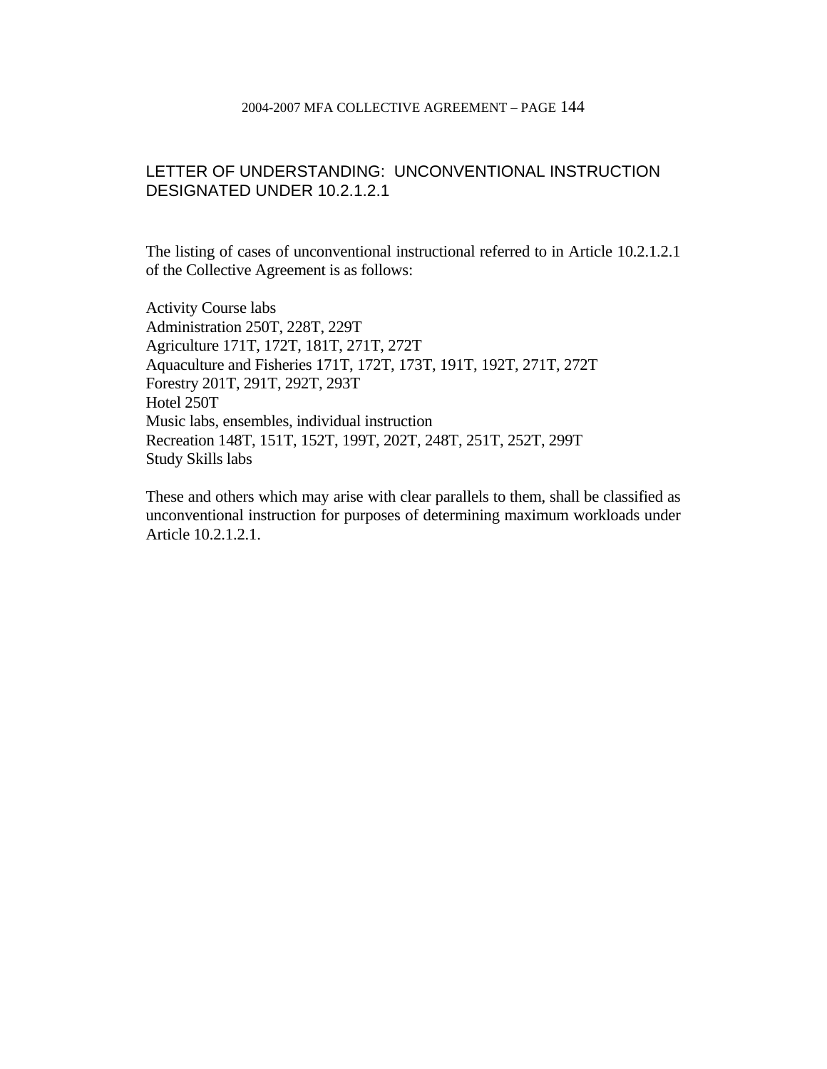## LETTER OF UNDERSTANDING: UNCONVENTIONAL INSTRUCTION DESIGNATED UNDER 10.2.1.2.1

The listing of cases of unconventional instructional referred to in Article 10.2.1.2.1 of the Collective Agreement is as follows:

Activity Course labs
Administration 250T, 228T, 229T
Agriculture 171T, 172T, 181T, 271T, 272T
Aquaculture and Fisheries 171T, 172T, 173T, 191T, 192T, 271T, 272T
Forestry 201T, 291T, 292T, 293T
Hotel 250T
Music labs, ensembles, individual instruction
Recreation 148T, 151T, 152T, 199T, 202T, 248T, 251T, 252T, 299T
Study Skills labs

These and others which may arise with clear parallels to them, shall be classified as unconventional instruction for purposes of determining maximum workloads under Article 10.2.1.2.1.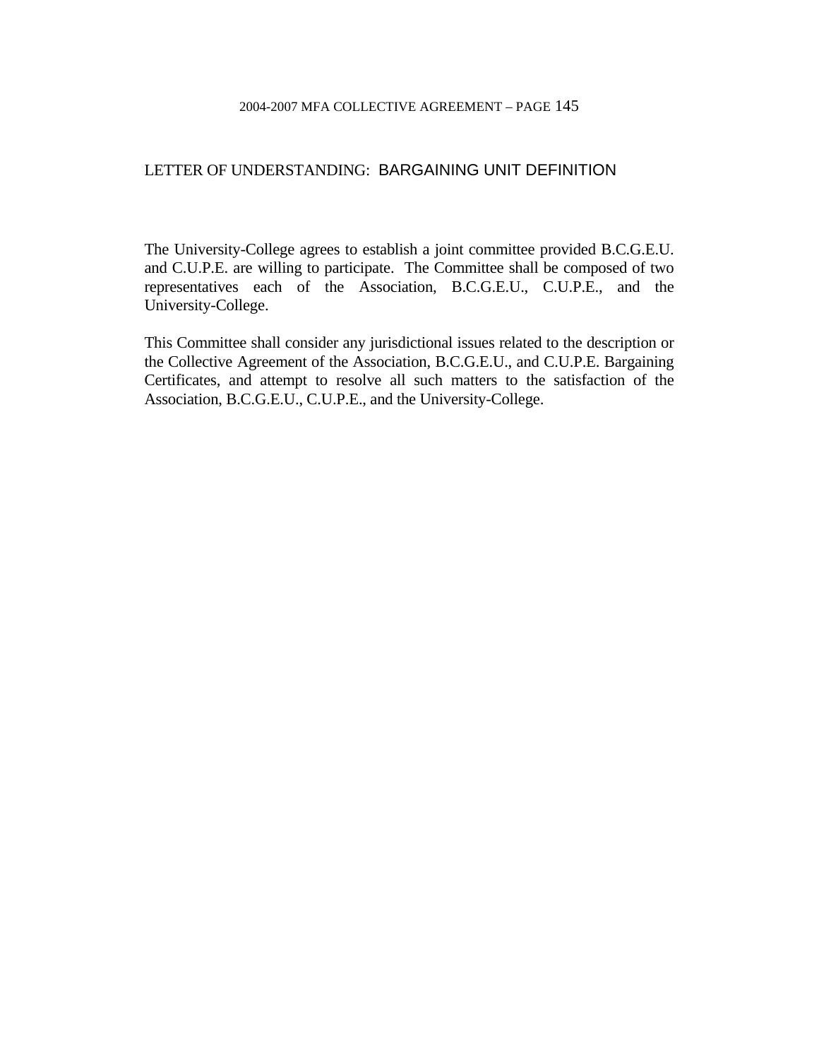## LETTER OF UNDERSTANDING: BARGAINING UNIT DEFINITION

The University-College agrees to establish a joint committee provided B.C.G.E.U. and C.U.P.E. are willing to participate. The Committee shall be composed of two representatives each of the Association, B.C.G.E.U., C.U.P.E., and the University-College.

This Committee shall consider any jurisdictional issues related to the description or the Collective Agreement of the Association, B.C.G.E.U., and C.U.P.E. Bargaining Certificates, and attempt to resolve all such matters to the satisfaction of the Association, B.C.G.E.U., C.U.P.E., and the University-College.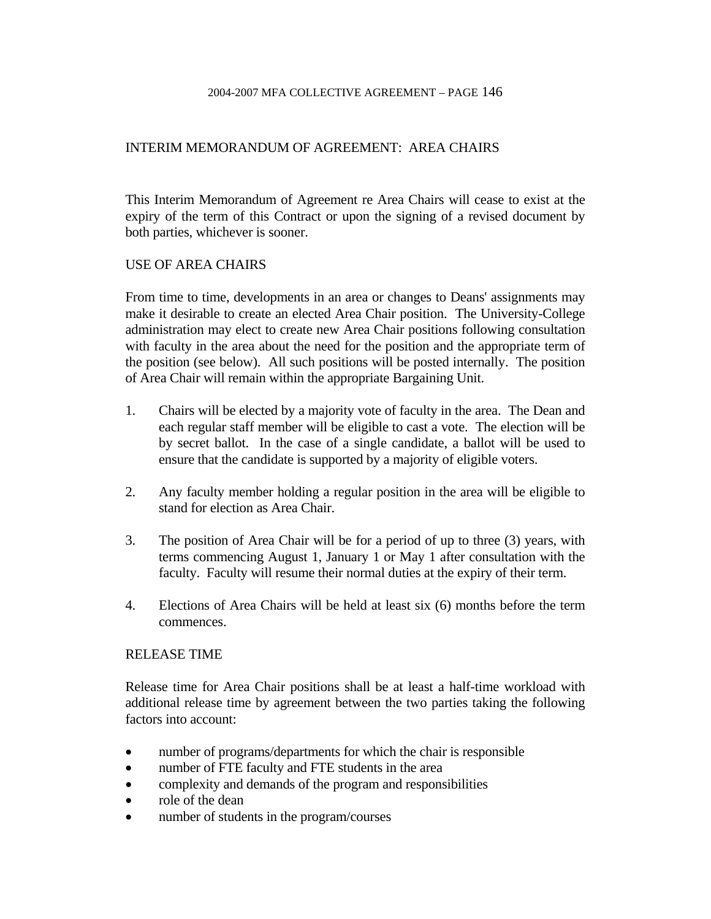## INTERIM MEMORANDUM OF AGREEMENT: AREA CHAIRS

This Interim Memorandum of Agreement re Area Chairs will cease to exist at the expiry of the term of this Contract or upon the signing of a revised document by both parties, whichever is sooner.

### USE OF AREA CHAIRS

From time to time, developments in an area or changes to Deans' assignments may make it desirable to create an elected Area Chair position. The University-College administration may elect to create new Area Chair positions following consultation with faculty in the area about the need for the position and the appropriate term of the position (see below). All such positions will be posted internally. The position of Area Chair will remain within the appropriate Bargaining Unit.

1. Chairs will be elected by a majority vote of faculty in the area. The Dean and each regular staff member will be eligible to cast a vote. The election will be by secret ballot. In the case of a single candidate, a ballot will be used to ensure that the candidate is supported by a majority of eligible voters.

2. Any faculty member holding a regular position in the area will be eligible to stand for election as Area Chair.

3. The position of Area Chair will be for a period of up to three (3) years, with terms commencing August 1, January 1 or May 1 after consultation with the faculty. Faculty will resume their normal duties at the expiry of their term.

4. Elections of Area Chairs will be held at least six (6) months before the term commences.

### RELEASE TIME

Release time for Area Chair positions shall be at least a half-time workload with additional release time by agreement between the two parties taking the following factors into account:

- number of programs/departments for which the chair is responsible
- number of FTE faculty and FTE students in the area
- complexity and demands of the program and responsibilities
- role of the dean
- number of students in the program/courses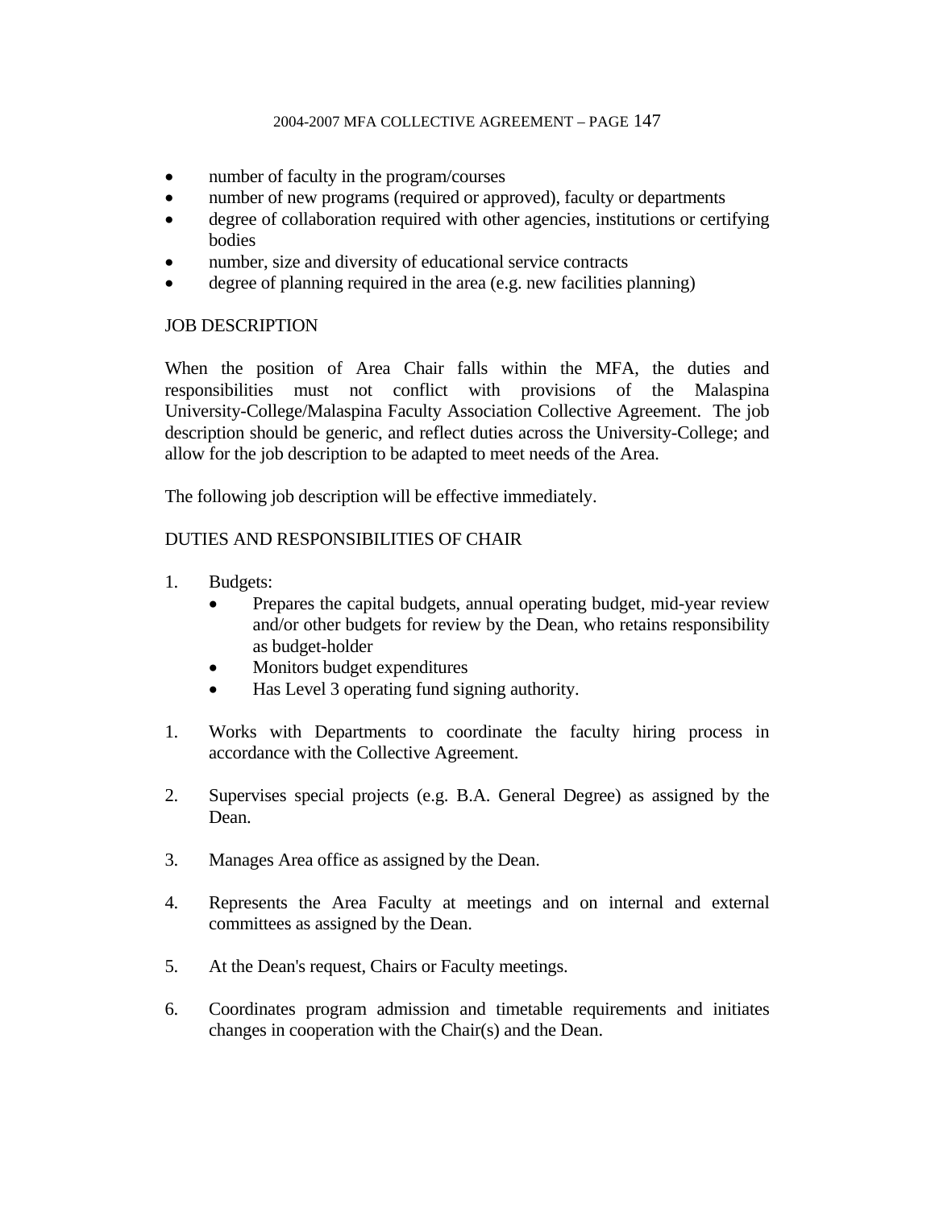- number of faculty in the program/courses
- number of new programs (required or approved), faculty or departments
- degree of collaboration required with other agencies, institutions or certifying bodies
- number, size and diversity of educational service contracts
- degree of planning required in the area (e.g. new facilities planning)

JOB DESCRIPTION

When the position of Area Chair falls within the MFA, the duties and responsibilities must not conflict with provisions of the Malaspina University-College/Malaspina Faculty Association Collective Agreement. The job description should be generic, and reflect duties across the University-College; and allow for the job description to be adapted to meet needs of the Area.

The following job description will be effective immediately.

DUTIES AND RESPONSIBILITIES OF CHAIR

1. Budgets:
   - Prepares the capital budgets, annual operating budget, mid-year review and/or other budgets for review by the Dean, who retains responsibility as budget-holder
   - Monitors budget expenditures
   - Has Level 3 operating fund signing authority.

1. Works with Departments to coordinate the faculty hiring process in accordance with the Collective Agreement.

2. Supervises special projects (e.g. B.A. General Degree) as assigned by the Dean.

3. Manages Area office as assigned by the Dean.

4. Represents the Area Faculty at meetings and on internal and external committees as assigned by the Dean.

5. At the Dean's request, Chairs or Faculty meetings.

6. Coordinates program admission and timetable requirements and initiates changes in cooperation with the Chair(s) and the Dean.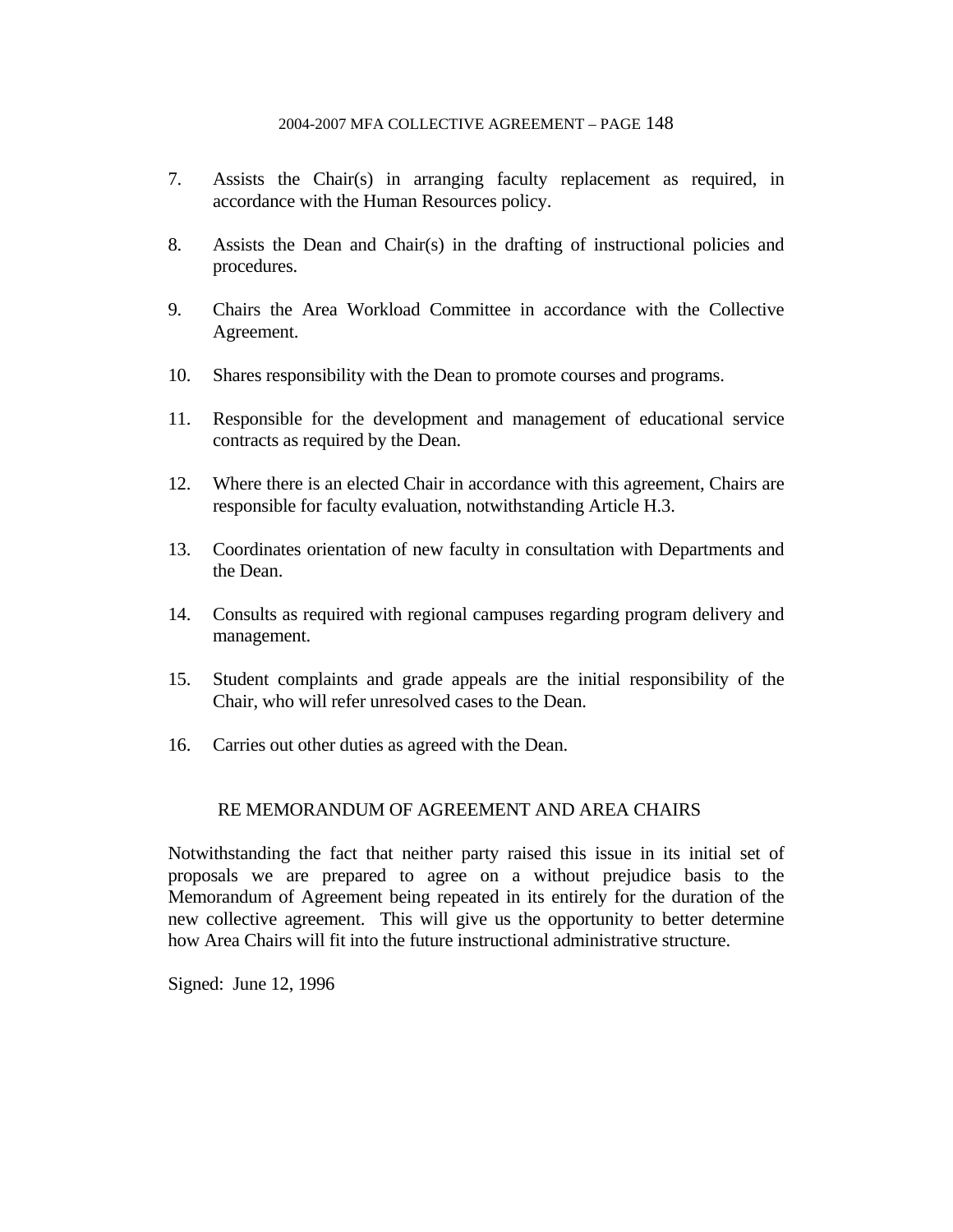7. Assists the Chair(s) in arranging faculty replacement as required, in accordance with the Human Resources policy.

8. Assists the Dean and Chair(s) in the drafting of instructional policies and procedures.

9. Chairs the Area Workload Committee in accordance with the Collective Agreement.

10. Shares responsibility with the Dean to promote courses and programs.

11. Responsible for the development and management of educational service contracts as required by the Dean.

12. Where there is an elected Chair in accordance with this agreement, Chairs are responsible for faculty evaluation, notwithstanding Article H.3.

13. Coordinates orientation of new faculty in consultation with Departments and the Dean.

14. Consults as required with regional campuses regarding program delivery and management.

15. Student complaints and grade appeals are the initial responsibility of the Chair, who will refer unresolved cases to the Dean.

16. Carries out other duties as agreed with the Dean.

## RE MEMORANDUM OF AGREEMENT AND AREA CHAIRS

Notwithstanding the fact that neither party raised this issue in its initial set of proposals we are prepared to agree on a without prejudice basis to the Memorandum of Agreement being repeated in its entirely for the duration of the new collective agreement. This will give us the opportunity to better determine how Area Chairs will fit into the future instructional administrative structure.

Signed: June 12, 1996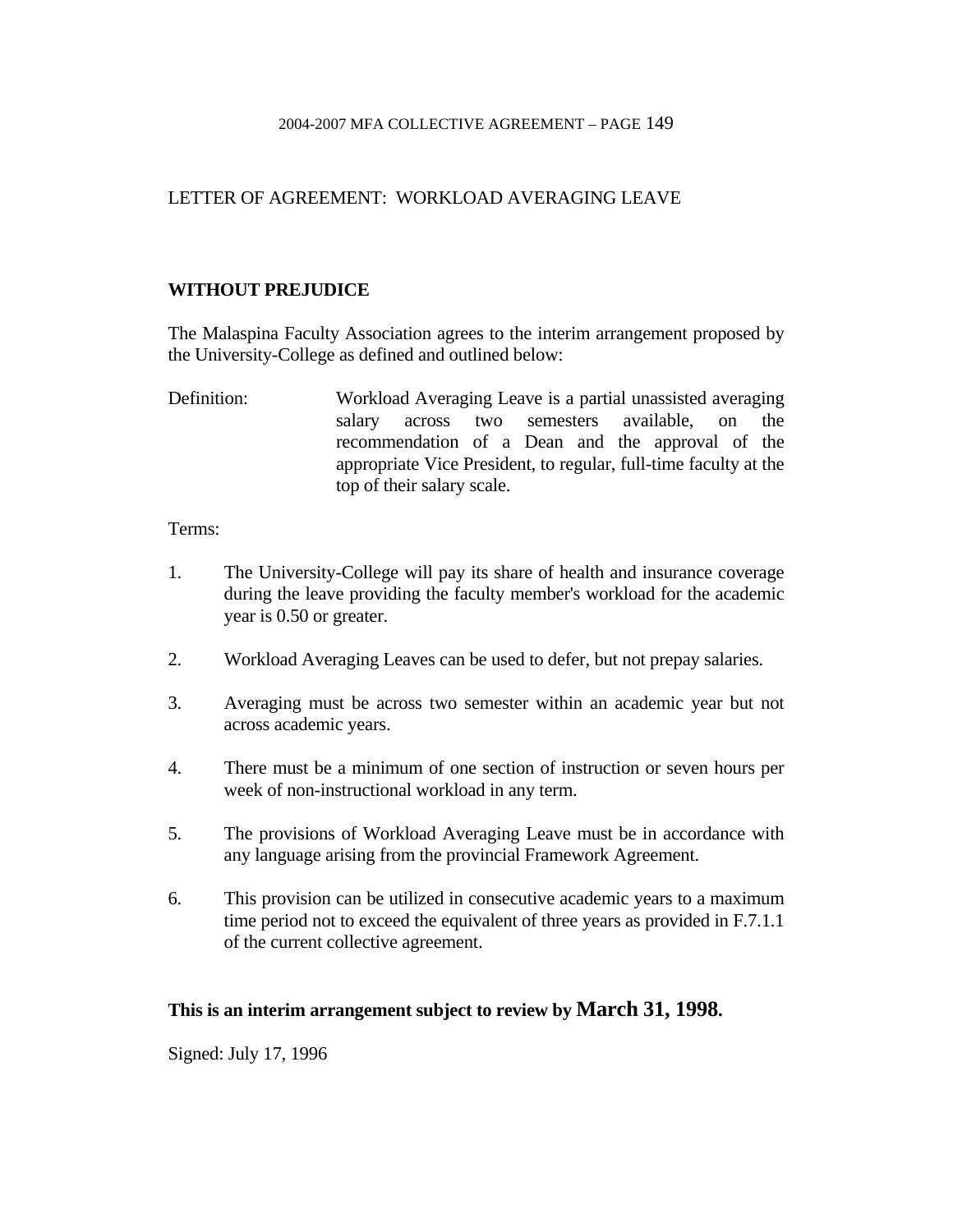## LETTER OF AGREEMENT: WORKLOAD AVERAGING LEAVE

**WITHOUT PREJUDICE**

The Malaspina Faculty Association agrees to the interim arrangement proposed by the University-College as defined and outlined below:

Definition: Workload Averaging Leave is a partial unassisted averaging salary across two semesters available, on the recommendation of a Dean and the approval of the appropriate Vice President, to regular, full-time faculty at the top of their salary scale.

Terms:

1. The University-College will pay its share of health and insurance coverage during the leave providing the faculty member's workload for the academic year is 0.50 or greater.

2. Workload Averaging Leaves can be used to defer, but not prepay salaries.

3. Averaging must be across two semester within an academic year but not across academic years.

4. There must be a minimum of one section of instruction or seven hours per week of non-instructional workload in any term.

5. The provisions of Workload Averaging Leave must be in accordance with any language arising from the provincial Framework Agreement.

6. This provision can be utilized in consecutive academic years to a maximum time period not to exceed the equivalent of three years as provided in F.7.1.1 of the current collective agreement.

**This is an interim arrangement subject to review by March 31, 1998.**

Signed: July 17, 1996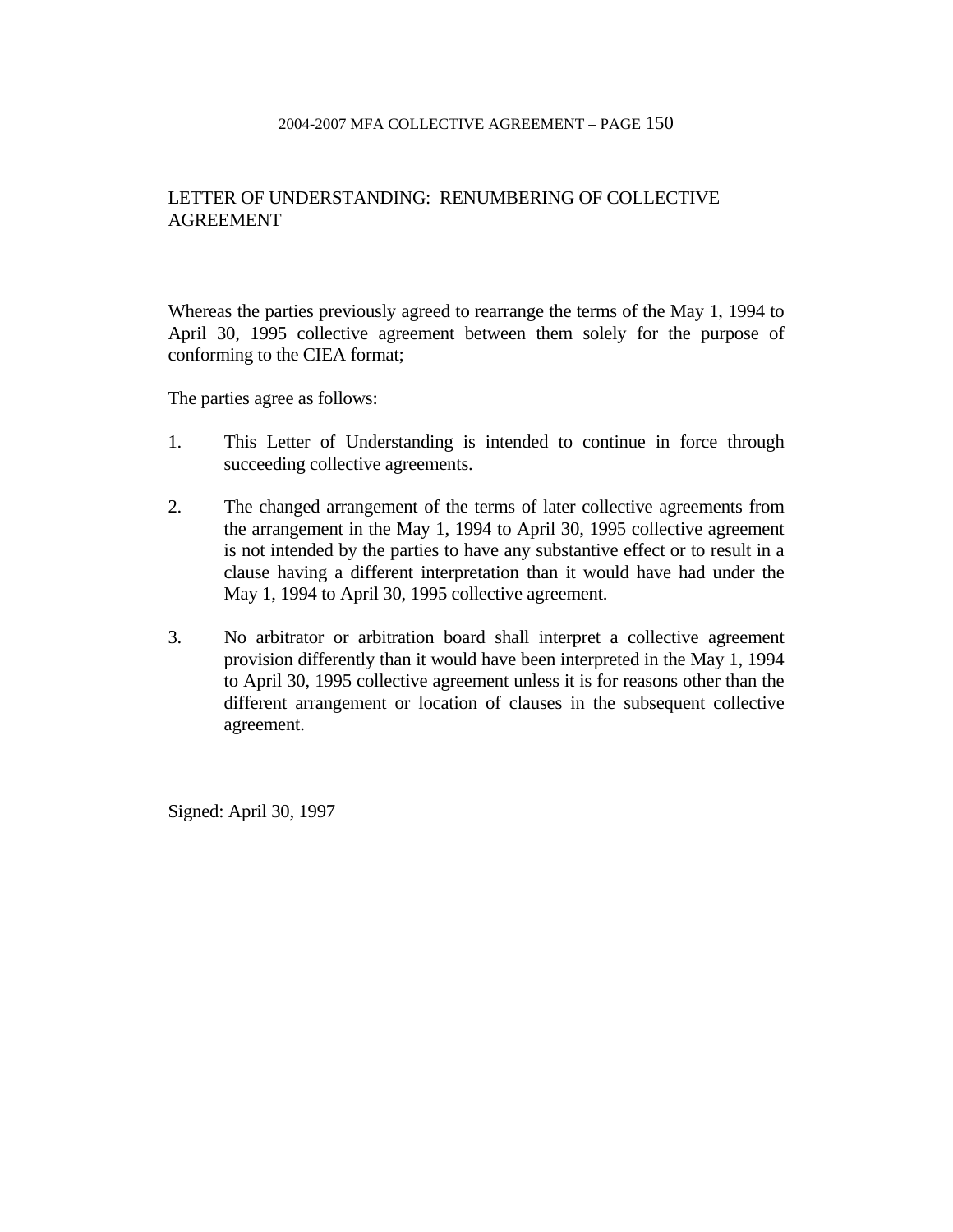## LETTER OF UNDERSTANDING: RENUMBERING OF COLLECTIVE AGREEMENT

Whereas the parties previously agreed to rearrange the terms of the May 1, 1994 to April 30, 1995 collective agreement between them solely for the purpose of conforming to the CIEA format;

The parties agree as follows:

1. This Letter of Understanding is intended to continue in force through succeeding collective agreements.

2. The changed arrangement of the terms of later collective agreements from the arrangement in the May 1, 1994 to April 30, 1995 collective agreement is not intended by the parties to have any substantive effect or to result in a clause having a different interpretation than it would have had under the May 1, 1994 to April 30, 1995 collective agreement.

3. No arbitrator or arbitration board shall interpret a collective agreement provision differently than it would have been interpreted in the May 1, 1994 to April 30, 1995 collective agreement unless it is for reasons other than the different arrangement or location of clauses in the subsequent collective agreement.

Signed: April 30, 1997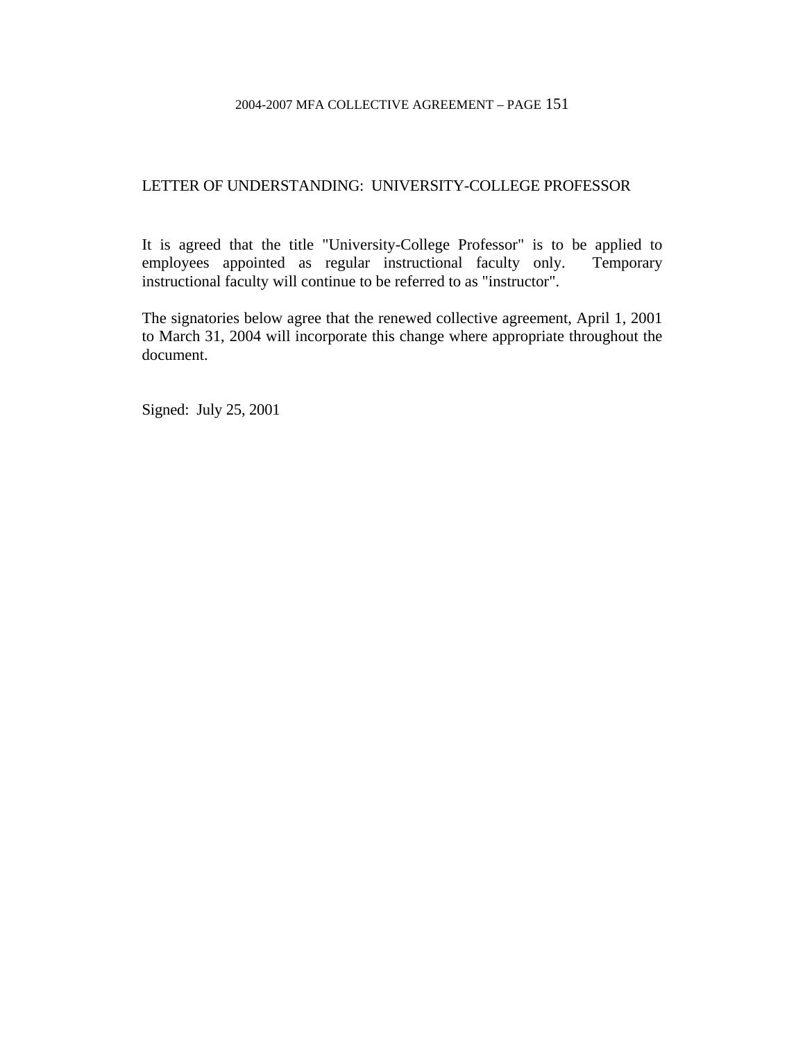## LETTER OF UNDERSTANDING: UNIVERSITY-COLLEGE PROFESSOR

It is agreed that the title "University-College Professor" is to be applied to employees appointed as regular instructional faculty only. Temporary instructional faculty will continue to be referred to as "instructor".

The signatories below agree that the renewed collective agreement, April 1, 2001 to March 31, 2004 will incorporate this change where appropriate throughout the document.

Signed: July 25, 2001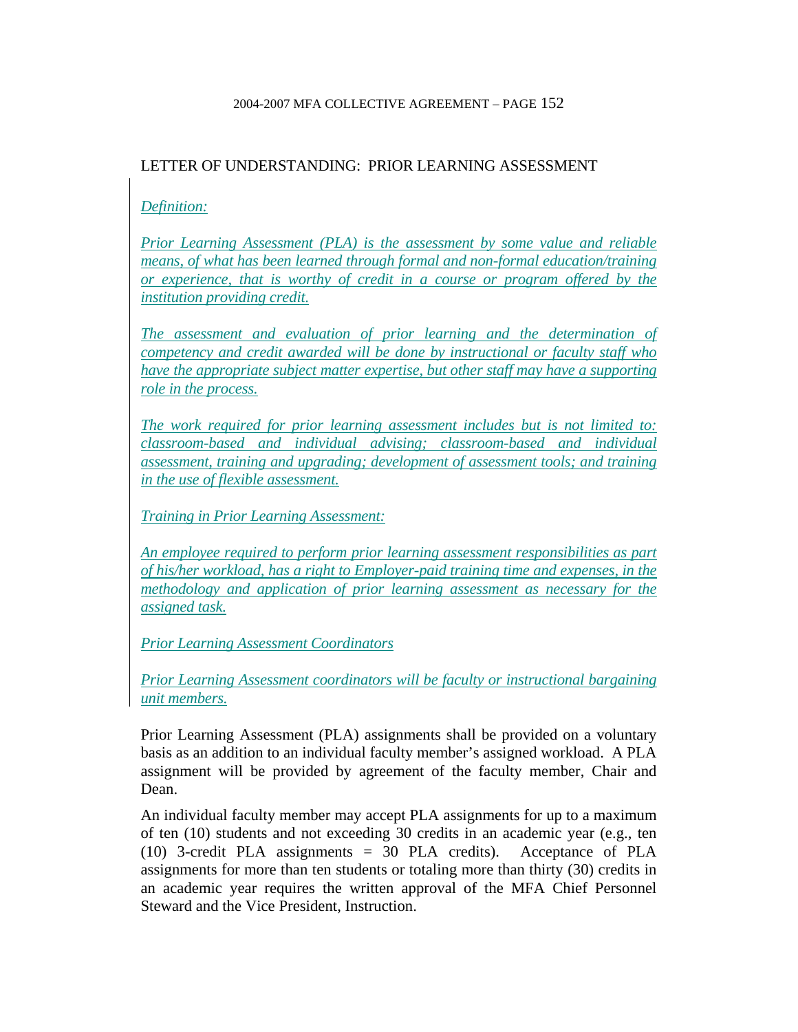## LETTER OF UNDERSTANDING: PRIOR LEARNING ASSESSMENT

*Definition:*

*Prior Learning Assessment (PLA) is the assessment by some value and reliable means, of what has been learned through formal and non-formal education/training or experience, that is worthy of credit in a course or program offered by the institution providing credit.*

*The assessment and evaluation of prior learning and the determination of competency and credit awarded will be done by instructional or faculty staff who have the appropriate subject matter expertise, but other staff may have a supporting role in the process.*

*The work required for prior learning assessment includes but is not limited to: classroom-based and individual advising; classroom-based and individual assessment, training and upgrading; development of assessment tools; and training in the use of flexible assessment.*

*Training in Prior Learning Assessment:*

*An employee required to perform prior learning assessment responsibilities as part of his/her workload, has a right to Employer-paid training time and expenses, in the methodology and application of prior learning assessment as necessary for the assigned task.*

*Prior Learning Assessment Coordinators*

*Prior Learning Assessment coordinators will be faculty or instructional bargaining unit members.*

Prior Learning Assessment (PLA) assignments shall be provided on a voluntary basis as an addition to an individual faculty member's assigned workload. A PLA assignment will be provided by agreement of the faculty member, Chair and Dean.

An individual faculty member may accept PLA assignments for up to a maximum of ten (10) students and not exceeding 30 credits in an academic year (e.g., ten (10) 3-credit PLA assignments = 30 PLA credits). Acceptance of PLA assignments for more than ten students or totaling more than thirty (30) credits in an academic year requires the written approval of the MFA Chief Personnel Steward and the Vice President, Instruction.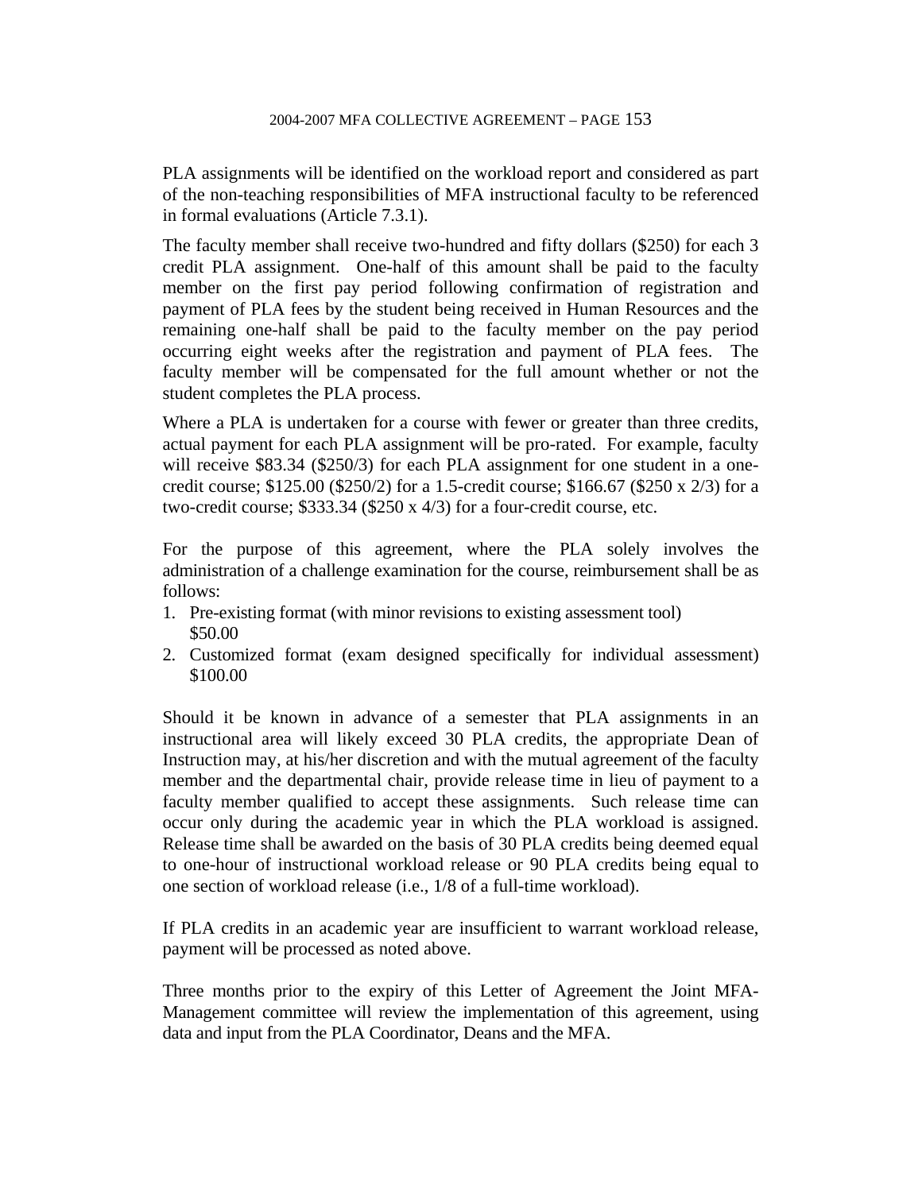PLA assignments will be identified on the workload report and considered as part of the non-teaching responsibilities of MFA instructional faculty to be referenced in formal evaluations (Article 7.3.1).

The faculty member shall receive two-hundred and fifty dollars ($250) for each 3 credit PLA assignment. One-half of this amount shall be paid to the faculty member on the first pay period following confirmation of registration and payment of PLA fees by the student being received in Human Resources and the remaining one-half shall be paid to the faculty member on the pay period occurring eight weeks after the registration and payment of PLA fees. The faculty member will be compensated for the full amount whether or not the student completes the PLA process.

Where a PLA is undertaken for a course with fewer or greater than three credits, actual payment for each PLA assignment will be pro-rated. For example, faculty will receive $83.34 ($250/3) for each PLA assignment for one student in a one-credit course; $125.00 ($250/2) for a 1.5-credit course; $166.67 ($250 x 2/3) for a two-credit course; $333.34 ($250 x 4/3) for a four-credit course, etc.

For the purpose of this agreement, where the PLA solely involves the administration of a challenge examination for the course, reimbursement shall be as follows:

1. Pre-existing format (with minor revisions to existing assessment tool) $50.00
2. Customized format (exam designed specifically for individual assessment) $100.00

Should it be known in advance of a semester that PLA assignments in an instructional area will likely exceed 30 PLA credits, the appropriate Dean of Instruction may, at his/her discretion and with the mutual agreement of the faculty member and the departmental chair, provide release time in lieu of payment to a faculty member qualified to accept these assignments. Such release time can occur only during the academic year in which the PLA workload is assigned. Release time shall be awarded on the basis of 30 PLA credits being deemed equal to one-hour of instructional workload release or 90 PLA credits being equal to one section of workload release (i.e., 1/8 of a full-time workload).

If PLA credits in an academic year are insufficient to warrant workload release, payment will be processed as noted above.

Three months prior to the expiry of this Letter of Agreement the Joint MFA-Management committee will review the implementation of this agreement, using data and input from the PLA Coordinator, Deans and the MFA.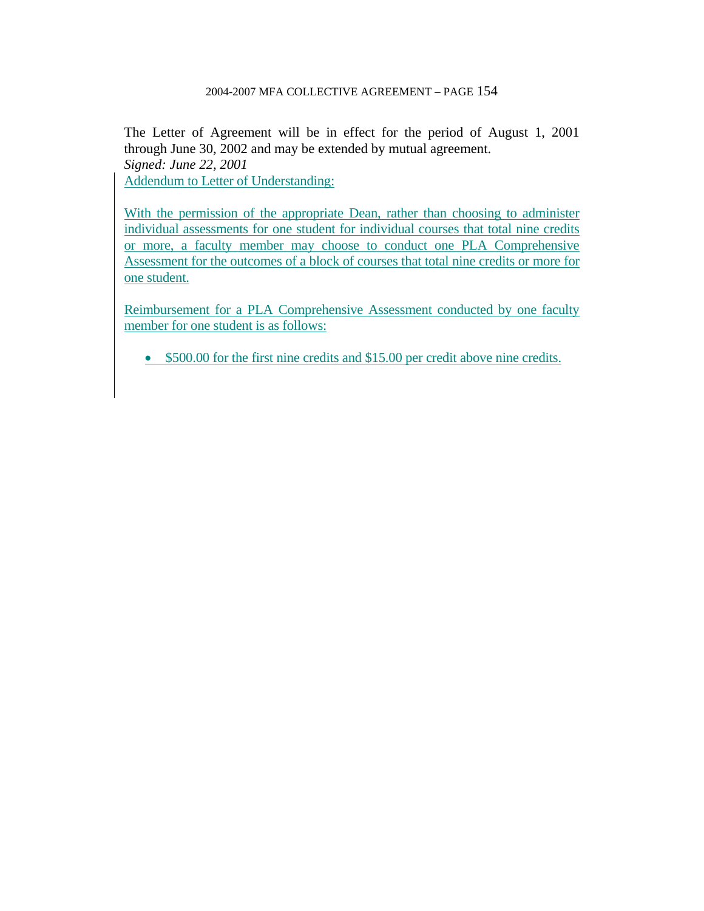The Letter of Agreement will be in effect for the period of August 1, 2001 through June 30, 2002 and may be extended by mutual agreement.
*Signed: June 22, 2001*

Addendum to Letter of Understanding:

With the permission of the appropriate Dean, rather than choosing to administer individual assessments for one student for individual courses that total nine credits or more, a faculty member may choose to conduct one PLA Comprehensive Assessment for the outcomes of a block of courses that total nine credits or more for one student.

Reimbursement for a PLA Comprehensive Assessment conducted by one faculty member for one student is as follows:

- $500.00 for the first nine credits and $15.00 per credit above nine credits.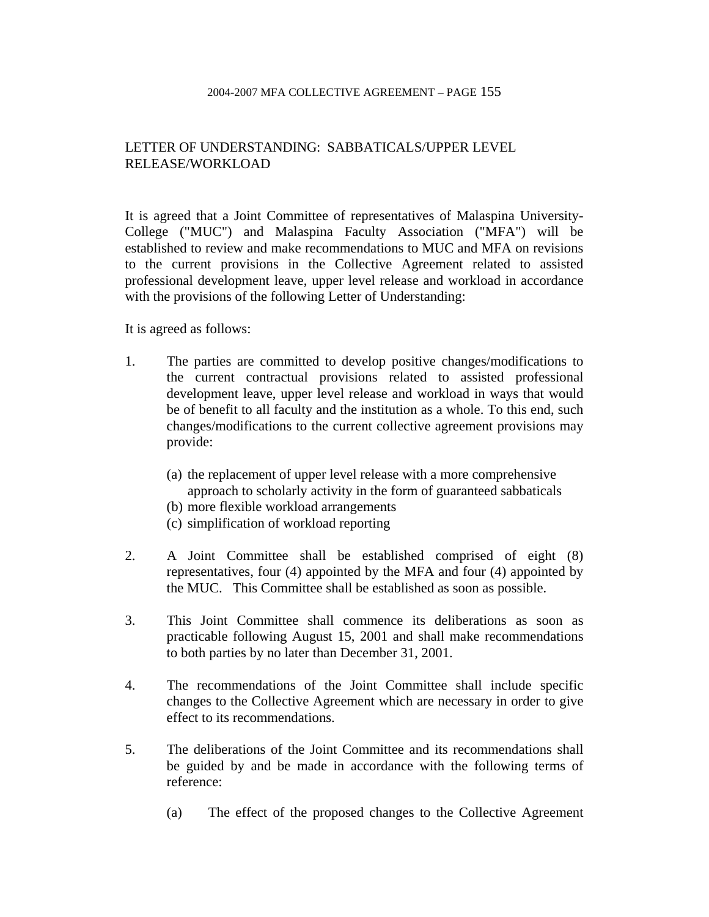## LETTER OF UNDERSTANDING: SABBATICALS/UPPER LEVEL RELEASE/WORKLOAD

It is agreed that a Joint Committee of representatives of Malaspina University-College ("MUC") and Malaspina Faculty Association ("MFA") will be established to review and make recommendations to MUC and MFA on revisions to the current provisions in the Collective Agreement related to assisted professional development leave, upper level release and workload in accordance with the provisions of the following Letter of Understanding:

It is agreed as follows:

1. The parties are committed to develop positive changes/modifications to the current contractual provisions related to assisted professional development leave, upper level release and workload in ways that would be of benefit to all faculty and the institution as a whole. To this end, such changes/modifications to the current collective agreement provisions may provide:

   (a) the replacement of upper level release with a more comprehensive approach to scholarly activity in the form of guaranteed sabbaticals
   (b) more flexible workload arrangements
   (c) simplification of workload reporting

2. A Joint Committee shall be established comprised of eight (8) representatives, four (4) appointed by the MFA and four (4) appointed by the MUC. This Committee shall be established as soon as possible.

3. This Joint Committee shall commence its deliberations as soon as practicable following August 15, 2001 and shall make recommendations to both parties by no later than December 31, 2001.

4. The recommendations of the Joint Committee shall include specific changes to the Collective Agreement which are necessary in order to give effect to its recommendations.

5. The deliberations of the Joint Committee and its recommendations shall be guided by and be made in accordance with the following terms of reference:

   (a) The effect of the proposed changes to the Collective Agreement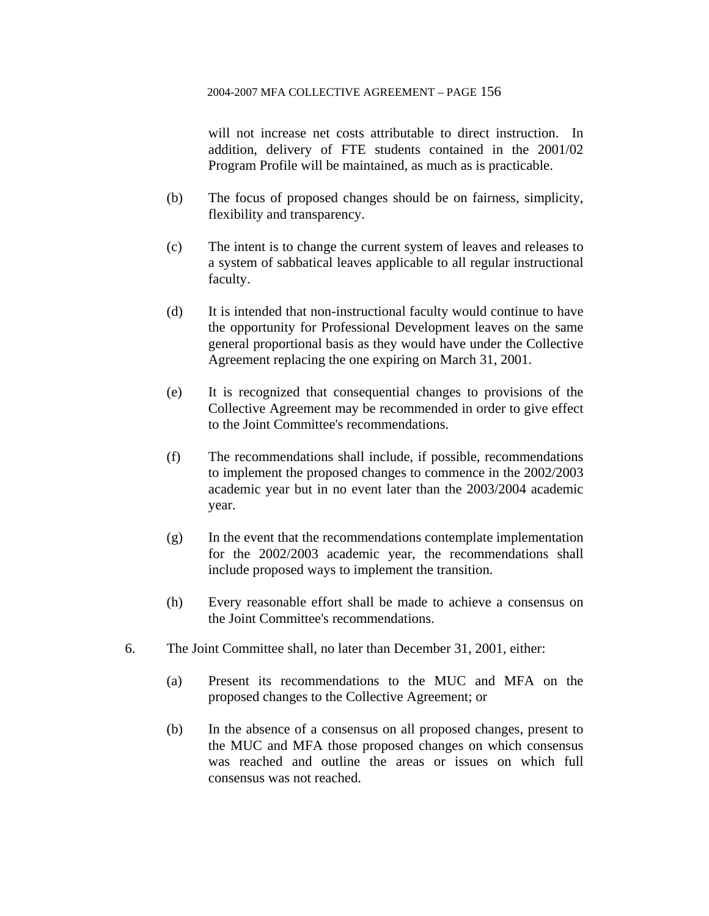will not increase net costs attributable to direct instruction. In addition, delivery of FTE students contained in the 2001/02 Program Profile will be maintained, as much as is practicable.

(b) The focus of proposed changes should be on fairness, simplicity, flexibility and transparency.

(c) The intent is to change the current system of leaves and releases to a system of sabbatical leaves applicable to all regular instructional faculty.

(d) It is intended that non-instructional faculty would continue to have the opportunity for Professional Development leaves on the same general proportional basis as they would have under the Collective Agreement replacing the one expiring on March 31, 2001.

(e) It is recognized that consequential changes to provisions of the Collective Agreement may be recommended in order to give effect to the Joint Committee's recommendations.

(f) The recommendations shall include, if possible, recommendations to implement the proposed changes to commence in the 2002/2003 academic year but in no event later than the 2003/2004 academic year.

(g) In the event that the recommendations contemplate implementation for the 2002/2003 academic year, the recommendations shall include proposed ways to implement the transition.

(h) Every reasonable effort shall be made to achieve a consensus on the Joint Committee's recommendations.

6. The Joint Committee shall, no later than December 31, 2001, either:

(a) Present its recommendations to the MUC and MFA on the proposed changes to the Collective Agreement; or

(b) In the absence of a consensus on all proposed changes, present to the MUC and MFA those proposed changes on which consensus was reached and outline the areas or issues on which full consensus was not reached.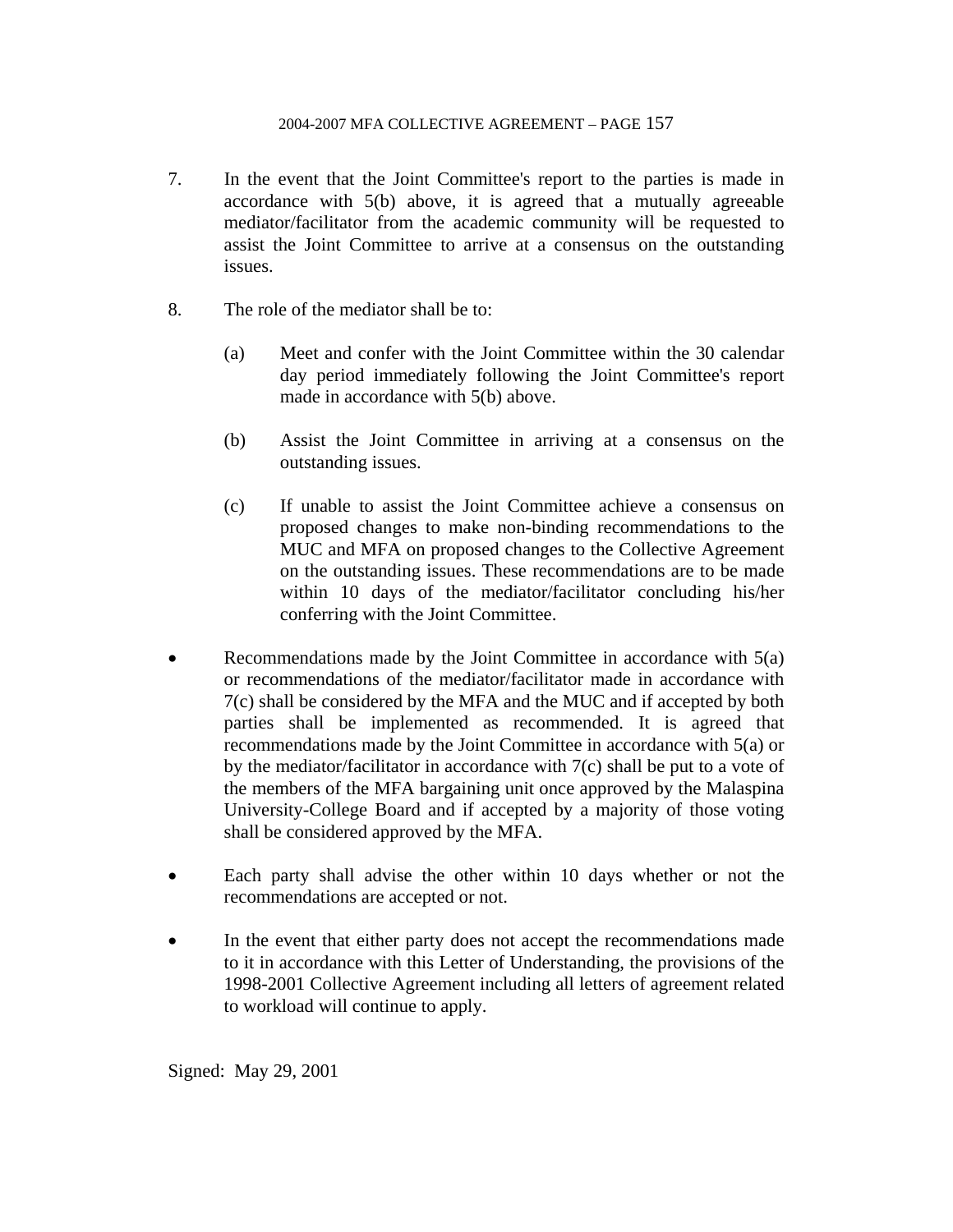7. In the event that the Joint Committee's report to the parties is made in accordance with 5(b) above, it is agreed that a mutually agreeable mediator/facilitator from the academic community will be requested to assist the Joint Committee to arrive at a consensus on the outstanding issues.

8. The role of the mediator shall be to:

   (a) Meet and confer with the Joint Committee within the 30 calendar day period immediately following the Joint Committee's report made in accordance with 5(b) above.

   (b) Assist the Joint Committee in arriving at a consensus on the outstanding issues.

   (c) If unable to assist the Joint Committee achieve a consensus on proposed changes to make non-binding recommendations to the MUC and MFA on proposed changes to the Collective Agreement on the outstanding issues. These recommendations are to be made within 10 days of the mediator/facilitator concluding his/her conferring with the Joint Committee.

- Recommendations made by the Joint Committee in accordance with 5(a) or recommendations of the mediator/facilitator made in accordance with 7(c) shall be considered by the MFA and the MUC and if accepted by both parties shall be implemented as recommended. It is agreed that recommendations made by the Joint Committee in accordance with 5(a) or by the mediator/facilitator in accordance with 7(c) shall be put to a vote of the members of the MFA bargaining unit once approved by the Malaspina University-College Board and if accepted by a majority of those voting shall be considered approved by the MFA.

- Each party shall advise the other within 10 days whether or not the recommendations are accepted or not.

- In the event that either party does not accept the recommendations made to it in accordance with this Letter of Understanding, the provisions of the 1998-2001 Collective Agreement including all letters of agreement related to workload will continue to apply.

Signed: May 29, 2001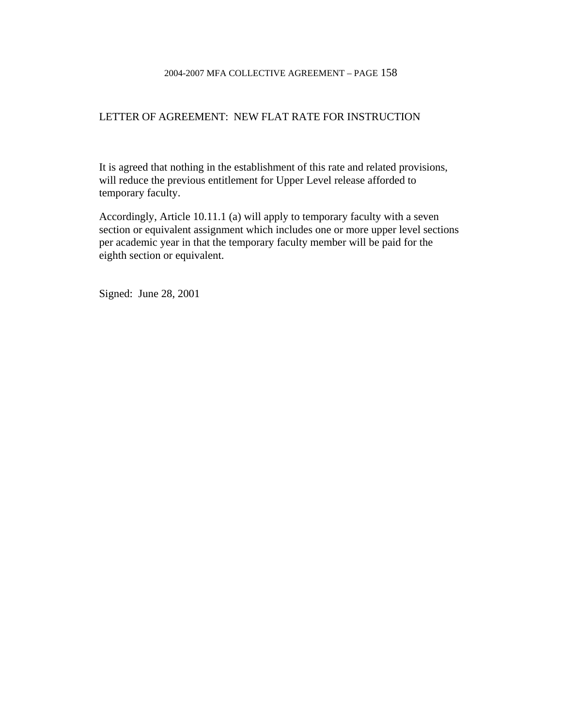## LETTER OF AGREEMENT: NEW FLAT RATE FOR INSTRUCTION

It is agreed that nothing in the establishment of this rate and related provisions, will reduce the previous entitlement for Upper Level release afforded to temporary faculty.

Accordingly, Article 10.11.1 (a) will apply to temporary faculty with a seven section or equivalent assignment which includes one or more upper level sections per academic year in that the temporary faculty member will be paid for the eighth section or equivalent.

Signed: June 28, 2001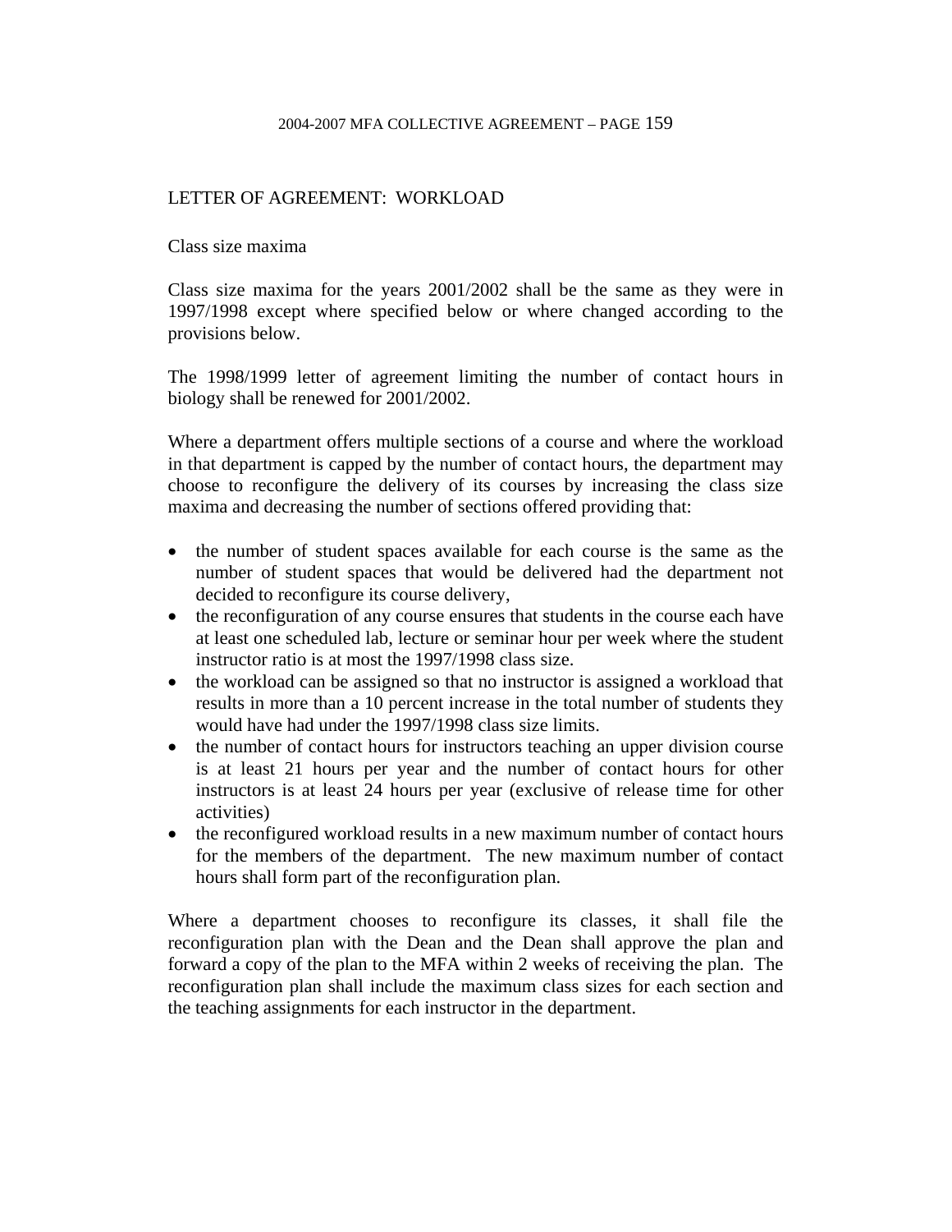## LETTER OF AGREEMENT: WORKLOAD

### Class size maxima

Class size maxima for the years 2001/2002 shall be the same as they were in 1997/1998 except where specified below or where changed according to the provisions below.

The 1998/1999 letter of agreement limiting the number of contact hours in biology shall be renewed for 2001/2002.

Where a department offers multiple sections of a course and where the workload in that department is capped by the number of contact hours, the department may choose to reconfigure the delivery of its courses by increasing the class size maxima and decreasing the number of sections offered providing that:

- the number of student spaces available for each course is the same as the number of student spaces that would be delivered had the department not decided to reconfigure its course delivery,
- the reconfiguration of any course ensures that students in the course each have at least one scheduled lab, lecture or seminar hour per week where the student instructor ratio is at most the 1997/1998 class size.
- the workload can be assigned so that no instructor is assigned a workload that results in more than a 10 percent increase in the total number of students they would have had under the 1997/1998 class size limits.
- the number of contact hours for instructors teaching an upper division course is at least 21 hours per year and the number of contact hours for other instructors is at least 24 hours per year (exclusive of release time for other activities)
- the reconfigured workload results in a new maximum number of contact hours for the members of the department. The new maximum number of contact hours shall form part of the reconfiguration plan.

Where a department chooses to reconfigure its classes, it shall file the reconfiguration plan with the Dean and the Dean shall approve the plan and forward a copy of the plan to the MFA within 2 weeks of receiving the plan. The reconfiguration plan shall include the maximum class sizes for each section and the teaching assignments for each instructor in the department.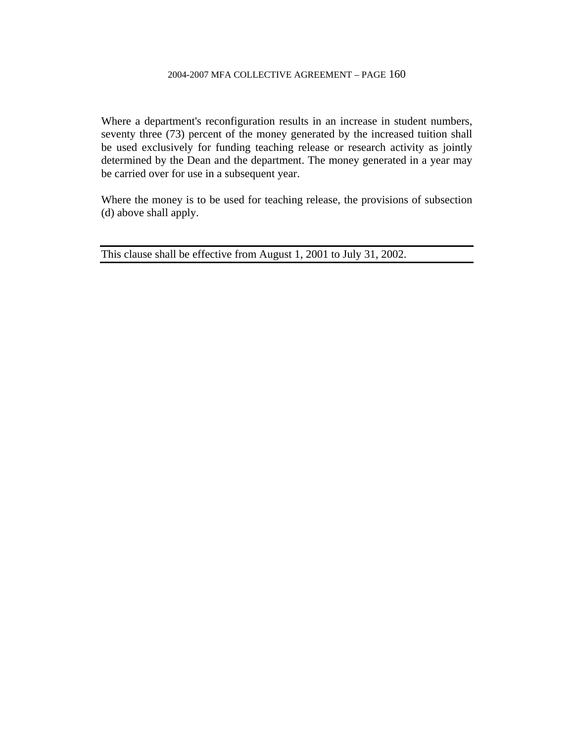Where a department's reconfiguration results in an increase in student numbers, seventy three (73) percent of the money generated by the increased tuition shall be used exclusively for funding teaching release or research activity as jointly determined by the Dean and the department. The money generated in a year may be carried over for use in a subsequent year.

Where the money is to be used for teaching release, the provisions of subsection (d) above shall apply.

---

This clause shall be effective from August 1, 2001 to July 31, 2002.

---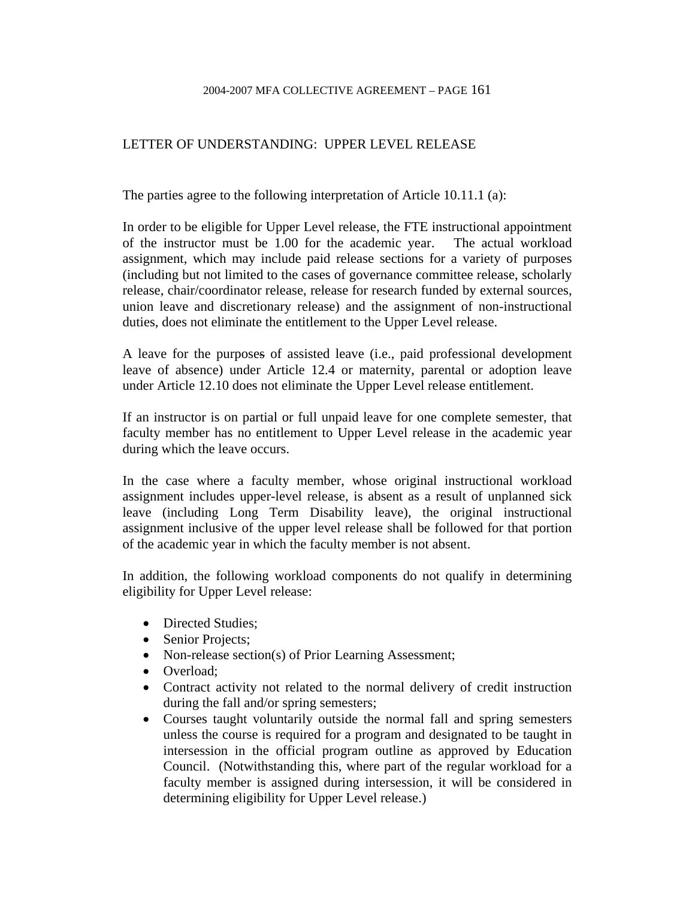## LETTER OF UNDERSTANDING: UPPER LEVEL RELEASE

The parties agree to the following interpretation of Article 10.11.1 (a):

In order to be eligible for Upper Level release, the FTE instructional appointment of the instructor must be 1.00 for the academic year. The actual workload assignment, which may include paid release sections for a variety of purposes (including but not limited to the cases of governance committee release, scholarly release, chair/coordinator release, release for research funded by external sources, union leave and discretionary release) and the assignment of non-instructional duties, does not eliminate the entitlement to the Upper Level release.

A leave for the purposes of assisted leave (i.e., paid professional development leave of absence) under Article 12.4 or maternity, parental or adoption leave under Article 12.10 does not eliminate the Upper Level release entitlement.

If an instructor is on partial or full unpaid leave for one complete semester, that faculty member has no entitlement to Upper Level release in the academic year during which the leave occurs.

In the case where a faculty member, whose original instructional workload assignment includes upper-level release, is absent as a result of unplanned sick leave (including Long Term Disability leave), the original instructional assignment inclusive of the upper level release shall be followed for that portion of the academic year in which the faculty member is not absent.

In addition, the following workload components do not qualify in determining eligibility for Upper Level release:

- Directed Studies;
- Senior Projects;
- Non-release section(s) of Prior Learning Assessment;
- Overload;
- Contract activity not related to the normal delivery of credit instruction during the fall and/or spring semesters;
- Courses taught voluntarily outside the normal fall and spring semesters unless the course is required for a program and designated to be taught in intersession in the official program outline as approved by Education Council. (Notwithstanding this, where part of the regular workload for a faculty member is assigned during intersession, it will be considered in determining eligibility for Upper Level release.)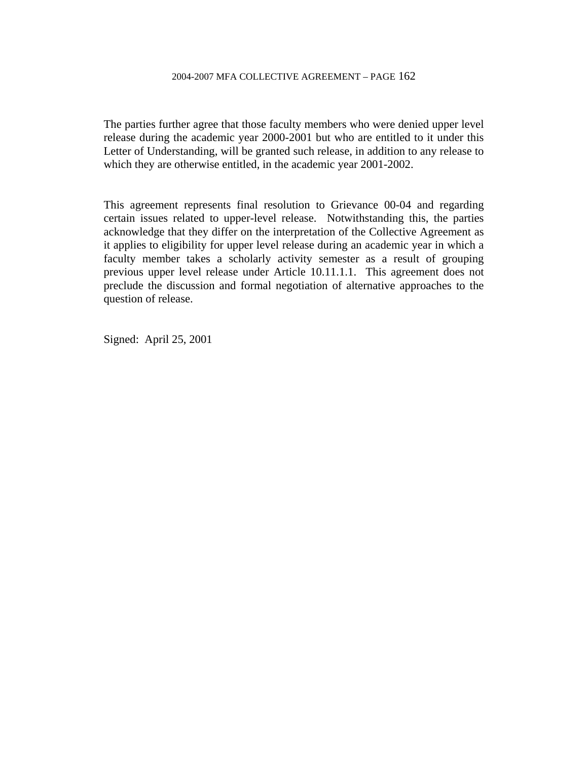The parties further agree that those faculty members who were denied upper level release during the academic year 2000-2001 but who are entitled to it under this Letter of Understanding, will be granted such release, in addition to any release to which they are otherwise entitled, in the academic year 2001-2002.

This agreement represents final resolution to Grievance 00-04 and regarding certain issues related to upper-level release. Notwithstanding this, the parties acknowledge that they differ on the interpretation of the Collective Agreement as it applies to eligibility for upper level release during an academic year in which a faculty member takes a scholarly activity semester as a result of grouping previous upper level release under Article 10.11.1.1. This agreement does not preclude the discussion and formal negotiation of alternative approaches to the question of release.

Signed: April 25, 2001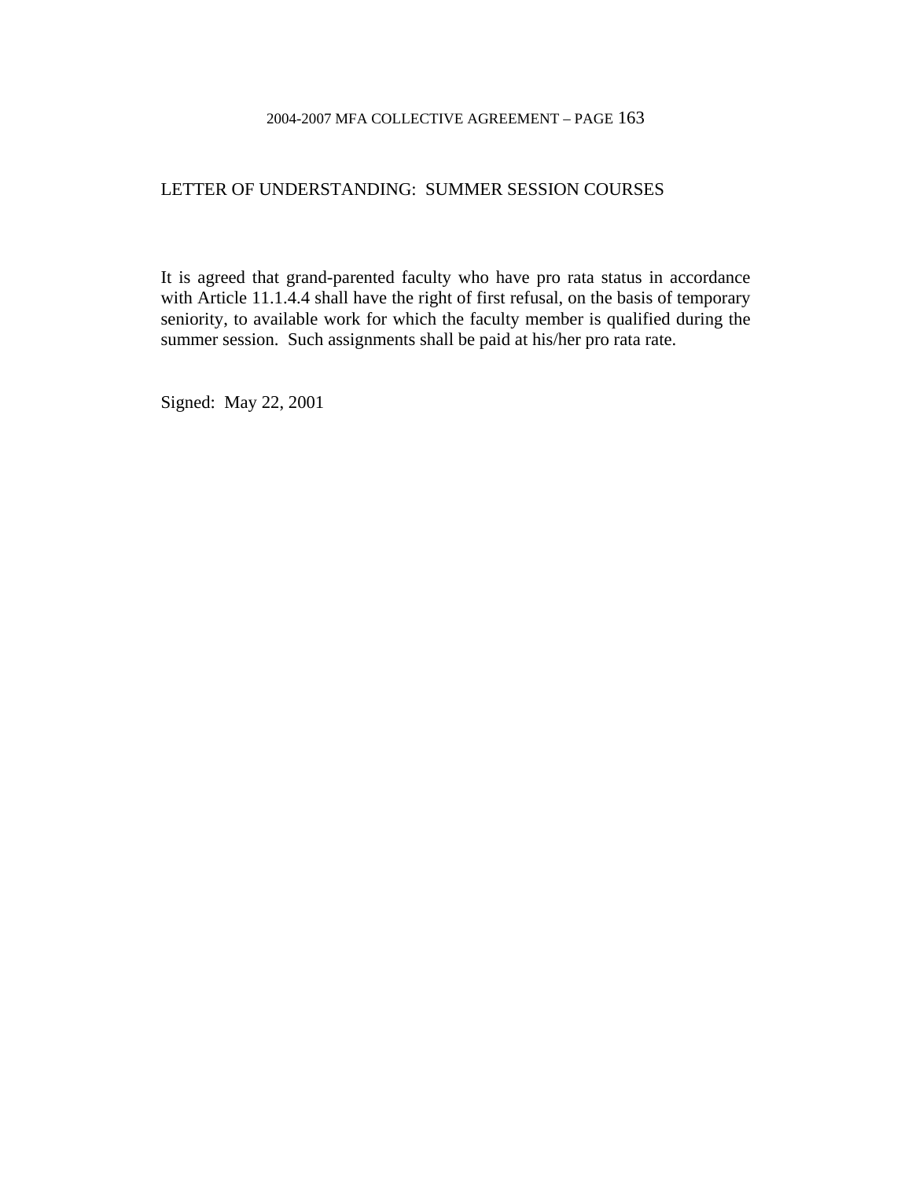## LETTER OF UNDERSTANDING: SUMMER SESSION COURSES

It is agreed that grand-parented faculty who have pro rata status in accordance with Article 11.1.4.4 shall have the right of first refusal, on the basis of temporary seniority, to available work for which the faculty member is qualified during the summer session. Such assignments shall be paid at his/her pro rata rate.

Signed: May 22, 2001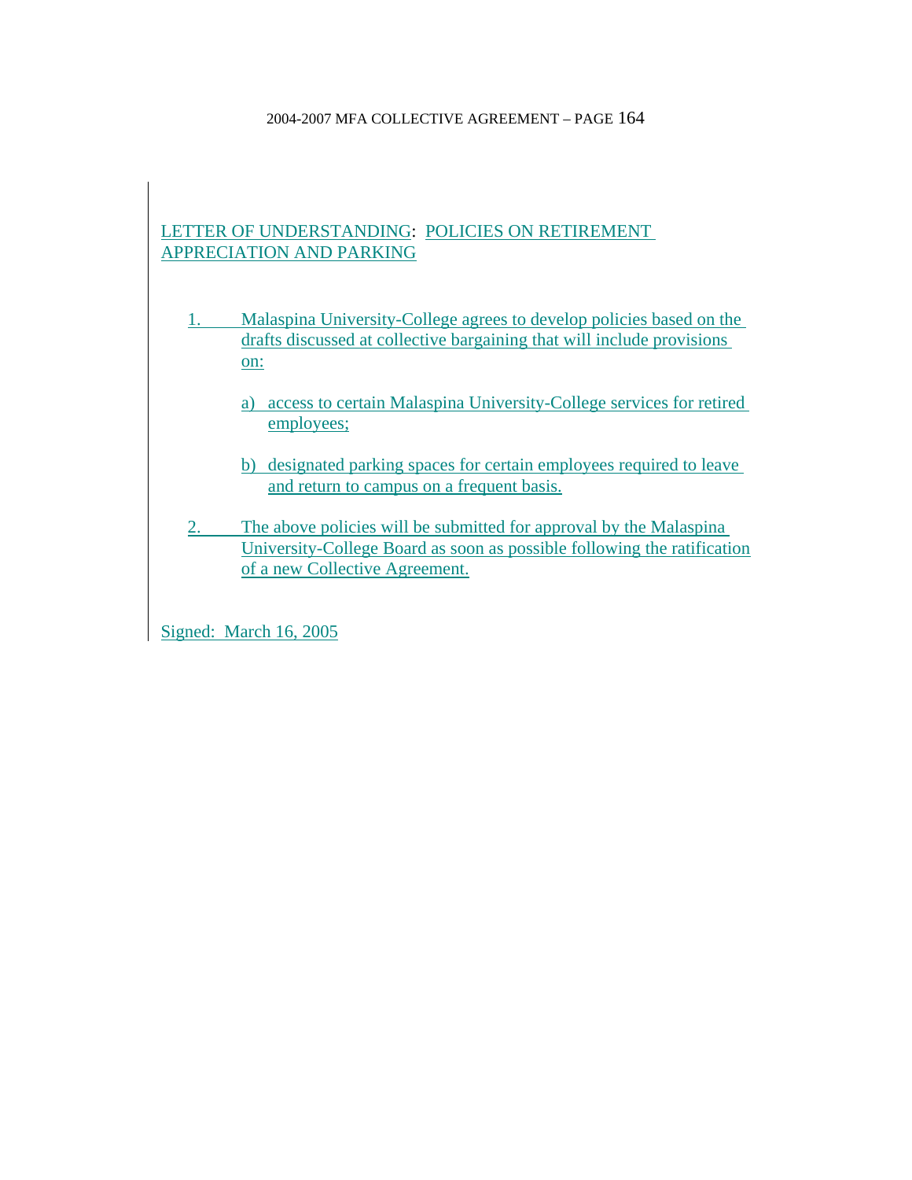## LETTER OF UNDERSTANDING: POLICIES ON RETIREMENT APPRECIATION AND PARKING

1. Malaspina University-College agrees to develop policies based on the drafts discussed at collective bargaining that will include provisions on:

   a) access to certain Malaspina University-College services for retired employees;

   b) designated parking spaces for certain employees required to leave and return to campus on a frequent basis.

2. The above policies will be submitted for approval by the Malaspina University-College Board as soon as possible following the ratification of a new Collective Agreement.

Signed: March 16, 2005